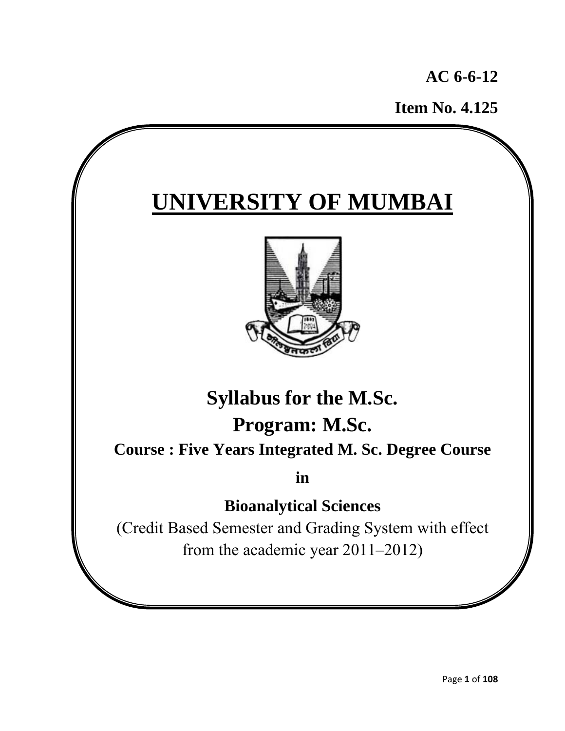**AC 6-6-12**

**Item No. 4.125**

# UNIVERSITY OF MUMBAI

## Syllabus for the M.Sc.

## Program: M.Sc.

**Course : Five Years Integrated M. Sc. Degree Course**

**in**

**Bioanalytical Sciences**

(Credit Based Semester and Grading System with effect from the academic year 2011–2012)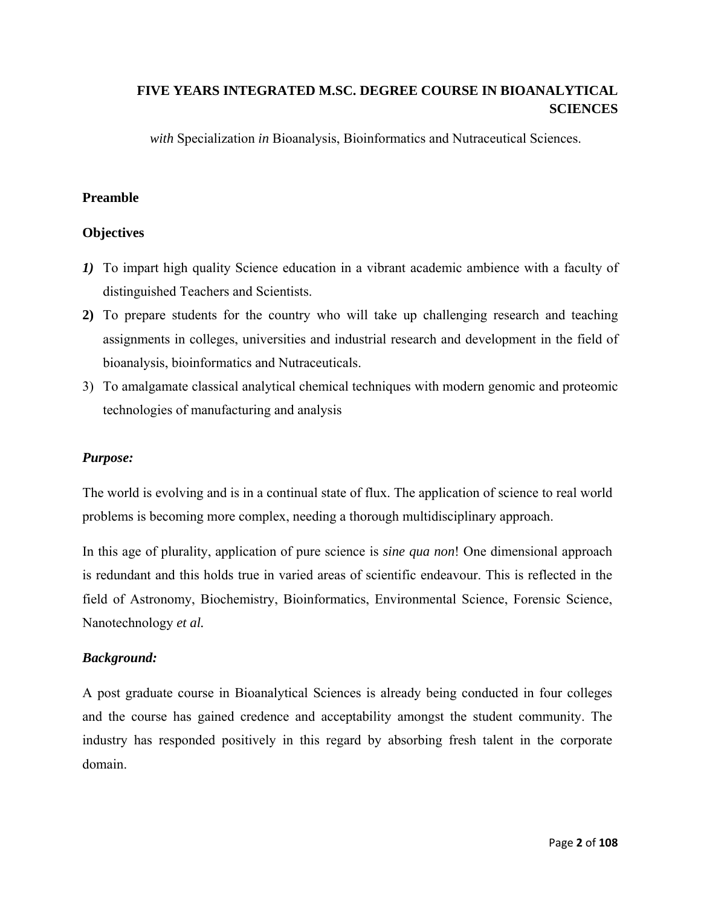# FIVE YEARS INTEGRATED M.SC. DEGREE COURSE IN BIOANALYTICAL SCIENCES

*with* Specialization *in* Bioanalysis, Bioinformatics and Nutraceutical Sciences.

## Preamble

## Objectives

1) To impart high quality Science education in a vibrant academic ambience with a faculty of distinguished Teachers and Scientists.
2) To prepare students for the country who will take up challenging research and teaching assignments in colleges, universities and industrial research and development in the field of bioanalysis, bioinformatics and Nutraceuticals.
3) To amalgamate classical analytical chemical techniques with modern genomic and proteomic technologies of manufacturing and analysis

### *Purpose:*

The world is evolving and is in a continual state of flux. The application of science to real world problems is becoming more complex, needing a thorough multidisciplinary approach.

In this age of plurality, application of pure science is *sine qua non*! One dimensional approach is redundant and this holds true in varied areas of scientific endeavour. This is reflected in the field of Astronomy, Biochemistry, Bioinformatics, Environmental Science, Forensic Science, Nanotechnology *et al.*

### *Background:*

A post graduate course in Bioanalytical Sciences is already being conducted in four colleges and the course has gained credence and acceptability amongst the student community. The industry has responded positively in this regard by absorbing fresh talent in the corporate domain.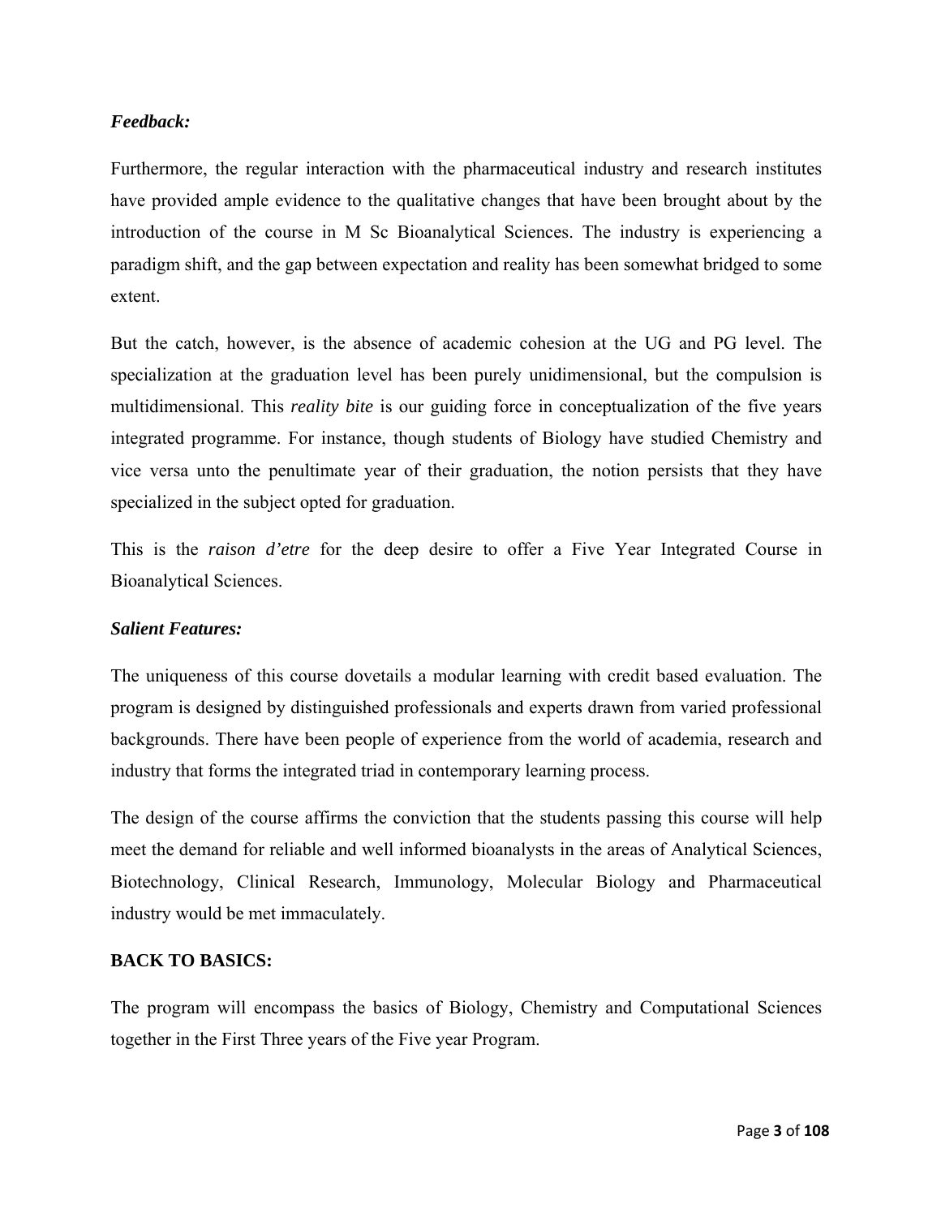***Feedback:***

Furthermore, the regular interaction with the pharmaceutical industry and research institutes have provided ample evidence to the qualitative changes that have been brought about by the introduction of the course in M Sc Bioanalytical Sciences. The industry is experiencing a paradigm shift, and the gap between expectation and reality has been somewhat bridged to some extent.

But the catch, however, is the absence of academic cohesion at the UG and PG level. The specialization at the graduation level has been purely unidimensional, but the compulsion is multidimensional. This *reality bite* is our guiding force in conceptualization of the five years integrated programme. For instance, though students of Biology have studied Chemistry and vice versa unto the penultimate year of their graduation, the notion persists that they have specialized in the subject opted for graduation.

This is the *raison d'etre* for the deep desire to offer a Five Year Integrated Course in Bioanalytical Sciences.

***Salient Features:***

The uniqueness of this course dovetails a modular learning with credit based evaluation. The program is designed by distinguished professionals and experts drawn from varied professional backgrounds. There have been people of experience from the world of academia, research and industry that forms the integrated triad in contemporary learning process.

The design of the course affirms the conviction that the students passing this course will help meet the demand for reliable and well informed bioanalysts in the areas of Analytical Sciences, Biotechnology, Clinical Research, Immunology, Molecular Biology and Pharmaceutical industry would be met immaculately.

**BACK TO BASICS:**

The program will encompass the basics of Biology, Chemistry and Computational Sciences together in the First Three years of the Five year Program.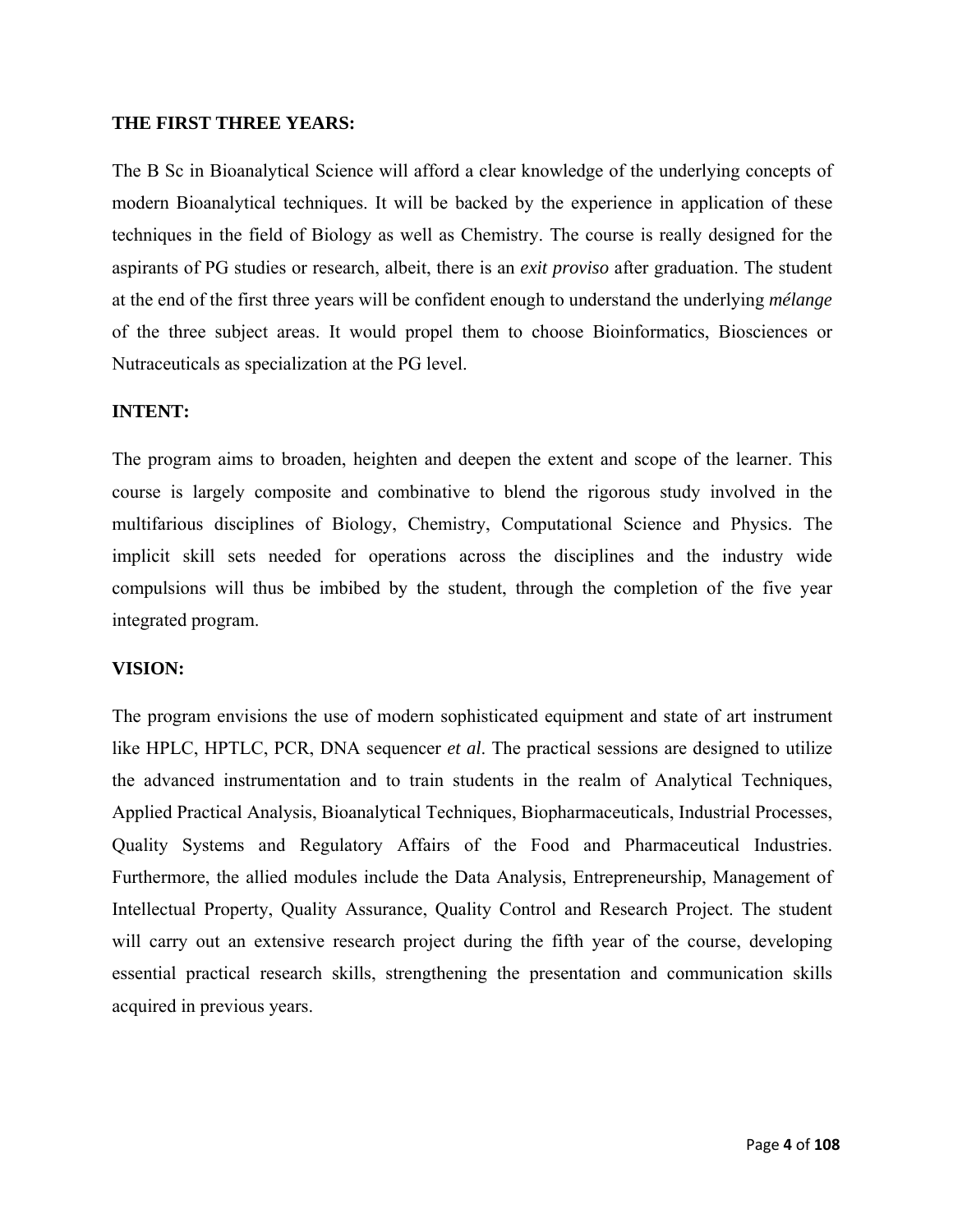**THE FIRST THREE YEARS:**

The B Sc in Bioanalytical Science will afford a clear knowledge of the underlying concepts of modern Bioanalytical techniques. It will be backed by the experience in application of these techniques in the field of Biology as well as Chemistry. The course is really designed for the aspirants of PG studies or research, albeit, there is an *exit proviso* after graduation. The student at the end of the first three years will be confident enough to understand the underlying *mélange* of the three subject areas. It would propel them to choose Bioinformatics, Biosciences or Nutraceuticals as specialization at the PG level.

**INTENT:**

The program aims to broaden, heighten and deepen the extent and scope of the learner. This course is largely composite and combinative to blend the rigorous study involved in the multifarious disciplines of Biology, Chemistry, Computational Science and Physics. The implicit skill sets needed for operations across the disciplines and the industry wide compulsions will thus be imbibed by the student, through the completion of the five year integrated program.

**VISION:**

The program envisions the use of modern sophisticated equipment and state of art instrument like HPLC, HPTLC, PCR, DNA sequencer *et al*. The practical sessions are designed to utilize the advanced instrumentation and to train students in the realm of Analytical Techniques, Applied Practical Analysis, Bioanalytical Techniques, Biopharmaceuticals, Industrial Processes, Quality Systems and Regulatory Affairs of the Food and Pharmaceutical Industries. Furthermore, the allied modules include the Data Analysis, Entrepreneurship, Management of Intellectual Property, Quality Assurance, Quality Control and Research Project. The student will carry out an extensive research project during the fifth year of the course, developing essential practical research skills, strengthening the presentation and communication skills acquired in previous years.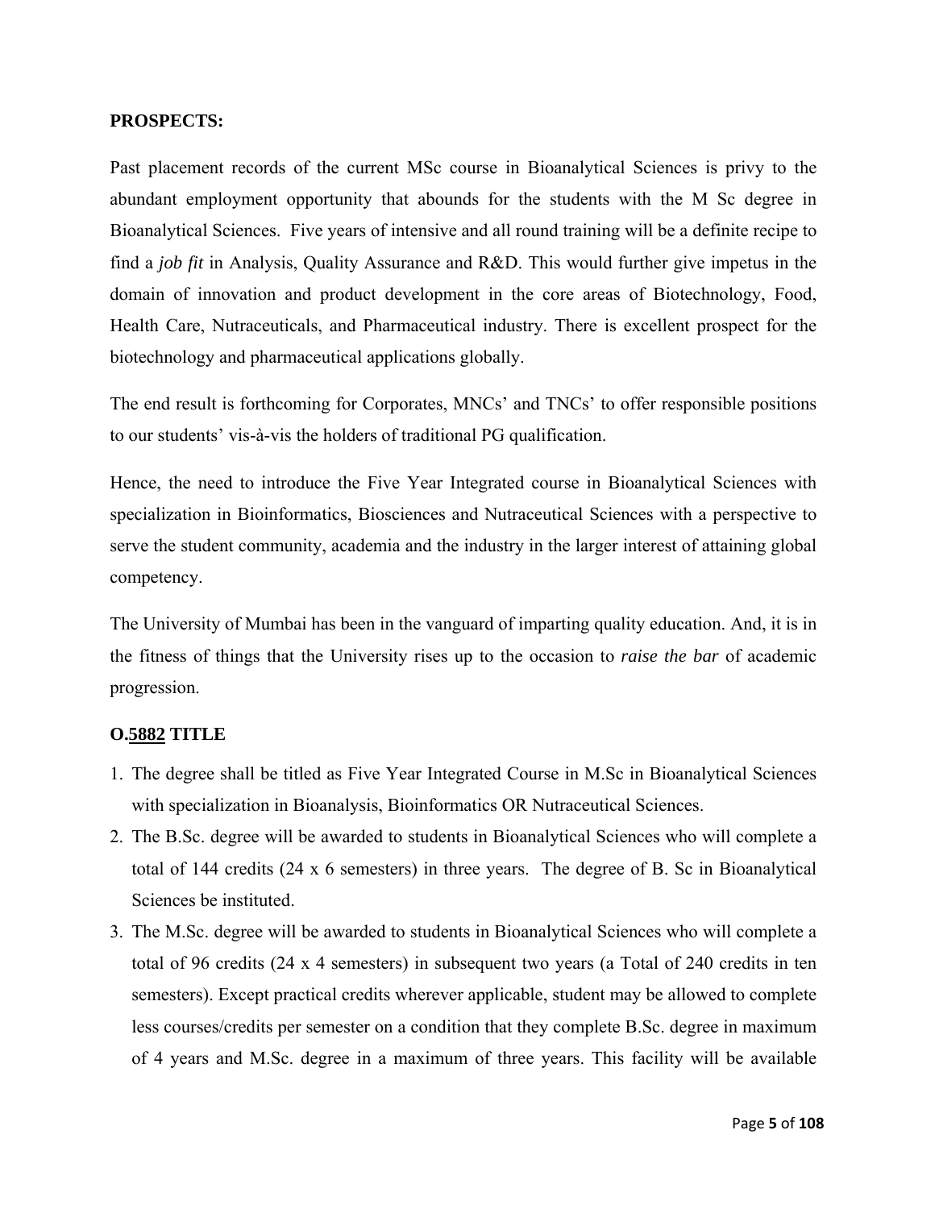**PROSPECTS:**

Past placement records of the current MSc course in Bioanalytical Sciences is privy to the abundant employment opportunity that abounds for the students with the M Sc degree in Bioanalytical Sciences. Five years of intensive and all round training will be a definite recipe to find a *job fit* in Analysis, Quality Assurance and R&D. This would further give impetus in the domain of innovation and product development in the core areas of Biotechnology, Food, Health Care, Nutraceuticals, and Pharmaceutical industry. There is excellent prospect for the biotechnology and pharmaceutical applications globally.

The end result is forthcoming for Corporates, MNCs' and TNCs' to offer responsible positions to our students' vis-à-vis the holders of traditional PG qualification.

Hence, the need to introduce the Five Year Integrated course in Bioanalytical Sciences with specialization in Bioinformatics, Biosciences and Nutraceutical Sciences with a perspective to serve the student community, academia and the industry in the larger interest of attaining global competency.

The University of Mumbai has been in the vanguard of imparting quality education. And, it is in the fitness of things that the University rises up to the occasion to *raise the bar* of academic progression.

**O.5882 TITLE**

1. The degree shall be titled as Five Year Integrated Course in M.Sc in Bioanalytical Sciences with specialization in Bioanalysis, Bioinformatics OR Nutraceutical Sciences.
2. The B.Sc. degree will be awarded to students in Bioanalytical Sciences who will complete a total of 144 credits (24 x 6 semesters) in three years. The degree of B. Sc in Bioanalytical Sciences be instituted.
3. The M.Sc. degree will be awarded to students in Bioanalytical Sciences who will complete a total of 96 credits (24 x 4 semesters) in subsequent two years (a Total of 240 credits in ten semesters). Except practical credits wherever applicable, student may be allowed to complete less courses/credits per semester on a condition that they complete B.Sc. degree in maximum of 4 years and M.Sc. degree in a maximum of three years. This facility will be available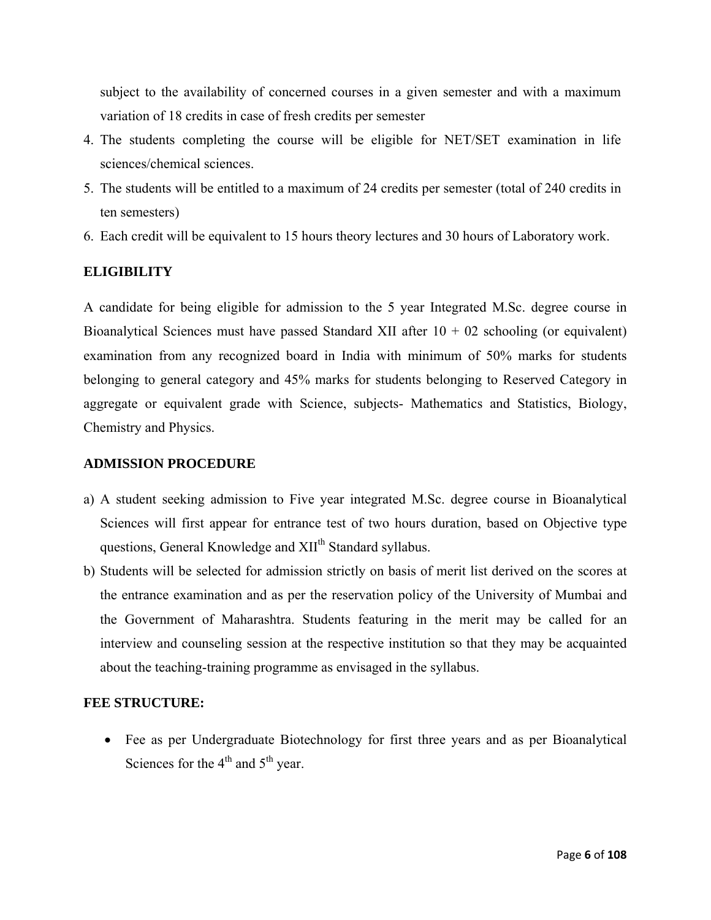subject to the availability of concerned courses in a given semester and with a maximum variation of 18 credits in case of fresh credits per semester

4. The students completing the course will be eligible for NET/SET examination in life sciences/chemical sciences.
5. The students will be entitled to a maximum of 24 credits per semester (total of 240 credits in ten semesters)
6. Each credit will be equivalent to 15 hours theory lectures and 30 hours of Laboratory work.

**ELIGIBILITY**

A candidate for being eligible for admission to the 5 year Integrated M.Sc. degree course in Bioanalytical Sciences must have passed Standard XII after 10 + 02 schooling (or equivalent) examination from any recognized board in India with minimum of 50% marks for students belonging to general category and 45% marks for students belonging to Reserved Category in aggregate or equivalent grade with Science, subjects- Mathematics and Statistics, Biology, Chemistry and Physics.

**ADMISSION PROCEDURE**

a) A student seeking admission to Five year integrated M.Sc. degree course in Bioanalytical Sciences will first appear for entrance test of two hours duration, based on Objective type questions, General Knowledge and XII$^{th}$ Standard syllabus.
b) Students will be selected for admission strictly on basis of merit list derived on the scores at the entrance examination and as per the reservation policy of the University of Mumbai and the Government of Maharashtra. Students featuring in the merit may be called for an interview and counseling session at the respective institution so that they may be acquainted about the teaching-training programme as envisaged in the syllabus.

**FEE STRUCTURE:**

- Fee as per Undergraduate Biotechnology for first three years and as per Bioanalytical Sciences for the 4$^{th}$ and 5$^{th}$ year.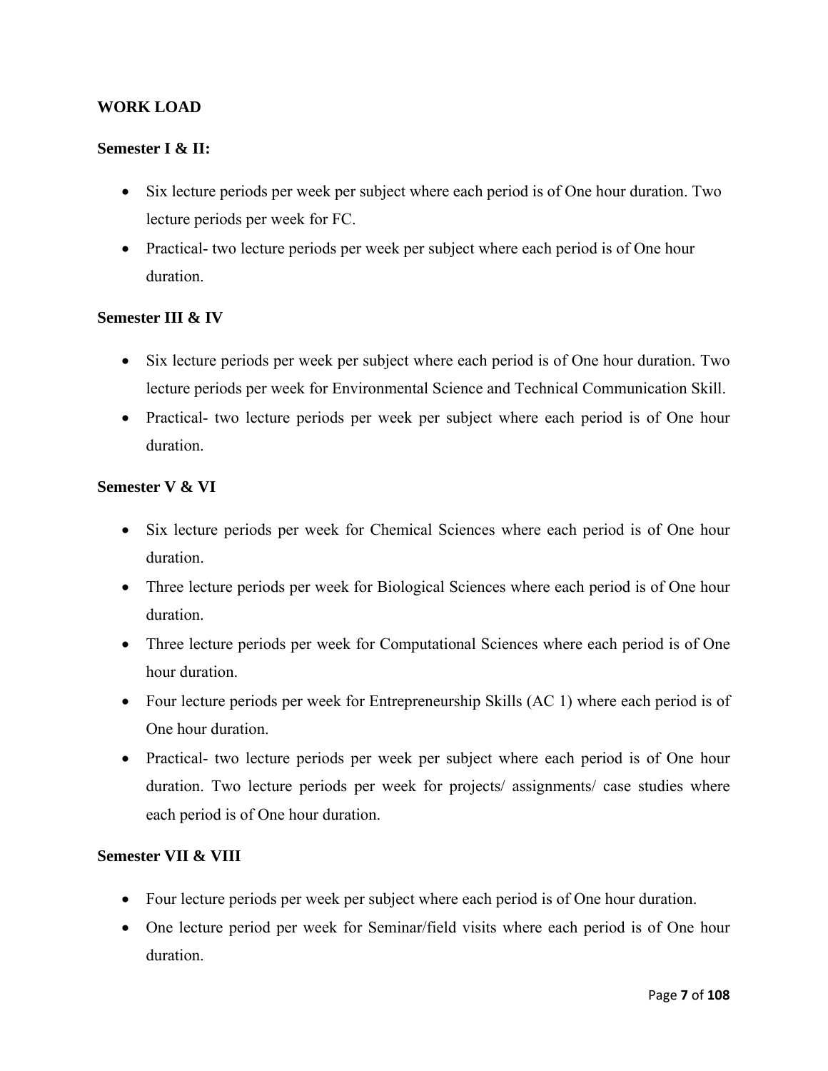## WORK LOAD

### Semester I & II:

- Six lecture periods per week per subject where each period is of One hour duration. Two lecture periods per week for FC.
- Practical- two lecture periods per week per subject where each period is of One hour duration.

### Semester III & IV

- Six lecture periods per week per subject where each period is of One hour duration. Two lecture periods per week for Environmental Science and Technical Communication Skill.
- Practical- two lecture periods per week per subject where each period is of One hour duration.

### Semester V & VI

- Six lecture periods per week for Chemical Sciences where each period is of One hour duration.
- Three lecture periods per week for Biological Sciences where each period is of One hour duration.
- Three lecture periods per week for Computational Sciences where each period is of One hour duration.
- Four lecture periods per week for Entrepreneurship Skills (AC 1) where each period is of One hour duration.
- Practical- two lecture periods per week per subject where each period is of One hour duration. Two lecture periods per week for projects/ assignments/ case studies where each period is of One hour duration.

### Semester VII & VIII

- Four lecture periods per week per subject where each period is of One hour duration.
- One lecture period per week for Seminar/field visits where each period is of One hour duration.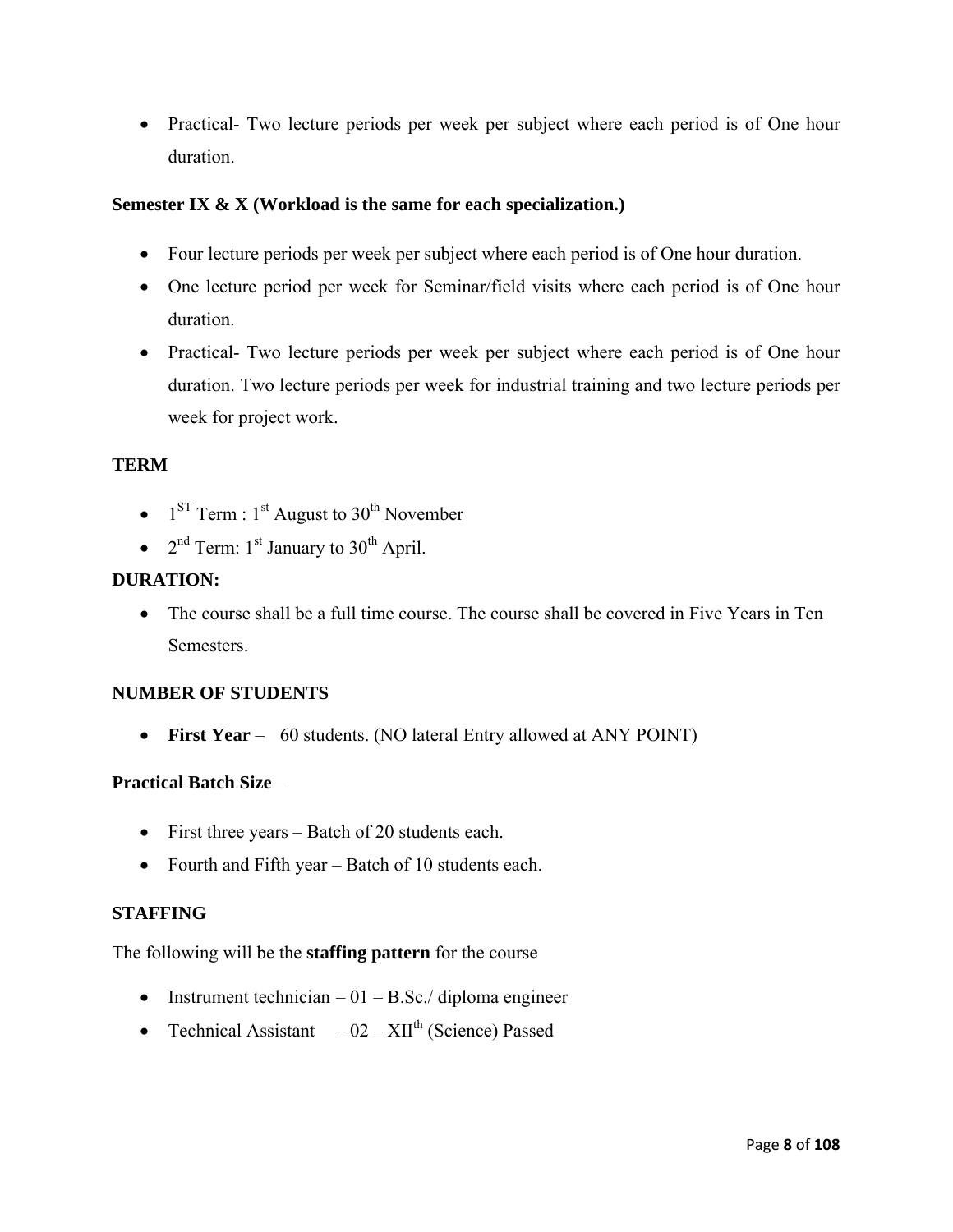- Practical- Two lecture periods per week per subject where each period is of One hour duration.

**Semester IX & X (Workload is the same for each specialization.)**

- Four lecture periods per week per subject where each period is of One hour duration.
- One lecture period per week for Seminar/field visits where each period is of One hour duration.
- Practical- Two lecture periods per week per subject where each period is of One hour duration. Two lecture periods per week for industrial training and two lecture periods per week for project work.

**TERM**

- 1$^{ST}$ Term : 1$^{st}$ August to 30$^{th}$ November
- 2$^{nd}$ Term: 1$^{st}$ January to 30$^{th}$ April.

**DURATION:**

- The course shall be a full time course. The course shall be covered in Five Years in Ten Semesters.

**NUMBER OF STUDENTS**

- **First Year** – 60 students. (NO lateral Entry allowed at ANY POINT)

**Practical Batch Size** –

- First three years – Batch of 20 students each.
- Fourth and Fifth year – Batch of 10 students each.

**STAFFING**

The following will be the **staffing pattern** for the course

- Instrument technician – 01 – B.Sc./ diploma engineer
- Technical Assistant – 02 – XII$^{th}$ (Science) Passed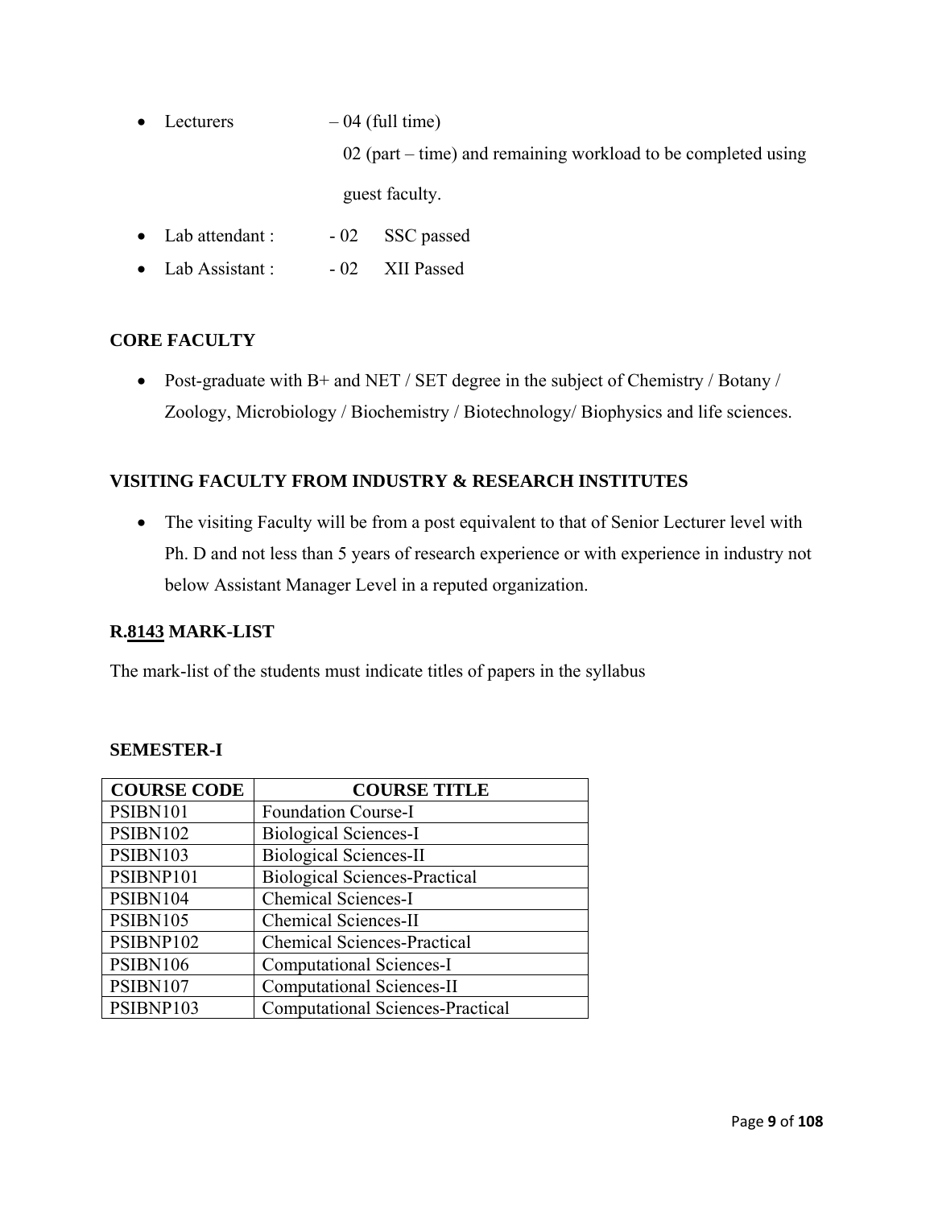- Lecturers – 04 (full time)
  02 (part – time) and remaining workload to be completed using guest faculty.
- Lab attendant : - 02 SSC passed
- Lab Assistant : - 02 XII Passed

## CORE FACULTY

- Post-graduate with B+ and NET / SET degree in the subject of Chemistry / Botany / Zoology, Microbiology / Biochemistry / Biotechnology/ Biophysics and life sciences.

## VISITING FACULTY FROM INDUSTRY & RESEARCH INSTITUTES

- The visiting Faculty will be from a post equivalent to that of Senior Lecturer level with Ph. D and not less than 5 years of research experience or with experience in industry not below Assistant Manager Level in a reputed organization.

## R.8143 MARK-LIST

The mark-list of the students must indicate titles of papers in the syllabus

### SEMESTER-I

| COURSE CODE | COURSE TITLE |
|---|---|
| PSIBN101 | Foundation Course-I |
| PSIBN102 | Biological Sciences-I |
| PSIBN103 | Biological Sciences-II |
| PSIBNP101 | Biological Sciences-Practical |
| PSIBN104 | Chemical Sciences-I |
| PSIBN105 | Chemical Sciences-II |
| PSIBNP102 | Chemical Sciences-Practical |
| PSIBN106 | Computational Sciences-I |
| PSIBN107 | Computational Sciences-II |
| PSIBNP103 | Computational Sciences-Practical |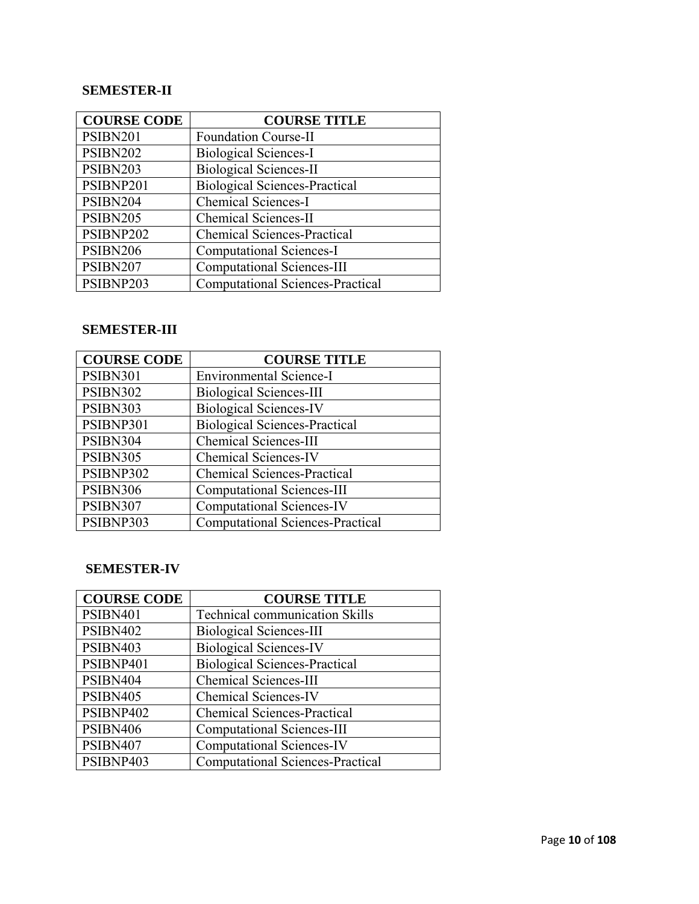**SEMESTER-II**

| COURSE CODE | COURSE TITLE |
|---|---|
| PSIBN201 | Foundation Course-II |
| PSIBN202 | Biological Sciences-I |
| PSIBN203 | Biological Sciences-II |
| PSIBNP201 | Biological Sciences-Practical |
| PSIBN204 | Chemical Sciences-I |
| PSIBN205 | Chemical Sciences-II |
| PSIBNP202 | Chemical Sciences-Practical |
| PSIBN206 | Computational Sciences-I |
| PSIBN207 | Computational Sciences-III |
| PSIBNP203 | Computational Sciences-Practical |

**SEMESTER-III**

| COURSE CODE | COURSE TITLE |
|---|---|
| PSIBN301 | Environmental Science-I |
| PSIBN302 | Biological Sciences-III |
| PSIBN303 | Biological Sciences-IV |
| PSIBNP301 | Biological Sciences-Practical |
| PSIBN304 | Chemical Sciences-III |
| PSIBN305 | Chemical Sciences-IV |
| PSIBNP302 | Chemical Sciences-Practical |
| PSIBN306 | Computational Sciences-III |
| PSIBN307 | Computational Sciences-IV |
| PSIBNP303 | Computational Sciences-Practical |

**SEMESTER-IV**

| COURSE CODE | COURSE TITLE |
|---|---|
| PSIBN401 | Technical communication Skills |
| PSIBN402 | Biological Sciences-III |
| PSIBN403 | Biological Sciences-IV |
| PSIBNP401 | Biological Sciences-Practical |
| PSIBN404 | Chemical Sciences-III |
| PSIBN405 | Chemical Sciences-IV |
| PSIBNP402 | Chemical Sciences-Practical |
| PSIBN406 | Computational Sciences-III |
| PSIBN407 | Computational Sciences-IV |
| PSIBNP403 | Computational Sciences-Practical |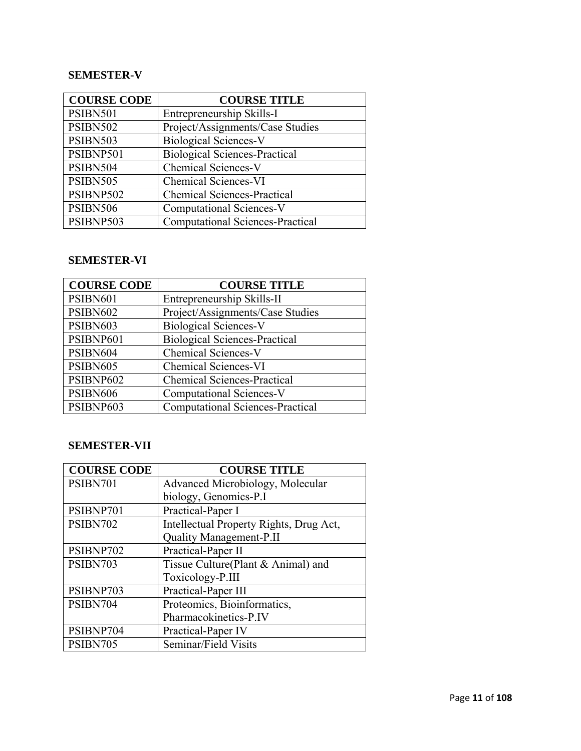**SEMESTER-V**

| COURSE CODE | COURSE TITLE |
|---|---|
| PSIBN501 | Entrepreneurship Skills-I |
| PSIBN502 | Project/Assignments/Case Studies |
| PSIBN503 | Biological Sciences-V |
| PSIBNP501 | Biological Sciences-Practical |
| PSIBN504 | Chemical Sciences-V |
| PSIBN505 | Chemical Sciences-VI |
| PSIBNP502 | Chemical Sciences-Practical |
| PSIBN506 | Computational Sciences-V |
| PSIBNP503 | Computational Sciences-Practical |

**SEMESTER-VI**

| COURSE CODE | COURSE TITLE |
|---|---|
| PSIBN601 | Entrepreneurship Skills-II |
| PSIBN602 | Project/Assignments/Case Studies |
| PSIBN603 | Biological Sciences-V |
| PSIBNP601 | Biological Sciences-Practical |
| PSIBN604 | Chemical Sciences-V |
| PSIBN605 | Chemical Sciences-VI |
| PSIBNP602 | Chemical Sciences-Practical |
| PSIBN606 | Computational Sciences-V |
| PSIBNP603 | Computational Sciences-Practical |

**SEMESTER-VII**

| COURSE CODE | COURSE TITLE |
|---|---|
| PSIBN701 | Advanced Microbiology, Molecular biology, Genomics-P.I |
| PSIBNP701 | Practical-Paper I |
| PSIBN702 | Intellectual Property Rights, Drug Act, Quality Management-P.II |
| PSIBNP702 | Practical-Paper II |
| PSIBN703 | Tissue Culture(Plant & Animal) and Toxicology-P.III |
| PSIBNP703 | Practical-Paper III |
| PSIBN704 | Proteomics, Bioinformatics, Pharmacokinetics-P.IV |
| PSIBNP704 | Practical-Paper IV |
| PSIBN705 | Seminar/Field Visits |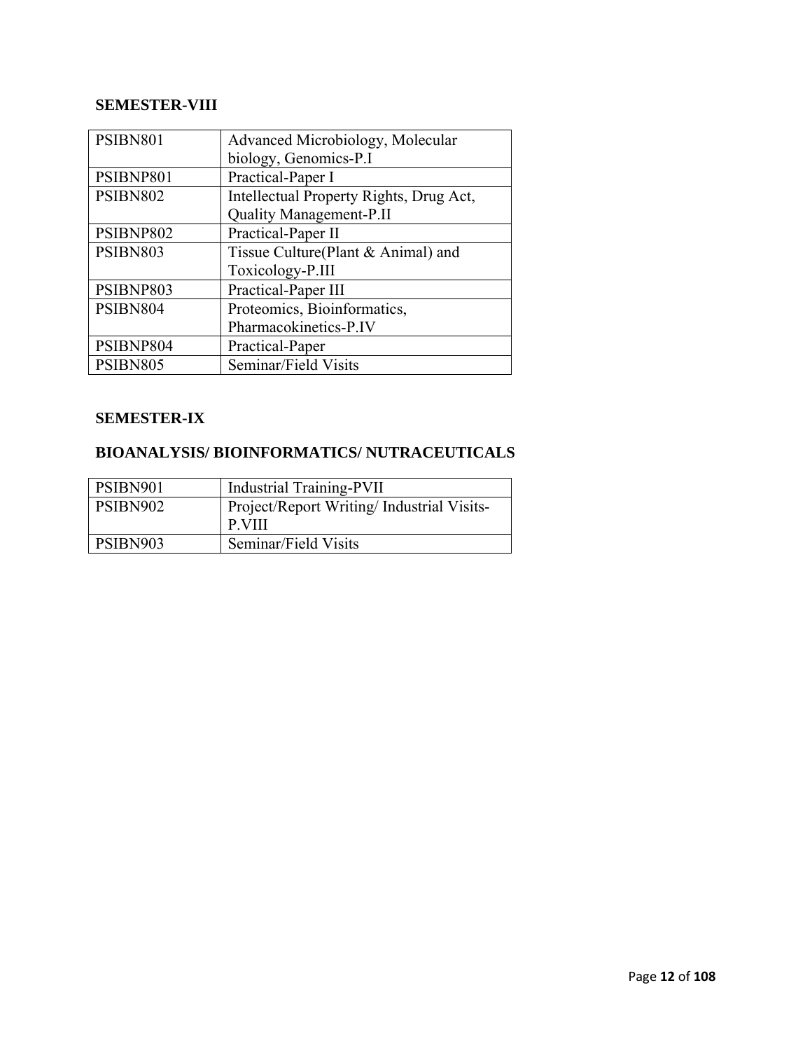**SEMESTER-VIII**

| | |
|---|---|
| PSIBN801 | Advanced Microbiology, Molecular biology, Genomics-P.I |
| PSIBNP801 | Practical-Paper I |
| PSIBN802 | Intellectual Property Rights, Drug Act, Quality Management-P.II |
| PSIBNP802 | Practical-Paper II |
| PSIBN803 | Tissue Culture(Plant & Animal) and Toxicology-P.III |
| PSIBNP803 | Practical-Paper III |
| PSIBN804 | Proteomics, Bioinformatics, Pharmacokinetics-P.IV |
| PSIBNP804 | Practical-Paper |
| PSIBN805 | Seminar/Field Visits |

**SEMESTER-IX**

**BIOANALYSIS/ BIOINFORMATICS/ NUTRACEUTICALS**

| | |
|---|---|
| PSIBN901 | Industrial Training-PVII |
| PSIBN902 | Project/Report Writing/ Industrial Visits-P.VIII |
| PSIBN903 | Seminar/Field Visits |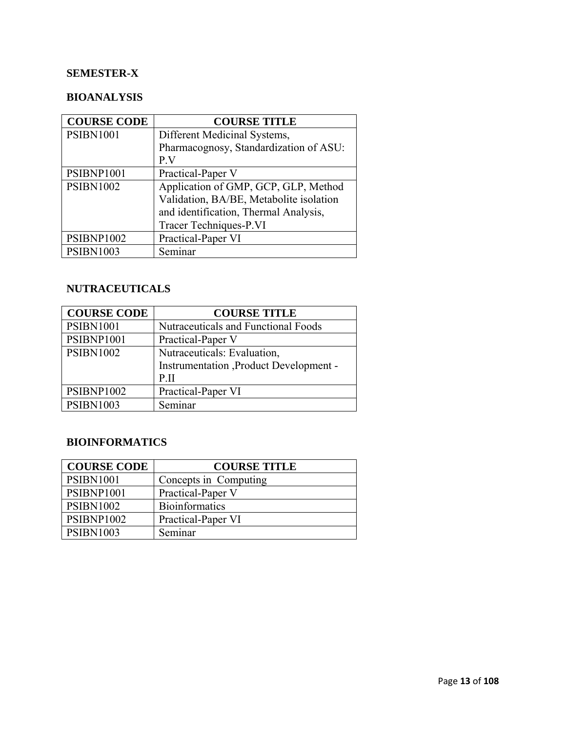**SEMESTER-X**

**BIOANALYSIS**

| COURSE CODE | COURSE TITLE |
|---|---|
| PSIBN1001 | Different Medicinal Systems, Pharmacognosy, Standardization of ASU: P.V |
| PSIBNP1001 | Practical-Paper V |
| PSIBN1002 | Application of GMP, GCP, GLP, Method Validation, BA/BE, Metabolite isolation and identification, Thermal Analysis, Tracer Techniques-P.VI |
| PSIBNP1002 | Practical-Paper VI |
| PSIBN1003 | Seminar |

**NUTRACEUTICALS**

| COURSE CODE | COURSE TITLE |
|---|---|
| PSIBN1001 | Nutraceuticals and Functional Foods |
| PSIBNP1001 | Practical-Paper V |
| PSIBN1002 | Nutraceuticals: Evaluation, Instrumentation ,Product Development -P.II |
| PSIBNP1002 | Practical-Paper VI |
| PSIBN1003 | Seminar |

**BIOINFORMATICS**

| COURSE CODE | COURSE TITLE |
|---|---|
| PSIBN1001 | Concepts in Computing |
| PSIBNP1001 | Practical-Paper V |
| PSIBN1002 | Bioinformatics |
| PSIBNP1002 | Practical-Paper VI |
| PSIBN1003 | Seminar |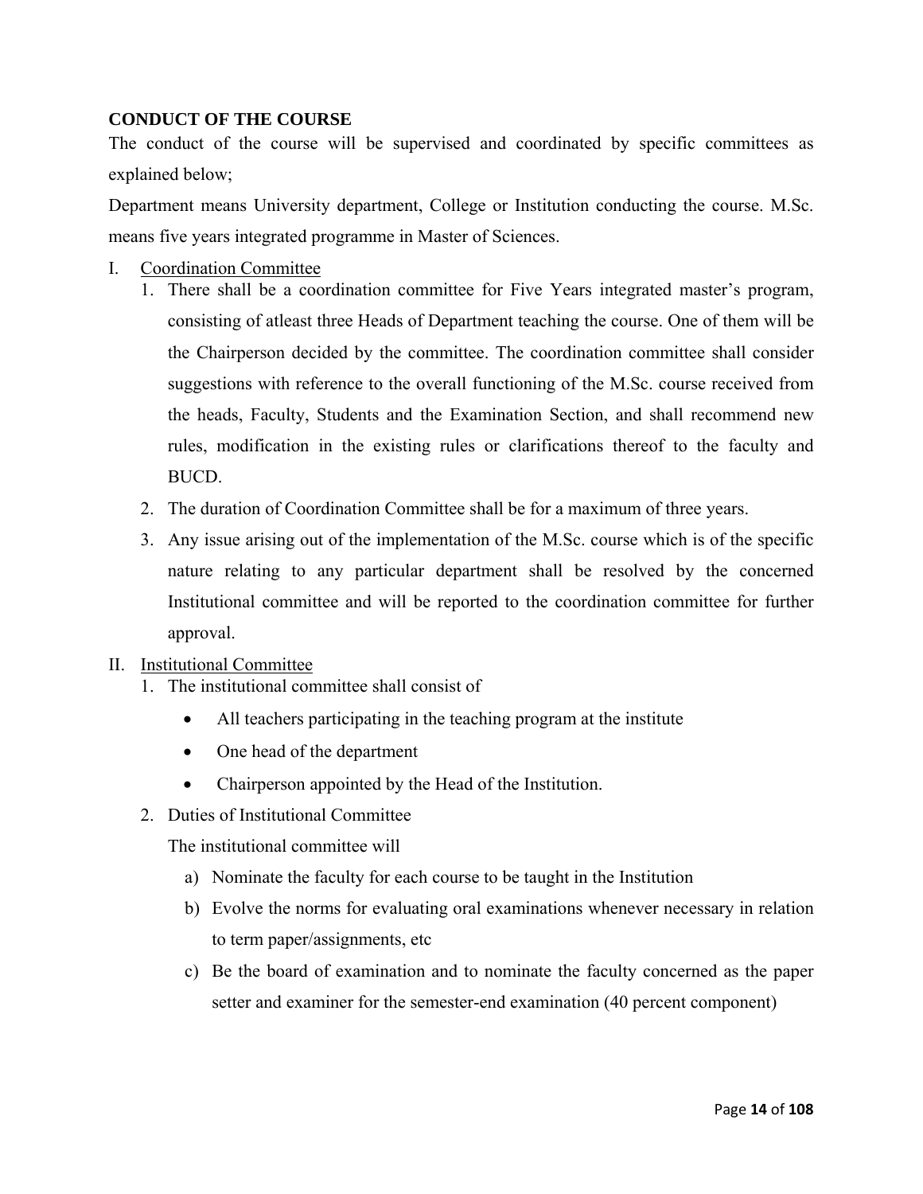## CONDUCT OF THE COURSE

The conduct of the course will be supervised and coordinated by specific committees as explained below;

Department means University department, College or Institution conducting the course. M.Sc. means five years integrated programme in Master of Sciences.

I. Coordination Committee

1. There shall be a coordination committee for Five Years integrated master's program, consisting of atleast three Heads of Department teaching the course. One of them will be the Chairperson decided by the committee. The coordination committee shall consider suggestions with reference to the overall functioning of the M.Sc. course received from the heads, Faculty, Students and the Examination Section, and shall recommend new rules, modification in the existing rules or clarifications thereof to the faculty and BUCD.
2. The duration of Coordination Committee shall be for a maximum of three years.
3. Any issue arising out of the implementation of the M.Sc. course which is of the specific nature relating to any particular department shall be resolved by the concerned Institutional committee and will be reported to the coordination committee for further approval.

II. Institutional Committee

1. The institutional committee shall consist of
   - All teachers participating in the teaching program at the institute
   - One head of the department
   - Chairperson appointed by the Head of the Institution.
2. Duties of Institutional Committee

   The institutional committee will

   a) Nominate the faculty for each course to be taught in the Institution
   b) Evolve the norms for evaluating oral examinations whenever necessary in relation to term paper/assignments, etc
   c) Be the board of examination and to nominate the faculty concerned as the paper setter and examiner for the semester-end examination (40 percent component)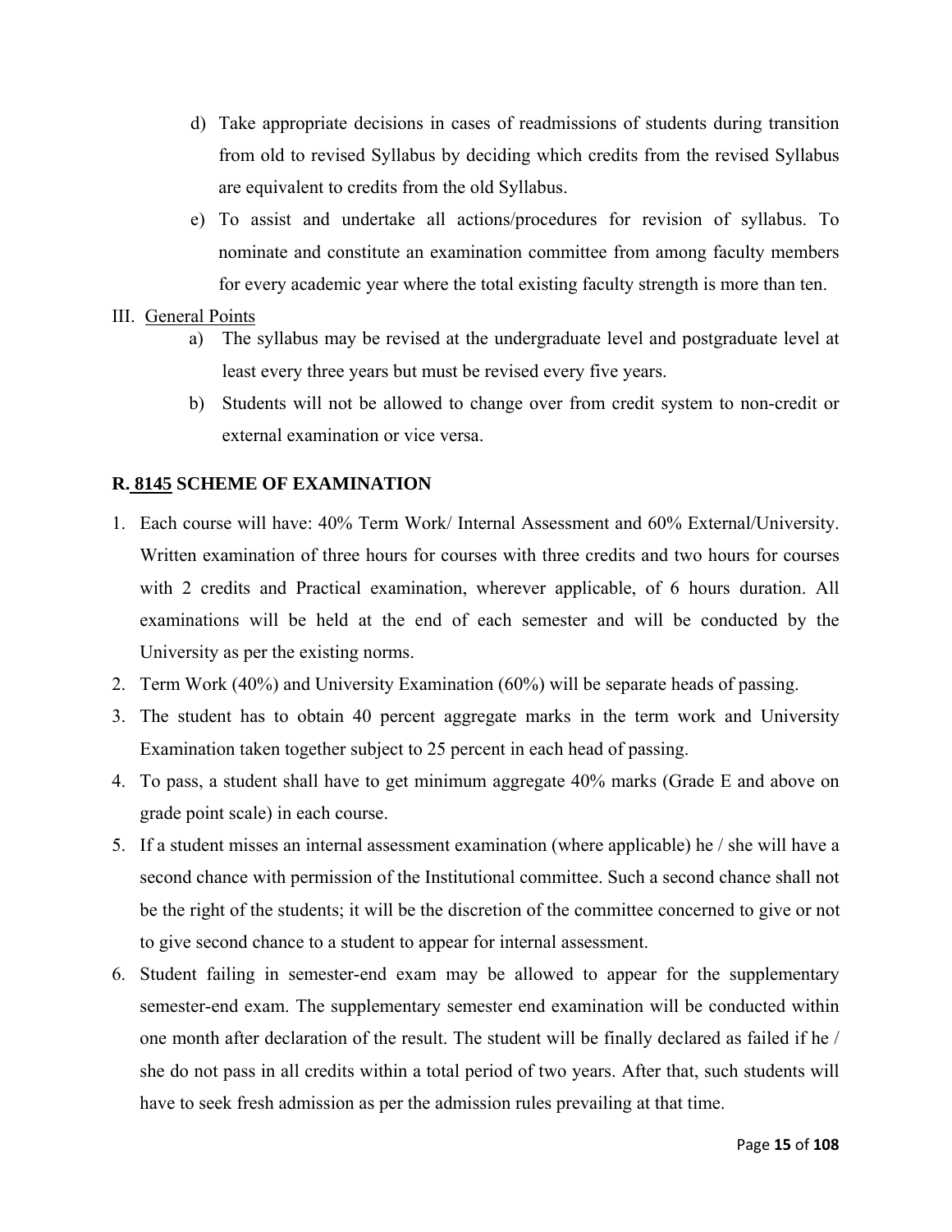d) Take appropriate decisions in cases of readmissions of students during transition from old to revised Syllabus by deciding which credits from the revised Syllabus are equivalent to credits from the old Syllabus.

e) To assist and undertake all actions/procedures for revision of syllabus. To nominate and constitute an examination committee from among faculty members for every academic year where the total existing faculty strength is more than ten.

III. General Points

a) The syllabus may be revised at the undergraduate level and postgraduate level at least every three years but must be revised every five years.

b) Students will not be allowed to change over from credit system to non-credit or external examination or vice versa.

**R. 8145 SCHEME OF EXAMINATION**

1. Each course will have: 40% Term Work/ Internal Assessment and 60% External/University. Written examination of three hours for courses with three credits and two hours for courses with 2 credits and Practical examination, wherever applicable, of 6 hours duration. All examinations will be held at the end of each semester and will be conducted by the University as per the existing norms.
2. Term Work (40%) and University Examination (60%) will be separate heads of passing.
3. The student has to obtain 40 percent aggregate marks in the term work and University Examination taken together subject to 25 percent in each head of passing.
4. To pass, a student shall have to get minimum aggregate 40% marks (Grade E and above on grade point scale) in each course.
5. If a student misses an internal assessment examination (where applicable) he / she will have a second chance with permission of the Institutional committee. Such a second chance shall not be the right of the students; it will be the discretion of the committee concerned to give or not to give second chance to a student to appear for internal assessment.
6. Student failing in semester-end exam may be allowed to appear for the supplementary semester-end exam. The supplementary semester end examination will be conducted within one month after declaration of the result. The student will be finally declared as failed if he / she do not pass in all credits within a total period of two years. After that, such students will have to seek fresh admission as per the admission rules prevailing at that time.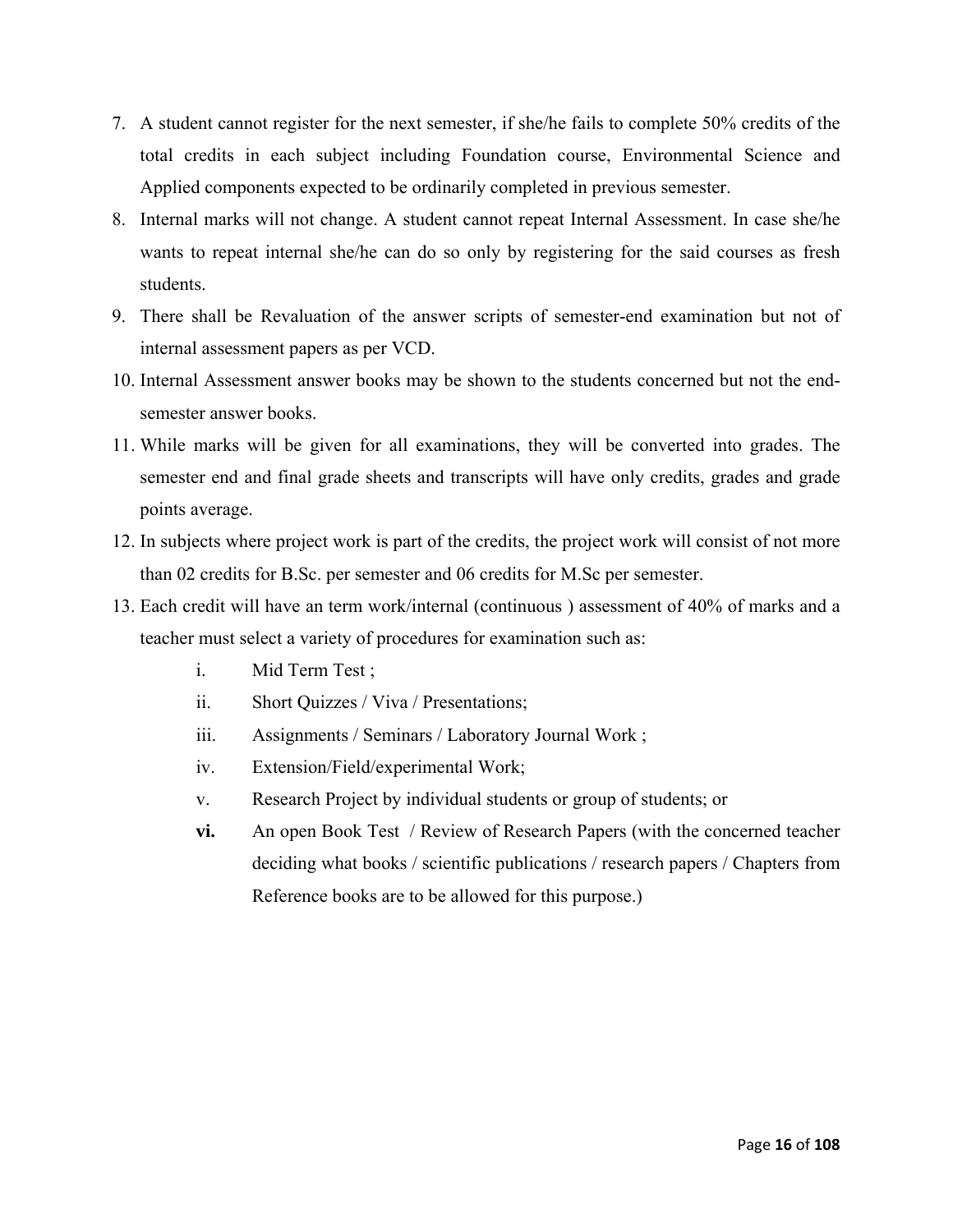7. A student cannot register for the next semester, if she/he fails to complete 50% credits of the total credits in each subject including Foundation course, Environmental Science and Applied components expected to be ordinarily completed in previous semester.
8. Internal marks will not change. A student cannot repeat Internal Assessment. In case she/he wants to repeat internal she/he can do so only by registering for the said courses as fresh students.
9. There shall be Revaluation of the answer scripts of semester-end examination but not of internal assessment papers as per VCD.
10. Internal Assessment answer books may be shown to the students concerned but not the end-semester answer books.
11. While marks will be given for all examinations, they will be converted into grades. The semester end and final grade sheets and transcripts will have only credits, grades and grade points average.
12. In subjects where project work is part of the credits, the project work will consist of not more than 02 credits for B.Sc. per semester and 06 credits for M.Sc per semester.
13. Each credit will have an term work/internal (continuous ) assessment of 40% of marks and a teacher must select a variety of procedures for examination such as:
    - i. Mid Term Test ;
    - ii. Short Quizzes / Viva / Presentations;
    - iii. Assignments / Seminars / Laboratory Journal Work ;
    - iv. Extension/Field/experimental Work;
    - v. Research Project by individual students or group of students; or
    - **vi.** An open Book Test / Review of Research Papers (with the concerned teacher deciding what books / scientific publications / research papers / Chapters from Reference books are to be allowed for this purpose.)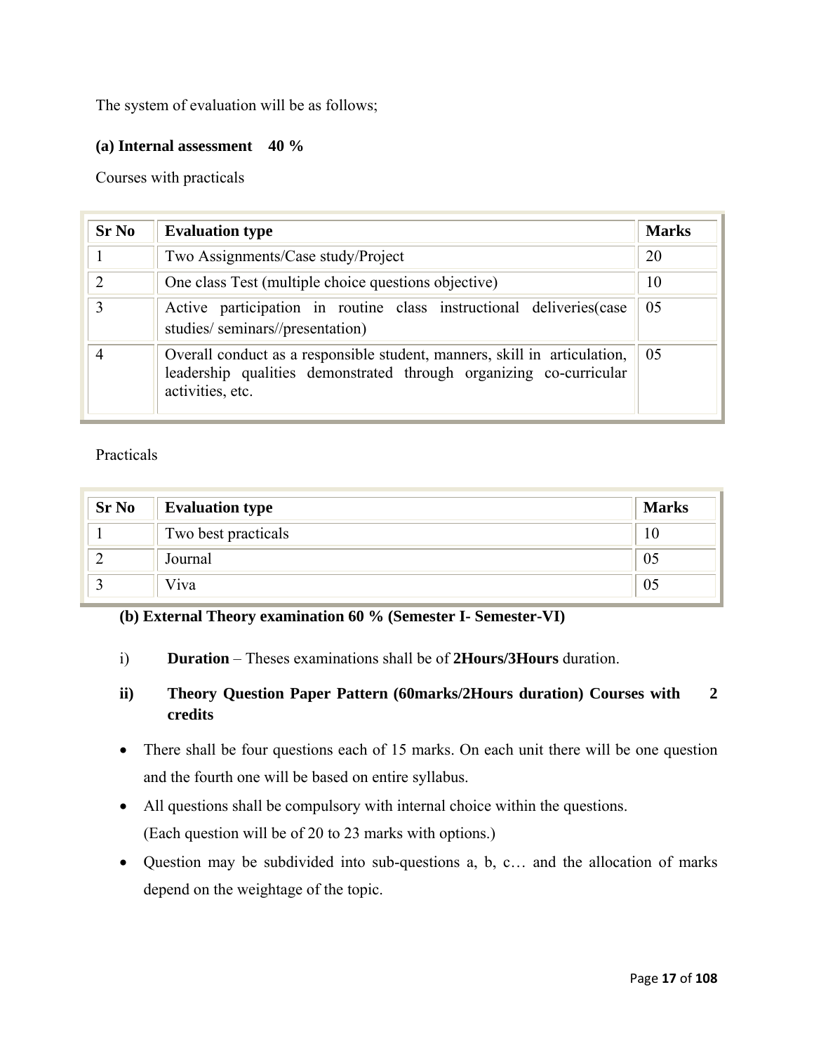The system of evaluation will be as follows;

**(a) Internal assessment 40 %**

Courses with practicals

| Sr No | Evaluation type | Marks |
|---|---|---|
| 1 | Two Assignments/Case study/Project | 20 |
| 2 | One class Test (multiple choice questions objective) | 10 |
| 3 | Active participation in routine class instructional deliveries(case studies/ seminars//presentation) | 05 |
| 4 | Overall conduct as a responsible student, manners, skill in articulation, leadership qualities demonstrated through organizing co-curricular activities, etc. | 05 |

Practicals

| Sr No | Evaluation type | Marks |
|---|---|---|
| 1 | Two best practicals | 10 |
| 2 | Journal | 05 |
| 3 | Viva | 05 |

**(b) External Theory examination 60 % (Semester I- Semester-VI)**

i) **Duration** – Theses examinations shall be of **2Hours/3Hours** duration.

**ii) Theory Question Paper Pattern (60marks/2Hours duration) Courses with 2 credits**

- There shall be four questions each of 15 marks. On each unit there will be one question and the fourth one will be based on entire syllabus.
- All questions shall be compulsory with internal choice within the questions.
  (Each question will be of 20 to 23 marks with options.)
- Question may be subdivided into sub-questions a, b, c… and the allocation of marks depend on the weightage of the topic.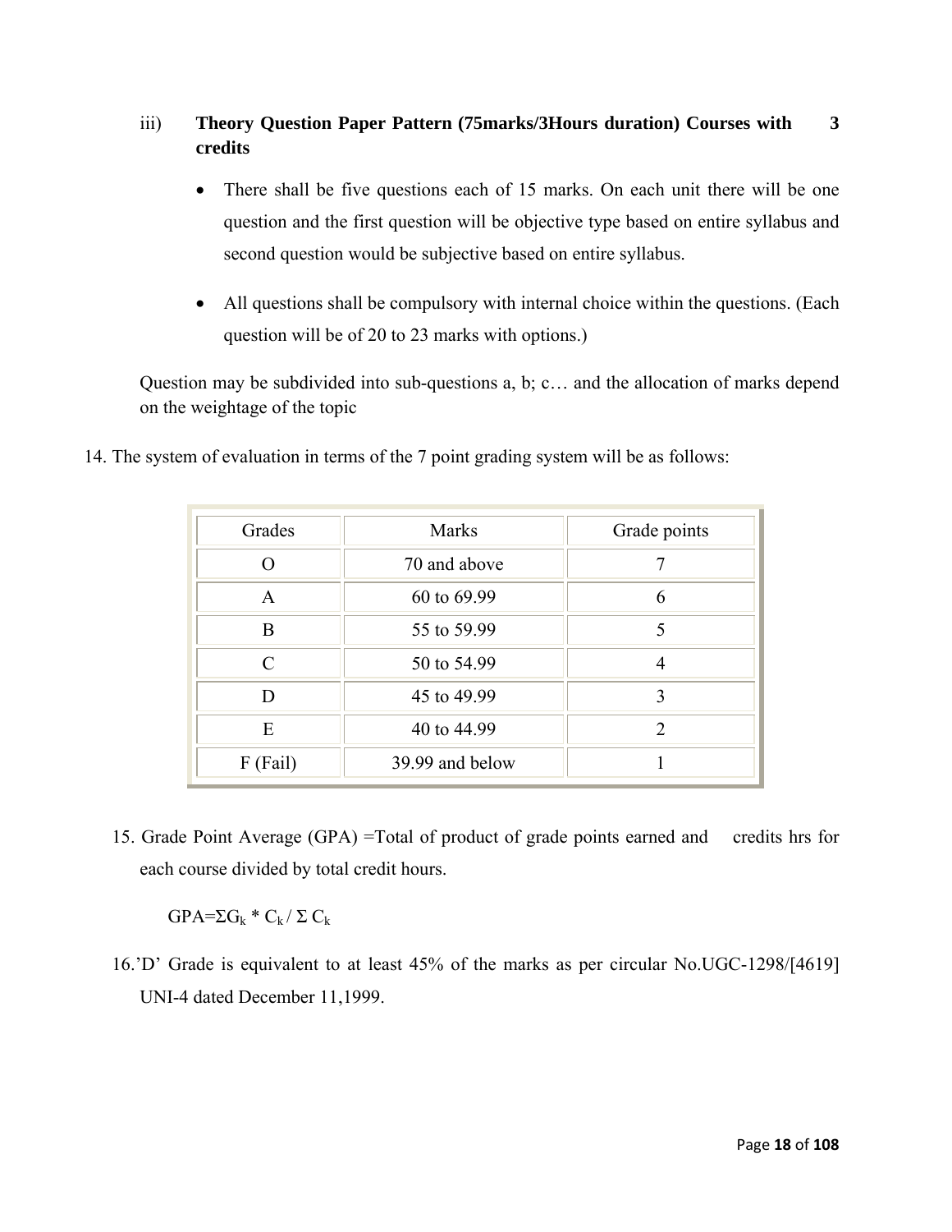iii) **Theory Question Paper Pattern (75marks/3Hours duration) Courses with 3 credits**

- There shall be five questions each of 15 marks. On each unit there will be one question and the first question will be objective type based on entire syllabus and second question would be subjective based on entire syllabus.
- All questions shall be compulsory with internal choice within the questions. (Each question will be of 20 to 23 marks with options.)

Question may be subdivided into sub-questions a, b; c… and the allocation of marks depend on the weightage of the topic

14. The system of evaluation in terms of the 7 point grading system will be as follows:

| Grades | Marks | Grade points |
|---|---|---|
| O | 70 and above | 7 |
| A | 60 to 69.99 | 6 |
| B | 55 to 59.99 | 5 |
| C | 50 to 54.99 | 4 |
| D | 45 to 49.99 | 3 |
| E | 40 to 44.99 | 2 |
| F (Fail) | 39.99 and below | 1 |

15. Grade Point Average (GPA) =Total of product of grade points earned and credits hrs for each course divided by total credit hours.

$GPA = \Sigma G_k * C_k / \Sigma C_k$

16. 'D' Grade is equivalent to at least 45% of the marks as per circular No.UGC-1298/[4619] UNI-4 dated December 11,1999.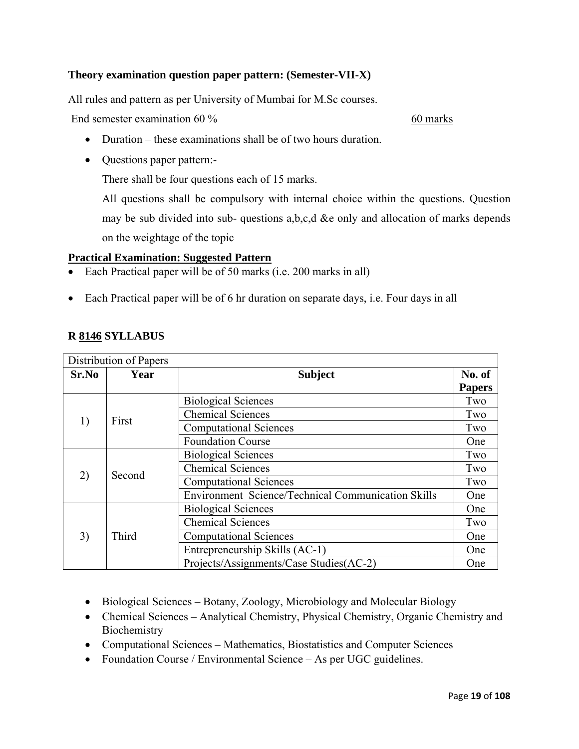**Theory examination question paper pattern: (Semester-VII-X)**

All rules and pattern as per University of Mumbai for M.Sc courses.

End semester examination 60 % 60 marks

- Duration – these examinations shall be of two hours duration.
- Questions paper pattern:-

  There shall be four questions each of 15 marks.

  All questions shall be compulsory with internal choice within the questions. Question may be sub divided into sub- questions a,b,c,d &e only and allocation of marks depends on the weightage of the topic

**Practical Examination: Suggested Pattern**

- Each Practical paper will be of 50 marks (i.e. 200 marks in all)
- Each Practical paper will be of 6 hr duration on separate days, i.e. Four days in all

**R 8146 SYLLABUS**

| Distribution of Papers | | | |
|---|---|---|---|
| **Sr.No** | **Year** | **Subject** | **No. of Papers** |
| 1) | First | Biological Sciences | Two |
| | | Chemical Sciences | Two |
| | | Computational Sciences | Two |
| | | Foundation Course | One |
| 2) | Second | Biological Sciences | Two |
| | | Chemical Sciences | Two |
| | | Computational Sciences | Two |
| | | Environment Science/Technical Communication Skills | One |
| 3) | Third | Biological Sciences | One |
| | | Chemical Sciences | Two |
| | | Computational Sciences | One |
| | | Entrepreneurship Skills (AC-1) | One |
| | | Projects/Assignments/Case Studies(AC-2) | One |

- Biological Sciences – Botany, Zoology, Microbiology and Molecular Biology
- Chemical Sciences – Analytical Chemistry, Physical Chemistry, Organic Chemistry and Biochemistry
- Computational Sciences – Mathematics, Biostatistics and Computer Sciences
- Foundation Course / Environmental Science – As per UGC guidelines.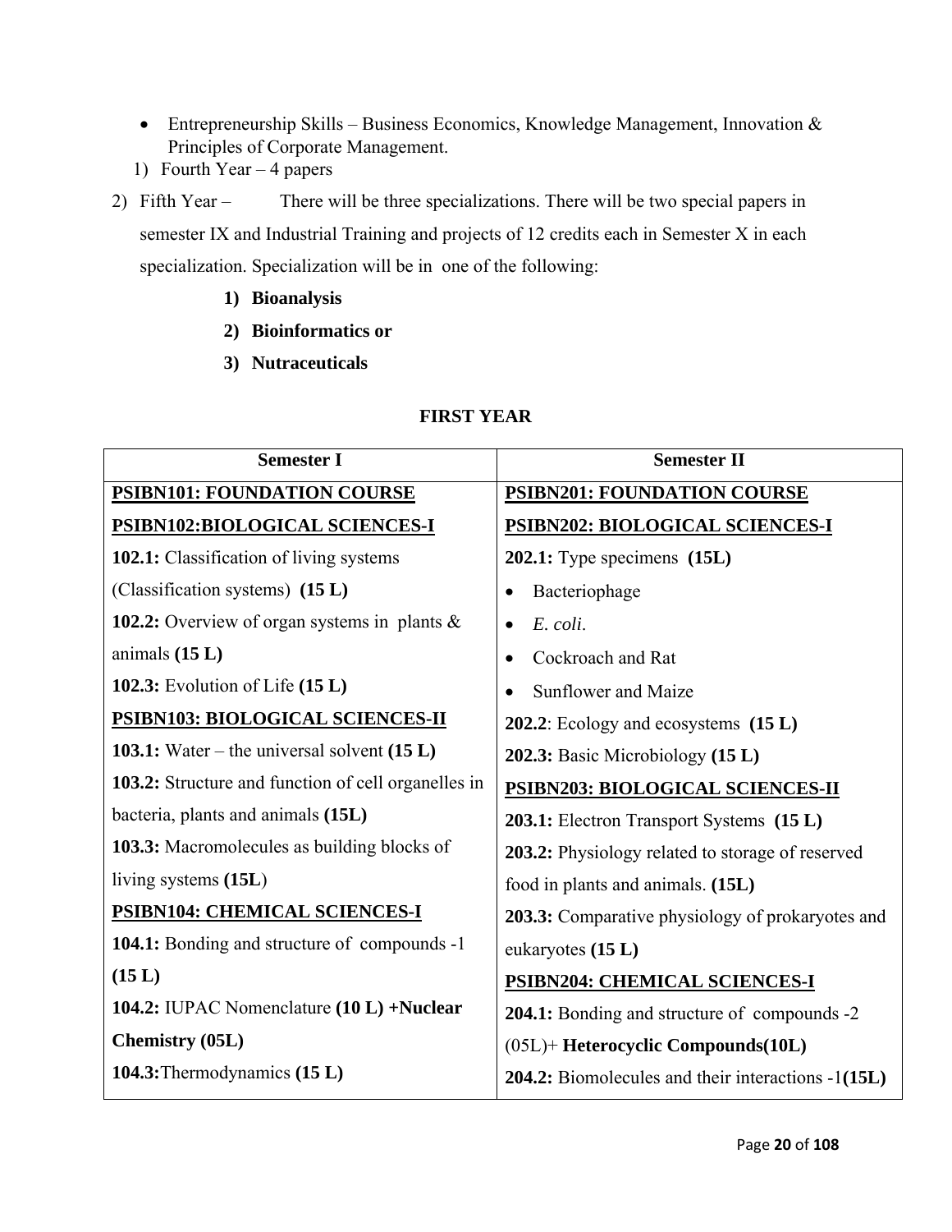- Entrepreneurship Skills – Business Economics, Knowledge Management, Innovation & Principles of Corporate Management.

1) Fourth Year – 4 papers

2) Fifth Year – There will be three specializations. There will be two special papers in semester IX and Industrial Training and projects of 12 credits each in Semester X in each specialization. Specialization will be in one of the following:

   1) **Bioanalysis**
   2) **Bioinformatics or**
   3) **Nutraceuticals**

## FIRST YEAR

| Semester I | Semester II |
|---|---|
| **PSIBN101: FOUNDATION COURSE** | **PSIBN201: FOUNDATION COURSE** |
| **PSIBN102:BIOLOGICAL SCIENCES-I** | **PSIBN202: BIOLOGICAL SCIENCES-I** |
| **102.1:** Classification of living systems (Classification systems) **(15 L)** | **202.1:** Type specimens **(15L)**<br>• Bacteriophage<br>• *E. coli*.<br>• Cockroach and Rat<br>• Sunflower and Maize |
| **102.2:** Overview of organ systems in plants & animals **(15 L)** | **202.2**: Ecology and ecosystems **(15 L)** |
| **102.3:** Evolution of Life **(15 L)** | **202.3:** Basic Microbiology **(15 L)** |
| **PSIBN103: BIOLOGICAL SCIENCES-II** | **PSIBN203: BIOLOGICAL SCIENCES-II** |
| **103.1:** Water – the universal solvent **(15 L)** | **203.1:** Electron Transport Systems **(15 L)** |
| **103.2:** Structure and function of cell organelles in bacteria, plants and animals **(15L)** | **203.2:** Physiology related to storage of reserved food in plants and animals. **(15L)** |
| **103.3:** Macromolecules as building blocks of living systems **(15L**) | **203.3:** Comparative physiology of prokaryotes and eukaryotes **(15 L)** |
| **PSIBN104: CHEMICAL SCIENCES-I** | **PSIBN204: CHEMICAL SCIENCES-I** |
| **104.1:** Bonding and structure of compounds -1 **(15 L)** | **204.1:** Bonding and structure of compounds -2 (05L)+ **Heterocyclic Compounds(10L)** |
| **104.2:** IUPAC Nomenclature **(10 L) +Nuclear Chemistry (05L)** | **204.2:** Biomolecules and their interactions -1**(15L)** |
| **104.3:**Thermodynamics **(15 L)** | |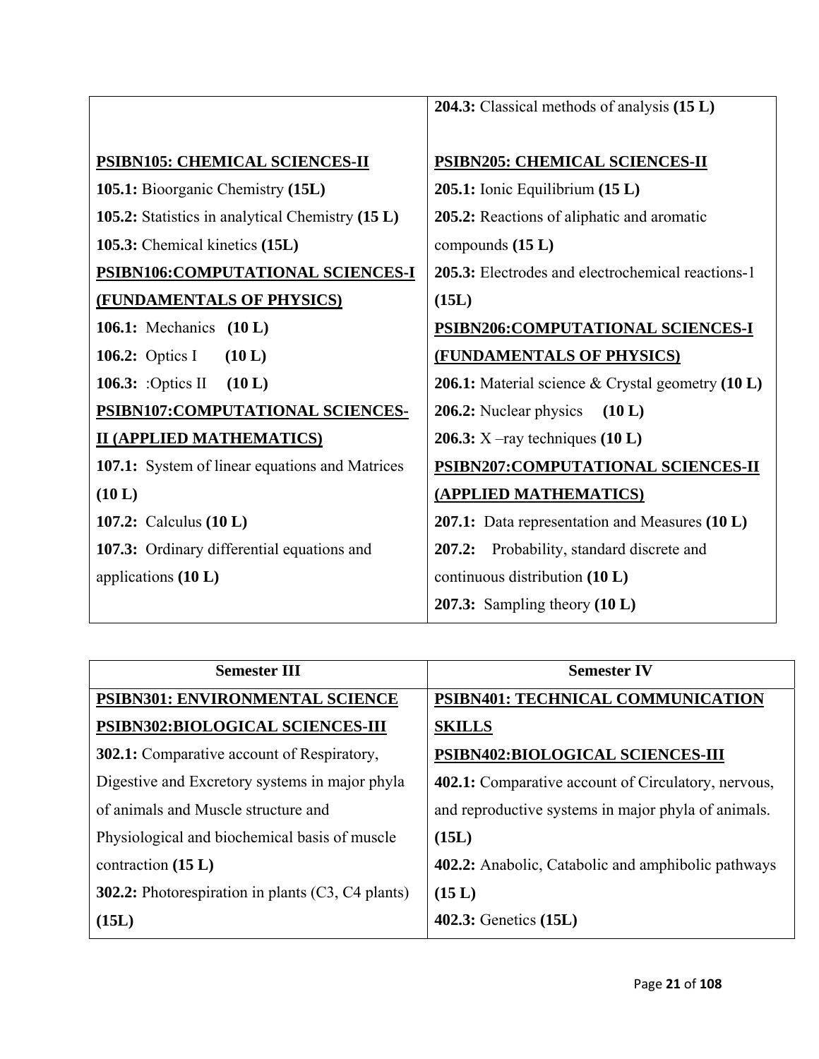| | |
|---|---|
| | **204.3:** Classical methods of analysis **(15 L)** |
| **PSIBN105: CHEMICAL SCIENCES-II**<br>**105.1:** Bioorganic Chemistry **(15L)**<br>**105.2:** Statistics in analytical Chemistry **(15 L)**<br>**105.3:** Chemical kinetics **(15L)** | **PSIBN205: CHEMICAL SCIENCES-II**<br>**205.1:** Ionic Equilibrium **(15 L)**<br>**205.2:** Reactions of aliphatic and aromatic compounds **(15 L)**<br>**205.3:** Electrodes and electrochemical reactions-1 **(15L)** |
| **PSIBN106:COMPUTATIONAL SCIENCES-I (FUNDAMENTALS OF PHYSICS)**<br>**106.1:** Mechanics **(10 L)**<br>**106.2:** Optics I **(10 L)**<br>**106.3:** :Optics II **(10 L)** | **PSIBN206:COMPUTATIONAL SCIENCES-I (FUNDAMENTALS OF PHYSICS)**<br>**206.1:** Material science & Crystal geometry **(10 L)**<br>**206.2:** Nuclear physics **(10 L)**<br>**206.3:** X –ray techniques **(10 L)** |
| **PSIBN107:COMPUTATIONAL SCIENCES-II (APPLIED MATHEMATICS)**<br>**107.1:** System of linear equations and Matrices **(10 L)**<br>**107.2:** Calculus **(10 L)**<br>**107.3:** Ordinary differential equations and applications **(10 L)** | **PSIBN207:COMPUTATIONAL SCIENCES-II (APPLIED MATHEMATICS)**<br>**207.1:** Data representation and Measures **(10 L)**<br>**207.2:** Probability, standard discrete and continuous distribution **(10 L)**<br>**207.3:** Sampling theory **(10 L)** |

| Semester III | Semester IV |
|---|---|
| **PSIBN301: ENVIRONMENTAL SCIENCE** | **PSIBN401: TECHNICAL COMMUNICATION SKILLS** |
| **PSIBN302:BIOLOGICAL SCIENCES-III**<br>**302.1:** Comparative account of Respiratory, Digestive and Excretory systems in major phyla of animals and Muscle structure and Physiological and biochemical basis of muscle contraction **(15 L)**<br>**302.2:** Photorespiration in plants (C3, C4 plants) **(15L)** | **PSIBN402:BIOLOGICAL SCIENCES-III**<br>**402.1:** Comparative account of Circulatory, nervous, and reproductive systems in major phyla of animals. **(15L)**<br>**402.2:** Anabolic, Catabolic and amphibolic pathways **(15 L)**<br>**402.3:** Genetics **(15L)** |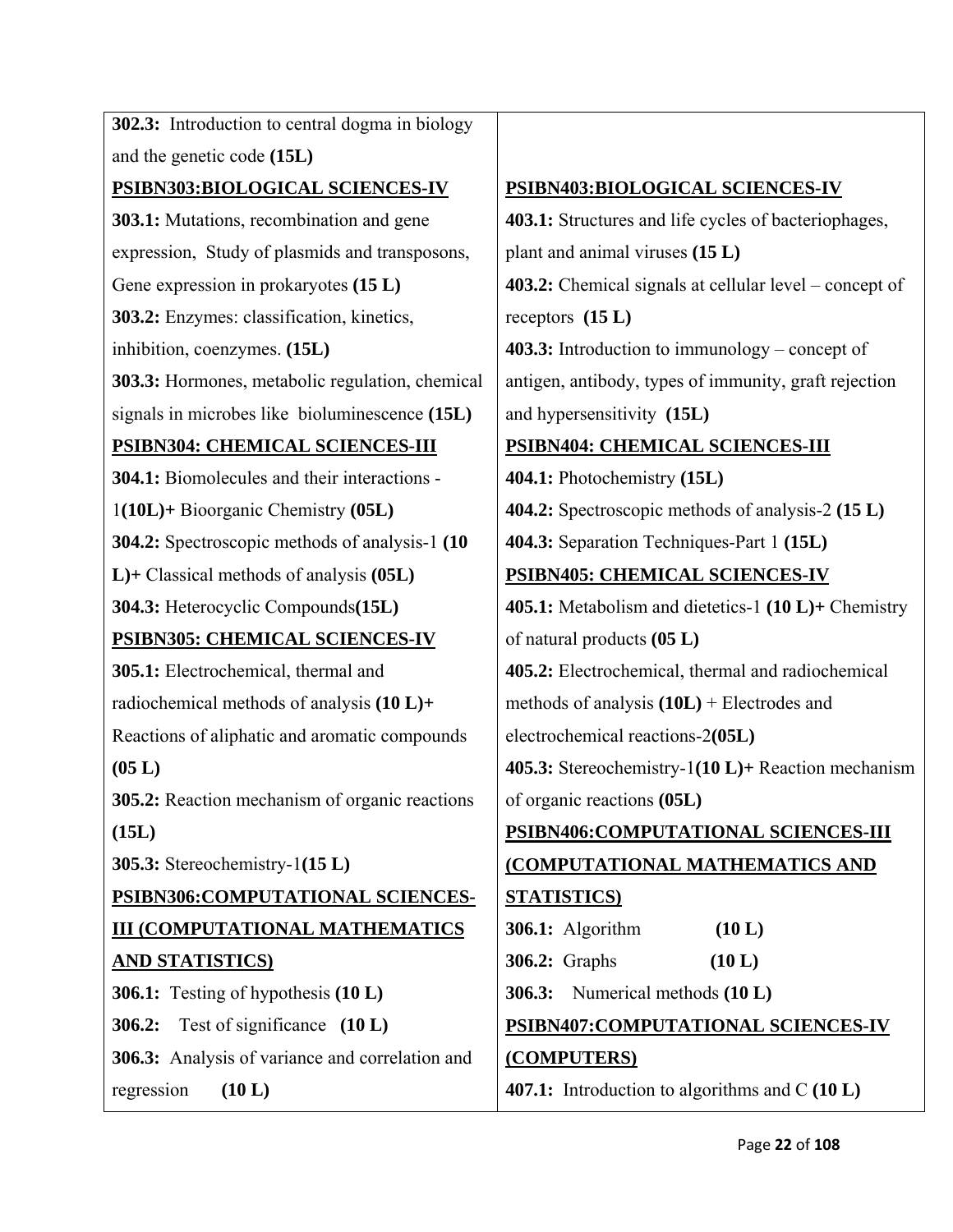| | |
|---|---|
| **302.3:** Introduction to central dogma in biology and the genetic code **(15L)** | |
| **PSIBN303:BIOLOGICAL SCIENCES-IV** | **PSIBN403:BIOLOGICAL SCIENCES-IV** |
| **303.1:** Mutations, recombination and gene expression, Study of plasmids and transposons, Gene expression in prokaryotes **(15 L)** | **403.1:** Structures and life cycles of bacteriophages, plant and animal viruses **(15 L)** |
| **303.2:** Enzymes: classification, kinetics, inhibition, coenzymes. **(15L)** | **403.2:** Chemical signals at cellular level – concept of receptors **(15 L)** |
| **303.3:** Hormones, metabolic regulation, chemical signals in microbes like bioluminescence **(15L)** | **403.3:** Introduction to immunology – concept of antigen, antibody, types of immunity, graft rejection and hypersensitivity **(15L)** |
| **PSIBN304: CHEMICAL SCIENCES-III** | **PSIBN404: CHEMICAL SCIENCES-III** |
| **304.1:** Biomolecules and their interactions - 1**(10L)+** Bioorganic Chemistry **(05L)** | **404.1:** Photochemistry **(15L)** |
| **304.2:** Spectroscopic methods of analysis-1 **(10 L)+** Classical methods of analysis **(05L)** | **404.2:** Spectroscopic methods of analysis-2 **(15 L)** |
| **304.3:** Heterocyclic Compounds**(15L)** | **404.3:** Separation Techniques-Part 1 **(15L)** |
| **PSIBN305: CHEMICAL SCIENCES-IV** | **PSIBN405: CHEMICAL SCIENCES-IV** |
| **305.1:** Electrochemical, thermal and radiochemical methods of analysis **(10 L)+** Reactions of aliphatic and aromatic compounds **(05 L)** | **405.1:** Metabolism and dietetics-1 **(10 L)+** Chemistry of natural products **(05 L)** |
| **305.2:** Reaction mechanism of organic reactions **(15L)** | **405.2:** Electrochemical, thermal and radiochemical methods of analysis **(10L)** + Electrodes and electrochemical reactions-2**(05L)** |
| **305.3:** Stereochemistry-1**(15 L)** | **405.3:** Stereochemistry-1**(10 L)+** Reaction mechanism of organic reactions **(05L)** |
| **PSIBN306:COMPUTATIONAL SCIENCES-III (COMPUTATIONAL MATHEMATICS AND STATISTICS)** | **PSIBN406:COMPUTATIONAL SCIENCES-III (COMPUTATIONAL MATHEMATICS AND STATISTICS)** |
| **306.1:** Testing of hypothesis **(10 L)** | **306.1:** Algorithm **(10 L)** |
| **306.2:** Test of significance **(10 L)** | **306.2:** Graphs **(10 L)** |
| **306.3:** Analysis of variance and correlation and regression **(10 L)** | **306.3:** Numerical methods **(10 L)** |
| | **PSIBN407:COMPUTATIONAL SCIENCES-IV (COMPUTERS)** |
| | **407.1:** Introduction to algorithms and C **(10 L)** |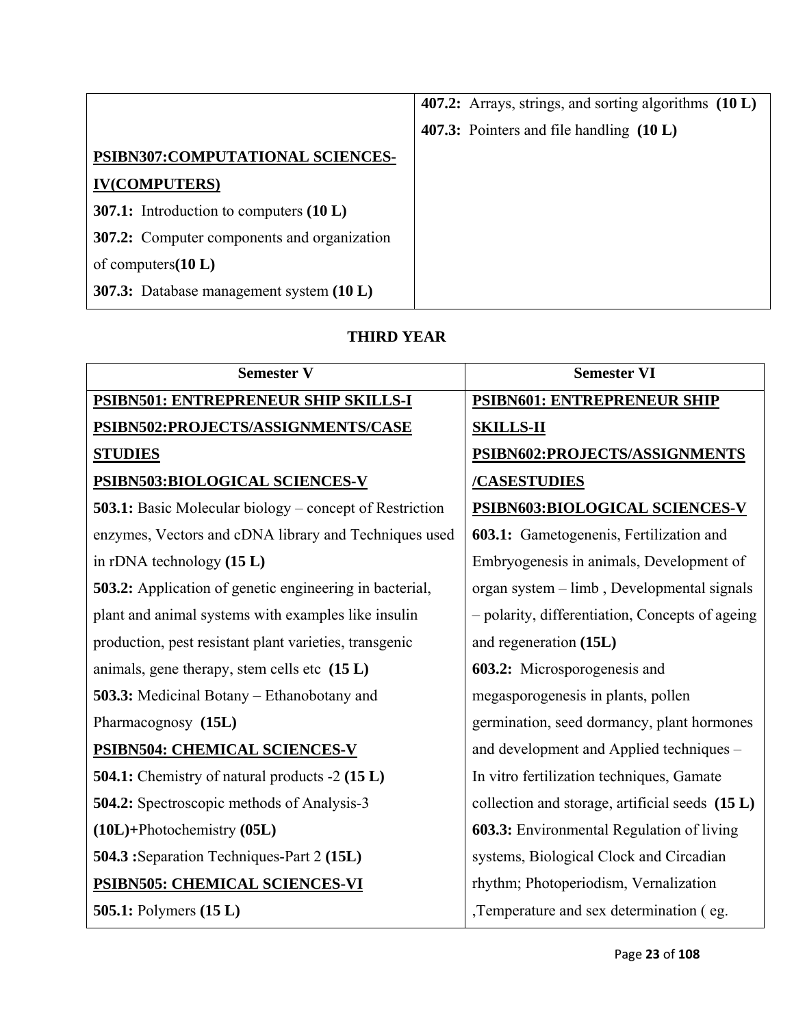| | |
|---|---|
| **PSIBN307:COMPUTATIONAL SCIENCES-IV(COMPUTERS)**<br>**307.1:** Introduction to computers **(10 L)**<br>**307.2:** Computer components and organization of computers**(10 L)**<br>**307.3:** Database management system **(10 L)** | **407.2:** Arrays, strings, and sorting algorithms **(10 L)**<br>**407.3:** Pointers and file handling **(10 L)** |

## THIRD YEAR

| Semester V | Semester VI |
|---|---|
| **PSIBN501: ENTREPRENEUR SHIP SKILLS-I**<br>**PSIBN502:PROJECTS/ASSIGNMENTS/CASE STUDIES**<br>**PSIBN503:BIOLOGICAL SCIENCES-V**<br>**503.1:** Basic Molecular biology – concept of Restriction enzymes, Vectors and cDNA library and Techniques used in rDNA technology **(15 L)**<br>**503.2:** Application of genetic engineering in bacterial, plant and animal systems with examples like insulin production, pest resistant plant varieties, transgenic animals, gene therapy, stem cells etc **(15 L)**<br>**503.3:** Medicinal Botany – Ethanobotany and Pharmacognosy **(15L)**<br>**PSIBN504: CHEMICAL SCIENCES-V**<br>**504.1:** Chemistry of natural products -2 **(15 L)**<br>**504.2:** Spectroscopic methods of Analysis-3 **(10L)**+Photochemistry **(05L)**<br>**504.3 :**Separation Techniques-Part 2 **(15L)**<br>**PSIBN505: CHEMICAL SCIENCES-VI**<br>**505.1:** Polymers **(15 L)** | **PSIBN601: ENTREPRENEUR SHIP SKILLS-II**<br>**PSIBN602:PROJECTS/ASSIGNMENTS /CASESTUDIES**<br>**PSIBN603:BIOLOGICAL SCIENCES-V**<br>**603.1:** Gametogenenis, Fertilization and Embryogenesis in animals, Development of organ system – limb , Developmental signals – polarity, differentiation, Concepts of ageing and regeneration **(15L)**<br>**603.2:** Microsporogenesis and megasporogenesis in plants, pollen germination, seed dormancy, plant hormones and development and Applied techniques – In vitro fertilization techniques, Gamate collection and storage, artificial seeds **(15 L)**<br>**603.3:** Environmental Regulation of living systems, Biological Clock and Circadian rhythm; Photoperiodism, Vernalization ,Temperature and sex determination ( eg. |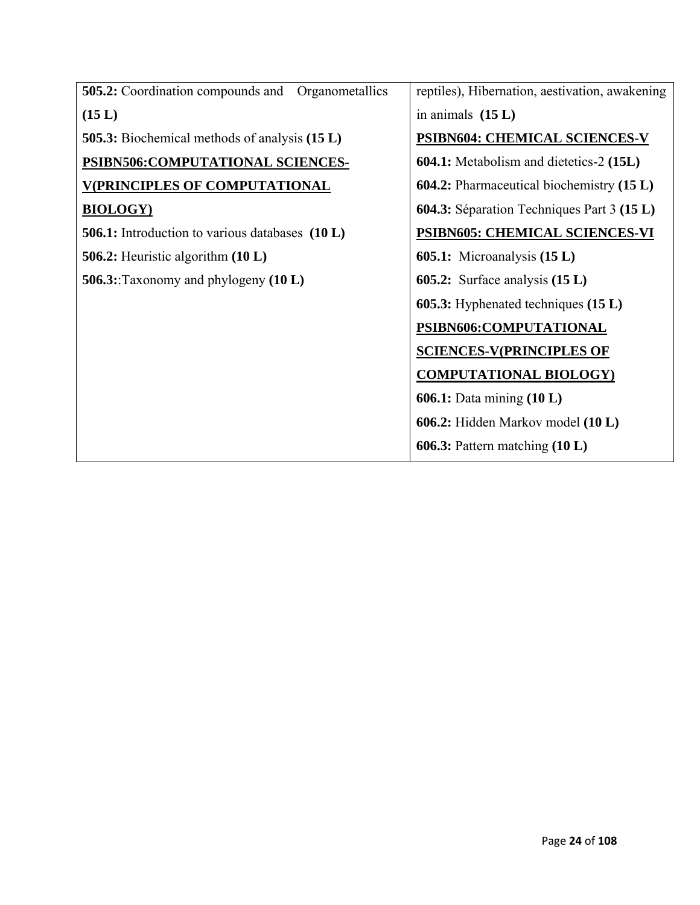| | |
|---|---|
| **505.2:** Coordination compounds and Organometallics **(15 L)**<br>**505.3:** Biochemical methods of analysis **(15 L)**<br>**PSIBN506:COMPUTATIONAL SCIENCES-V(PRINCIPLES OF COMPUTATIONAL BIOLOGY)**<br>**506.1:** Introduction to various databases **(10 L)**<br>**506.2:** Heuristic algorithm **(10 L)**<br>**506.3:**:Taxonomy and phylogeny **(10 L)** | reptiles), Hibernation, aestivation, awakening in animals **(15 L)**<br>**PSIBN604: CHEMICAL SCIENCES-V**<br>**604.1:** Metabolism and dietetics-2 **(15L)**<br>**604.2:** Pharmaceutical biochemistry **(15 L)**<br>**604.3:** Séparation Techniques Part 3 **(15 L)**<br>**PSIBN605: CHEMICAL SCIENCES-VI**<br>**605.1:** Microanalysis **(15 L)**<br>**605.2:** Surface analysis **(15 L)**<br>**605.3:** Hyphenated techniques **(15 L)**<br>**PSIBN606:COMPUTATIONAL SCIENCES-V(PRINCIPLES OF COMPUTATIONAL BIOLOGY)**<br>**606.1:** Data mining **(10 L)**<br>**606.2:** Hidden Markov model **(10 L)**<br>**606.3:** Pattern matching **(10 L)** |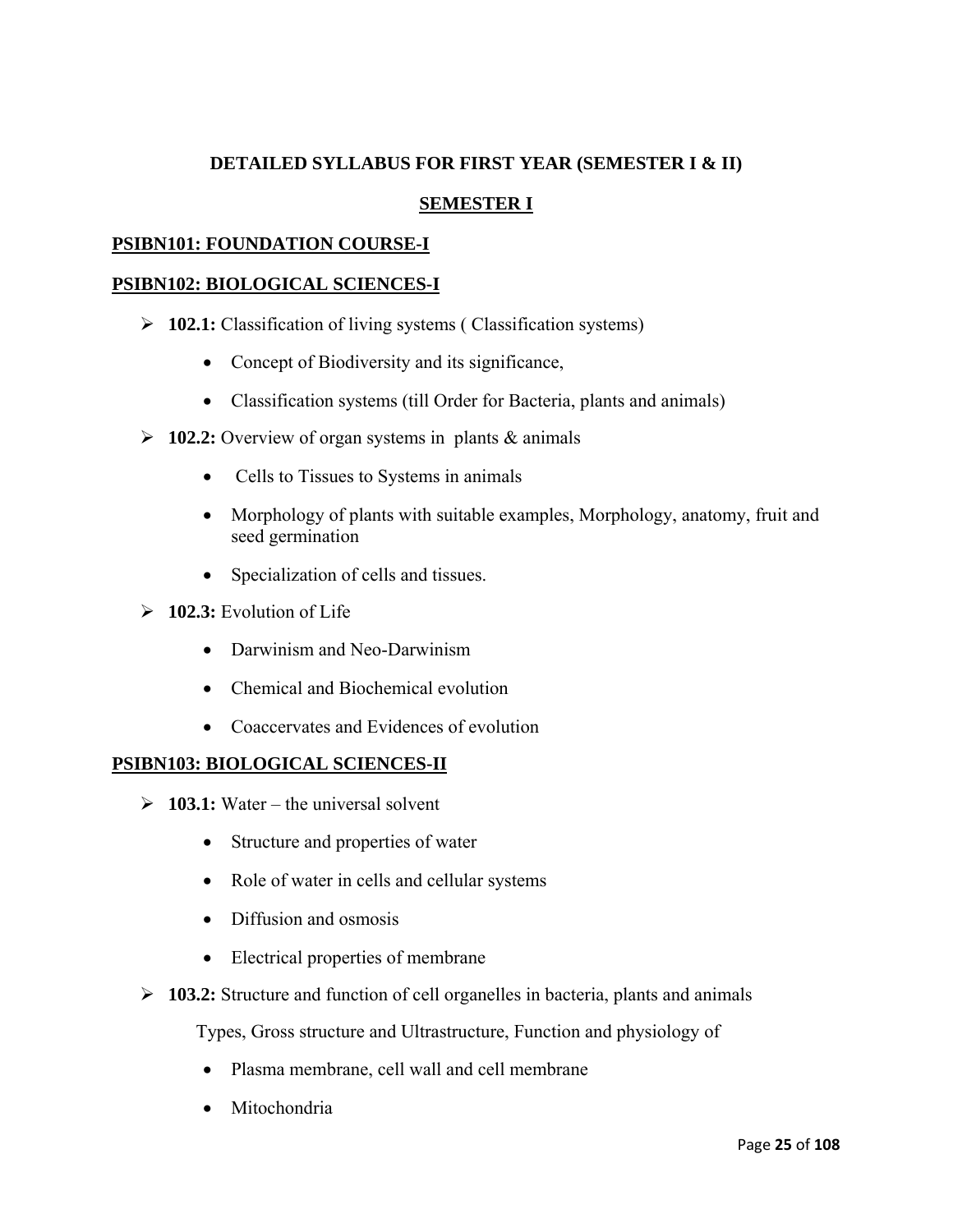## DETAILED SYLLABUS FOR FIRST YEAR (SEMESTER I & II)

## SEMESTER I

### PSIBN101: FOUNDATION COURSE-I

### PSIBN102: BIOLOGICAL SCIENCES-I

- **102.1:** Classification of living systems ( Classification systems)
  - Concept of Biodiversity and its significance,
  - Classification systems (till Order for Bacteria, plants and animals)
- **102.2:** Overview of organ systems in plants & animals
  - Cells to Tissues to Systems in animals
  - Morphology of plants with suitable examples, Morphology, anatomy, fruit and seed germination
  - Specialization of cells and tissues.
- **102.3:** Evolution of Life
  - Darwinism and Neo-Darwinism
  - Chemical and Biochemical evolution
  - Coaccervates and Evidences of evolution

### PSIBN103: BIOLOGICAL SCIENCES-II

- **103.1:** Water – the universal solvent
  - Structure and properties of water
  - Role of water in cells and cellular systems
  - Diffusion and osmosis
  - Electrical properties of membrane
- **103.2:** Structure and function of cell organelles in bacteria, plants and animals

  Types, Gross structure and Ultrastructure, Function and physiology of

  - Plasma membrane, cell wall and cell membrane
  - Mitochondria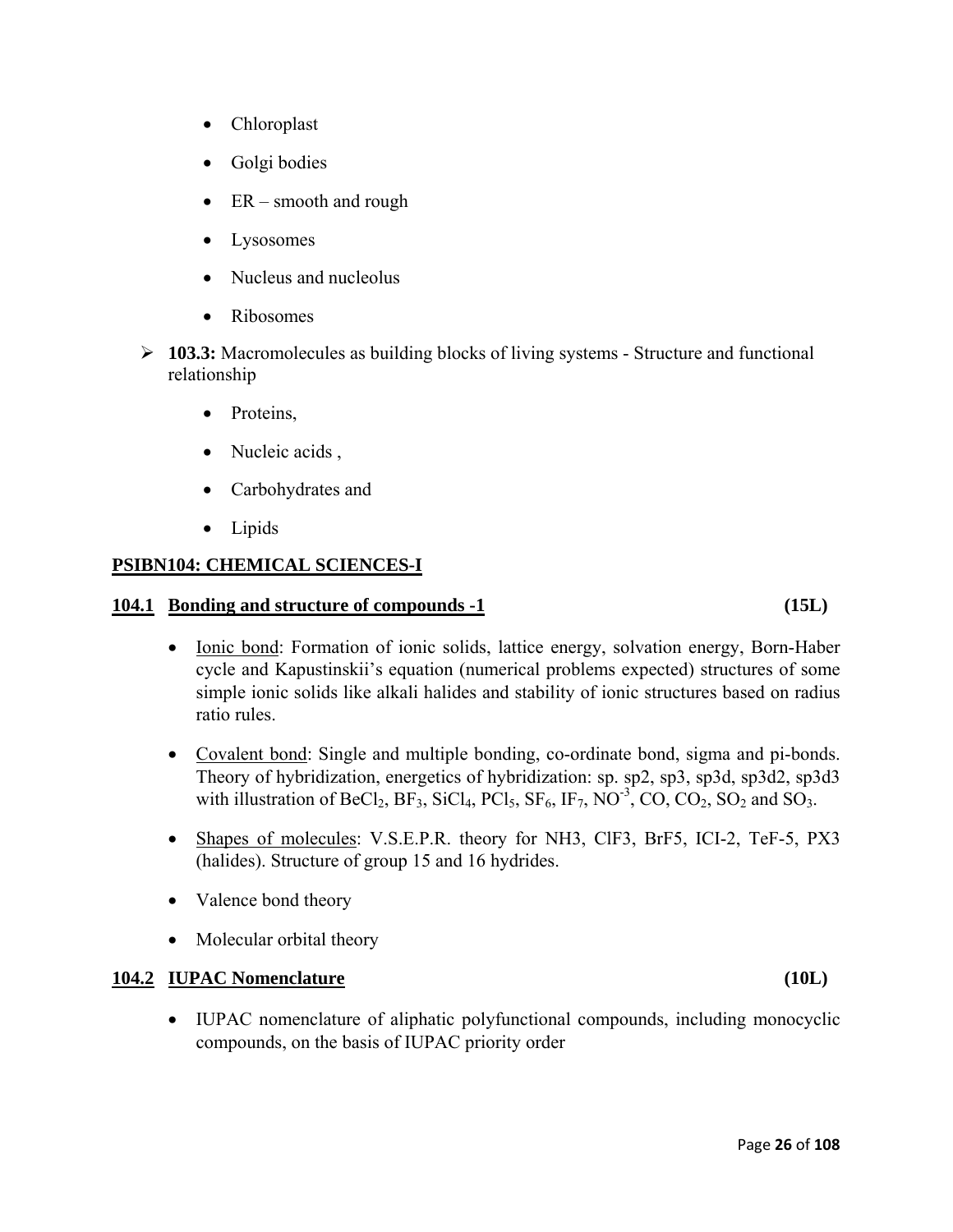- Chloroplast
- Golgi bodies
- ER – smooth and rough
- Lysosomes
- Nucleus and nucleolus
- Ribosomes

- **103.3:** Macromolecules as building blocks of living systems - Structure and functional relationship
  - Proteins,
  - Nucleic acids ,
  - Carbohydrates and
  - Lipids

## PSIBN104: CHEMICAL SCIENCES-I

### 104.1 Bonding and structure of compounds -1 (15L)

- Ionic bond: Formation of ionic solids, lattice energy, solvation energy, Born-Haber cycle and Kapustinskii's equation (numerical problems expected) structures of some simple ionic solids like alkali halides and stability of ionic structures based on radius ratio rules.
- Covalent bond: Single and multiple bonding, co-ordinate bond, sigma and pi-bonds. Theory of hybridization, energetics of hybridization: sp. sp2, sp3, sp3d, sp3d2, sp3d3 with illustration of $BeCl_2$, $BF_3$, $SiCl_4$, $PCl_5$, $SF_6$, $IF_7$, $NO^{-3}$, CO, $CO_2$, $SO_2$ and $SO_3$.
- Shapes of molecules: V.S.E.P.R. theory for NH3, ClF3, BrF5, ICI-2, TeF-5, PX3 (halides). Structure of group 15 and 16 hydrides.
- Valence bond theory
- Molecular orbital theory

### 104.2 IUPAC Nomenclature (10L)

- IUPAC nomenclature of aliphatic polyfunctional compounds, including monocyclic compounds, on the basis of IUPAC priority order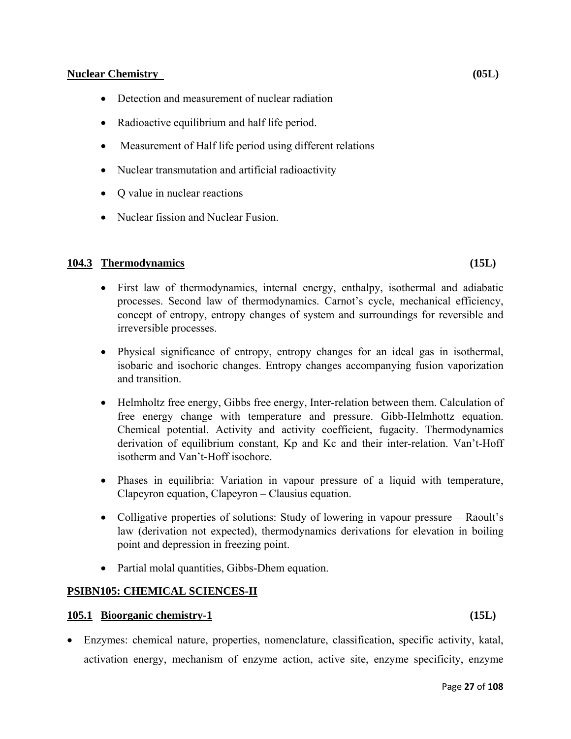**Nuclear Chemistry (05L)**

- Detection and measurement of nuclear radiation
- Radioactive equilibrium and half life period.
- Measurement of Half life period using different relations
- Nuclear transmutation and artificial radioactivity
- Q value in nuclear reactions
- Nuclear fission and Nuclear Fusion.

### 104.3 Thermodynamics (15L)

- First law of thermodynamics, internal energy, enthalpy, isothermal and adiabatic processes. Second law of thermodynamics. Carnot's cycle, mechanical efficiency, concept of entropy, entropy changes of system and surroundings for reversible and irreversible processes.
- Physical significance of entropy, entropy changes for an ideal gas in isothermal, isobaric and isochoric changes. Entropy changes accompanying fusion vaporization and transition.
- Helmholtz free energy, Gibbs free energy, Inter-relation between them. Calculation of free energy change with temperature and pressure. Gibb-Helmhottz equation. Chemical potential. Activity and activity coefficient, fugacity. Thermodynamics derivation of equilibrium constant, Kp and Kc and their inter-relation. Van't-Hoff isotherm and Van't-Hoff isochore.
- Phases in equilibria: Variation in vapour pressure of a liquid with temperature, Clapeyron equation, Clapeyron – Clausius equation.
- Colligative properties of solutions: Study of lowering in vapour pressure – Raoult's law (derivation not expected), thermodynamics derivations for elevation in boiling point and depression in freezing point.
- Partial molal quantities, Gibbs-Dhem equation.

## PSIBN105: CHEMICAL SCIENCES-II

### 105.1 Bioorganic chemistry-1 (15L)

- Enzymes: chemical nature, properties, nomenclature, classification, specific activity, katal, activation energy, mechanism of enzyme action, active site, enzyme specificity, enzyme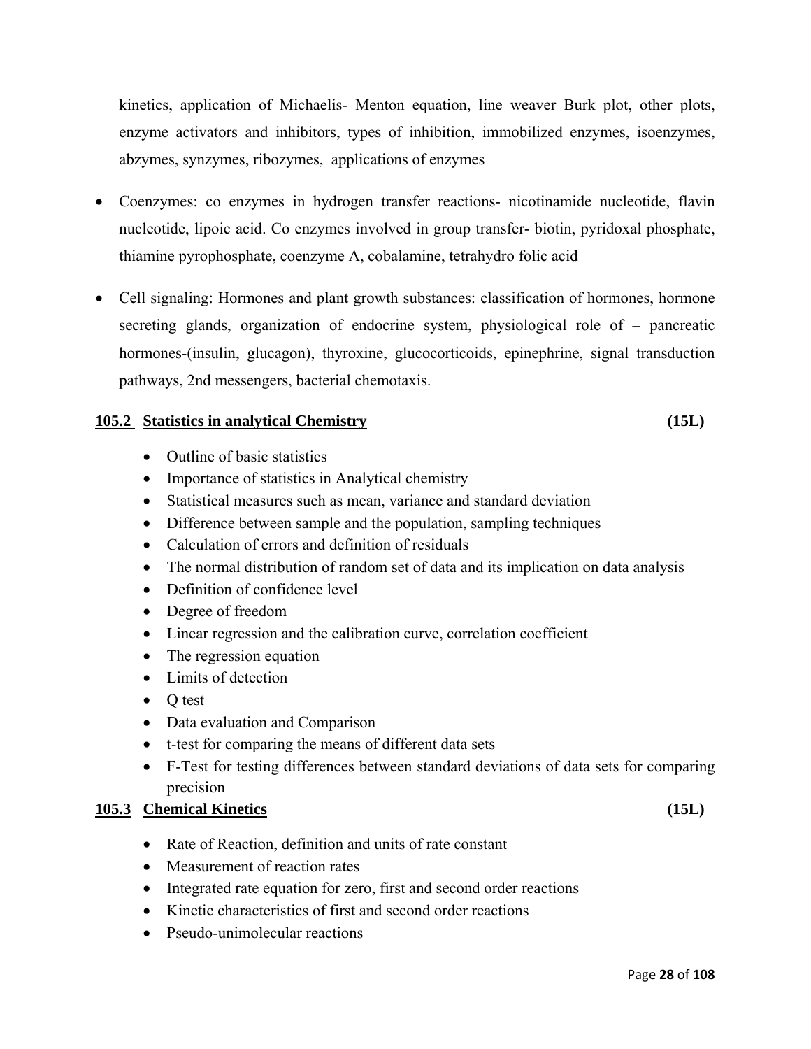kinetics, application of Michaelis- Menton equation, line weaver Burk plot, other plots, enzyme activators and inhibitors, types of inhibition, immobilized enzymes, isoenzymes, abzymes, synzymes, ribozymes, applications of enzymes

- Coenzymes: co enzymes in hydrogen transfer reactions- nicotinamide nucleotide, flavin nucleotide, lipoic acid. Co enzymes involved in group transfer- biotin, pyridoxal phosphate, thiamine pyrophosphate, coenzyme A, cobalamine, tetrahydro folic acid
- Cell signaling: Hormones and plant growth substances: classification of hormones, hormone secreting glands, organization of endocrine system, physiological role of – pancreatic hormones-(insulin, glucagon), thyroxine, glucocorticoids, epinephrine, signal transduction pathways, 2nd messengers, bacterial chemotaxis.

### **105.2 Statistics in analytical Chemistry** **(15L)**

- Outline of basic statistics
- Importance of statistics in Analytical chemistry
- Statistical measures such as mean, variance and standard deviation
- Difference between sample and the population, sampling techniques
- Calculation of errors and definition of residuals
- The normal distribution of random set of data and its implication on data analysis
- Definition of confidence level
- Degree of freedom
- Linear regression and the calibration curve, correlation coefficient
- The regression equation
- Limits of detection
- Q test
- Data evaluation and Comparison
- t-test for comparing the means of different data sets
- F-Test for testing differences between standard deviations of data sets for comparing precision

### **105.3 Chemical Kinetics** **(15L)**

- Rate of Reaction, definition and units of rate constant
- Measurement of reaction rates
- Integrated rate equation for zero, first and second order reactions
- Kinetic characteristics of first and second order reactions
- Pseudo-unimolecular reactions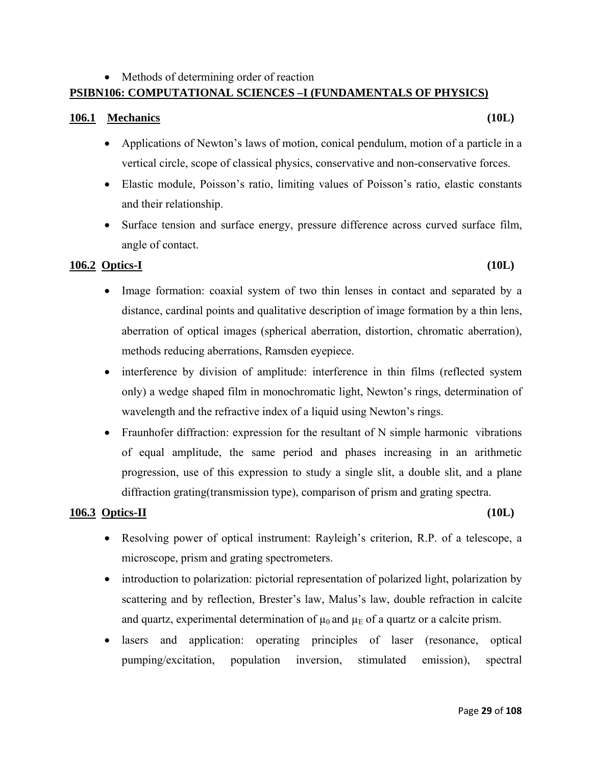- Methods of determining order of reaction

## PSIBN106: COMPUTATIONAL SCIENCES –I (FUNDAMENTALS OF PHYSICS)

### 106.1 Mechanics (10L)

- Applications of Newton's laws of motion, conical pendulum, motion of a particle in a vertical circle, scope of classical physics, conservative and non-conservative forces.
- Elastic module, Poisson's ratio, limiting values of Poisson's ratio, elastic constants and their relationship.
- Surface tension and surface energy, pressure difference across curved surface film, angle of contact.

### 106.2 Optics-I (10L)

- Image formation: coaxial system of two thin lenses in contact and separated by a distance, cardinal points and qualitative description of image formation by a thin lens, aberration of optical images (spherical aberration, distortion, chromatic aberration), methods reducing aberrations, Ramsden eyepiece.
- interference by division of amplitude: interference in thin films (reflected system only) a wedge shaped film in monochromatic light, Newton's rings, determination of wavelength and the refractive index of a liquid using Newton's rings.
- Fraunhofer diffraction: expression for the resultant of N simple harmonic vibrations of equal amplitude, the same period and phases increasing in an arithmetic progression, use of this expression to study a single slit, a double slit, and a plane diffraction grating(transmission type), comparison of prism and grating spectra.

### 106.3 Optics-II (10L)

- Resolving power of optical instrument: Rayleigh's criterion, R.P. of a telescope, a microscope, prism and grating spectrometers.
- introduction to polarization: pictorial representation of polarized light, polarization by scattering and by reflection, Brester's law, Malus's law, double refraction in calcite and quartz, experimental determination of $\mu_0$ and $\mu_E$ of a quartz or a calcite prism.
- lasers and application: operating principles of laser (resonance, optical pumping/excitation, population inversion, stimulated emission), spectral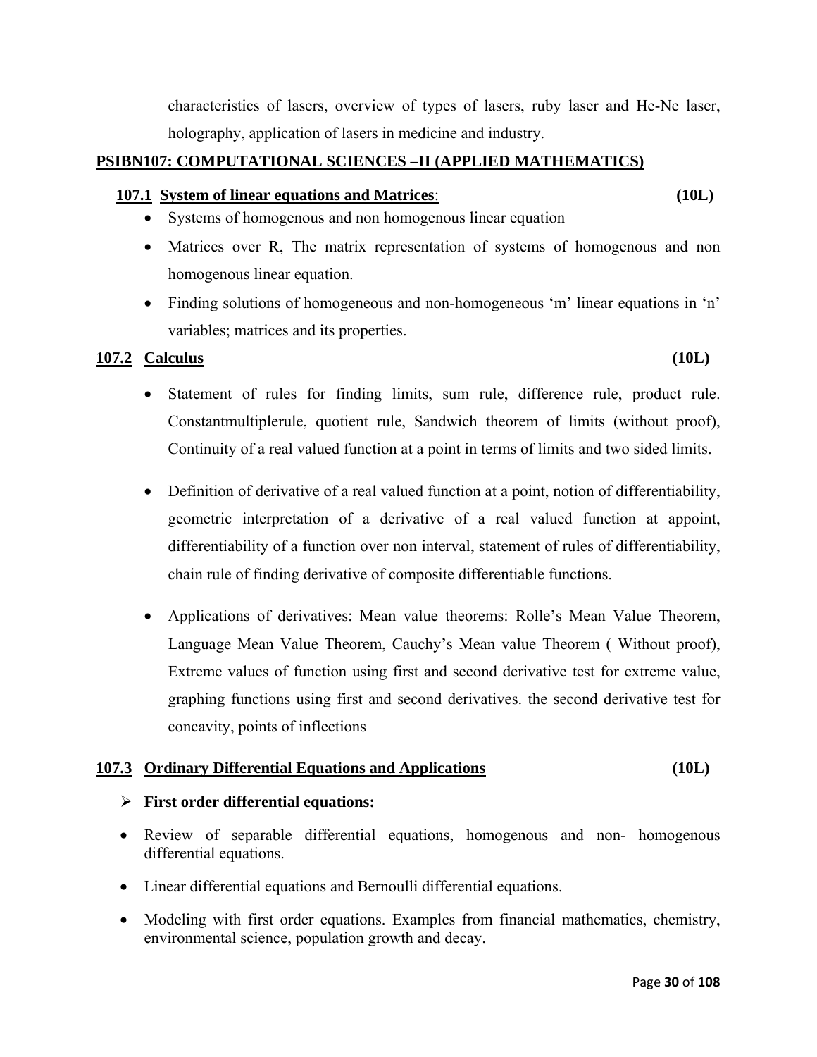characteristics of lasers, overview of types of lasers, ruby laser and He-Ne laser, holography, application of lasers in medicine and industry.

## PSIBN107: COMPUTATIONAL SCIENCES –II (APPLIED MATHEMATICS)

### 107.1 System of linear equations and Matrices: (10L)

- Systems of homogenous and non homogenous linear equation
- Matrices over R, The matrix representation of systems of homogenous and non homogenous linear equation.
- Finding solutions of homogeneous and non-homogeneous 'm' linear equations in 'n' variables; matrices and its properties.

### 107.2 Calculus (10L)

- Statement of rules for finding limits, sum rule, difference rule, product rule. Constantmultiplerule, quotient rule, Sandwich theorem of limits (without proof), Continuity of a real valued function at a point in terms of limits and two sided limits.
- Definition of derivative of a real valued function at a point, notion of differentiability, geometric interpretation of a derivative of a real valued function at appoint, differentiability of a function over non interval, statement of rules of differentiability, chain rule of finding derivative of composite differentiable functions.
- Applications of derivatives: Mean value theorems: Rolle's Mean Value Theorem, Language Mean Value Theorem, Cauchy's Mean value Theorem ( Without proof), Extreme values of function using first and second derivative test for extreme value, graphing functions using first and second derivatives. the second derivative test for concavity, points of inflections

### 107.3 Ordinary Differential Equations and Applications (10L)

- **First order differential equations:**

- Review of separable differential equations, homogenous and non- homogenous differential equations.
- Linear differential equations and Bernoulli differential equations.
- Modeling with first order equations. Examples from financial mathematics, chemistry, environmental science, population growth and decay.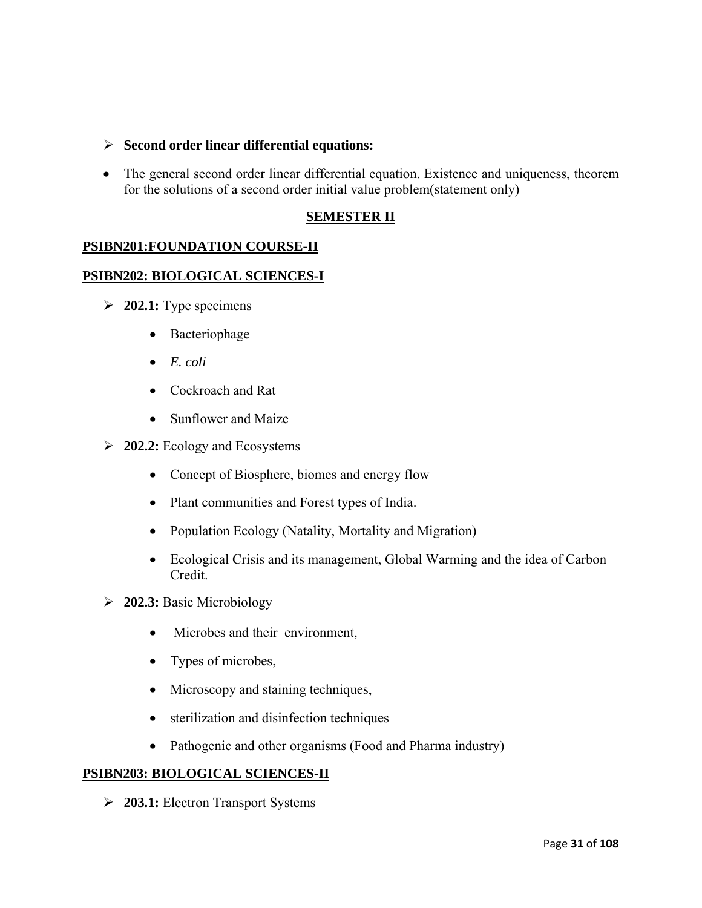- **Second order linear differential equations:**

  - The general second order linear differential equation. Existence and uniqueness, theorem for the solutions of a second order initial value problem(statement only)

## SEMESTER II

### PSIBN201:FOUNDATION COURSE-II

### PSIBN202: BIOLOGICAL SCIENCES-I

- **202.1:** Type specimens
  - Bacteriophage
  - *E. coli*
  - Cockroach and Rat
  - Sunflower and Maize
- **202.2:** Ecology and Ecosystems
  - Concept of Biosphere, biomes and energy flow
  - Plant communities and Forest types of India.
  - Population Ecology (Natality, Mortality and Migration)
  - Ecological Crisis and its management, Global Warming and the idea of Carbon Credit.
- **202.3:** Basic Microbiology
  - Microbes and their environment,
  - Types of microbes,
  - Microscopy and staining techniques,
  - sterilization and disinfection techniques
  - Pathogenic and other organisms (Food and Pharma industry)

### PSIBN203: BIOLOGICAL SCIENCES-II

- **203.1:** Electron Transport Systems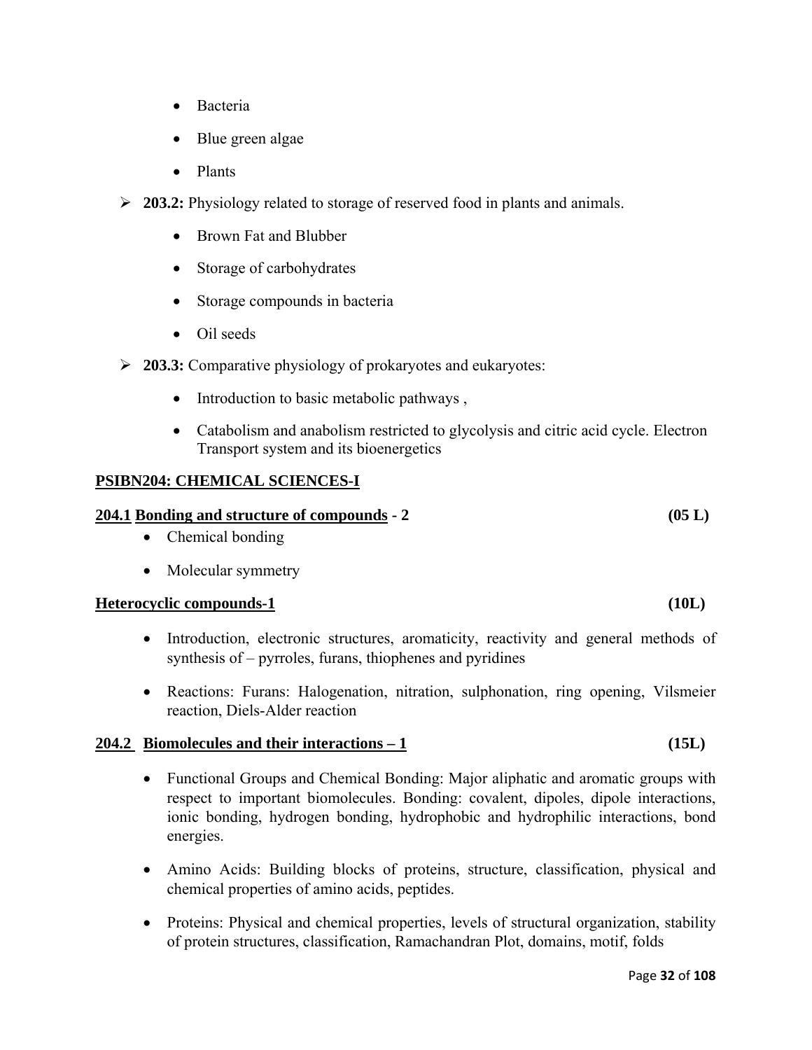- Bacteria
- Blue green algae
- Plants

- **203.2:** Physiology related to storage of reserved food in plants and animals.
  - Brown Fat and Blubber
  - Storage of carbohydrates
  - Storage compounds in bacteria
  - Oil seeds

- **203.3:** Comparative physiology of prokaryotes and eukaryotes:
  - Introduction to basic metabolic pathways ,
  - Catabolism and anabolism restricted to glycolysis and citric acid cycle. Electron Transport system and its bioenergetics

## PSIBN204: CHEMICAL SCIENCES-I

### 204.1 Bonding and structure of compounds - 2 (05 L)

- Chemical bonding
- Molecular symmetry

### Heterocyclic compounds-1 (10L)

- Introduction, electronic structures, aromaticity, reactivity and general methods of synthesis of – pyrroles, furans, thiophenes and pyridines
- Reactions: Furans: Halogenation, nitration, sulphonation, ring opening, Vilsmeier reaction, Diels-Alder reaction

### 204.2 Biomolecules and their interactions – 1 (15L)

- Functional Groups and Chemical Bonding: Major aliphatic and aromatic groups with respect to important biomolecules. Bonding: covalent, dipoles, dipole interactions, ionic bonding, hydrogen bonding, hydrophobic and hydrophilic interactions, bond energies.
- Amino Acids: Building blocks of proteins, structure, classification, physical and chemical properties of amino acids, peptides.
- Proteins: Physical and chemical properties, levels of structural organization, stability of protein structures, classification, Ramachandran Plot, domains, motif, folds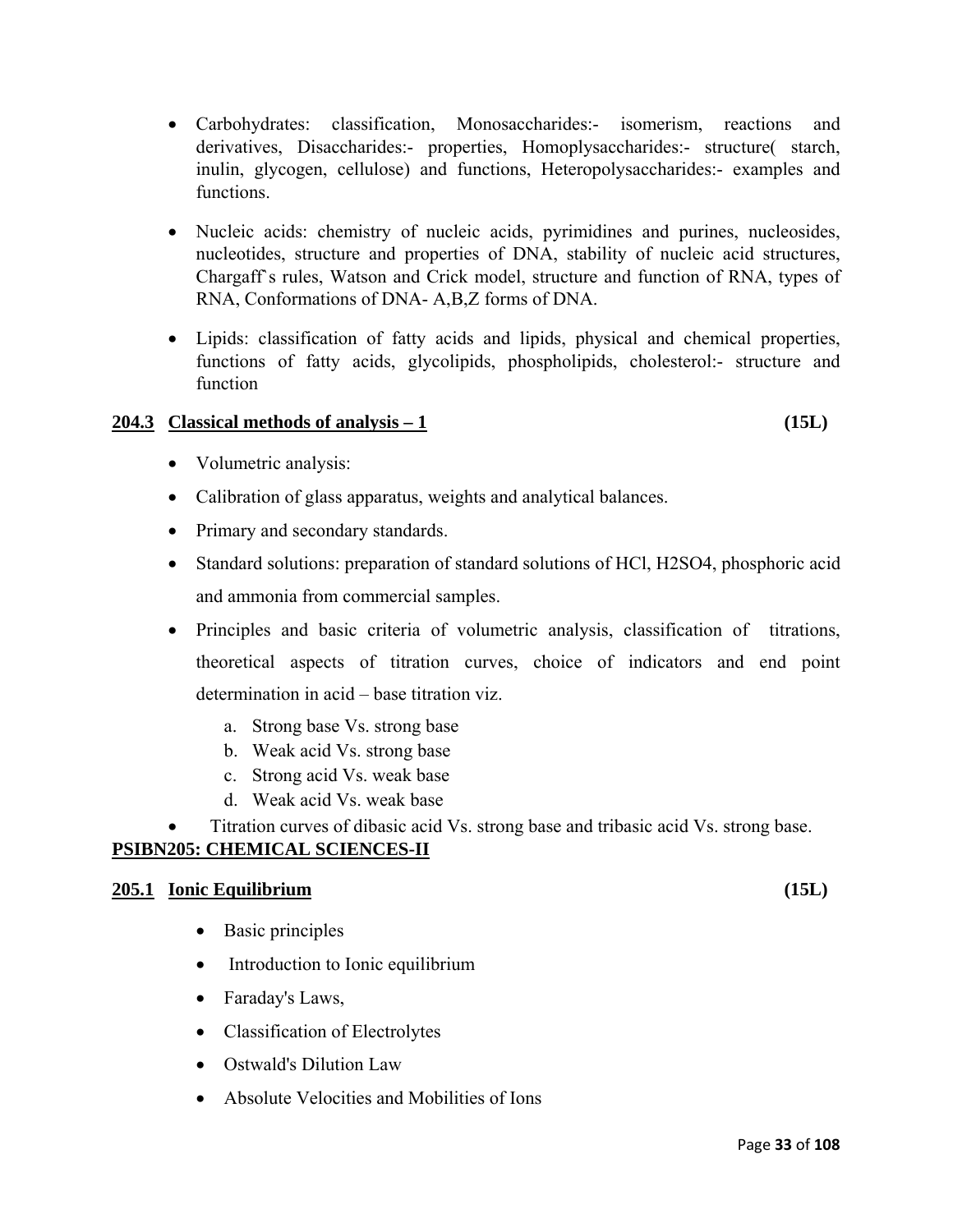- Carbohydrates: classification, Monosaccharides:- isomerism, reactions and derivatives, Disaccharides:- properties, Homoplysaccharides:- structure( starch, inulin, glycogen, cellulose) and functions, Heteropolysaccharides:- examples and functions.
- Nucleic acids: chemistry of nucleic acids, pyrimidines and purines, nucleosides, nucleotides, structure and properties of DNA, stability of nucleic acid structures, Chargaff`s rules, Watson and Crick model, structure and function of RNA, types of RNA, Conformations of DNA- A,B,Z forms of DNA.
- Lipids: classification of fatty acids and lipids, physical and chemical properties, functions of fatty acids, glycolipids, phospholipids, cholesterol:- structure and function

**204.3 Classical methods of analysis – 1 (15L)**

- Volumetric analysis:
- Calibration of glass apparatus, weights and analytical balances.
- Primary and secondary standards.
- Standard solutions: preparation of standard solutions of HCl, $H_2SO_4$, phosphoric acid and ammonia from commercial samples.
- Principles and basic criteria of volumetric analysis, classification of titrations, theoretical aspects of titration curves, choice of indicators and end point determination in acid – base titration viz.
    a. Strong base Vs. strong base
    b. Weak acid Vs. strong base
    c. Strong acid Vs. weak base
    d. Weak acid Vs. weak base
- Titration curves of dibasic acid Vs. strong base and tribasic acid Vs. strong base.

## PSIBN205: CHEMICAL SCIENCES-II

**205.1 Ionic Equilibrium (15L)**

- Basic principles
- Introduction to Ionic equilibrium
- Faraday's Laws,
- Classification of Electrolytes
- Ostwald's Dilution Law
- Absolute Velocities and Mobilities of Ions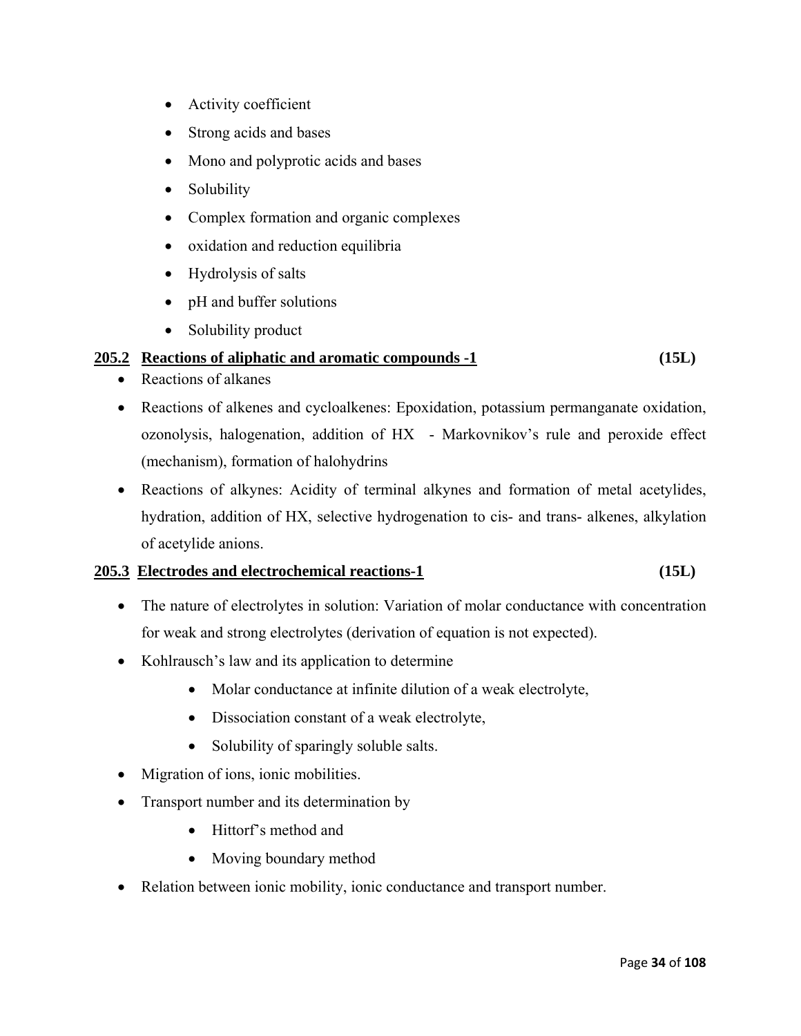- Activity coefficient
- Strong acids and bases
- Mono and polyprotic acids and bases
- Solubility
- Complex formation and organic complexes
- oxidation and reduction equilibria
- Hydrolysis of salts
- pH and buffer solutions
- Solubility product

### **205.2 Reactions of aliphatic and aromatic compounds -1** (15L)

- Reactions of alkanes
- Reactions of alkenes and cycloalkenes: Epoxidation, potassium permanganate oxidation, ozonolysis, halogenation, addition of HX - Markovnikov's rule and peroxide effect (mechanism), formation of halohydrins
- Reactions of alkynes: Acidity of terminal alkynes and formation of metal acetylides, hydration, addition of HX, selective hydrogenation to cis- and trans- alkenes, alkylation of acetylide anions.

### **205.3 Electrodes and electrochemical reactions-1** (15L)

- The nature of electrolytes in solution: Variation of molar conductance with concentration for weak and strong electrolytes (derivation of equation is not expected).
- Kohlrausch's law and its application to determine
  - Molar conductance at infinite dilution of a weak electrolyte,
  - Dissociation constant of a weak electrolyte,
  - Solubility of sparingly soluble salts.
- Migration of ions, ionic mobilities.
- Transport number and its determination by
  - Hittorf's method and
  - Moving boundary method
- Relation between ionic mobility, ionic conductance and transport number.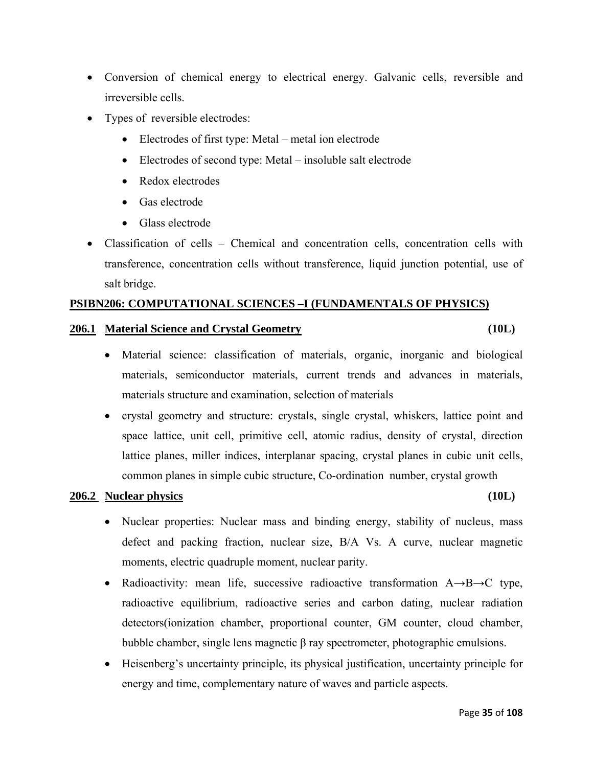- Conversion of chemical energy to electrical energy. Galvanic cells, reversible and irreversible cells.
- Types of reversible electrodes:
  - Electrodes of first type: Metal – metal ion electrode
  - Electrodes of second type: Metal – insoluble salt electrode
  - Redox electrodes
  - Gas electrode
  - Glass electrode
- Classification of cells – Chemical and concentration cells, concentration cells with transference, concentration cells without transference, liquid junction potential, use of salt bridge.

## PSIBN206: COMPUTATIONAL SCIENCES –I (FUNDAMENTALS OF PHYSICS)

### 206.1 Material Science and Crystal Geometry (10L)

- Material science: classification of materials, organic, inorganic and biological materials, semiconductor materials, current trends and advances in materials, materials structure and examination, selection of materials
- crystal geometry and structure: crystals, single crystal, whiskers, lattice point and space lattice, unit cell, primitive cell, atomic radius, density of crystal, direction lattice planes, miller indices, interplanar spacing, crystal planes in cubic unit cells, common planes in simple cubic structure, Co-ordination number, crystal growth

### 206.2 Nuclear physics (10L)

- Nuclear properties: Nuclear mass and binding energy, stability of nucleus, mass defect and packing fraction, nuclear size, B/A Vs. A curve, nuclear magnetic moments, electric quadruple moment, nuclear parity.
- Radioactivity: mean life, successive radioactive transformation $A \rightarrow B \rightarrow C$ type, radioactive equilibrium, radioactive series and carbon dating, nuclear radiation detectors(ionization chamber, proportional counter, GM counter, cloud chamber, bubble chamber, single lens magnetic $\beta$ ray spectrometer, photographic emulsions.
- Heisenberg's uncertainty principle, its physical justification, uncertainty principle for energy and time, complementary nature of waves and particle aspects.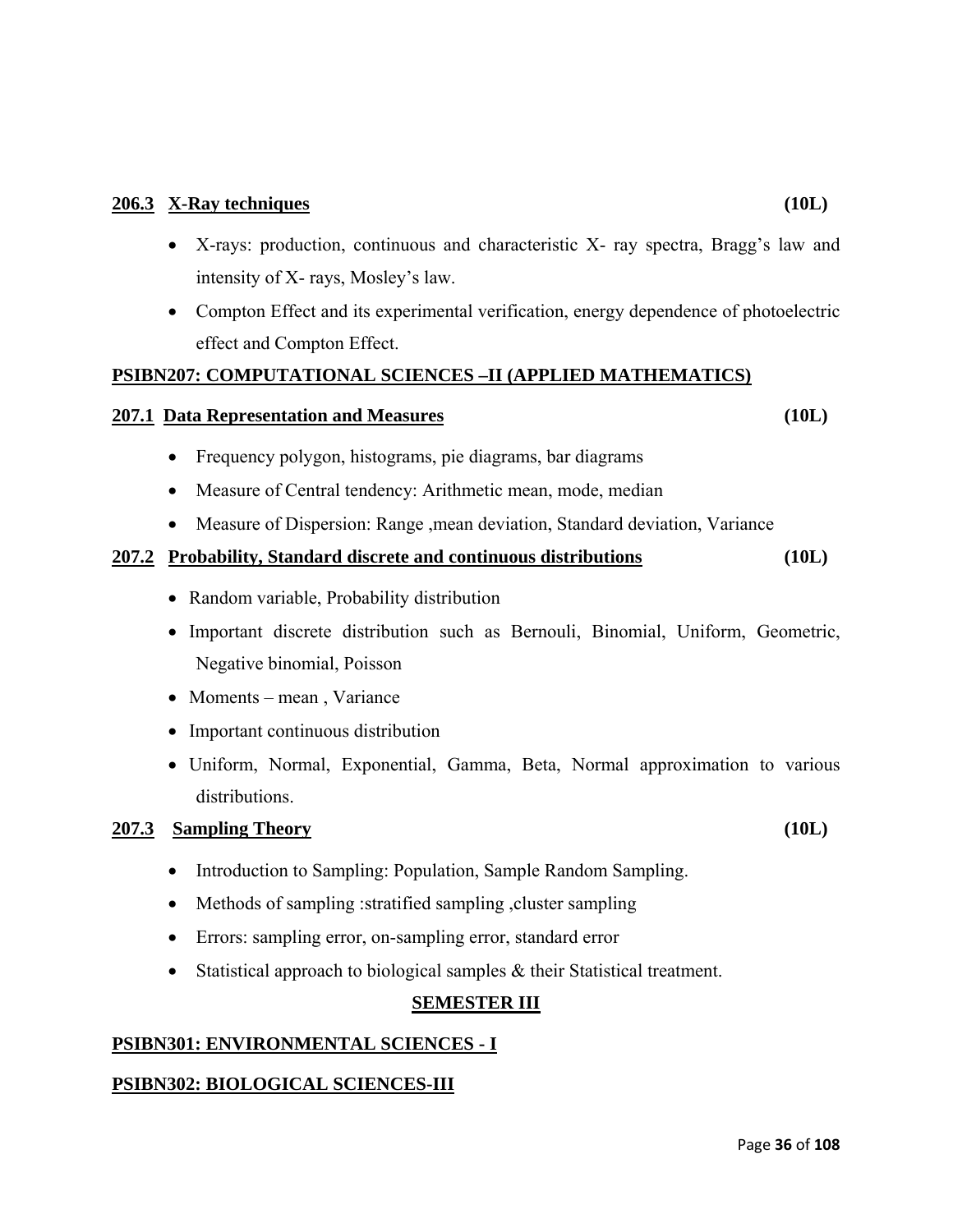**206.3 X-Ray techniques** **(10L)**

- X-rays: production, continuous and characteristic X- ray spectra, Bragg's law and intensity of X- rays, Mosley's law.
- Compton Effect and its experimental verification, energy dependence of photoelectric effect and Compton Effect.

**PSIBN207: COMPUTATIONAL SCIENCES –II (APPLIED MATHEMATICS)**

**207.1 Data Representation and Measures** **(10L)**

- Frequency polygon, histograms, pie diagrams, bar diagrams
- Measure of Central tendency: Arithmetic mean, mode, median
- Measure of Dispersion: Range ,mean deviation, Standard deviation, Variance

**207.2 Probability, Standard discrete and continuous distributions** **(10L)**

- Random variable, Probability distribution
- Important discrete distribution such as Bernouli, Binomial, Uniform, Geometric, Negative binomial, Poisson
- Moments – mean , Variance
- Important continuous distribution
- Uniform, Normal, Exponential, Gamma, Beta, Normal approximation to various distributions.

**207.3 Sampling Theory** **(10L)**

- Introduction to Sampling: Population, Sample Random Sampling.
- Methods of sampling :stratified sampling ,cluster sampling
- Errors: sampling error, on-sampling error, standard error
- Statistical approach to biological samples & their Statistical treatment.

**SEMESTER III**

**PSIBN301: ENVIRONMENTAL SCIENCES - I**

**PSIBN302: BIOLOGICAL SCIENCES-III**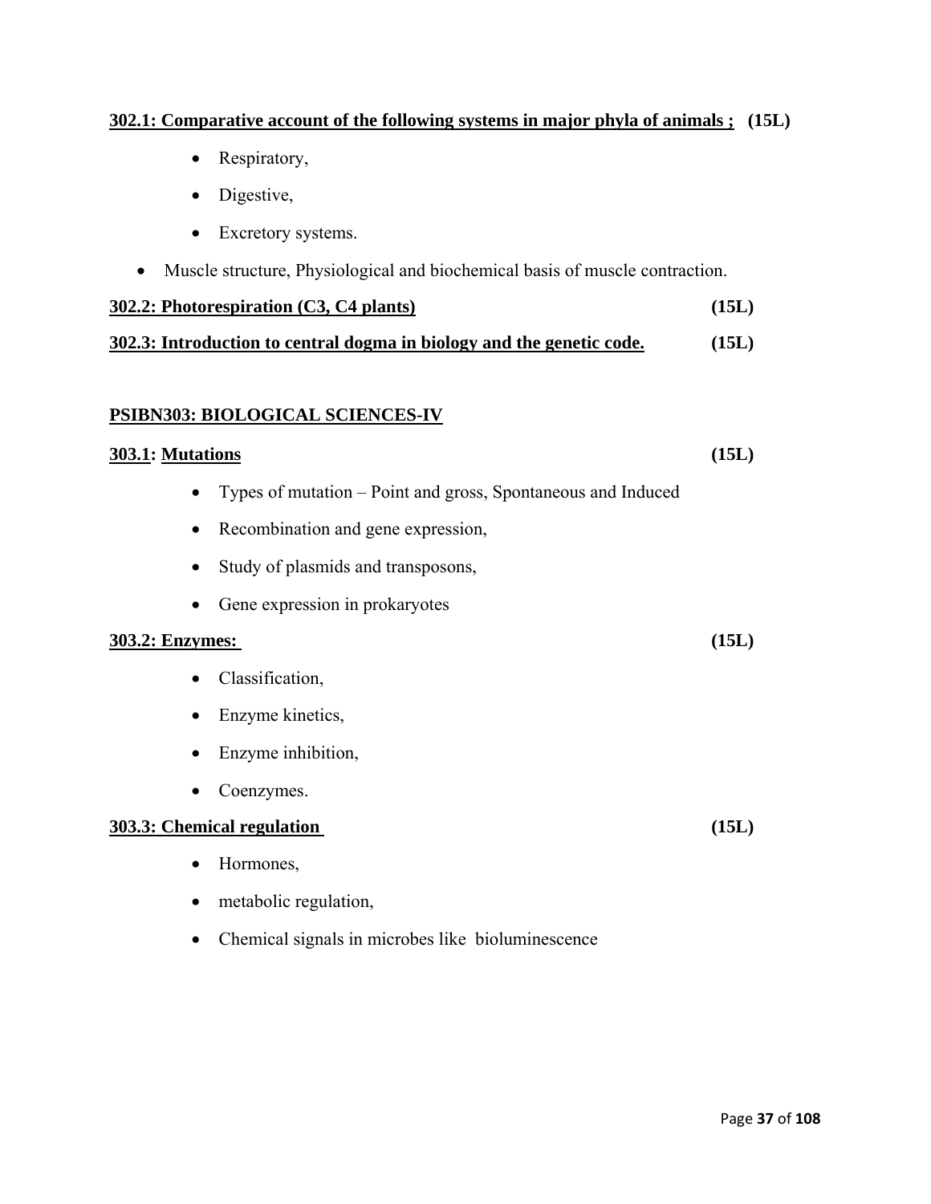**302.1: Comparative account of the following systems in major phyla of animals ; (15L)**

- Respiratory,
- Digestive,
- Excretory systems.

- Muscle structure, Physiological and biochemical basis of muscle contraction.

**302.2: Photorespiration (C3, C4 plants) (15L)**

**302.3: Introduction to central dogma in biology and the genetic code. (15L)**

## PSIBN303: BIOLOGICAL SCIENCES-IV

**303.1: Mutations (15L)**

- Types of mutation – Point and gross, Spontaneous and Induced
- Recombination and gene expression,
- Study of plasmids and transposons,
- Gene expression in prokaryotes

**303.2: Enzymes: (15L)**

- Classification,
- Enzyme kinetics,
- Enzyme inhibition,
- Coenzymes.

**303.3: Chemical regulation (15L)**

- Hormones,
- metabolic regulation,
- Chemical signals in microbes like bioluminescence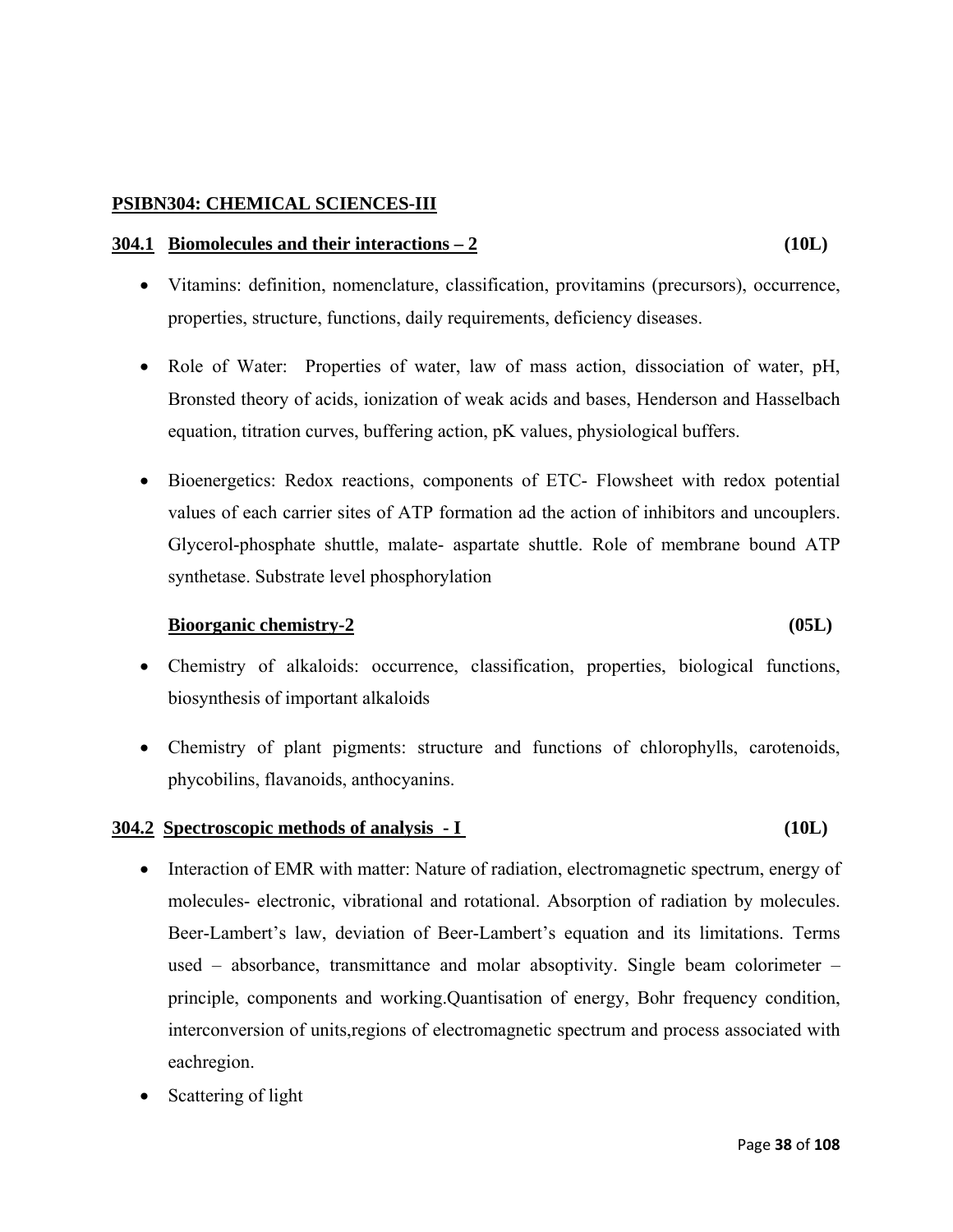## PSIBN304: CHEMICAL SCIENCES-III

### 304.1 Biomolecules and their interactions – 2 (10L)

- Vitamins: definition, nomenclature, classification, provitamins (precursors), occurrence, properties, structure, functions, daily requirements, deficiency diseases.
- Role of Water: Properties of water, law of mass action, dissociation of water, pH, Bronsted theory of acids, ionization of weak acids and bases, Henderson and Hasselbach equation, titration curves, buffering action, pK values, physiological buffers.
- Bioenergetics: Redox reactions, components of ETC- Flowsheet with redox potential values of each carrier sites of ATP formation ad the action of inhibitors and uncouplers. Glycerol-phosphate shuttle, malate- aspartate shuttle. Role of membrane bound ATP synthetase. Substrate level phosphorylation

### Bioorganic chemistry-2 (05L)

- Chemistry of alkaloids: occurrence, classification, properties, biological functions, biosynthesis of important alkaloids
- Chemistry of plant pigments: structure and functions of chlorophylls, carotenoids, phycobilins, flavanoids, anthocyanins.

### 304.2 Spectroscopic methods of analysis - I (10L)

- Interaction of EMR with matter: Nature of radiation, electromagnetic spectrum, energy of molecules- electronic, vibrational and rotational. Absorption of radiation by molecules. Beer-Lambert's law, deviation of Beer-Lambert's equation and its limitations. Terms used – absorbance, transmittance and molar absoptivity. Single beam colorimeter – principle, components and working.Quantisation of energy, Bohr frequency condition, interconversion of units,regions of electromagnetic spectrum and process associated with eachregion.
- Scattering of light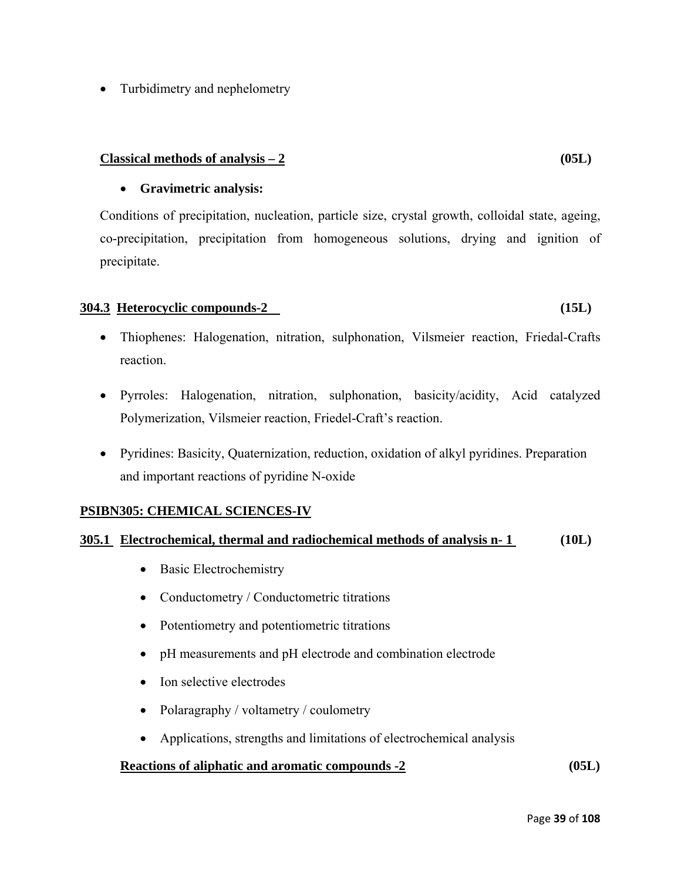- Turbidimetry and nephelometry

**Classical methods of analysis – 2** **(05L)**

- **Gravimetric analysis:**

Conditions of precipitation, nucleation, particle size, crystal growth, colloidal state, ageing, co-precipitation, precipitation from homogeneous solutions, drying and ignition of precipitate.

**304.3 Heterocyclic compounds-2** **(15L)**

- Thiophenes: Halogenation, nitration, sulphonation, Vilsmeier reaction, Friedal-Crafts reaction.
- Pyrroles: Halogenation, nitration, sulphonation, basicity/acidity, Acid catalyzed Polymerization, Vilsmeier reaction, Friedel-Craft's reaction.
- Pyridines: Basicity, Quaternization, reduction, oxidation of alkyl pyridines. Preparation and important reactions of pyridine N-oxide

**PSIBN305: CHEMICAL SCIENCES-IV**

**305.1 Electrochemical, thermal and radiochemical methods of analysis n- 1** **(10L)**

- Basic Electrochemistry
- Conductometry / Conductometric titrations
- Potentiometry and potentiometric titrations
- pH measurements and pH electrode and combination electrode
- Ion selective electrodes
- Polaragraphy / voltametry / coulometry
- Applications, strengths and limitations of electrochemical analysis

**Reactions of aliphatic and aromatic compounds -2** **(05L)**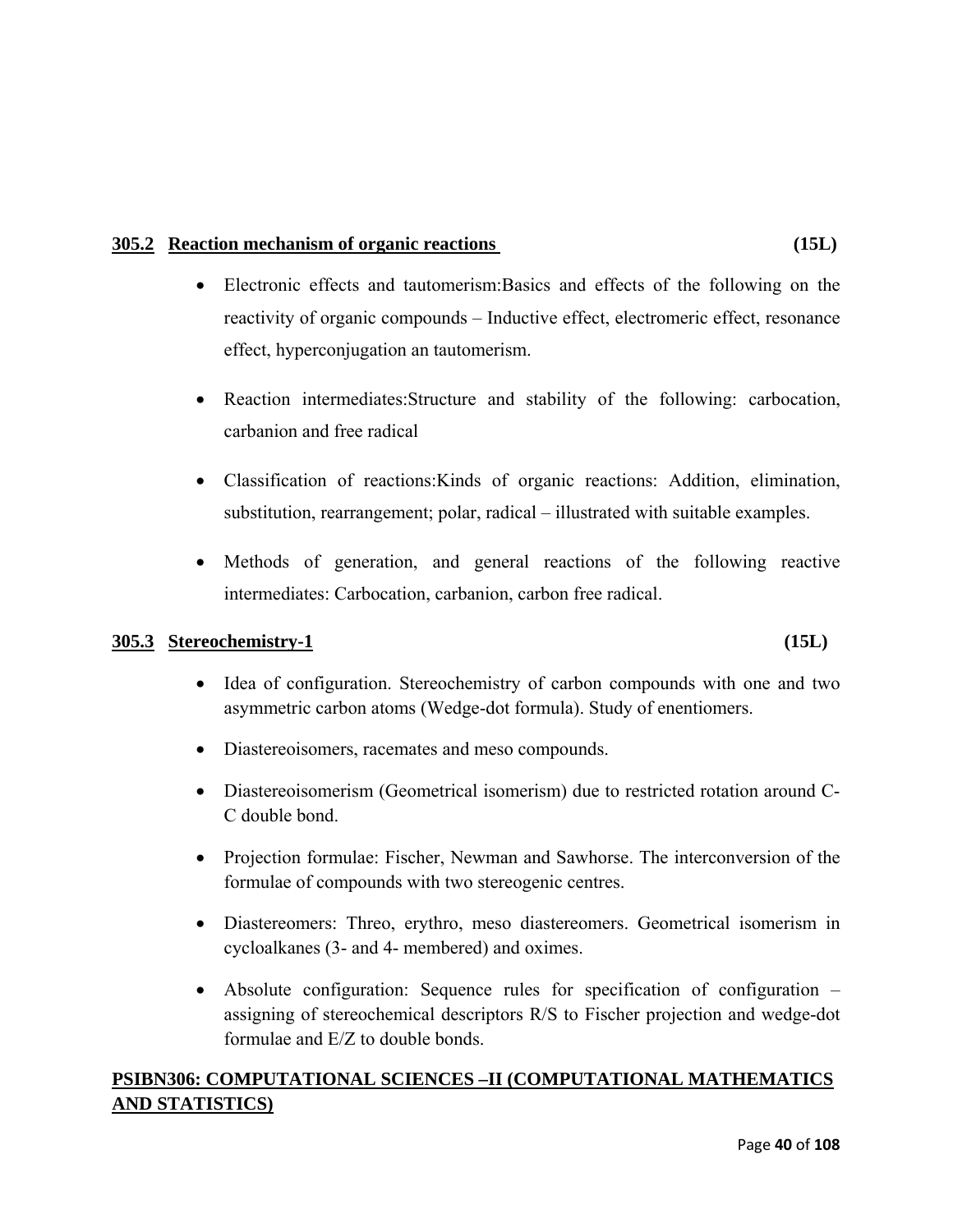### **305.2 Reaction mechanism of organic reactions (15L)**

- Electronic effects and tautomerism:Basics and effects of the following on the reactivity of organic compounds – Inductive effect, electromeric effect, resonance effect, hyperconjugation an tautomerism.

- Reaction intermediates:Structure and stability of the following: carbocation, carbanion and free radical

- Classification of reactions:Kinds of organic reactions: Addition, elimination, substitution, rearrangement; polar, radical – illustrated with suitable examples.

- Methods of generation, and general reactions of the following reactive intermediates: Carbocation, carbanion, carbon free radical.

### **305.3 Stereochemistry-1 (15L)**

- Idea of configuration. Stereochemistry of carbon compounds with one and two asymmetric carbon atoms (Wedge-dot formula). Study of enentiomers.
- Diastereoisomers, racemates and meso compounds.
- Diastereoisomerism (Geometrical isomerism) due to restricted rotation around C-C double bond.
- Projection formulae: Fischer, Newman and Sawhorse. The interconversion of the formulae of compounds with two stereogenic centres.
- Diastereomers: Threo, erythro, meso diastereomers. Geometrical isomerism in cycloalkanes (3- and 4- membered) and oximes.
- Absolute configuration: Sequence rules for specification of configuration – assigning of stereochemical descriptors R/S to Fischer projection and wedge-dot formulae and E/Z to double bonds.

## **PSIBN306: COMPUTATIONAL SCIENCES –II (COMPUTATIONAL MATHEMATICS AND STATISTICS)**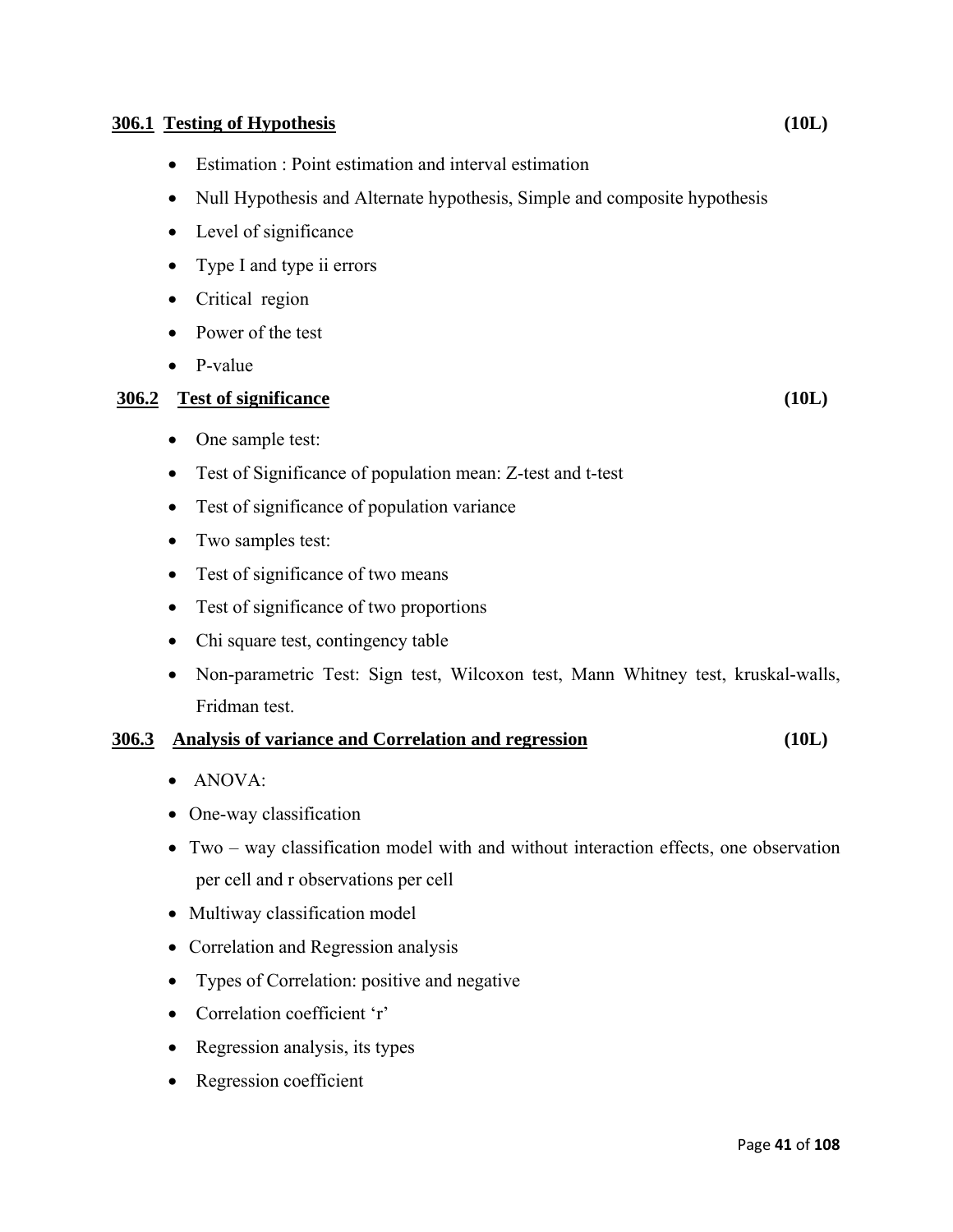### **306.1 Testing of Hypothesis** **(10L)**

- Estimation : Point estimation and interval estimation
- Null Hypothesis and Alternate hypothesis, Simple and composite hypothesis
- Level of significance
- Type I and type ii errors
- Critical region
- Power of the test
- P-value

### **306.2 Test of significance** **(10L)**

- One sample test:
- Test of Significance of population mean: Z-test and t-test
- Test of significance of population variance
- Two samples test:
- Test of significance of two means
- Test of significance of two proportions
- Chi square test, contingency table
- Non-parametric Test: Sign test, Wilcoxon test, Mann Whitney test, kruskal-walls, Fridman test.

### **306.3 Analysis of variance and Correlation and regression** **(10L)**

- ANOVA:
- One-way classification
- Two – way classification model with and without interaction effects, one observation per cell and r observations per cell
- Multiway classification model
- Correlation and Regression analysis
- Types of Correlation: positive and negative
- Correlation coefficient 'r'
- Regression analysis, its types
- Regression coefficient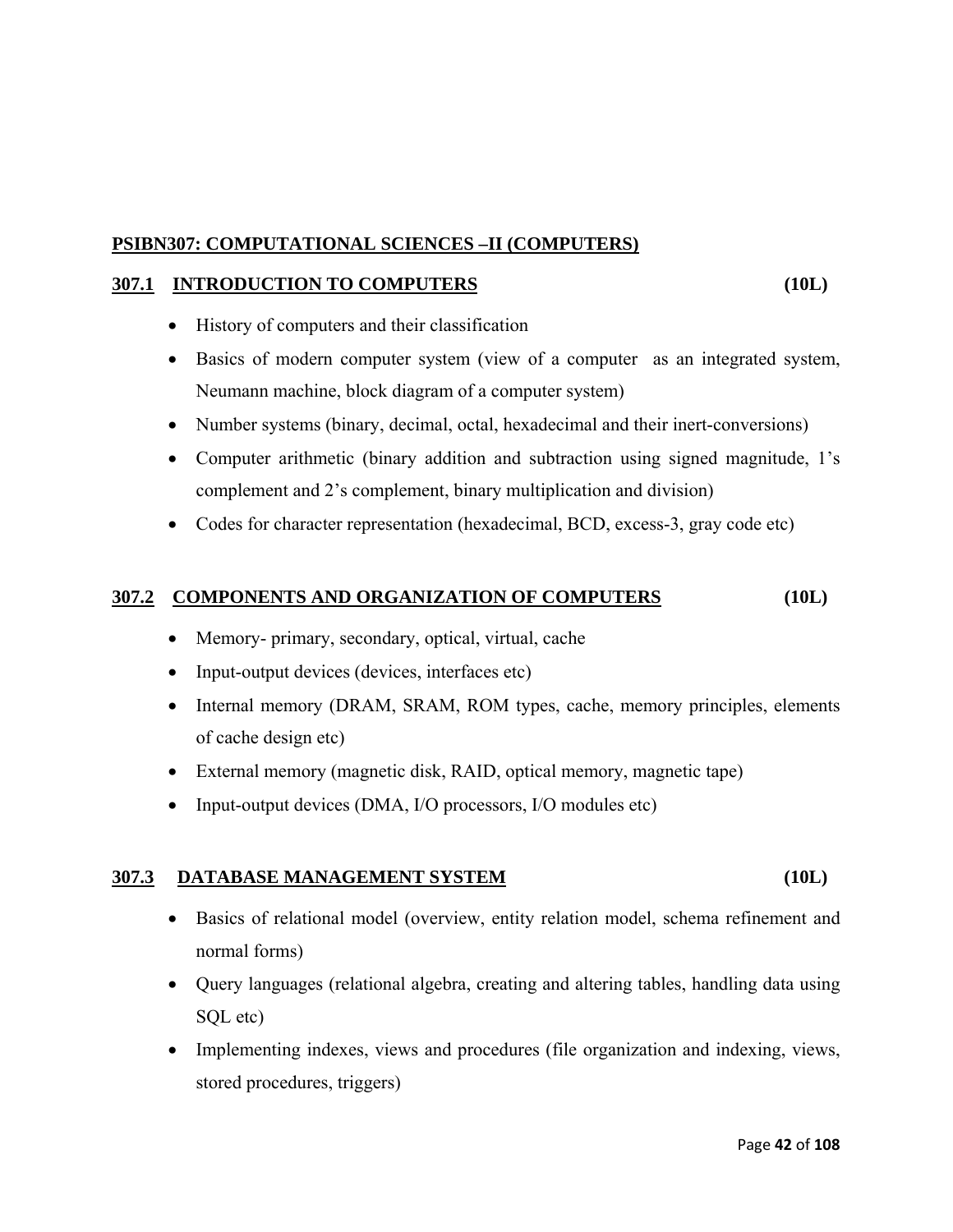## PSIBN307: COMPUTATIONAL SCIENCES –II (COMPUTERS)

### 307.1 INTRODUCTION TO COMPUTERS (10L)

- History of computers and their classification
- Basics of modern computer system (view of a computer as an integrated system, Neumann machine, block diagram of a computer system)
- Number systems (binary, decimal, octal, hexadecimal and their inert-conversions)
- Computer arithmetic (binary addition and subtraction using signed magnitude, 1's complement and 2's complement, binary multiplication and division)
- Codes for character representation (hexadecimal, BCD, excess-3, gray code etc)

### 307.2 COMPONENTS AND ORGANIZATION OF COMPUTERS (10L)

- Memory- primary, secondary, optical, virtual, cache
- Input-output devices (devices, interfaces etc)
- Internal memory (DRAM, SRAM, ROM types, cache, memory principles, elements of cache design etc)
- External memory (magnetic disk, RAID, optical memory, magnetic tape)
- Input-output devices (DMA, I/O processors, I/O modules etc)

### 307.3 DATABASE MANAGEMENT SYSTEM (10L)

- Basics of relational model (overview, entity relation model, schema refinement and normal forms)
- Query languages (relational algebra, creating and altering tables, handling data using SQL etc)
- Implementing indexes, views and procedures (file organization and indexing, views, stored procedures, triggers)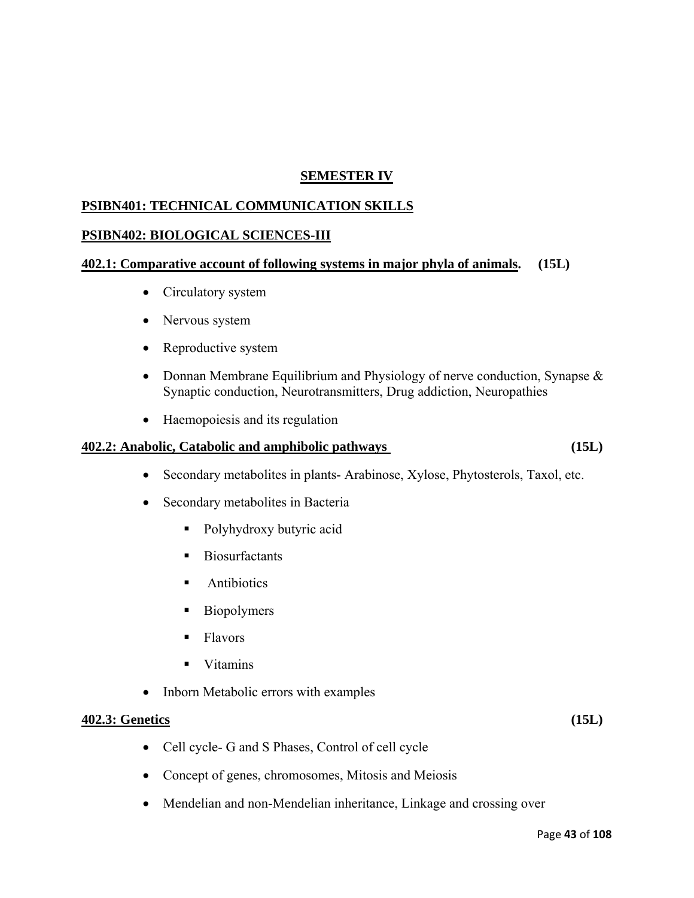## SEMESTER IV

### PSIBN401: TECHNICAL COMMUNICATION SKILLS

### PSIBN402: BIOLOGICAL SCIENCES-III

**402.1: Comparative account of following systems in major phyla of animals. (15L)**

- Circulatory system
- Nervous system
- Reproductive system
- Donnan Membrane Equilibrium and Physiology of nerve conduction, Synapse & Synaptic conduction, Neurotransmitters, Drug addiction, Neuropathies
- Haemopoiesis and its regulation

**402.2: Anabolic, Catabolic and amphibolic pathways (15L)**

- Secondary metabolites in plants- Arabinose, Xylose, Phytosterols, Taxol, etc.
- Secondary metabolites in Bacteria
  - Polyhydroxy butyric acid
  - Biosurfactants
  - Antibiotics
  - Biopolymers
  - Flavors
  - Vitamins
- Inborn Metabolic errors with examples

**402.3: Genetics (15L)**

- Cell cycle- G and S Phases, Control of cell cycle
- Concept of genes, chromosomes, Mitosis and Meiosis
- Mendelian and non-Mendelian inheritance, Linkage and crossing over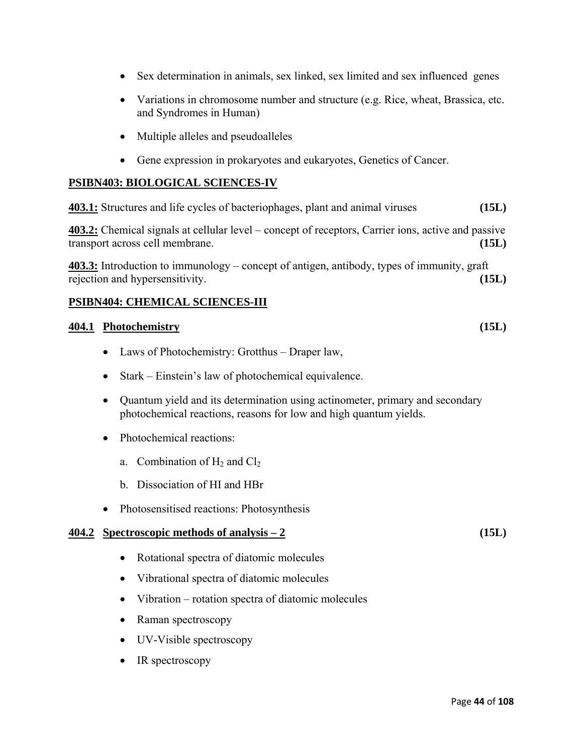- Sex determination in animals, sex linked, sex limited and sex influenced genes
- Variations in chromosome number and structure (e.g. Rice, wheat, Brassica, etc. and Syndromes in Human)
- Multiple alleles and pseudoalleles
- Gene expression in prokaryotes and eukaryotes, Genetics of Cancer.

## PSIBN403: BIOLOGICAL SCIENCES-IV

**403.1:** Structures and life cycles of bacteriophages, plant and animal viruses **(15L)**

**403.2:** Chemical signals at cellular level – concept of receptors, Carrier ions, active and passive transport across cell membrane. **(15L)**

**403.3:** Introduction to immunology – concept of antigen, antibody, types of immunity, graft rejection and hypersensitivity. **(15L)**

## PSIBN404: CHEMICAL SCIENCES-III

### 404.1 Photochemistry (15L)

- Laws of Photochemistry: Grotthus – Draper law,
- Stark – Einstein's law of photochemical equivalence.
- Quantum yield and its determination using actinometer, primary and secondary photochemical reactions, reasons for low and high quantum yields.
- Photochemical reactions:
  a. Combination of $H_2$ and $Cl_2$
  b. Dissociation of HI and HBr
- Photosensitised reactions: Photosynthesis

### 404.2 Spectroscopic methods of analysis – 2 (15L)

- Rotational spectra of diatomic molecules
- Vibrational spectra of diatomic molecules
- Vibration – rotation spectra of diatomic molecules
- Raman spectroscopy
- UV-Visible spectroscopy
- IR spectroscopy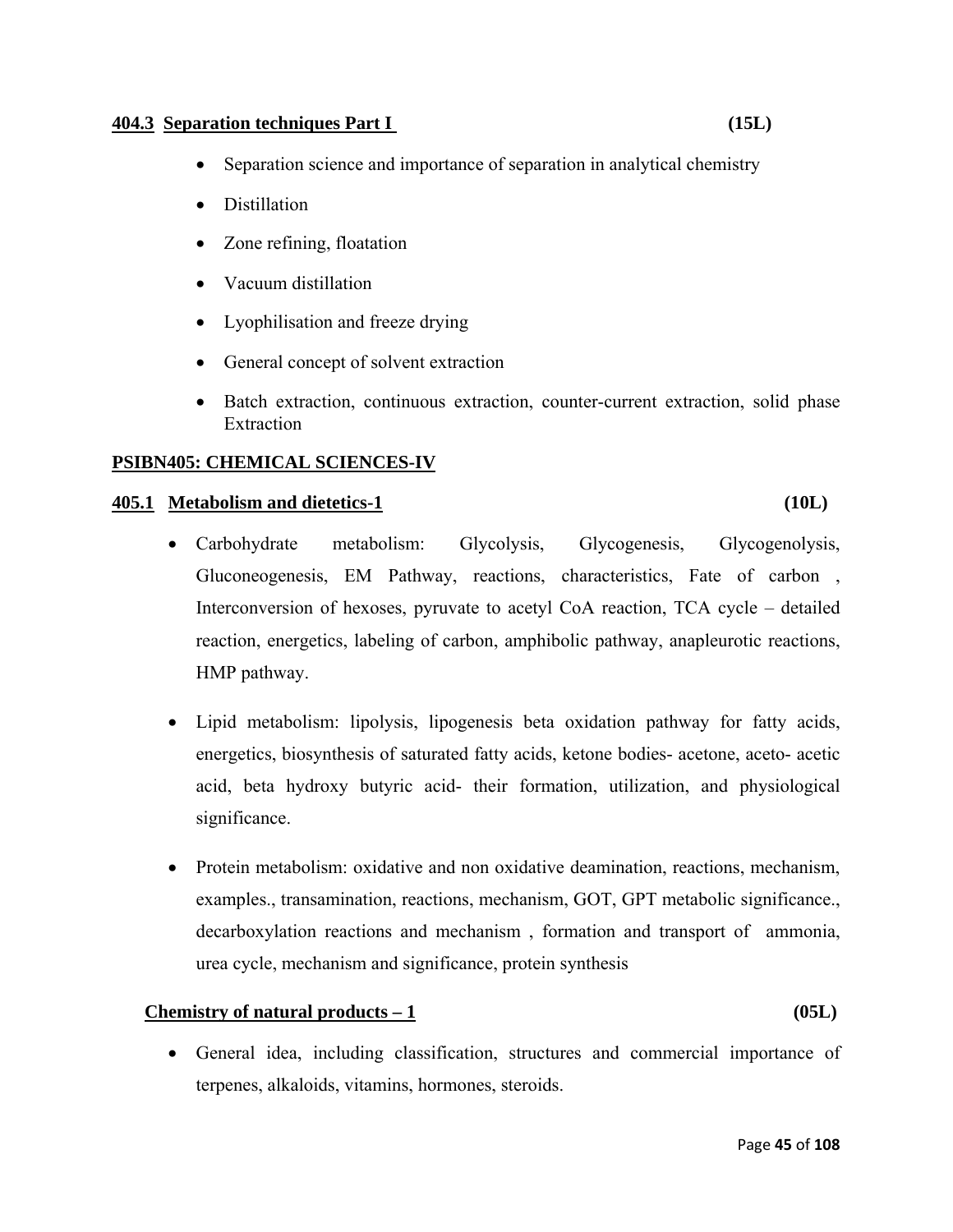### 404.3 Separation techniques Part I (15L)

- Separation science and importance of separation in analytical chemistry
- Distillation
- Zone refining, floatation
- Vacuum distillation
- Lyophilisation and freeze drying
- General concept of solvent extraction
- Batch extraction, continuous extraction, counter-current extraction, solid phase Extraction

## PSIBN405: CHEMICAL SCIENCES-IV

### 405.1 Metabolism and dietetics-1 (10L)

- Carbohydrate metabolism: Glycolysis, Glycogenesis, Glycogenolysis, Gluconeogenesis, EM Pathway, reactions, characteristics, Fate of carbon , Interconversion of hexoses, pyruvate to acetyl CoA reaction, TCA cycle – detailed reaction, energetics, labeling of carbon, amphibolic pathway, anapleurotic reactions, HMP pathway.
- Lipid metabolism: lipolysis, lipogenesis beta oxidation pathway for fatty acids, energetics, biosynthesis of saturated fatty acids, ketone bodies- acetone, aceto- acetic acid, beta hydroxy butyric acid- their formation, utilization, and physiological significance.
- Protein metabolism: oxidative and non oxidative deamination, reactions, mechanism, examples., transamination, reactions, mechanism, GOT, GPT metabolic significance., decarboxylation reactions and mechanism , formation and transport of ammonia, urea cycle, mechanism and significance, protein synthesis

### Chemistry of natural products – 1 (05L)

- General idea, including classification, structures and commercial importance of terpenes, alkaloids, vitamins, hormones, steroids.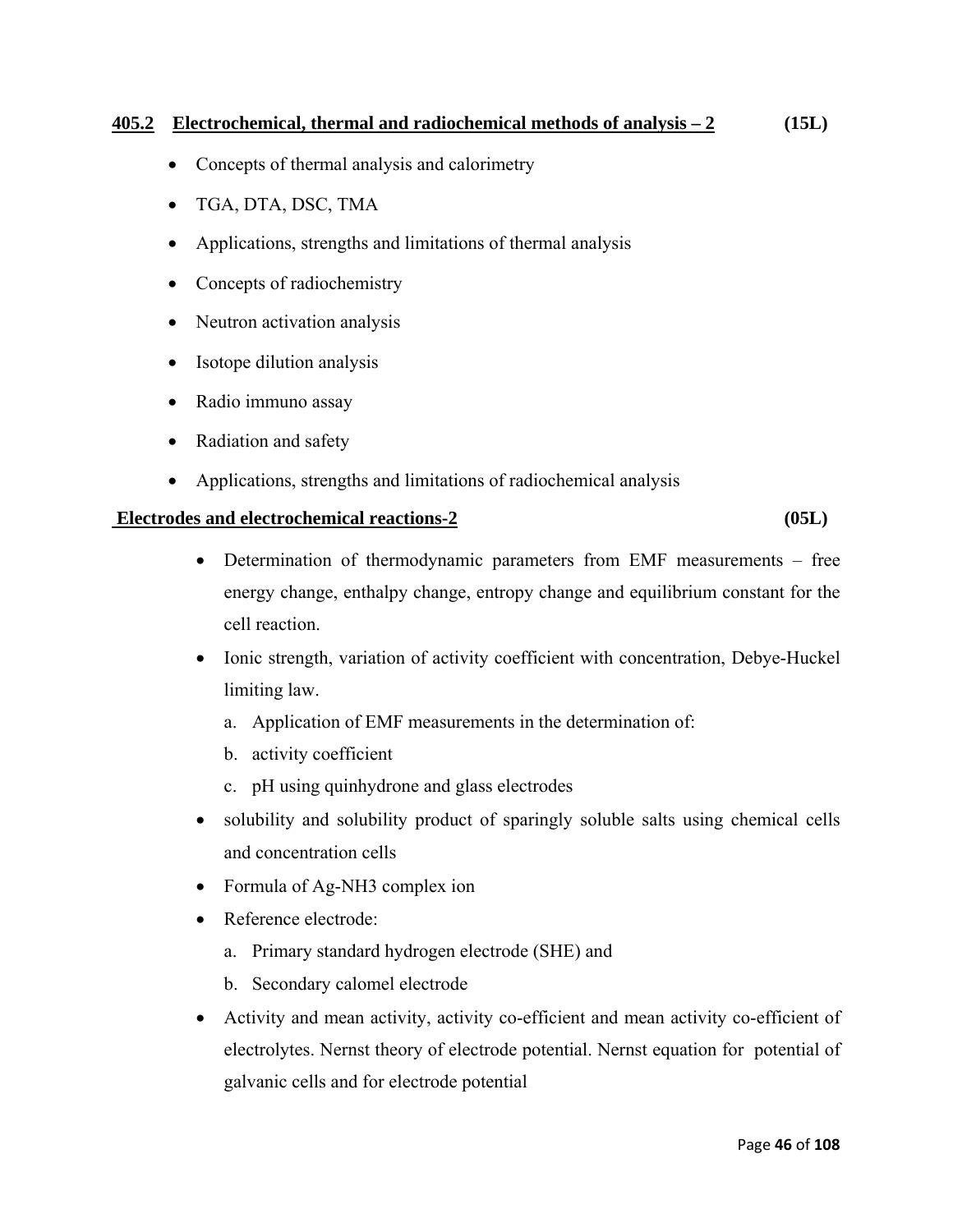**405.2 Electrochemical, thermal and radiochemical methods of analysis – 2 (15L)**

- Concepts of thermal analysis and calorimetry
- TGA, DTA, DSC, TMA
- Applications, strengths and limitations of thermal analysis
- Concepts of radiochemistry
- Neutron activation analysis
- Isotope dilution analysis
- Radio immuno assay
- Radiation and safety
- Applications, strengths and limitations of radiochemical analysis

**Electrodes and electrochemical reactions-2 (05L)**

- Determination of thermodynamic parameters from EMF measurements – free energy change, enthalpy change, entropy change and equilibrium constant for the cell reaction.
- Ionic strength, variation of activity coefficient with concentration, Debye-Huckel limiting law.
    a. Application of EMF measurements in the determination of:
    b. activity coefficient
    c. pH using quinhydrone and glass electrodes
- solubility and solubility product of sparingly soluble salts using chemical cells and concentration cells
- Formula of Ag-NH3 complex ion
- Reference electrode:
    a. Primary standard hydrogen electrode (SHE) and
    b. Secondary calomel electrode
- Activity and mean activity, activity co-efficient and mean activity co-efficient of electrolytes. Nernst theory of electrode potential. Nernst equation for potential of galvanic cells and for electrode potential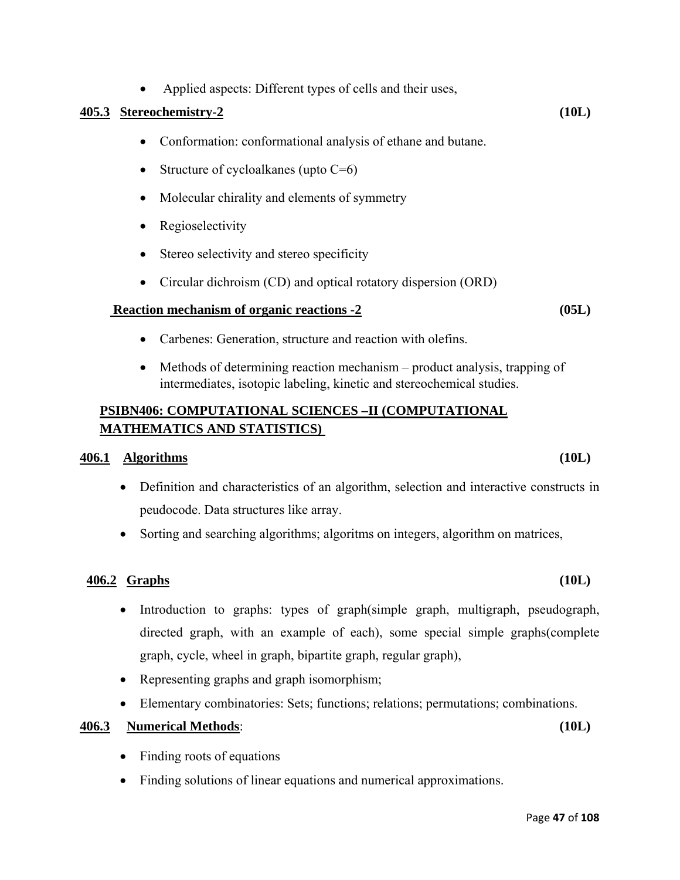- Applied aspects: Different types of cells and their uses,

**405.3 Stereochemistry-2** **(10L)**

- Conformation: conformational analysis of ethane and butane.
- Structure of cycloalkanes (upto C=6)
- Molecular chirality and elements of symmetry
- Regioselectivity
- Stereo selectivity and stereo specificity
- Circular dichroism (CD) and optical rotatory dispersion (ORD)

**Reaction mechanism of organic reactions -2** **(05L)**

- Carbenes: Generation, structure and reaction with olefins.
- Methods of determining reaction mechanism – product analysis, trapping of intermediates, isotopic labeling, kinetic and stereochemical studies.

## PSIBN406: COMPUTATIONAL SCIENCES –II (COMPUTATIONAL MATHEMATICS AND STATISTICS)

**406.1 Algorithms** **(10L)**

- Definition and characteristics of an algorithm, selection and interactive constructs in peudocode. Data structures like array.
- Sorting and searching algorithms; algoritms on integers, algorithm on matrices,

**406.2 Graphs** **(10L)**

- Introduction to graphs: types of graph(simple graph, multigraph, pseudograph, directed graph, with an example of each), some special simple graphs(complete graph, cycle, wheel in graph, bipartite graph, regular graph),
- Representing graphs and graph isomorphism;
- Elementary combinatories: Sets; functions; relations; permutations; combinations.

**406.3 Numerical Methods**: **(10L)**

- Finding roots of equations
- Finding solutions of linear equations and numerical approximations.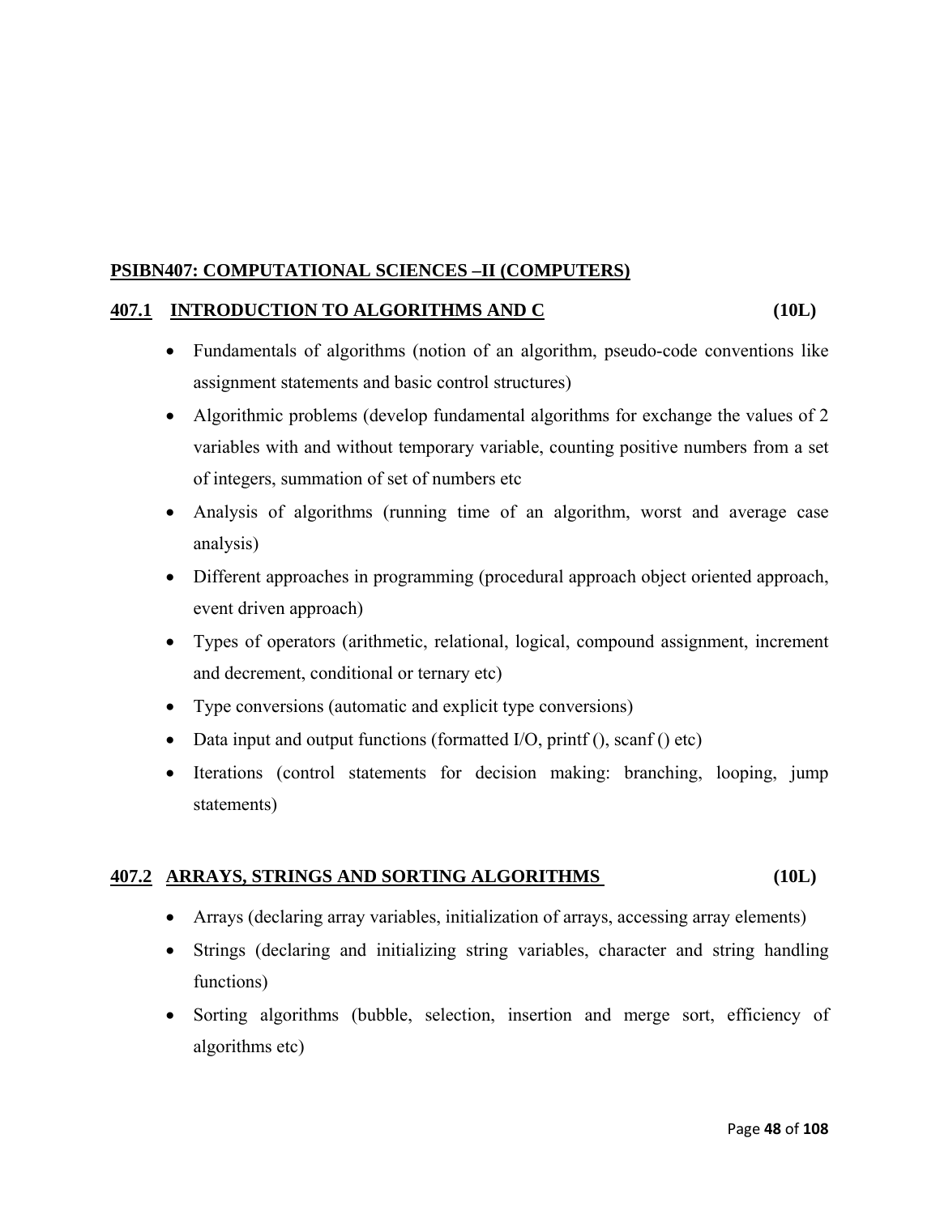## PSIBN407: COMPUTATIONAL SCIENCES –II (COMPUTERS)

### 407.1 INTRODUCTION TO ALGORITHMS AND C (10L)

- Fundamentals of algorithms (notion of an algorithm, pseudo-code conventions like assignment statements and basic control structures)
- Algorithmic problems (develop fundamental algorithms for exchange the values of 2 variables with and without temporary variable, counting positive numbers from a set of integers, summation of set of numbers etc
- Analysis of algorithms (running time of an algorithm, worst and average case analysis)
- Different approaches in programming (procedural approach object oriented approach, event driven approach)
- Types of operators (arithmetic, relational, logical, compound assignment, increment and decrement, conditional or ternary etc)
- Type conversions (automatic and explicit type conversions)
- Data input and output functions (formatted I/O, printf (), scanf () etc)
- Iterations (control statements for decision making: branching, looping, jump statements)

### 407.2 ARRAYS, STRINGS AND SORTING ALGORITHMS (10L)

- Arrays (declaring array variables, initialization of arrays, accessing array elements)
- Strings (declaring and initializing string variables, character and string handling functions)
- Sorting algorithms (bubble, selection, insertion and merge sort, efficiency of algorithms etc)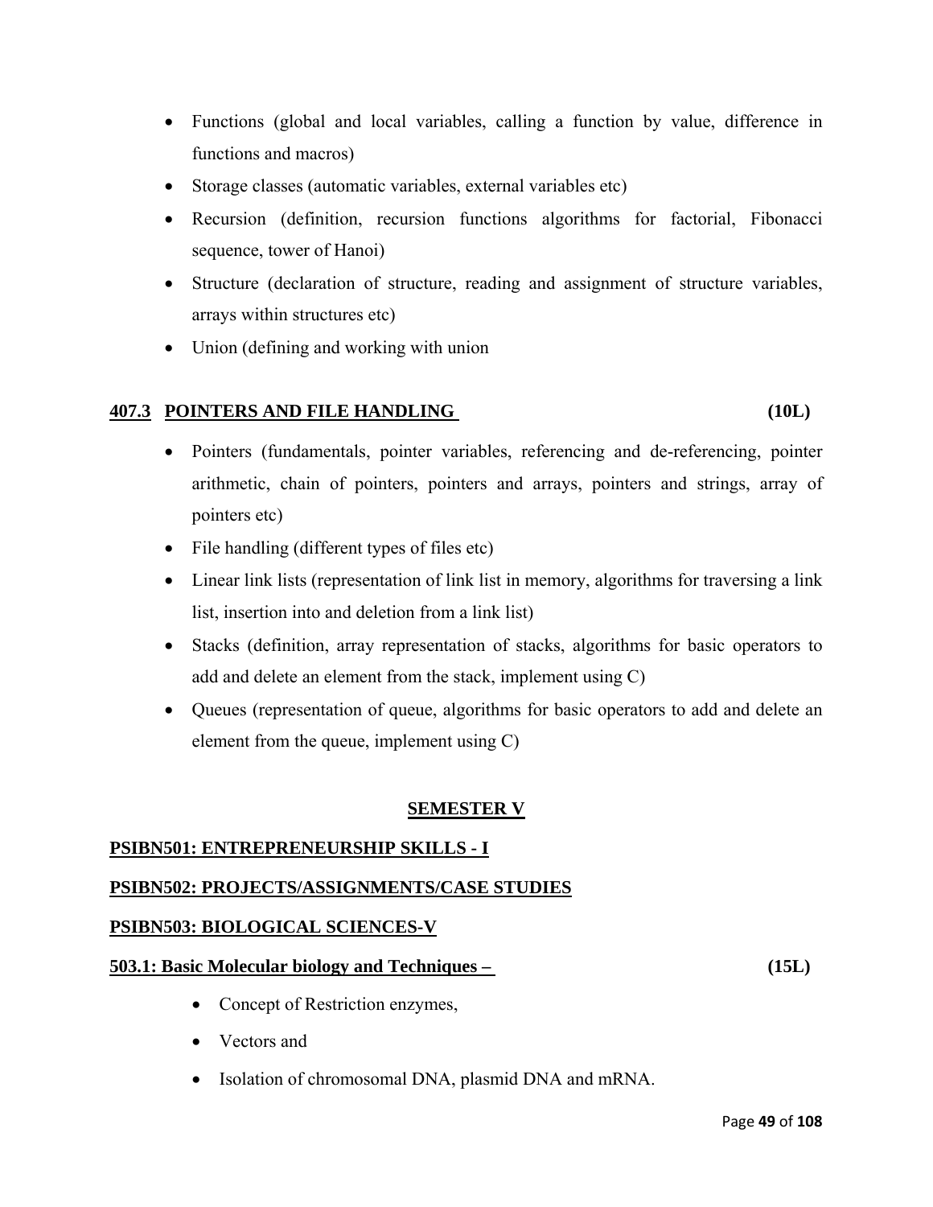- Functions (global and local variables, calling a function by value, difference in functions and macros)
- Storage classes (automatic variables, external variables etc)
- Recursion (definition, recursion functions algorithms for factorial, Fibonacci sequence, tower of Hanoi)
- Structure (declaration of structure, reading and assignment of structure variables, arrays within structures etc)
- Union (defining and working with union

### 407.3 POINTERS AND FILE HANDLING (10L)

- Pointers (fundamentals, pointer variables, referencing and de-referencing, pointer arithmetic, chain of pointers, pointers and arrays, pointers and strings, array of pointers etc)
- File handling (different types of files etc)
- Linear link lists (representation of link list in memory, algorithms for traversing a link list, insertion into and deletion from a link list)
- Stacks (definition, array representation of stacks, algorithms for basic operators to add and delete an element from the stack, implement using C)
- Queues (representation of queue, algorithms for basic operators to add and delete an element from the queue, implement using C)

## SEMESTER V

### PSIBN501: ENTREPRENEURSHIP SKILLS - I

### PSIBN502: PROJECTS/ASSIGNMENTS/CASE STUDIES

### PSIBN503: BIOLOGICAL SCIENCES-V

#### 503.1: Basic Molecular biology and Techniques – (15L)

- Concept of Restriction enzymes,
- Vectors and
- Isolation of chromosomal DNA, plasmid DNA and mRNA.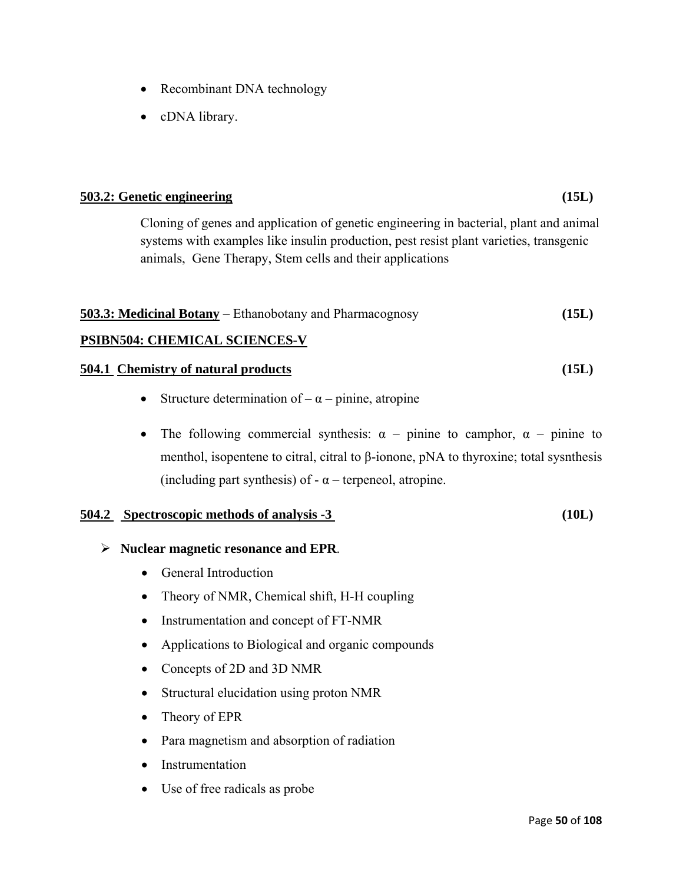- Recombinant DNA technology
- cDNA library.

**503.2: Genetic engineering** **(15L)**

Cloning of genes and application of genetic engineering in bacterial, plant and animal systems with examples like insulin production, pest resist plant varieties, transgenic animals, Gene Therapy, Stem cells and their applications

**503.3: Medicinal Botany** – Ethanobotany and Pharmacognosy **(15L)**

## PSIBN504: CHEMICAL SCIENCES-V

**504.1 Chemistry of natural products** **(15L)**

- Structure determination of – α – pinine, atropine
- The following commercial synthesis: α – pinine to camphor, α – pinine to menthol, isopentene to citral, citral to β-ionone, pNA to thyroxine; total sysnthesis (including part synthesis) of - α – terpeneol, atropine.

**504.2 Spectroscopic methods of analysis -3** **(10L)**

- **Nuclear magnetic resonance and EPR**.
  - General Introduction
  - Theory of NMR, Chemical shift, H-H coupling
  - Instrumentation and concept of FT-NMR
  - Applications to Biological and organic compounds
  - Concepts of 2D and 3D NMR
  - Structural elucidation using proton NMR
  - Theory of EPR
  - Para magnetism and absorption of radiation
  - Instrumentation
  - Use of free radicals as probe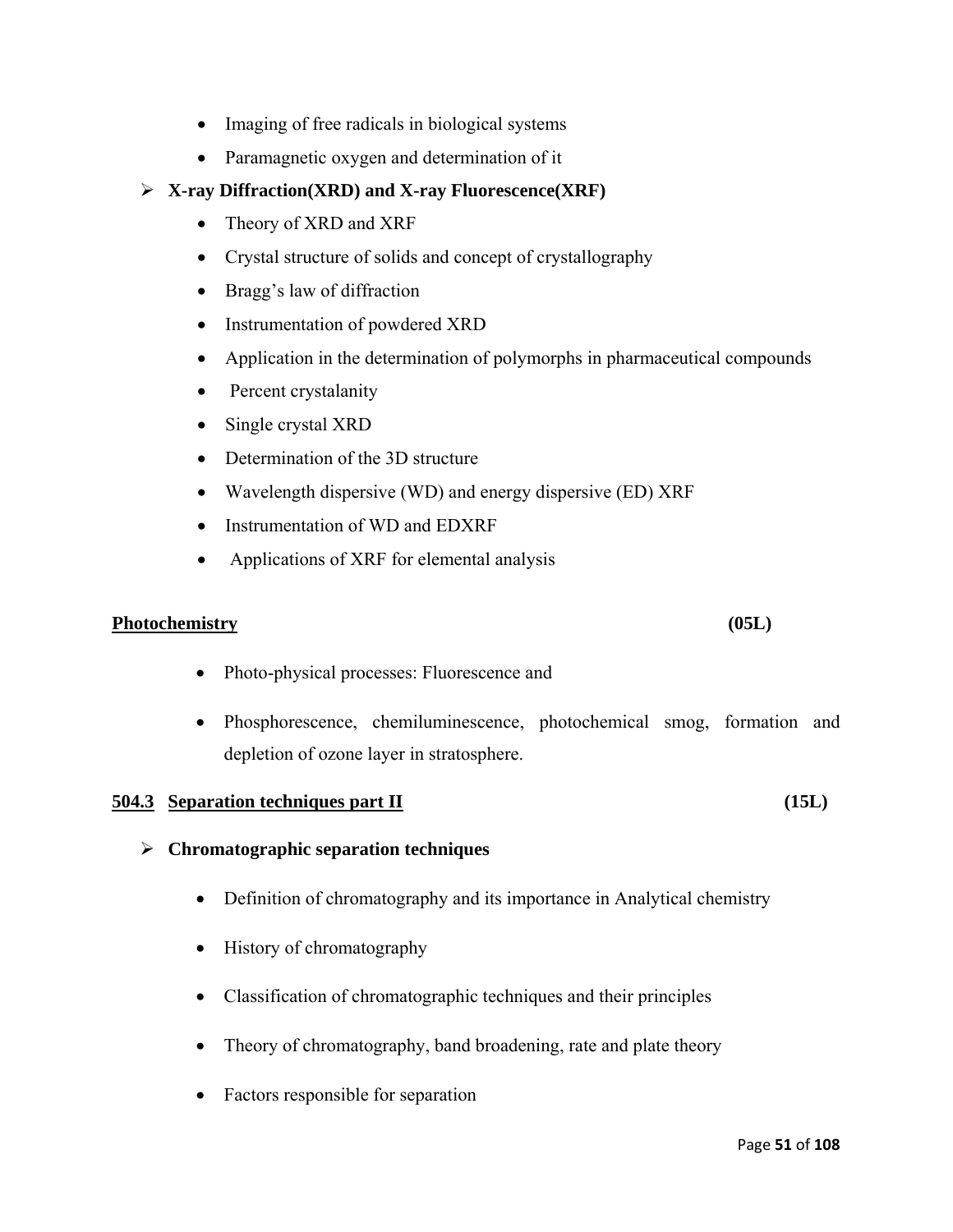- Imaging of free radicals in biological systems
- Paramagnetic oxygen and determination of it

- **X-ray Diffraction(XRD) and X-ray Fluorescence(XRF)**
  - Theory of XRD and XRF
  - Crystal structure of solids and concept of crystallography
  - Bragg's law of diffraction
  - Instrumentation of powdered XRD
  - Application in the determination of polymorphs in pharmaceutical compounds
  - Percent crystalanity
  - Single crystal XRD
  - Determination of the 3D structure
  - Wavelength dispersive (WD) and energy dispersive (ED) XRF
  - Instrumentation of WD and EDXRF
  - Applications of XRF for elemental analysis

**<u>Photochemistry</u>** **(05L)**

- Photo-physical processes: Fluorescence and
- Phosphorescence, chemiluminescence, photochemical smog, formation and depletion of ozone layer in stratosphere.

**<u>504.3</u>** **<u>Separation techniques part II</u>** **(15L)**

- **Chromatographic separation techniques**
  - Definition of chromatography and its importance in Analytical chemistry
  - History of chromatography
  - Classification of chromatographic techniques and their principles
  - Theory of chromatography, band broadening, rate and plate theory
  - Factors responsible for separation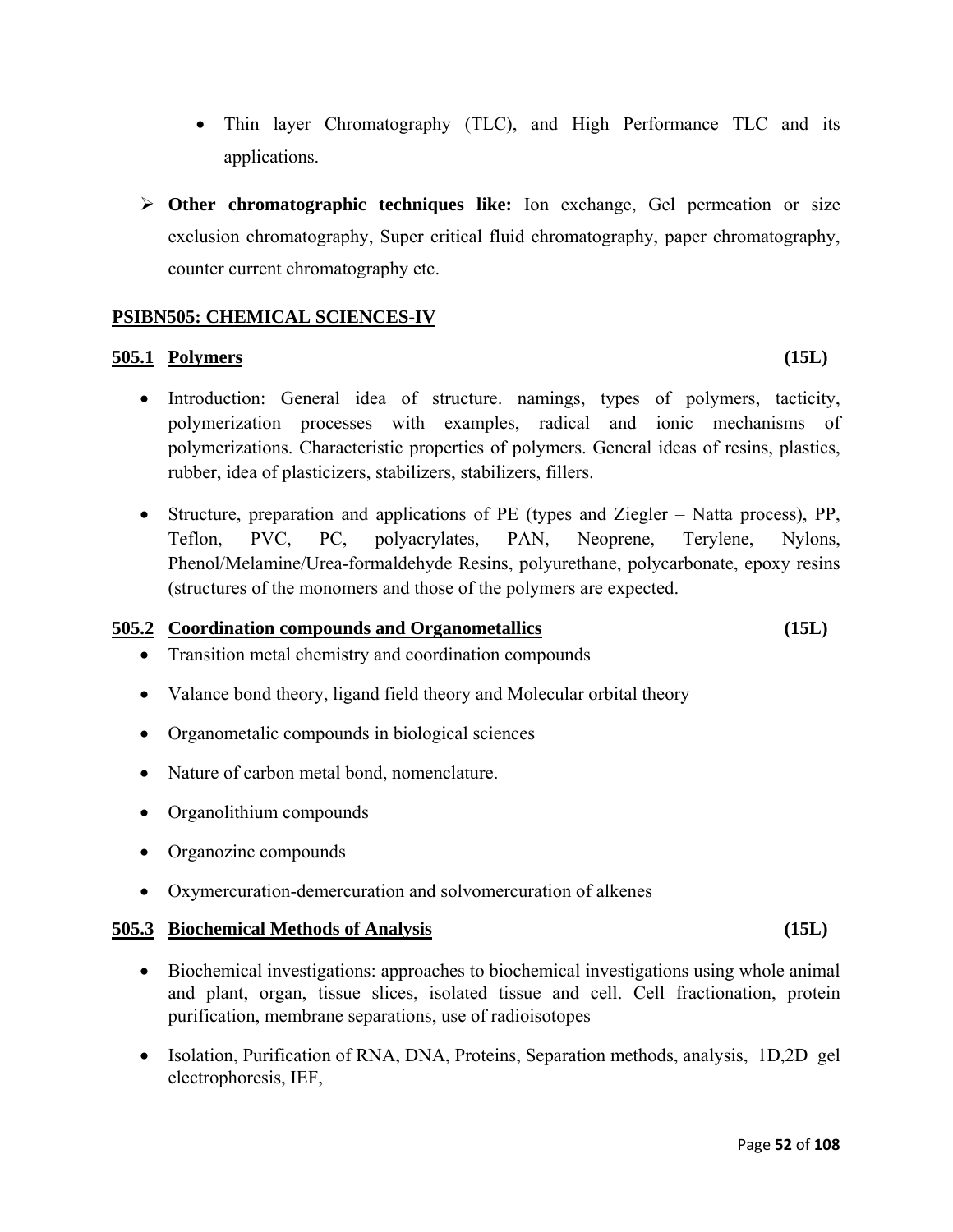- Thin layer Chromatography (TLC), and High Performance TLC and its applications.

- **Other chromatographic techniques like:** Ion exchange, Gel permeation or size exclusion chromatography, Super critical fluid chromatography, paper chromatography, counter current chromatography etc.

## PSIBN505: CHEMICAL SCIENCES-IV

### 505.1 Polymers (15L)

- Introduction: General idea of structure. namings, types of polymers, tacticity, polymerization processes with examples, radical and ionic mechanisms of polymerizations. Characteristic properties of polymers. General ideas of resins, plastics, rubber, idea of plasticizers, stabilizers, stabilizers, fillers.

- Structure, preparation and applications of PE (types and Ziegler – Natta process), PP, Teflon, PVC, PC, polyacrylates, PAN, Neoprene, Terylene, Nylons, Phenol/Melamine/Urea-formaldehyde Resins, polyurethane, polycarbonate, epoxy resins (structures of the monomers and those of the polymers are expected.

### 505.2 Coordination compounds and Organometallics (15L)

- Transition metal chemistry and coordination compounds
- Valance bond theory, ligand field theory and Molecular orbital theory
- Organometalic compounds in biological sciences
- Nature of carbon metal bond, nomenclature.
- Organolithium compounds
- Organozinc compounds
- Oxymercuration-demercuration and solvomercuration of alkenes

### 505.3 Biochemical Methods of Analysis (15L)

- Biochemical investigations: approaches to biochemical investigations using whole animal and plant, organ, tissue slices, isolated tissue and cell. Cell fractionation, protein purification, membrane separations, use of radioisotopes

- Isolation, Purification of RNA, DNA, Proteins, Separation methods, analysis, 1D,2D gel electrophoresis, IEF,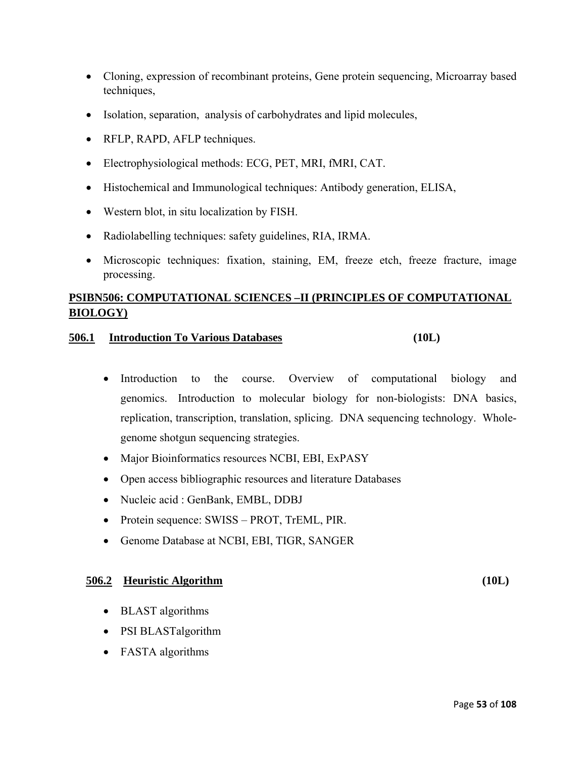- Cloning, expression of recombinant proteins, Gene protein sequencing, Microarray based techniques,
- Isolation, separation, analysis of carbohydrates and lipid molecules,
- RFLP, RAPD, AFLP techniques.
- Electrophysiological methods: ECG, PET, MRI, fMRI, CAT.
- Histochemical and Immunological techniques: Antibody generation, ELISA,
- Western blot, in situ localization by FISH.
- Radiolabelling techniques: safety guidelines, RIA, IRMA.
- Microscopic techniques: fixation, staining, EM, freeze etch, freeze fracture, image processing.

## PSIBN506: COMPUTATIONAL SCIENCES –II (PRINCIPLES OF COMPUTATIONAL BIOLOGY)

### 506.1 Introduction To Various Databases (10L)

- Introduction to the course. Overview of computational biology and genomics. Introduction to molecular biology for non-biologists: DNA basics, replication, transcription, translation, splicing. DNA sequencing technology. Whole-genome shotgun sequencing strategies.
- Major Bioinformatics resources NCBI, EBI, ExPASY
- Open access bibliographic resources and literature Databases
- Nucleic acid : GenBank, EMBL, DDBJ
- Protein sequence: SWISS – PROT, TrEML, PIR.
- Genome Database at NCBI, EBI, TIGR, SANGER

### 506.2 Heuristic Algorithm (10L)

- BLAST algorithms
- PSI BLASTalgorithm
- FASTA algorithms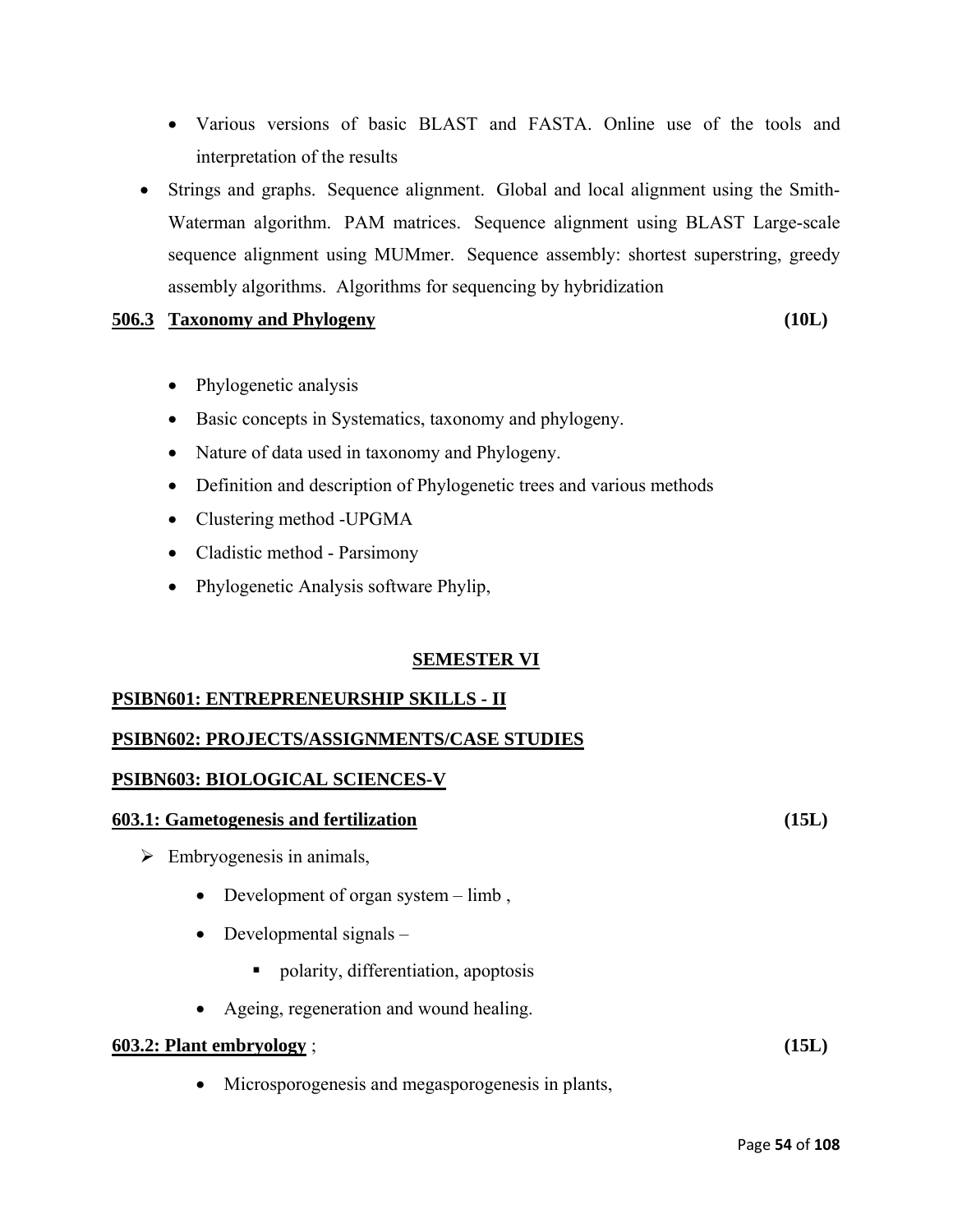- Various versions of basic BLAST and FASTA. Online use of the tools and interpretation of the results

- Strings and graphs. Sequence alignment. Global and local alignment using the Smith-Waterman algorithm. PAM matrices. Sequence alignment using BLAST Large-scale sequence alignment using MUMmer. Sequence assembly: shortest superstring, greedy assembly algorithms. Algorithms for sequencing by hybridization

**506.3 Taxonomy and Phylogeny** **(10L)**

- Phylogenetic analysis
- Basic concepts in Systematics, taxonomy and phylogeny.
- Nature of data used in taxonomy and Phylogeny.
- Definition and description of Phylogenetic trees and various methods
- Clustering method -UPGMA
- Cladistic method - Parsimony
- Phylogenetic Analysis software Phylip,

## SEMESTER VI

### PSIBN601: ENTREPRENEURSHIP SKILLS - II

### PSIBN602: PROJECTS/ASSIGNMENTS/CASE STUDIES

### PSIBN603: BIOLOGICAL SCIENCES-V

**603.1: Gametogenesis and fertilization** **(15L)**

- Embryogenesis in animals,
  - Development of organ system – limb ,
  - Developmental signals –
    - polarity, differentiation, apoptosis
  - Ageing, regeneration and wound healing.

**603.2: Plant embryology** ; **(15L)**

- Microsporogenesis and megasporogenesis in plants,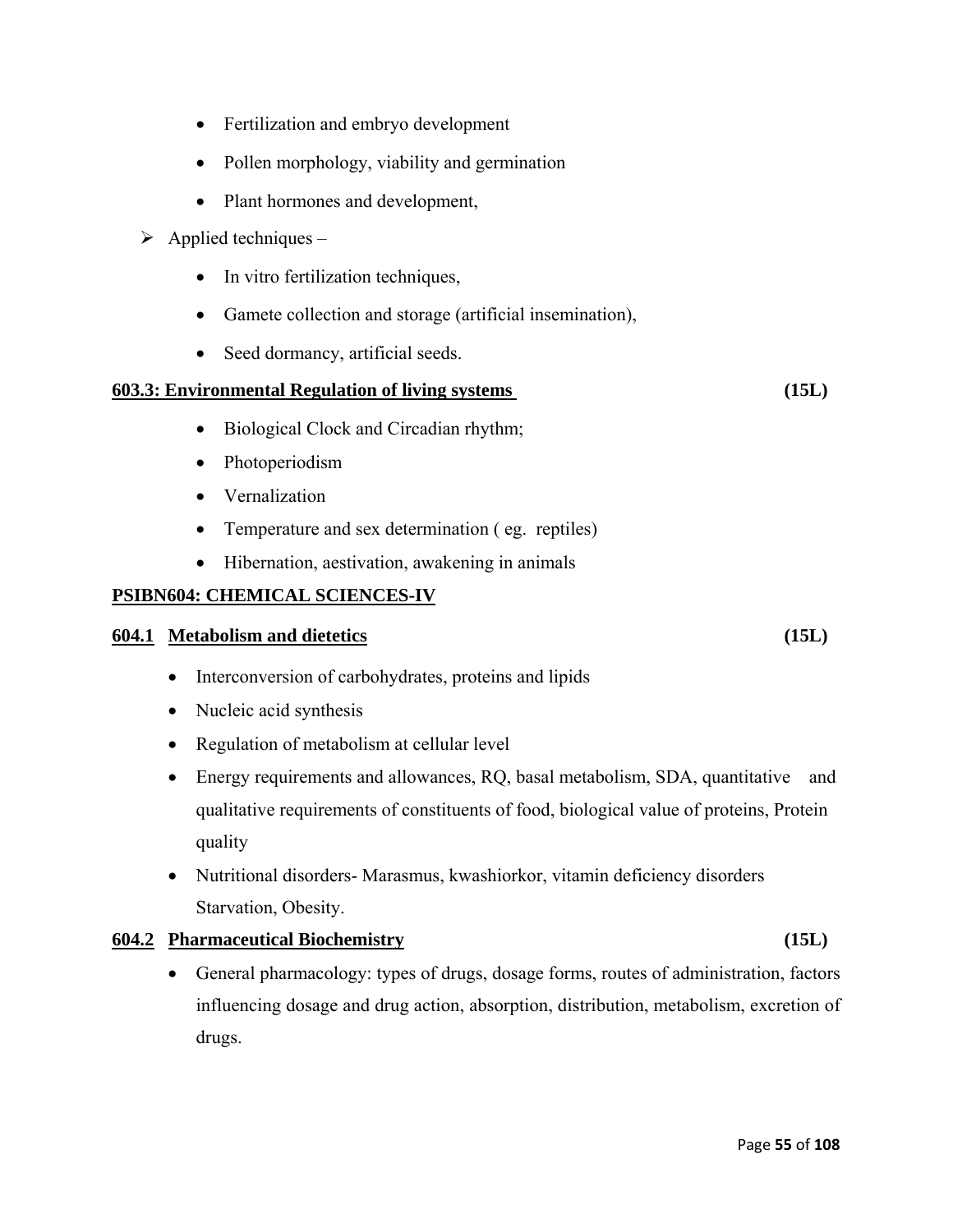- Fertilization and embryo development
- Pollen morphology, viability and germination
- Plant hormones and development,

➢ Applied techniques –

- In vitro fertilization techniques,
- Gamete collection and storage (artificial insemination),
- Seed dormancy, artificial seeds.

**603.3: Environmental Regulation of living systems** **(15L)**

- Biological Clock and Circadian rhythm;
- Photoperiodism
- Vernalization
- Temperature and sex determination ( eg. reptiles)
- Hibernation, aestivation, awakening in animals

**PSIBN604: CHEMICAL SCIENCES-IV**

**604.1 Metabolism and dietetics** **(15L)**

- Interconversion of carbohydrates, proteins and lipids
- Nucleic acid synthesis
- Regulation of metabolism at cellular level
- Energy requirements and allowances, RQ, basal metabolism, SDA, quantitative and qualitative requirements of constituents of food, biological value of proteins, Protein quality
- Nutritional disorders- Marasmus, kwashiorkor, vitamin deficiency disorders Starvation, Obesity.

**604.2 Pharmaceutical Biochemistry** **(15L)**

- General pharmacology: types of drugs, dosage forms, routes of administration, factors influencing dosage and drug action, absorption, distribution, metabolism, excretion of drugs.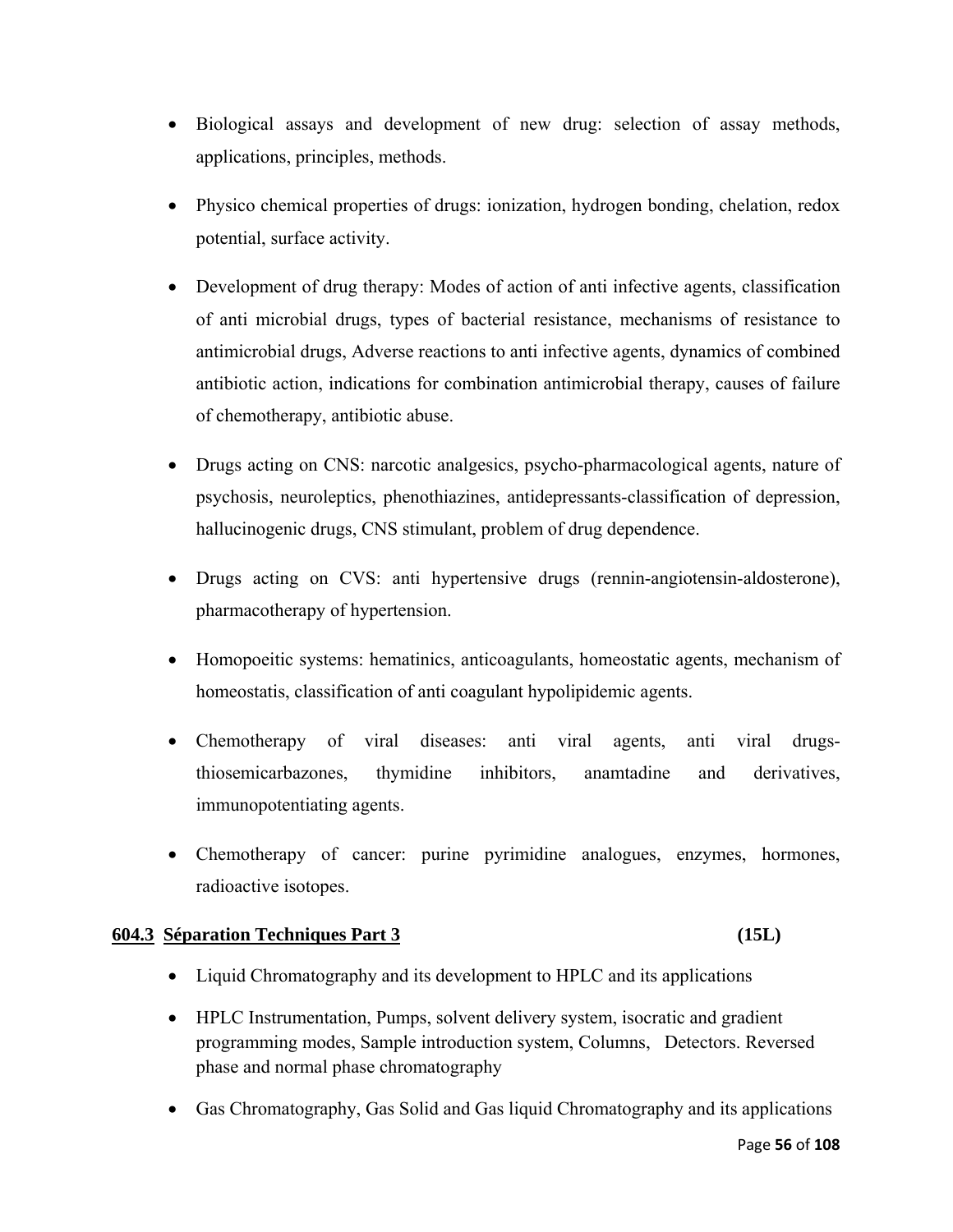- Biological assays and development of new drug: selection of assay methods, applications, principles, methods.
- Physico chemical properties of drugs: ionization, hydrogen bonding, chelation, redox potential, surface activity.
- Development of drug therapy: Modes of action of anti infective agents, classification of anti microbial drugs, types of bacterial resistance, mechanisms of resistance to antimicrobial drugs, Adverse reactions to anti infective agents, dynamics of combined antibiotic action, indications for combination antimicrobial therapy, causes of failure of chemotherapy, antibiotic abuse.
- Drugs acting on CNS: narcotic analgesics, psycho-pharmacological agents, nature of psychosis, neuroleptics, phenothiazines, antidepressants-classification of depression, hallucinogenic drugs, CNS stimulant, problem of drug dependence.
- Drugs acting on CVS: anti hypertensive drugs (rennin-angiotensin-aldosterone), pharmacotherapy of hypertension.
- Homopoeitic systems: hematinics, anticoagulants, homeostatic agents, mechanism of homeostatis, classification of anti coagulant hypolipidemic agents.
- Chemotherapy of viral diseases: anti viral agents, anti viral drugs-thiosemicarbazones, thymidine inhibitors, anamtadine and derivatives, immunopotentiating agents.
- Chemotherapy of cancer: purine pyrimidine analogues, enzymes, hormones, radioactive isotopes.

**604.3 Séparation Techniques Part 3 (15L)**

- Liquid Chromatography and its development to HPLC and its applications
- HPLC Instrumentation, Pumps, solvent delivery system, isocratic and gradient programming modes, Sample introduction system, Columns, Detectors. Reversed phase and normal phase chromatography
- Gas Chromatography, Gas Solid and Gas liquid Chromatography and its applications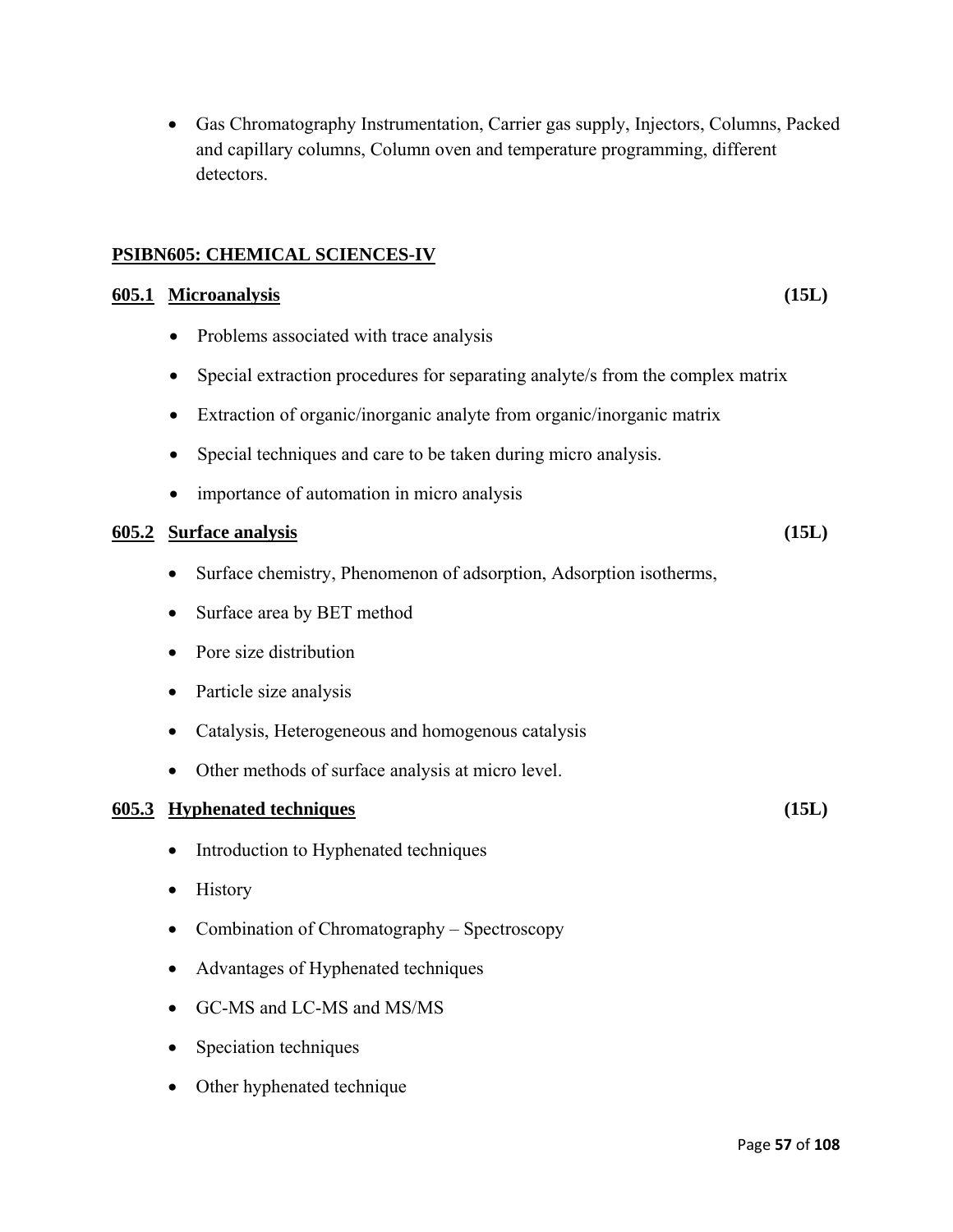- Gas Chromatography Instrumentation, Carrier gas supply, Injectors, Columns, Packed and capillary columns, Column oven and temperature programming, different detectors.

## **PSIBN605: CHEMICAL SCIENCES-IV**

### **605.1 Microanalysis** **(15L)**

- Problems associated with trace analysis
- Special extraction procedures for separating analyte/s from the complex matrix
- Extraction of organic/inorganic analyte from organic/inorganic matrix
- Special techniques and care to be taken during micro analysis.
- importance of automation in micro analysis

### **605.2 Surface analysis** **(15L)**

- Surface chemistry, Phenomenon of adsorption, Adsorption isotherms,
- Surface area by BET method
- Pore size distribution
- Particle size analysis
- Catalysis, Heterogeneous and homogenous catalysis
- Other methods of surface analysis at micro level.

### **605.3 Hyphenated techniques** **(15L)**

- Introduction to Hyphenated techniques
- History
- Combination of Chromatography – Spectroscopy
- Advantages of Hyphenated techniques
- GC-MS and LC-MS and MS/MS
- Speciation techniques
- Other hyphenated technique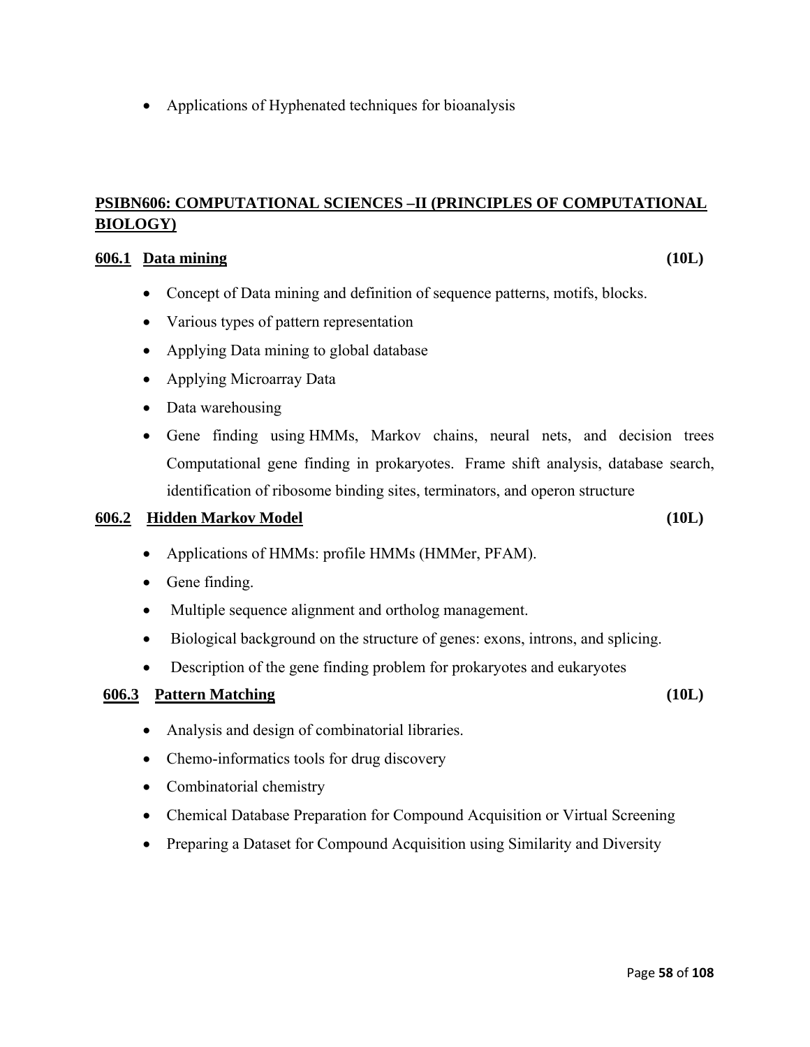- Applications of Hyphenated techniques for bioanalysis

## PSIBN606: COMPUTATIONAL SCIENCES –II (PRINCIPLES OF COMPUTATIONAL BIOLOGY)

### 606.1 Data mining (10L)

- Concept of Data mining and definition of sequence patterns, motifs, blocks.
- Various types of pattern representation
- Applying Data mining to global database
- Applying Microarray Data
- Data warehousing
- Gene finding using HMMs, Markov chains, neural nets, and decision trees Computational gene finding in prokaryotes. Frame shift analysis, database search, identification of ribosome binding sites, terminators, and operon structure

### 606.2 Hidden Markov Model (10L)

- Applications of HMMs: profile HMMs (HMMer, PFAM).
- Gene finding.
- Multiple sequence alignment and ortholog management.
- Biological background on the structure of genes: exons, introns, and splicing.
- Description of the gene finding problem for prokaryotes and eukaryotes

### 606.3 Pattern Matching (10L)

- Analysis and design of combinatorial libraries.
- Chemo-informatics tools for drug discovery
- Combinatorial chemistry
- Chemical Database Preparation for Compound Acquisition or Virtual Screening
- Preparing a Dataset for Compound Acquisition using Similarity and Diversity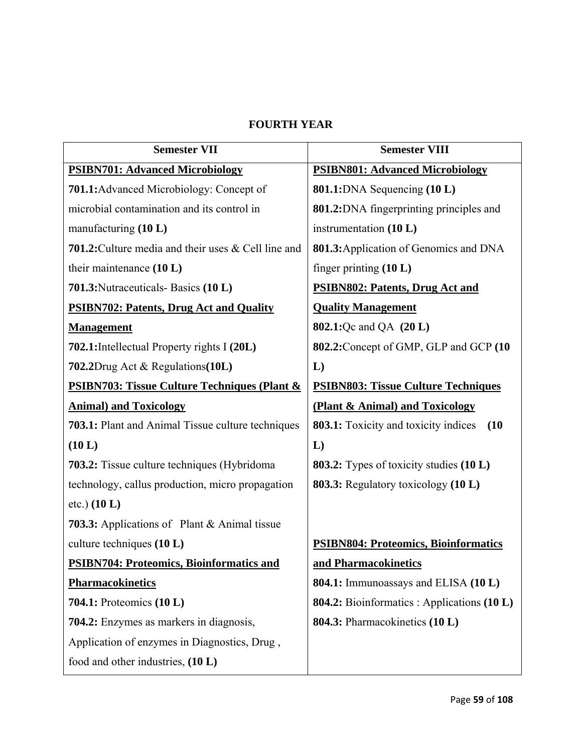## FOURTH YEAR

| Semester VII | Semester VIII |
|---|---|
| **PSIBN701: Advanced Microbiology** | **PSIBN801: Advanced Microbiology** |
| **701.1:**Advanced Microbiology: Concept of microbial contamination and its control in manufacturing **(10 L)** | **801.1:**DNA Sequencing **(10 L)** |
| **701.2:**Culture media and their uses & Cell line and their maintenance **(10 L)** | **801.2:**DNA fingerprinting principles and instrumentation **(10 L)** |
| **701.3:**Nutraceuticals- Basics **(10 L)** | **801.3:**Application of Genomics and DNA finger printing **(10 L)** |
| **PSIBN702: Patents, Drug Act and Quality Management** | **PSIBN802: Patents, Drug Act and Quality Management** |
| **702.1:**Intellectual Property rights I **(20L)** | **802.1:**Qc and QA **(20 L)** |
| **702.2**Drug Act & Regulations**(10L)** | **802.2:**Concept of GMP, GLP and GCP **(10 L)** |
| **PSIBN703: Tissue Culture Techniques (Plant & Animal) and Toxicology** | **PSIBN803: Tissue Culture Techniques (Plant & Animal) and Toxicology** |
| **703.1:** Plant and Animal Tissue culture techniques **(10 L)** | **803.1:** Toxicity and toxicity indices **(10 L)** |
| **703.2:** Tissue culture techniques (Hybridoma technology, callus production, micro propagation etc.) **(10 L)** | **803.2:** Types of toxicity studies **(10 L)** |
| | **803.3:** Regulatory toxicology **(10 L)** |
| **703.3:** Applications of Plant & Animal tissue culture techniques **(10 L)** | |
| **PSIBN704: Proteomics, Bioinformatics and Pharmacokinetics** | **PSIBN804: Proteomics, Bioinformatics and Pharmacokinetics** |
| **704.1:** Proteomics **(10 L)** | **804.1:** Immunoassays and ELISA **(10 L)** |
| **704.2:** Enzymes as markers in diagnosis, Application of enzymes in Diagnostics, Drug , food and other industries, **(10 L)** | **804.2:** Bioinformatics : Applications **(10 L)** |
| | **804.3:** Pharmacokinetics **(10 L)** |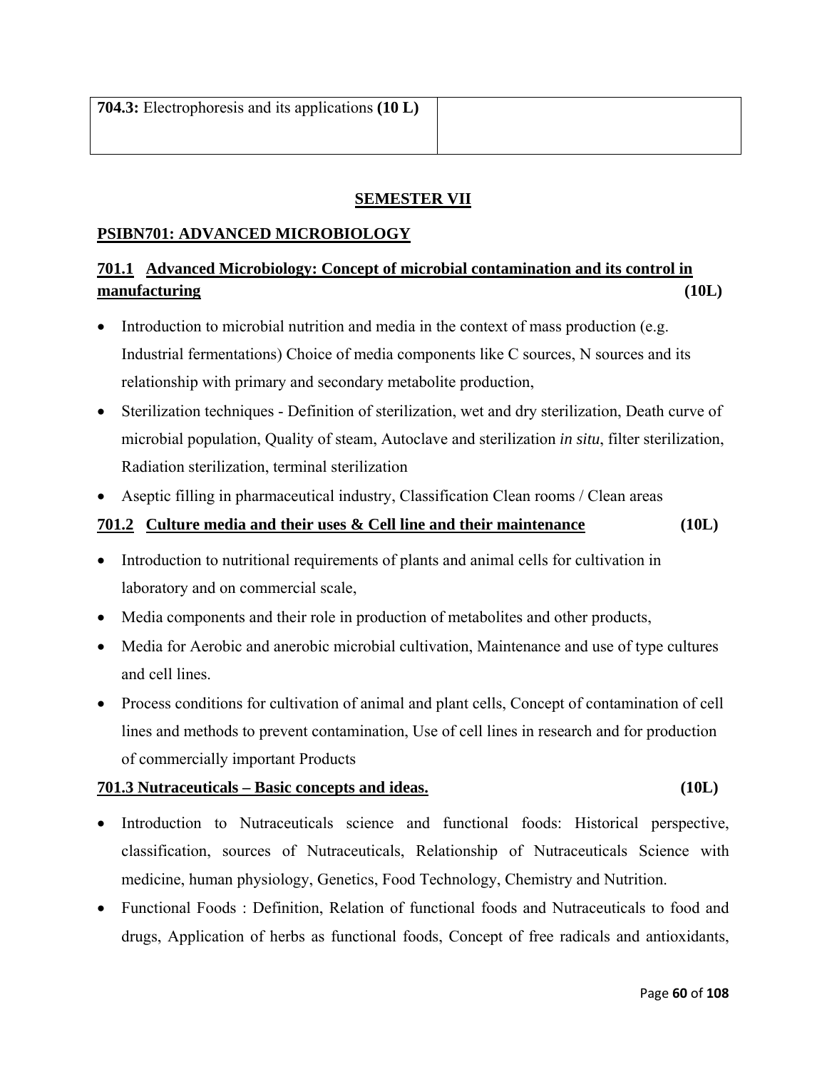| **704.3:** Electrophoresis and its applications **(10 L)** | |
|---|---|

## SEMESTER VII

### PSIBN701: ADVANCED MICROBIOLOGY

#### 701.1 Advanced Microbiology: Concept of microbial contamination and its control in manufacturing (10L)

- Introduction to microbial nutrition and media in the context of mass production (e.g. Industrial fermentations) Choice of media components like C sources, N sources and its relationship with primary and secondary metabolite production,
- Sterilization techniques - Definition of sterilization, wet and dry sterilization, Death curve of microbial population, Quality of steam, Autoclave and sterilization *in situ*, filter sterilization, Radiation sterilization, terminal sterilization
- Aseptic filling in pharmaceutical industry, Classification Clean rooms / Clean areas

#### 701.2 Culture media and their uses & Cell line and their maintenance (10L)

- Introduction to nutritional requirements of plants and animal cells for cultivation in laboratory and on commercial scale,
- Media components and their role in production of metabolites and other products,
- Media for Aerobic and anerobic microbial cultivation, Maintenance and use of type cultures and cell lines.
- Process conditions for cultivation of animal and plant cells, Concept of contamination of cell lines and methods to prevent contamination, Use of cell lines in research and for production of commercially important Products

#### 701.3 Nutraceuticals – Basic concepts and ideas. (10L)

- Introduction to Nutraceuticals science and functional foods: Historical perspective, classification, sources of Nutraceuticals, Relationship of Nutraceuticals Science with medicine, human physiology, Genetics, Food Technology, Chemistry and Nutrition.
- Functional Foods : Definition, Relation of functional foods and Nutraceuticals to food and drugs, Application of herbs as functional foods, Concept of free radicals and antioxidants,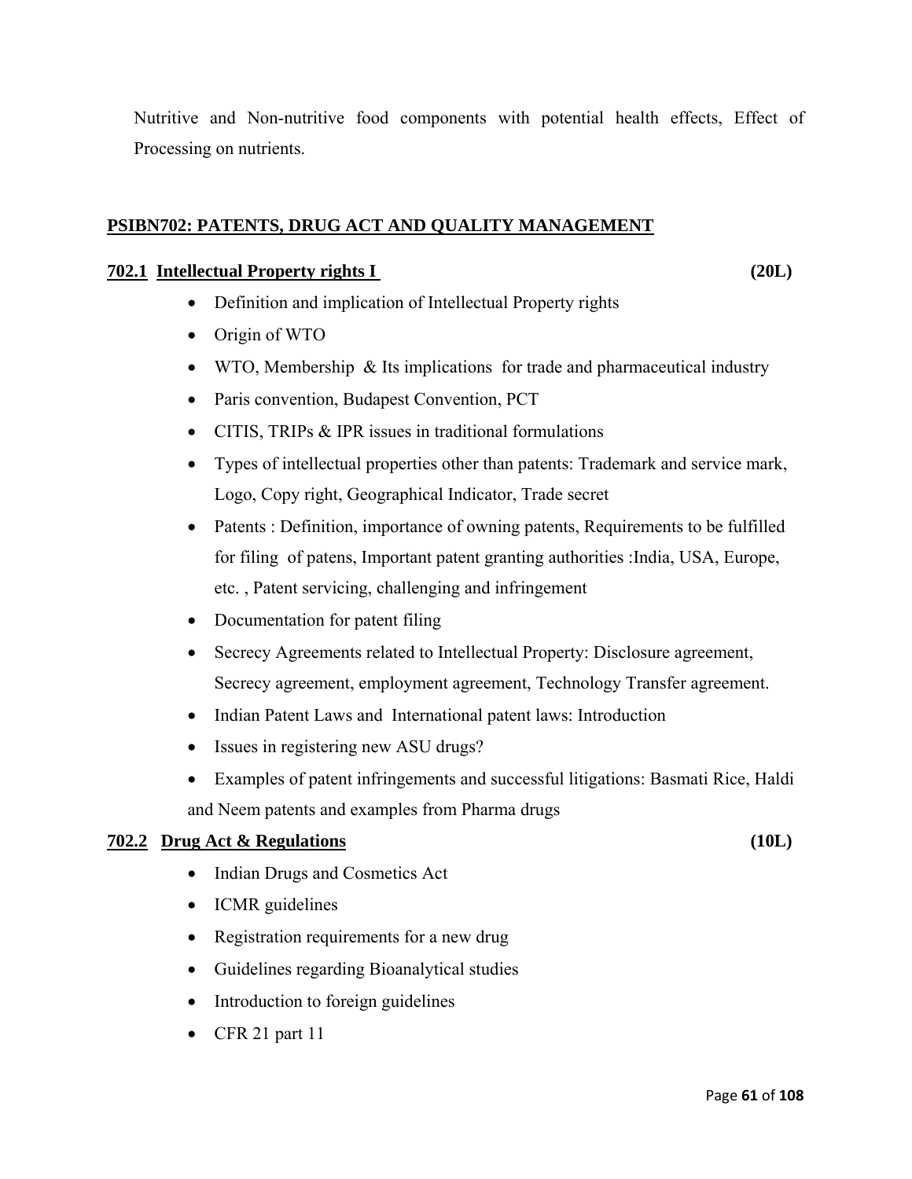Nutritive and Non-nutritive food components with potential health effects, Effect of Processing on nutrients.

## PSIBN702: PATENTS, DRUG ACT AND QUALITY MANAGEMENT

### 702.1 Intellectual Property rights I (20L)

- Definition and implication of Intellectual Property rights
- Origin of WTO
- WTO, Membership & Its implications for trade and pharmaceutical industry
- Paris convention, Budapest Convention, PCT
- CITIS, TRIPs & IPR issues in traditional formulations
- Types of intellectual properties other than patents: Trademark and service mark, Logo, Copy right, Geographical Indicator, Trade secret
- Patents : Definition, importance of owning patents, Requirements to be fulfilled for filing of patens, Important patent granting authorities :India, USA, Europe, etc. , Patent servicing, challenging and infringement
- Documentation for patent filing
- Secrecy Agreements related to Intellectual Property: Disclosure agreement, Secrecy agreement, employment agreement, Technology Transfer agreement.
- Indian Patent Laws and International patent laws: Introduction
- Issues in registering new ASU drugs?
- Examples of patent infringements and successful litigations: Basmati Rice, Haldi and Neem patents and examples from Pharma drugs

### 702.2 Drug Act & Regulations (10L)

- Indian Drugs and Cosmetics Act
- ICMR guidelines
- Registration requirements for a new drug
- Guidelines regarding Bioanalytical studies
- Introduction to foreign guidelines
- CFR 21 part 11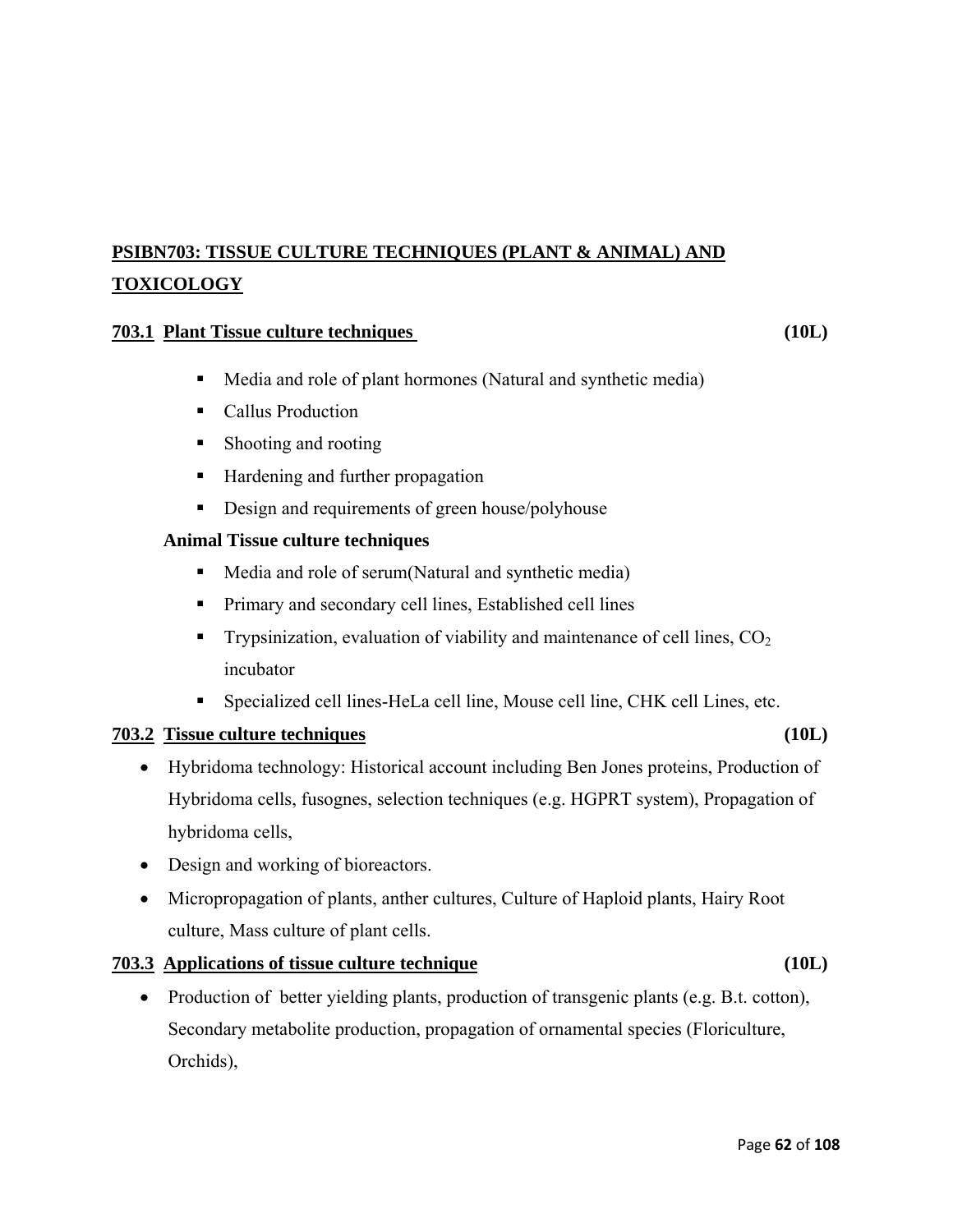## PSIBN703: TISSUE CULTURE TECHNIQUES (PLANT & ANIMAL) AND TOXICOLOGY

### 703.1 Plant Tissue culture techniques (10L)

- Media and role of plant hormones (Natural and synthetic media)
- Callus Production
- Shooting and rooting
- Hardening and further propagation
- Design and requirements of green house/polyhouse

**Animal Tissue culture techniques**

- Media and role of serum(Natural and synthetic media)
- Primary and secondary cell lines, Established cell lines
- Trypsinization, evaluation of viability and maintenance of cell lines, $CO_2$ incubator
- Specialized cell lines-HeLa cell line, Mouse cell line, CHK cell Lines, etc.

### 703.2 Tissue culture techniques (10L)

- Hybridoma technology: Historical account including Ben Jones proteins, Production of Hybridoma cells, fusognes, selection techniques (e.g. HGPRT system), Propagation of hybridoma cells,
- Design and working of bioreactors.
- Micropropagation of plants, anther cultures, Culture of Haploid plants, Hairy Root culture, Mass culture of plant cells.

### 703.3 Applications of tissue culture technique (10L)

- Production of better yielding plants, production of transgenic plants (e.g. B.t. cotton), Secondary metabolite production, propagation of ornamental species (Floriculture, Orchids),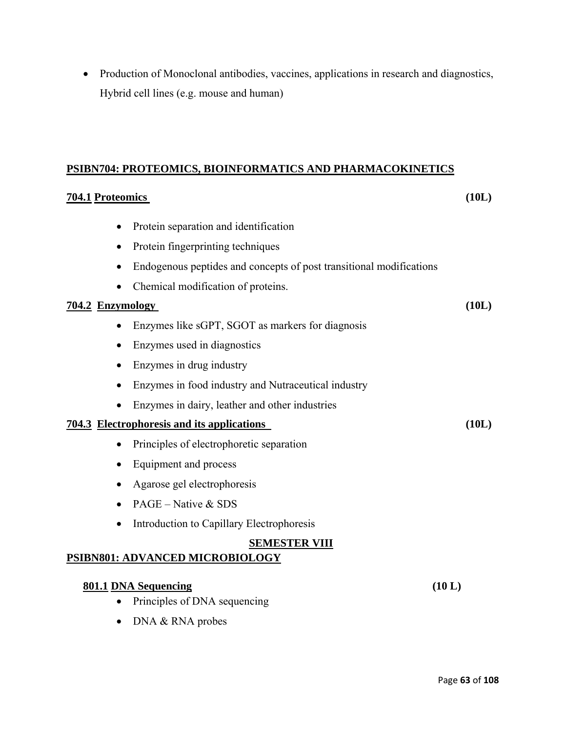- Production of Monoclonal antibodies, vaccines, applications in research and diagnostics, Hybrid cell lines (e.g. mouse and human)

## PSIBN704: PROTEOMICS, BIOINFORMATICS AND PHARMACOKINETICS

### 704.1 Proteomics (10L)

- Protein separation and identification
- Protein fingerprinting techniques
- Endogenous peptides and concepts of post transitional modifications
- Chemical modification of proteins.

### 704.2 Enzymology (10L)

- Enzymes like sGPT, SGOT as markers for diagnosis
- Enzymes used in diagnostics
- Enzymes in drug industry
- Enzymes in food industry and Nutraceutical industry
- Enzymes in dairy, leather and other industries

### 704.3 Electrophoresis and its applications (10L)

- Principles of electrophoretic separation
- Equipment and process
- Agarose gel electrophoresis
- PAGE – Native & SDS
- Introduction to Capillary Electrophoresis

# SEMESTER VIII

## PSIBN801: ADVANCED MICROBIOLOGY

### 801.1 DNA Sequencing (10 L)

- Principles of DNA sequencing
- DNA & RNA probes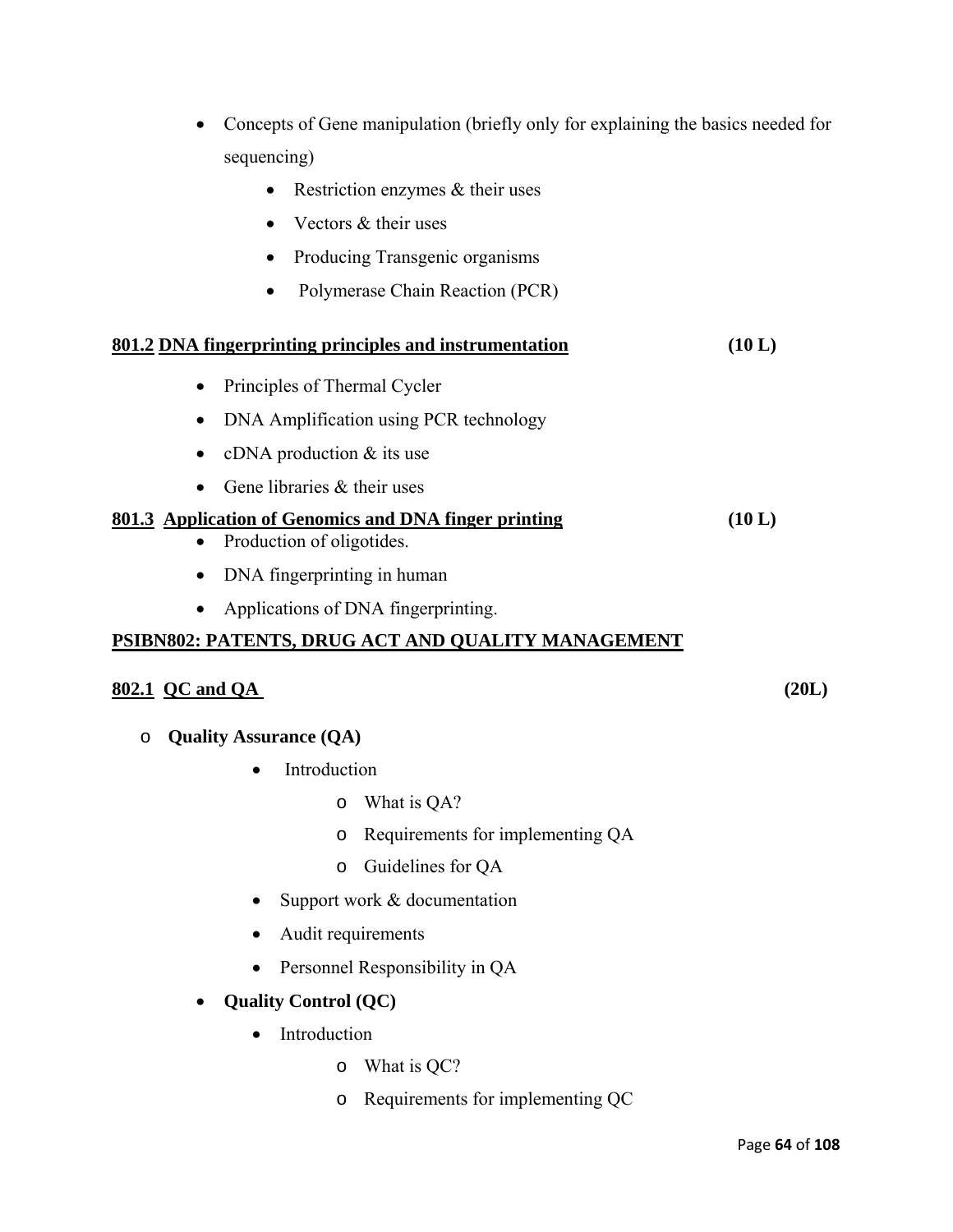- Concepts of Gene manipulation (briefly only for explaining the basics needed for sequencing)
    - Restriction enzymes & their uses
    - Vectors & their uses
    - Producing Transgenic organisms
    - Polymerase Chain Reaction (PCR)

**801.2 DNA fingerprinting principles and instrumentation** **(10 L)**

- Principles of Thermal Cycler
- DNA Amplification using PCR technology
- cDNA production & its use
- Gene libraries & their uses

**801.3 Application of Genomics and DNA finger printing** **(10 L)**

- Production of oligotides.
- DNA fingerprinting in human
- Applications of DNA fingerprinting.

**PSIBN802: PATENTS, DRUG ACT AND QUALITY MANAGEMENT**

**802.1 QC and QA** **(20L)**

- **Quality Assurance (QA)**
    - Introduction
        - What is QA?
        - Requirements for implementing QA
        - Guidelines for QA
    - Support work & documentation
    - Audit requirements
    - Personnel Responsibility in QA
- **Quality Control (QC)**
    - Introduction
        - What is QC?
        - Requirements for implementing QC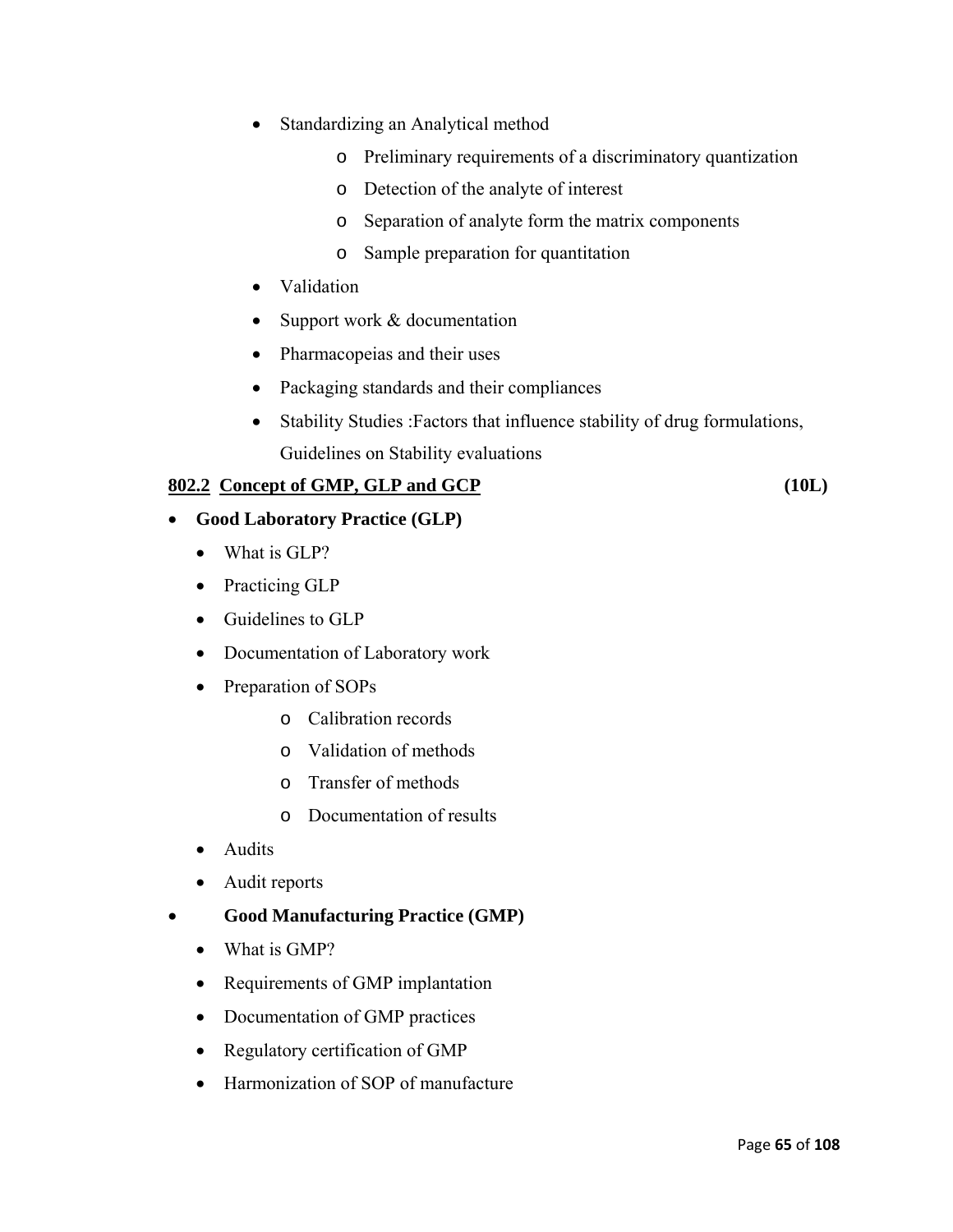- Standardizing an Analytical method
    - Preliminary requirements of a discriminatory quantization
    - Detection of the analyte of interest
    - Separation of analyte form the matrix components
    - Sample preparation for quantitation
- Validation
- Support work & documentation
- Pharmacopeias and their uses
- Packaging standards and their compliances
- Stability Studies :Factors that influence stability of drug formulations, Guidelines on Stability evaluations

**802.2 Concept of GMP, GLP and GCP** **(10L)**

- **Good Laboratory Practice (GLP)**
    - What is GLP?
    - Practicing GLP
    - Guidelines to GLP
    - Documentation of Laboratory work
    - Preparation of SOPs
        - Calibration records
        - Validation of methods
        - Transfer of methods
        - Documentation of results
    - Audits
    - Audit reports
- **Good Manufacturing Practice (GMP)**
    - What is GMP?
    - Requirements of GMP implantation
    - Documentation of GMP practices
    - Regulatory certification of GMP
    - Harmonization of SOP of manufacture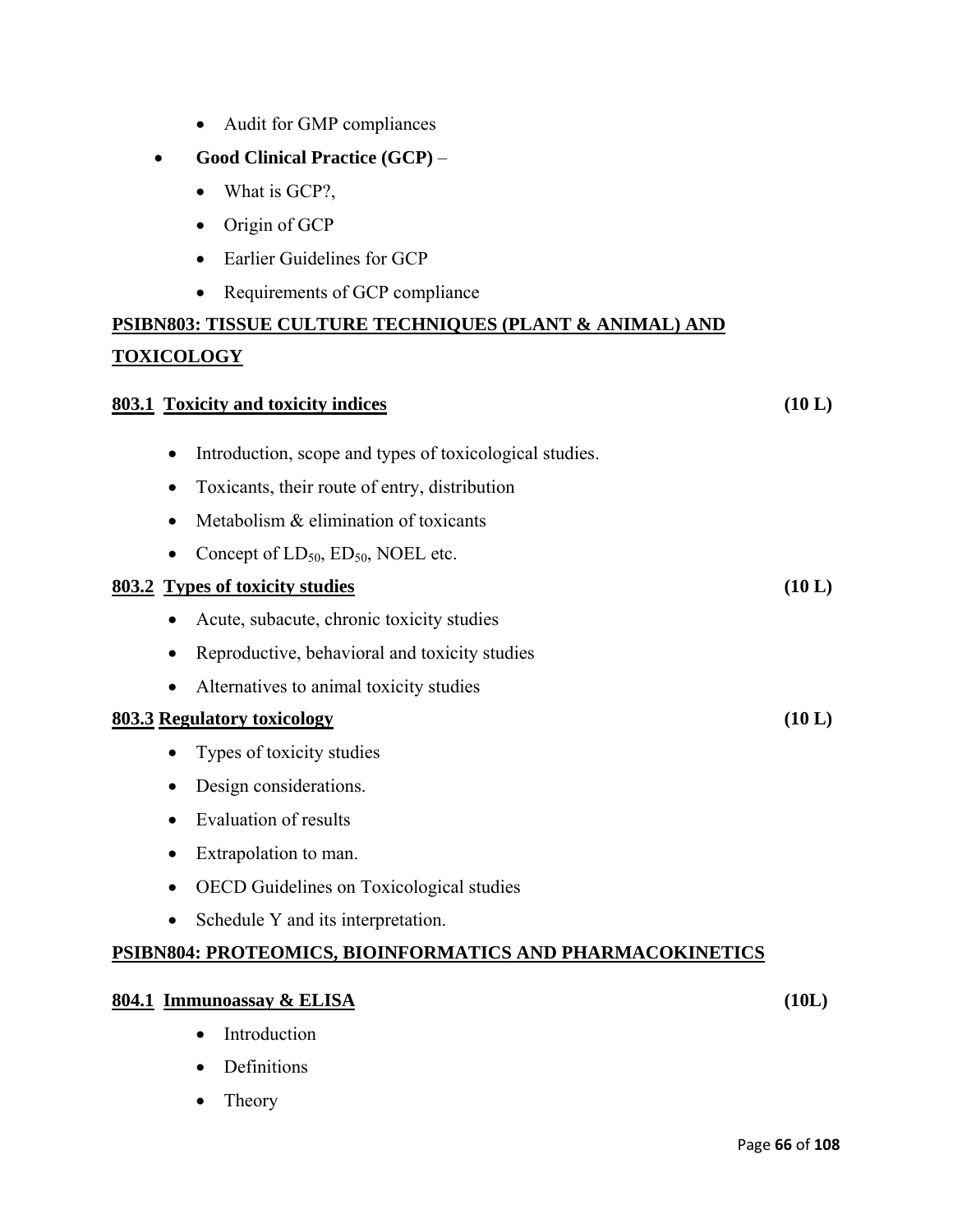- Audit for GMP compliances

- **Good Clinical Practice (GCP)** –
  - What is GCP?,
  - Origin of GCP
  - Earlier Guidelines for GCP
  - Requirements of GCP compliance

## PSIBN803: TISSUE CULTURE TECHNIQUES (PLANT & ANIMAL) AND TOXICOLOGY

### 803.1 Toxicity and toxicity indices (10 L)

- Introduction, scope and types of toxicological studies.
- Toxicants, their route of entry, distribution
- Metabolism & elimination of toxicants
- Concept of $LD_{50}$, $ED_{50}$, NOEL etc.

### 803.2 Types of toxicity studies (10 L)

- Acute, subacute, chronic toxicity studies
- Reproductive, behavioral and toxicity studies
- Alternatives to animal toxicity studies

### 803.3 Regulatory toxicology (10 L)

- Types of toxicity studies
- Design considerations.
- Evaluation of results
- Extrapolation to man.
- OECD Guidelines on Toxicological studies
- Schedule Y and its interpretation.

## PSIBN804: PROTEOMICS, BIOINFORMATICS AND PHARMACOKINETICS

### 804.1 Immunoassay & ELISA (10L)

- Introduction
- Definitions
- Theory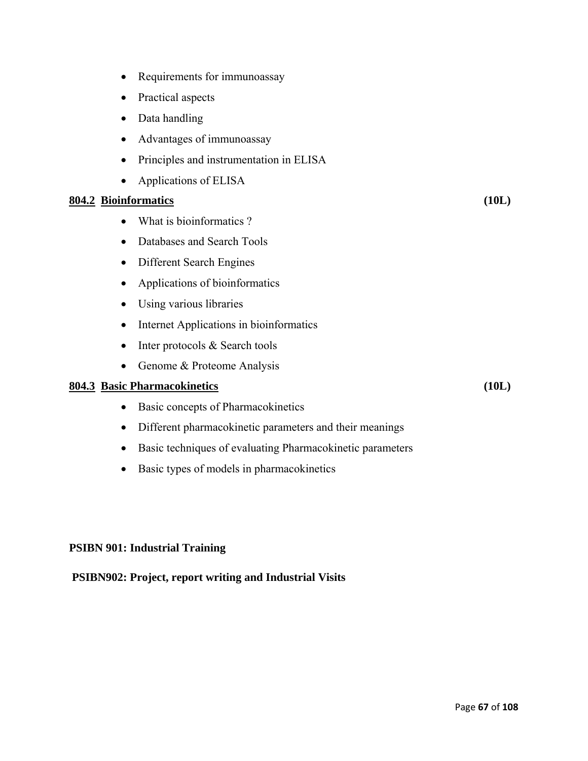- Requirements for immunoassay
- Practical aspects
- Data handling
- Advantages of immunoassay
- Principles and instrumentation in ELISA
- Applications of ELISA

**804.2 <u>Bioinformatics</u>** **(10L)**

- What is bioinformatics ?
- Databases and Search Tools
- Different Search Engines
- Applications of bioinformatics
- Using various libraries
- Internet Applications in bioinformatics
- Inter protocols & Search tools
- Genome & Proteome Analysis

**804.3 <u>Basic Pharmacokinetics</u>** **(10L)**

- Basic concepts of Pharmacokinetics
- Different pharmacokinetic parameters and their meanings
- Basic techniques of evaluating Pharmacokinetic parameters
- Basic types of models in pharmacokinetics

**PSIBN 901: Industrial Training**

**PSIBN902: Project, report writing and Industrial Visits**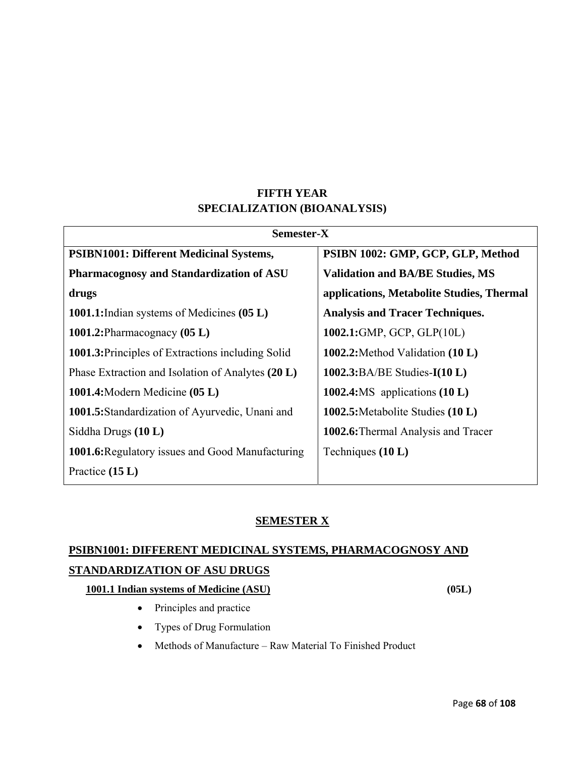# FIFTH YEAR
## SPECIALIZATION (BIOANALYSIS)

| Semester-X | |
|---|---|
| **PSIBN1001: Different Medicinal Systems, Pharmacognosy and Standardization of ASU drugs** | **PSIBN 1002: GMP, GCP, GLP, Method Validation and BA/BE Studies, MS applications, Metabolite Studies, Thermal Analysis and Tracer Techniques.** |
| **1001.1:** Indian systems of Medicines **(05 L)** | **1002.1:** GMP, GCP, GLP(10L) |
| **1001.2:** Pharmacognacy **(05 L)** | **1002.2:** Method Validation **(10 L)** |
| **1001.3:** Principles of Extractions including Solid Phase Extraction and Isolation of Analytes **(20 L)** | **1002.3:** BA/BE Studies-**I(10 L)** |
| **1001.4:** Modern Medicine **(05 L)** | **1002.4:** MS applications **(10 L)** |
| **1001.5:** Standardization of Ayurvedic, Unani and Siddha Drugs **(10 L)** | **1002.5:** Metabolite Studies **(10 L)** |
| **1001.6:** Regulatory issues and Good Manufacturing Practice **(15 L)** | **1002.6:** Thermal Analysis and Tracer Techniques **(10 L)** |

## SEMESTER X

## PSIBN1001: DIFFERENT MEDICINAL SYSTEMS, PHARMACOGNOSY AND STANDARDIZATION OF ASU DRUGS

### 1001.1 Indian systems of Medicine (ASU) (05L)

- Principles and practice
- Types of Drug Formulation
- Methods of Manufacture – Raw Material To Finished Product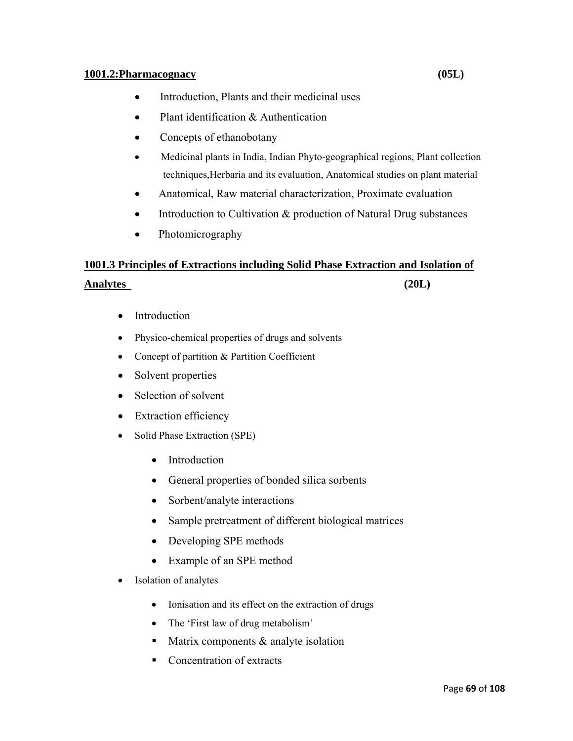**<u>1001.2:Pharmacognacy</u>** **(05L)**

- Introduction, Plants and their medicinal uses
- Plant identification & Authentication
- Concepts of ethanobotany
- Medicinal plants in India, Indian Phyto-geographical regions, Plant collection techniques,Herbaria and its evaluation, Anatomical studies on plant material
- Anatomical, Raw material characterization, Proximate evaluation
- Introduction to Cultivation & production of Natural Drug substances
- Photomicrography

**<u>1001.3 Principles of Extractions including Solid Phase Extraction and Isolation of Analytes</u>** **(20L)**

- Introduction
- Physico-chemical properties of drugs and solvents
- Concept of partition & Partition Coefficient
- Solvent properties
- Selection of solvent
- Extraction efficiency
- Solid Phase Extraction (SPE)
    - Introduction
    - General properties of bonded silica sorbents
    - Sorbent/analyte interactions
    - Sample pretreatment of different biological matrices
    - Developing SPE methods
    - Example of an SPE method
- Isolation of analytes
    - Ionisation and its effect on the extraction of drugs
    - The 'First law of drug metabolism'
    - Matrix components & analyte isolation
    - Concentration of extracts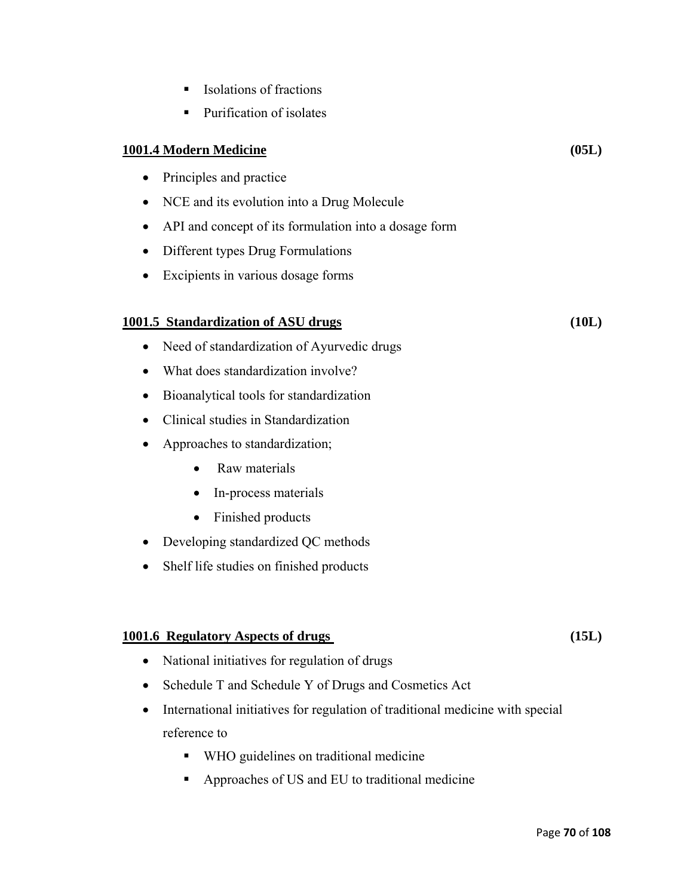- Isolations of fractions
  - Purification of isolates

**1001.4 Modern Medicine** **(05L)**

- Principles and practice
- NCE and its evolution into a Drug Molecule
- API and concept of its formulation into a dosage form
- Different types Drug Formulations
- Excipients in various dosage forms

**1001.5 Standardization of ASU drugs** **(10L)**

- Need of standardization of Ayurvedic drugs
- What does standardization involve?
- Bioanalytical tools for standardization
- Clinical studies in Standardization
- Approaches to standardization;
  - Raw materials
  - In-process materials
  - Finished products
- Developing standardized QC methods
- Shelf life studies on finished products

**1001.6 Regulatory Aspects of drugs** **(15L)**

- National initiatives for regulation of drugs
- Schedule T and Schedule Y of Drugs and Cosmetics Act
- International initiatives for regulation of traditional medicine with special reference to
  - WHO guidelines on traditional medicine
  - Approaches of US and EU to traditional medicine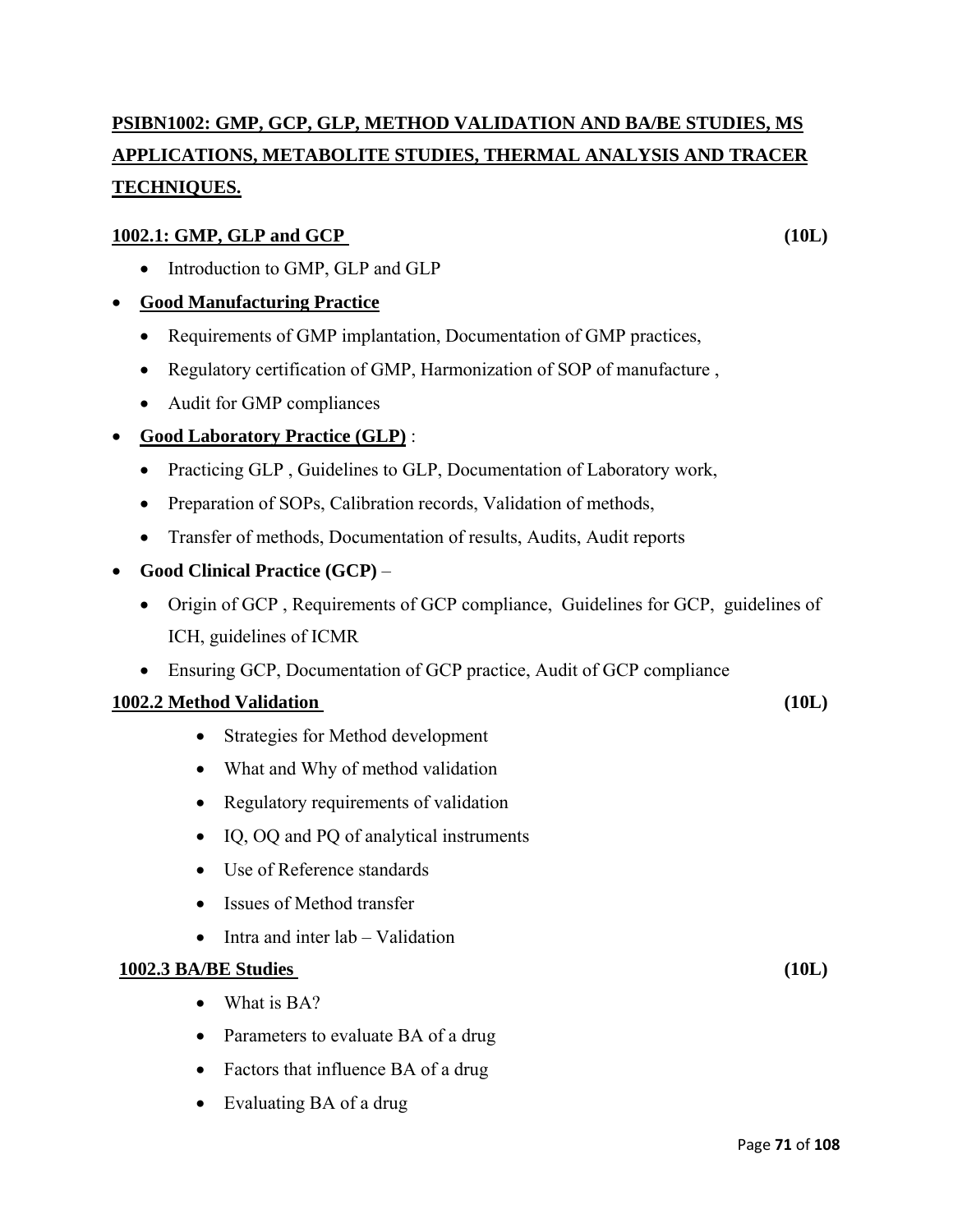## PSIBN1002: GMP, GCP, GLP, METHOD VALIDATION AND BA/BE STUDIES, MS APPLICATIONS, METABOLITE STUDIES, THERMAL ANALYSIS AND TRACER TECHNIQUES.

### 1002.1: GMP, GLP and GCP (10L)

- Introduction to GMP, GLP and GLP
- **Good Manufacturing Practice**
  - Requirements of GMP implantation, Documentation of GMP practices,
  - Regulatory certification of GMP, Harmonization of SOP of manufacture ,
  - Audit for GMP compliances
- **Good Laboratory Practice (GLP)** :
  - Practicing GLP , Guidelines to GLP, Documentation of Laboratory work,
  - Preparation of SOPs, Calibration records, Validation of methods,
  - Transfer of methods, Documentation of results, Audits, Audit reports
- **Good Clinical Practice (GCP)** –
  - Origin of GCP , Requirements of GCP compliance, Guidelines for GCP, guidelines of ICH, guidelines of ICMR
  - Ensuring GCP, Documentation of GCP practice, Audit of GCP compliance

### 1002.2 Method Validation (10L)

- Strategies for Method development
- What and Why of method validation
- Regulatory requirements of validation
- IQ, OQ and PQ of analytical instruments
- Use of Reference standards
- Issues of Method transfer
- Intra and inter lab – Validation

### 1002.3 BA/BE Studies (10L)

- What is BA?
- Parameters to evaluate BA of a drug
- Factors that influence BA of a drug
- Evaluating BA of a drug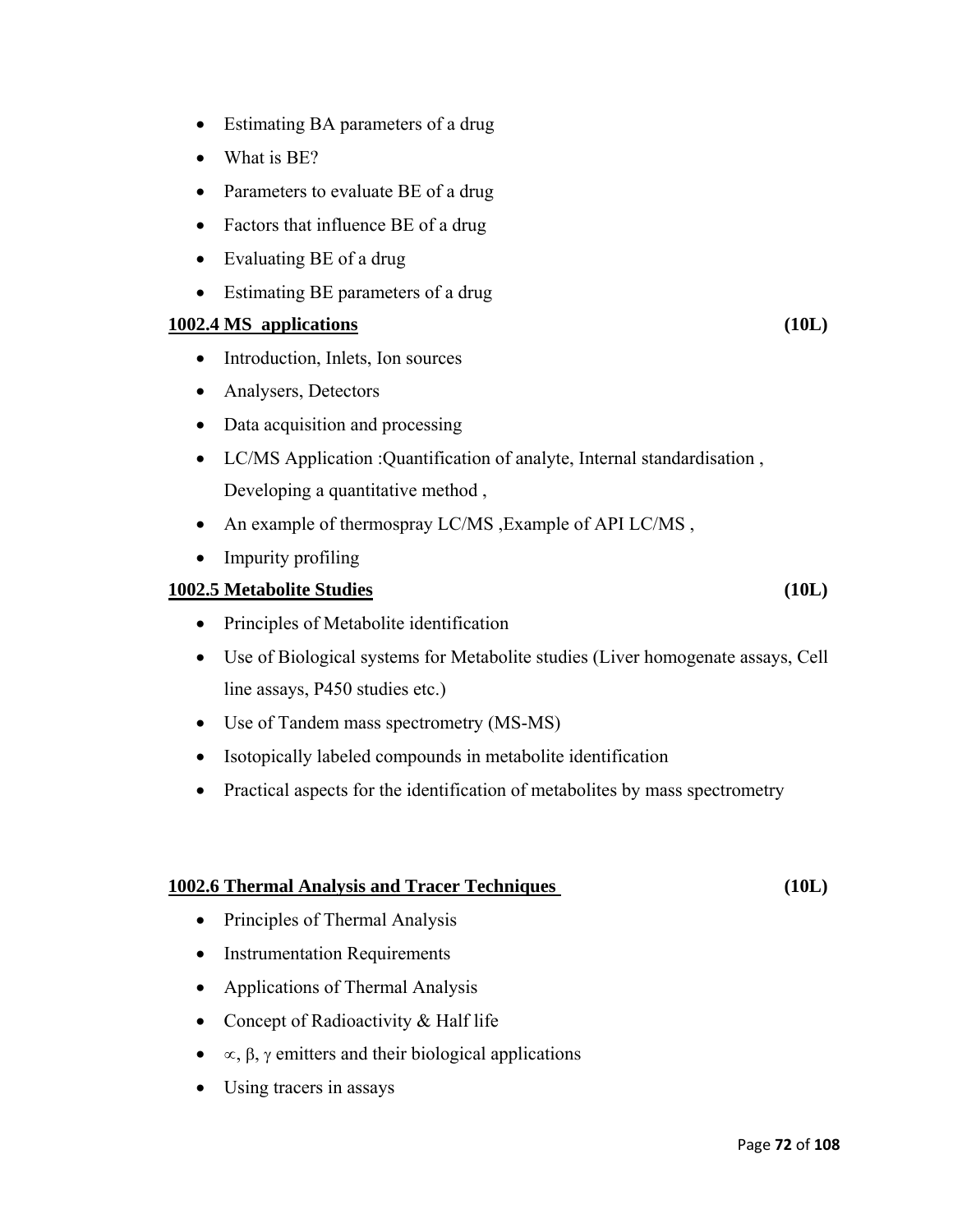- Estimating BA parameters of a drug
- What is BE?
- Parameters to evaluate BE of a drug
- Factors that influence BE of a drug
- Evaluating BE of a drug
- Estimating BE parameters of a drug

**1002.4 MS applications** **(10L)**

- Introduction, Inlets, Ion sources
- Analysers, Detectors
- Data acquisition and processing
- LC/MS Application :Quantification of analyte, Internal standardisation , Developing a quantitative method ,
- An example of thermospray LC/MS ,Example of API LC/MS ,
- Impurity profiling

**1002.5 Metabolite Studies** **(10L)**

- Principles of Metabolite identification
- Use of Biological systems for Metabolite studies (Liver homogenate assays, Cell line assays, P450 studies etc.)
- Use of Tandem mass spectrometry (MS-MS)
- Isotopically labeled compounds in metabolite identification
- Practical aspects for the identification of metabolites by mass spectrometry

**1002.6 Thermal Analysis and Tracer Techniques** **(10L)**

- Principles of Thermal Analysis
- Instrumentation Requirements
- Applications of Thermal Analysis
- Concept of Radioactivity & Half life
- $\propto$, $\beta$, $\gamma$ emitters and their biological applications
- Using tracers in assays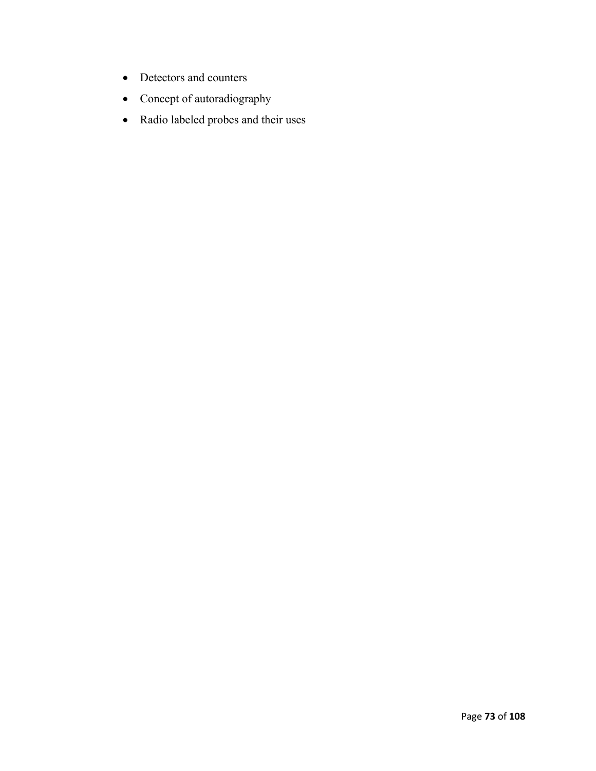- Detectors and counters
- Concept of autoradiography
- Radio labeled probes and their uses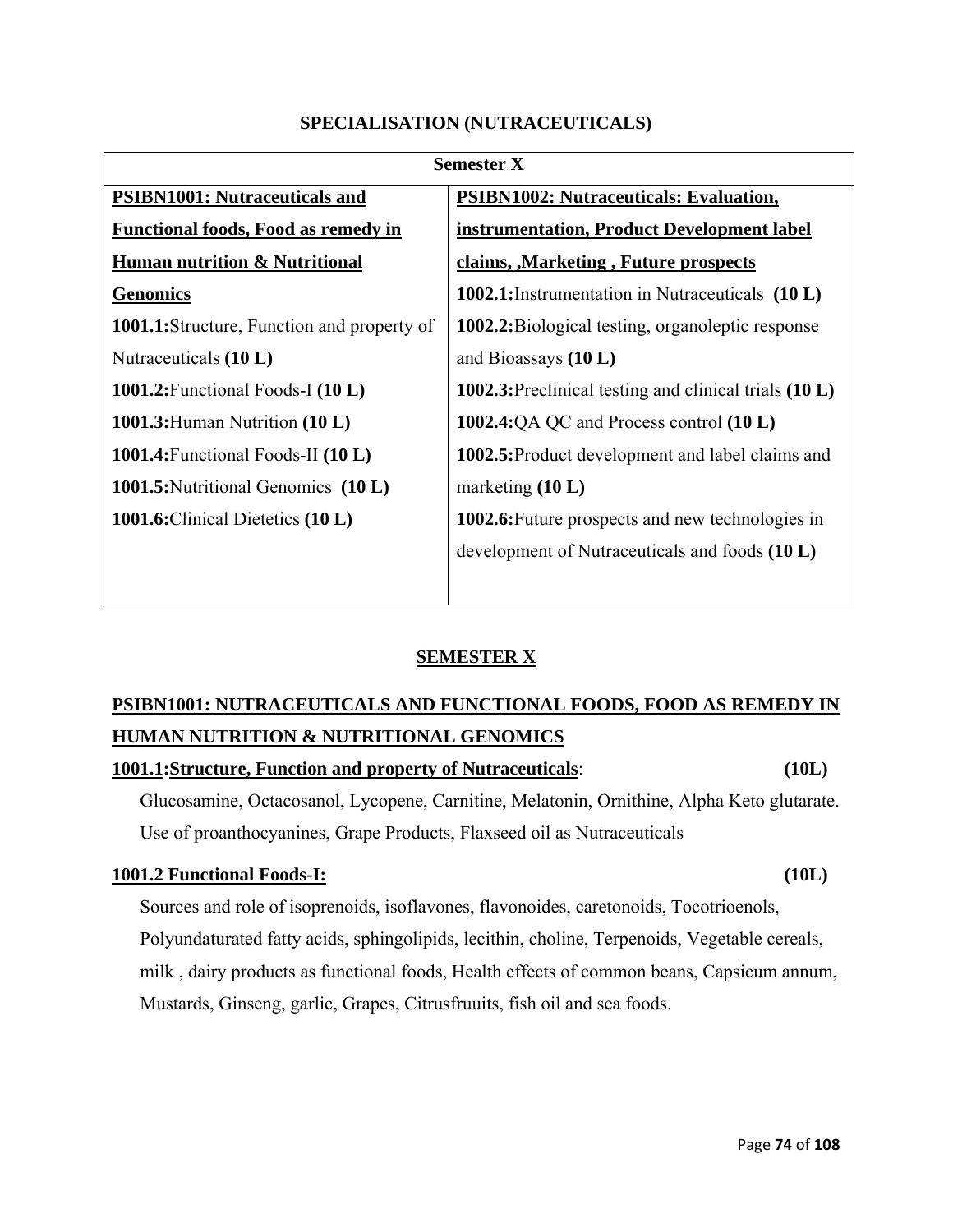## SPECIALISATION (NUTRACEUTICALS)

| Semester X | |
|---|---|
| **PSIBN1001: Nutraceuticals and Functional foods, Food as remedy in Human nutrition & Nutritional Genomics** | **PSIBN1002: Nutraceuticals: Evaluation, instrumentation, Product Development label claims, ,Marketing , Future prospects** |
| **1001.1:**Structure, Function and property of Nutraceuticals **(10 L)** | **1002.1:**Instrumentation in Nutraceuticals **(10 L)** |
| **1001.2:**Functional Foods-I **(10 L)** | **1002.2:**Biological testing, organoleptic response and Bioassays **(10 L)** |
| **1001.3:**Human Nutrition **(10 L)** | **1002.3:**Preclinical testing and clinical trials **(10 L)** |
| **1001.4:**Functional Foods-II **(10 L)** | **1002.4:**QA QC and Process control **(10 L)** |
| **1001.5:**Nutritional Genomics **(10 L)** | **1002.5:**Product development and label claims and marketing **(10 L)** |
| **1001.6:**Clinical Dietetics **(10 L)** | **1002.6:**Future prospects and new technologies in development of Nutraceuticals and foods **(10 L)** |

## SEMESTER X

### PSIBN1001: NUTRACEUTICALS AND FUNCTIONAL FOODS, FOOD AS REMEDY IN HUMAN NUTRITION & NUTRITIONAL GENOMICS

**1001.1:Structure, Function and property of Nutraceuticals**: **(10L)**

Glucosamine, Octacosanol, Lycopene, Carnitine, Melatonin, Ornithine, Alpha Keto glutarate. Use of proanthocyanines, Grape Products, Flaxseed oil as Nutraceuticals

**1001.2 Functional Foods-I:** **(10L)**

Sources and role of isoprenoids, isoflavones, flavonoides, caretonoids, Tocotrioenols, Polyundaturated fatty acids, sphingolipids, lecithin, choline, Terpenoids, Vegetable cereals, milk , dairy products as functional foods, Health effects of common beans, Capsicum annum, Mustards, Ginseng, garlic, Grapes, Citrusfruuits, fish oil and sea foods.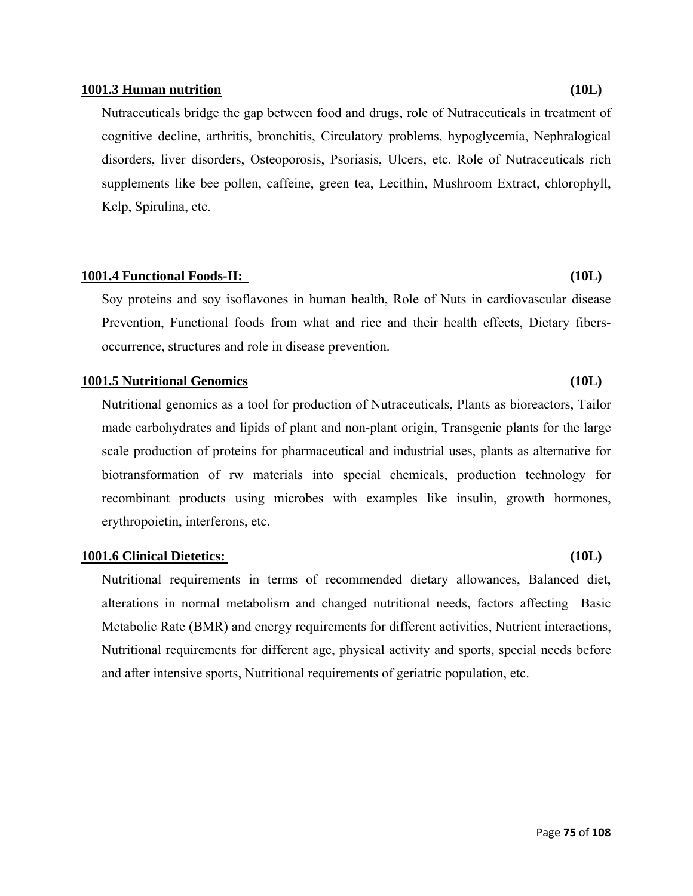**<u>1001.3 Human nutrition</u>** **(10L)**

Nutraceuticals bridge the gap between food and drugs, role of Nutraceuticals in treatment of cognitive decline, arthritis, bronchitis, Circulatory problems, hypoglycemia, Nephralogical disorders, liver disorders, Osteoporosis, Psoriasis, Ulcers, etc. Role of Nutraceuticals rich supplements like bee pollen, caffeine, green tea, Lecithin, Mushroom Extract, chlorophyll, Kelp, Spirulina, etc.

**<u>1001.4 Functional Foods-II:</u>** **(10L)**

Soy proteins and soy isoflavones in human health, Role of Nuts in cardiovascular disease Prevention, Functional foods from what and rice and their health effects, Dietary fibers-occurrence, structures and role in disease prevention.

**<u>1001.5 Nutritional Genomics</u>** **(10L)**

Nutritional genomics as a tool for production of Nutraceuticals, Plants as bioreactors, Tailor made carbohydrates and lipids of plant and non-plant origin, Transgenic plants for the large scale production of proteins for pharmaceutical and industrial uses, plants as alternative for biotransformation of rw materials into special chemicals, production technology for recombinant products using microbes with examples like insulin, growth hormones, erythropoietin, interferons, etc.

**<u>1001.6 Clinical Dietetics:</u>** **(10L)**

Nutritional requirements in terms of recommended dietary allowances, Balanced diet, alterations in normal metabolism and changed nutritional needs, factors affecting Basic Metabolic Rate (BMR) and energy requirements for different activities, Nutrient interactions, Nutritional requirements for different age, physical activity and sports, special needs before and after intensive sports, Nutritional requirements of geriatric population, etc.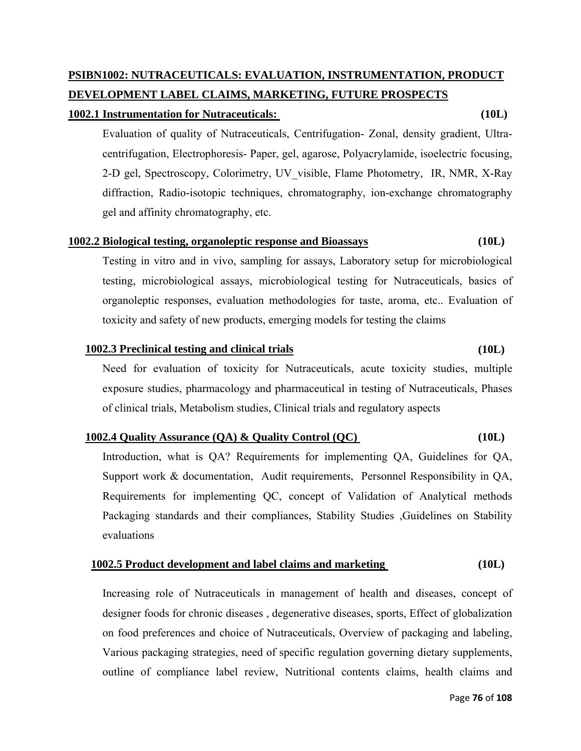## PSIBN1002: NUTRACEUTICALS: EVALUATION, INSTRUMENTATION, PRODUCT DEVELOPMENT LABEL CLAIMS, MARKETING, FUTURE PROSPECTS

### 1002.1 Instrumentation for Nutraceuticals: (10L)

Evaluation of quality of Nutraceuticals, Centrifugation- Zonal, density gradient, Ultra-centrifugation, Electrophoresis- Paper, gel, agarose, Polyacrylamide, isoelectric focusing, 2-D gel, Spectroscopy, Colorimetry, UV_visible, Flame Photometry, IR, NMR, X-Ray diffraction, Radio-isotopic techniques, chromatography, ion-exchange chromatography gel and affinity chromatography, etc.

### 1002.2 Biological testing, organoleptic response and Bioassays (10L)

Testing in vitro and in vivo, sampling for assays, Laboratory setup for microbiological testing, microbiological assays, microbiological testing for Nutraceuticals, basics of organoleptic responses, evaluation methodologies for taste, aroma, etc.. Evaluation of toxicity and safety of new products, emerging models for testing the claims

### 1002.3 Preclinical testing and clinical trials (10L)

Need for evaluation of toxicity for Nutraceuticals, acute toxicity studies, multiple exposure studies, pharmacology and pharmaceutical in testing of Nutraceuticals, Phases of clinical trials, Metabolism studies, Clinical trials and regulatory aspects

### 1002.4 Quality Assurance (QA) & Quality Control (QC) (10L)

Introduction, what is QA? Requirements for implementing QA, Guidelines for QA, Support work & documentation, Audit requirements, Personnel Responsibility in QA, Requirements for implementing QC, concept of Validation of Analytical methods Packaging standards and their compliances, Stability Studies ,Guidelines on Stability evaluations

### 1002.5 Product development and label claims and marketing (10L)

Increasing role of Nutraceuticals in management of health and diseases, concept of designer foods for chronic diseases , degenerative diseases, sports, Effect of globalization on food preferences and choice of Nutraceuticals, Overview of packaging and labeling, Various packaging strategies, need of specific regulation governing dietary supplements, outline of compliance label review, Nutritional contents claims, health claims and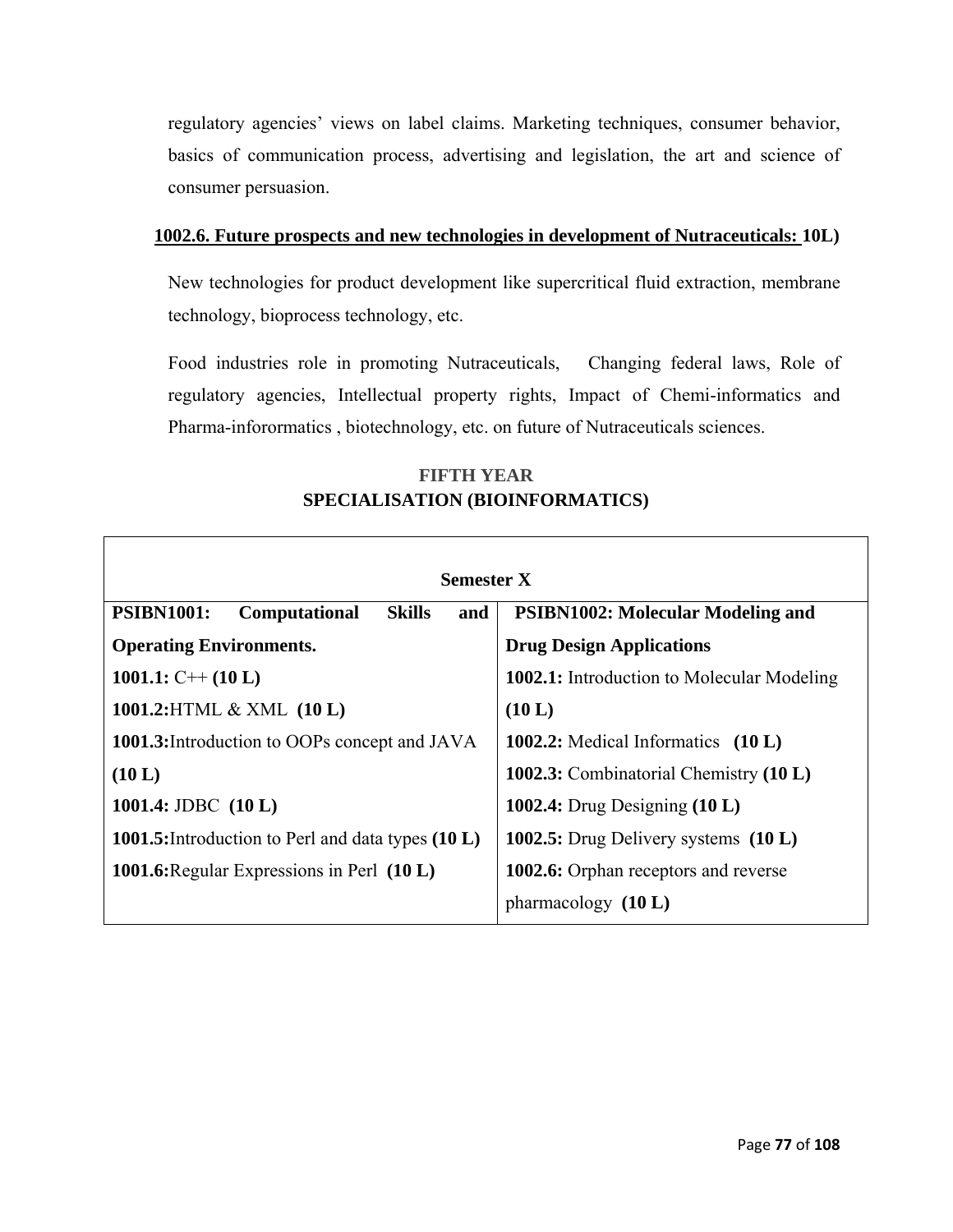regulatory agencies' views on label claims. Marketing techniques, consumer behavior, basics of communication process, advertising and legislation, the art and science of consumer persuasion.

**1002.6. Future prospects and new technologies in development of Nutraceuticals: 10L)**

New technologies for product development like supercritical fluid extraction, membrane technology, bioprocess technology, etc.

Food industries role in promoting Nutraceuticals, Changing federal laws, Role of regulatory agencies, Intellectual property rights, Impact of Chemi-informatics and Pharma-inforormatics , biotechnology, etc. on future of Nutraceuticals sciences.

## FIFTH YEAR
## SPECIALISATION (BIOINFORMATICS)

| Semester X | |
|---|---|
| **PSIBN1001: Computational Skills and Operating Environments.** | **PSIBN1002: Molecular Modeling and Drug Design Applications** |
| **1001.1:** C++ **(10 L)** | **1002.1:** Introduction to Molecular Modeling **(10 L)** |
| **1001.2:**HTML & XML **(10 L)** | **1002.2:** Medical Informatics **(10 L)** |
| **1001.3:**Introduction to OOPs concept and JAVA **(10 L)** | **1002.3:** Combinatorial Chemistry **(10 L)** |
| **1001.4:** JDBC **(10 L)** | **1002.4:** Drug Designing **(10 L)** |
| **1001.5:**Introduction to Perl and data types **(10 L)** | **1002.5:** Drug Delivery systems **(10 L)** |
| **1001.6:**Regular Expressions in Perl **(10 L)** | **1002.6:** Orphan receptors and reverse pharmacology **(10 L)** |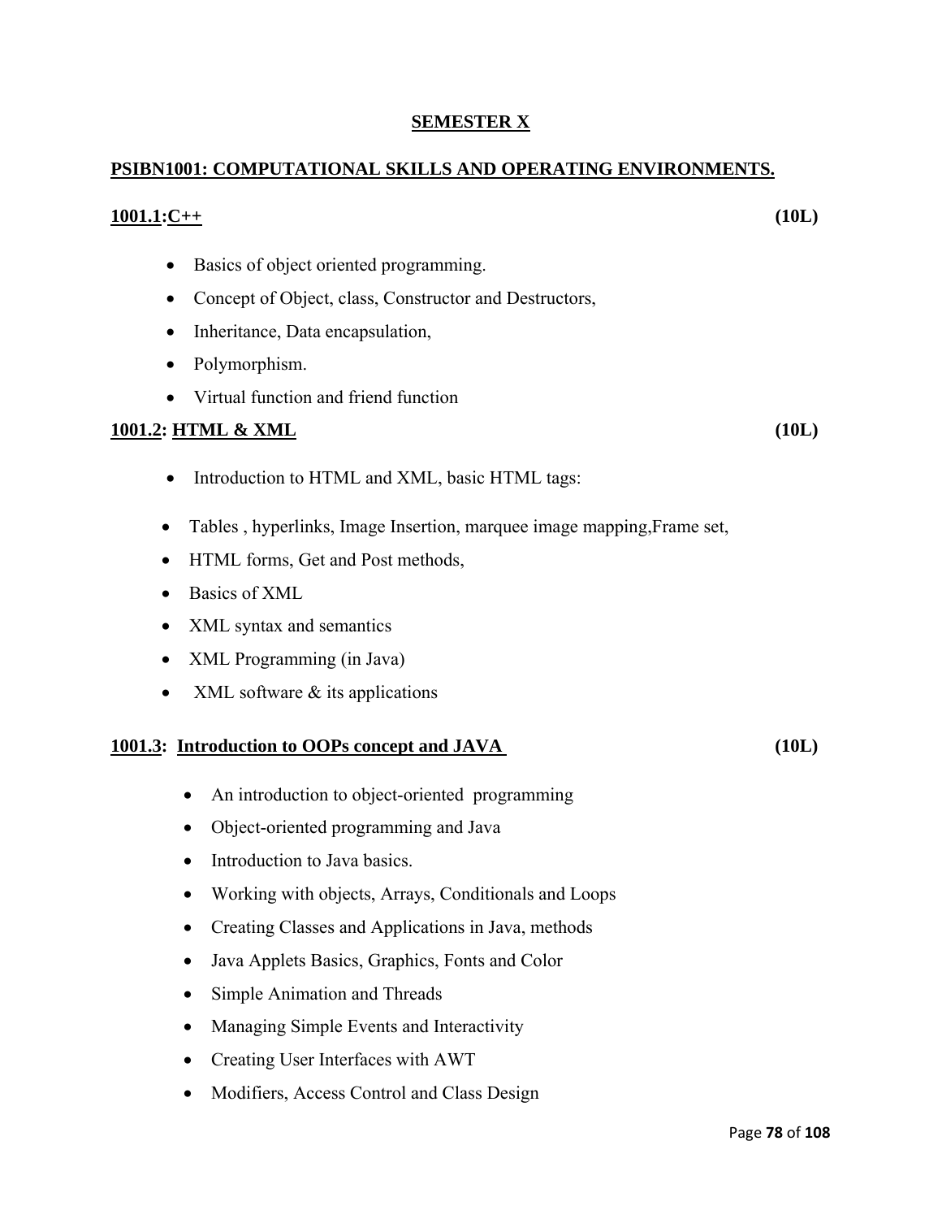# SEMESTER X

## PSIBN1001: COMPUTATIONAL SKILLS AND OPERATING ENVIRONMENTS.

### 1001.1:C++ (10L)

- Basics of object oriented programming.
- Concept of Object, class, Constructor and Destructors,
- Inheritance, Data encapsulation,
- Polymorphism.
- Virtual function and friend function

### 1001.2: HTML & XML (10L)

- Introduction to HTML and XML, basic HTML tags:
- Tables , hyperlinks, Image Insertion, marquee image mapping,Frame set,
- HTML forms, Get and Post methods,
- Basics of XML
- XML syntax and semantics
- XML Programming (in Java)
- XML software & its applications

### 1001.3: Introduction to OOPs concept and JAVA (10L)

- An introduction to object-oriented programming
- Object-oriented programming and Java
- Introduction to Java basics.
- Working with objects, Arrays, Conditionals and Loops
- Creating Classes and Applications in Java, methods
- Java Applets Basics, Graphics, Fonts and Color
- Simple Animation and Threads
- Managing Simple Events and Interactivity
- Creating User Interfaces with AWT
- Modifiers, Access Control and Class Design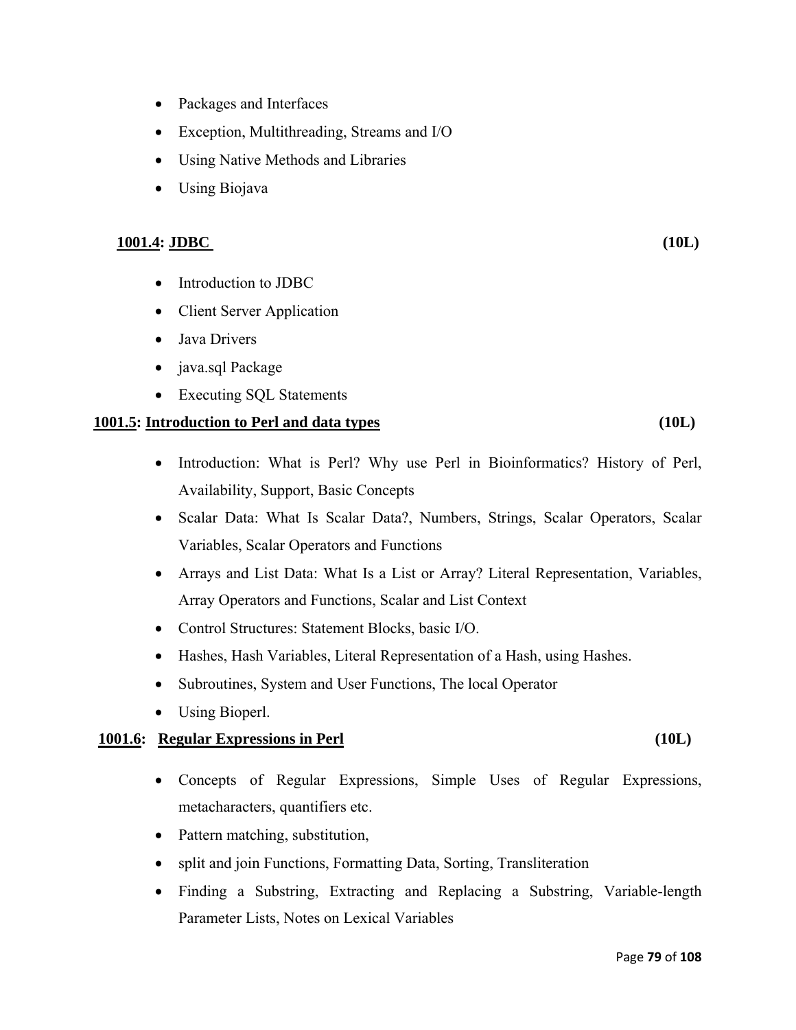- Packages and Interfaces
- Exception, Multithreading, Streams and I/O
- Using Native Methods and Libraries
- Using Biojava

### 1001.4: JDBC (10L)

- Introduction to JDBC
- Client Server Application
- Java Drivers
- java.sql Package
- Executing SQL Statements

### 1001.5: Introduction to Perl and data types (10L)

- Introduction: What is Perl? Why use Perl in Bioinformatics? History of Perl, Availability, Support, Basic Concepts
- Scalar Data: What Is Scalar Data?, Numbers, Strings, Scalar Operators, Scalar Variables, Scalar Operators and Functions
- Arrays and List Data: What Is a List or Array? Literal Representation, Variables, Array Operators and Functions, Scalar and List Context
- Control Structures: Statement Blocks, basic I/O.
- Hashes, Hash Variables, Literal Representation of a Hash, using Hashes.
- Subroutines, System and User Functions, The local Operator
- Using Bioperl.

### 1001.6: Regular Expressions in Perl (10L)

- Concepts of Regular Expressions, Simple Uses of Regular Expressions, metacharacters, quantifiers etc.
- Pattern matching, substitution,
- split and join Functions, Formatting Data, Sorting, Transliteration
- Finding a Substring, Extracting and Replacing a Substring, Variable-length Parameter Lists, Notes on Lexical Variables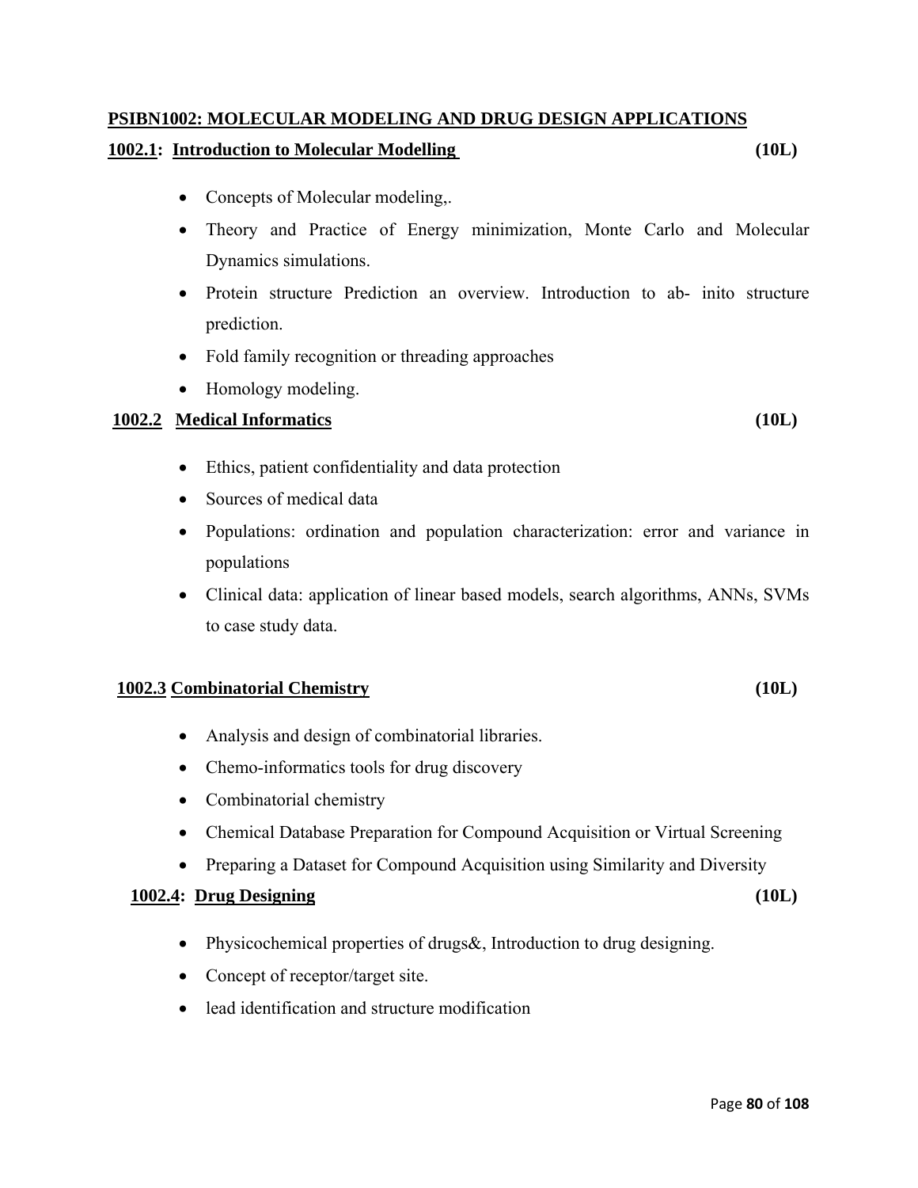## PSIBN1002: MOLECULAR MODELING AND DRUG DESIGN APPLICATIONS

### 1002.1: Introduction to Molecular Modelling (10L)

- Concepts of Molecular modeling,.
- Theory and Practice of Energy minimization, Monte Carlo and Molecular Dynamics simulations.
- Protein structure Prediction an overview. Introduction to ab- inito structure prediction.
- Fold family recognition or threading approaches
- Homology modeling.

### 1002.2 Medical Informatics (10L)

- Ethics, patient confidentiality and data protection
- Sources of medical data
- Populations: ordination and population characterization: error and variance in populations
- Clinical data: application of linear based models, search algorithms, ANNs, SVMs to case study data.

### 1002.3 Combinatorial Chemistry (10L)

- Analysis and design of combinatorial libraries.
- Chemo-informatics tools for drug discovery
- Combinatorial chemistry
- Chemical Database Preparation for Compound Acquisition or Virtual Screening
- Preparing a Dataset for Compound Acquisition using Similarity and Diversity

### 1002.4: Drug Designing (10L)

- Physicochemical properties of drugs&, Introduction to drug designing.
- Concept of receptor/target site.
- lead identification and structure modification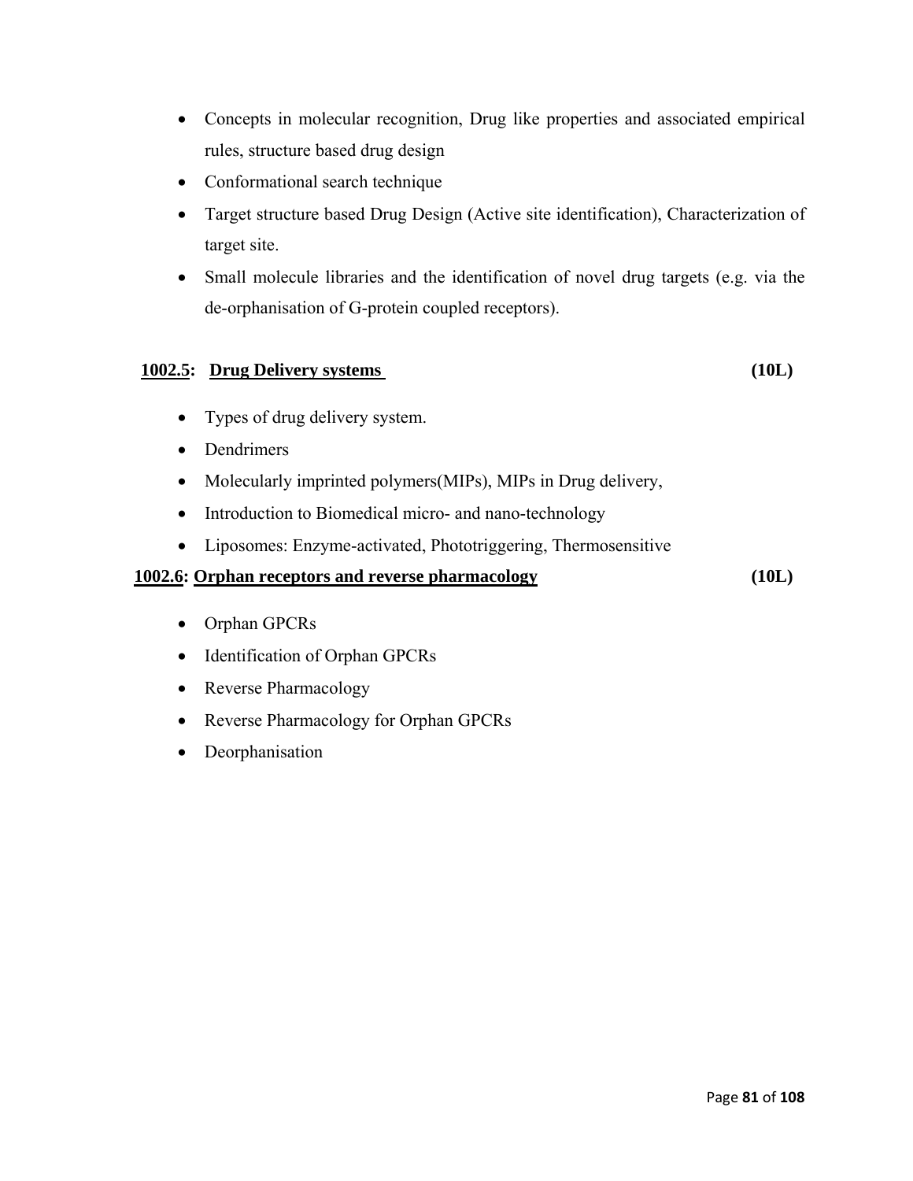- Concepts in molecular recognition, Drug like properties and associated empirical rules, structure based drug design
- Conformational search technique
- Target structure based Drug Design (Active site identification), Characterization of target site.
- Small molecule libraries and the identification of novel drug targets (e.g. via the de-orphanisation of G-protein coupled receptors).

### **1002.5: Drug Delivery systems** **(10L)**

- Types of drug delivery system.
- Dendrimers
- Molecularly imprinted polymers(MIPs), MIPs in Drug delivery,
- Introduction to Biomedical micro- and nano-technology
- Liposomes: Enzyme-activated, Phototriggering, Thermosensitive

### **1002.6: Orphan receptors and reverse pharmacology** **(10L)**

- Orphan GPCRs
- Identification of Orphan GPCRs
- Reverse Pharmacology
- Reverse Pharmacology for Orphan GPCRs
- Deorphanisation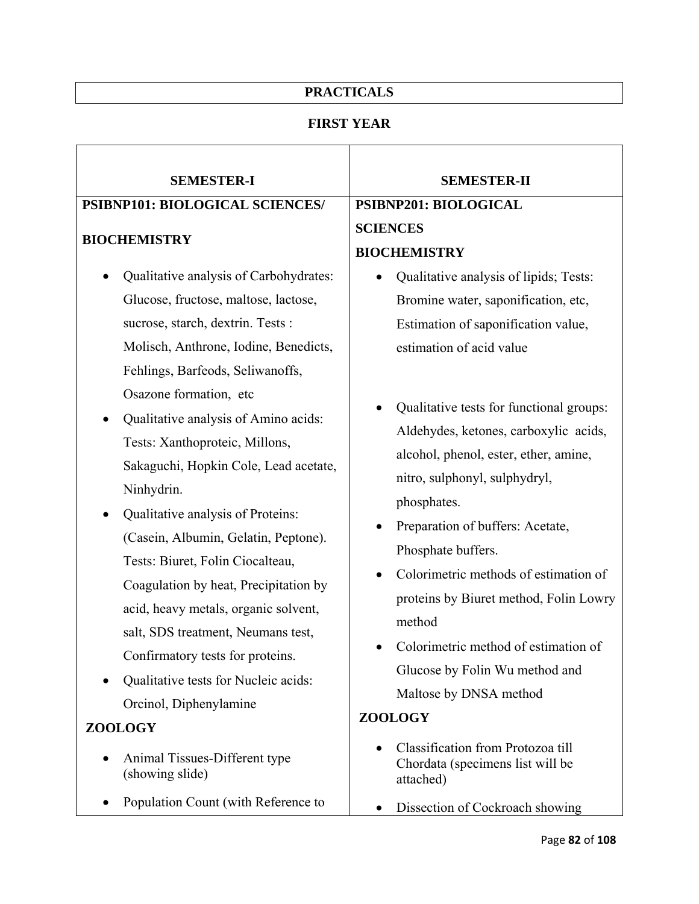# PRACTICALS

## FIRST YEAR

| SEMESTER-I | SEMESTER-II |
|---|---|
| **PSIBNP101: BIOLOGICAL SCIENCES/ BIOCHEMISTRY**<br>• Qualitative analysis of Carbohydrates: Glucose, fructose, maltose, lactose, sucrose, starch, dextrin. Tests : Molisch, Anthrone, Iodine, Benedicts, Fehlings, Barfeods, Seliwanoffs, Osazone formation, etc<br>• Qualitative analysis of Amino acids: Tests: Xanthoproteic, Millons, Sakaguchi, Hopkin Cole, Lead acetate, Ninhydrin.<br>• Qualitative analysis of Proteins: (Casein, Albumin, Gelatin, Peptone). Tests: Biuret, Folin Ciocalteau, Coagulation by heat, Precipitation by acid, heavy metals, organic solvent, salt, SDS treatment, Neumans test, Confirmatory tests for proteins.<br>• Qualitative tests for Nucleic acids: Orcinol, Diphenylamine<br>**ZOOLOGY**<br>• Animal Tissues-Different type (showing slide)<br>• Population Count (with Reference to | **PSIBNP201: BIOLOGICAL SCIENCES BIOCHEMISTRY**<br>• Qualitative analysis of lipids; Tests: Bromine water, saponification, etc, Estimation of saponification value, estimation of acid value<br>• Qualitative tests for functional groups: Aldehydes, ketones, carboxylic acids, alcohol, phenol, ester, ether, amine, nitro, sulphonyl, sulphydryl, phosphates.<br>• Preparation of buffers: Acetate, Phosphate buffers.<br>• Colorimetric methods of estimation of proteins by Biuret method, Folin Lowry method<br>• Colorimetric method of estimation of Glucose by Folin Wu method and Maltose by DNSA method<br>**ZOOLOGY**<br>• Classification from Protozoa till Chordata (specimens list will be attached)<br>• Dissection of Cockroach showing |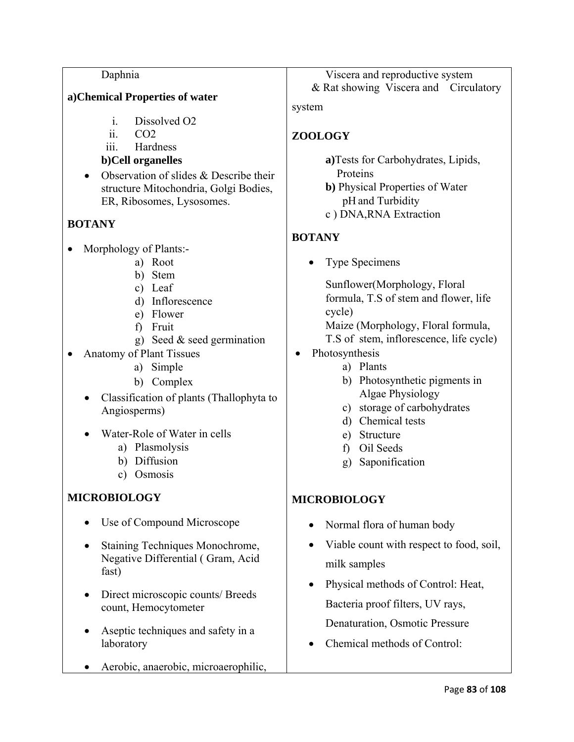Daphnia

**a)Chemical Properties of water**

i. Dissolved O2
ii. CO2
iii. Hardness

**b)Cell organelles**

- Observation of slides & Describe their structure Mitochondria, Golgi Bodies, ER, Ribosomes, Lysosomes.

**BOTANY**

- Morphology of Plants:-
  a) Root
  b) Stem
  c) Leaf
  d) Inflorescence
  e) Flower
  f) Fruit
  g) Seed & seed germination
- Anatomy of Plant Tissues
  a) Simple
  b) Complex
- Classification of plants (Thallophyta to Angiosperms)
- Water-Role of Water in cells
  a) Plasmolysis
  b) Diffusion
  c) Osmosis

**MICROBIOLOGY**

- Use of Compound Microscope
- Staining Techniques Monochrome, Negative Differential ( Gram, Acid fast)
- Direct microscopic counts/ Breeds count, Hemocytometer
- Aseptic techniques and safety in a laboratory
- Aerobic, anaerobic, microaerophilic,

Viscera and reproductive system & Rat showing Viscera and Circulatory system

**ZOOLOGY**

**a)**Tests for Carbohydrates, Lipids, Proteins
**b)** Physical Properties of Water pH and Turbidity
c ) DNA,RNA Extraction

**BOTANY**

- Type Specimens

  Sunflower(Morphology, Floral formula, T.S of stem and flower, life cycle)
  Maize (Morphology, Floral formula, T.S of stem, inflorescence, life cycle)
- Photosynthesis
  a) Plants
  b) Photosynthetic pigments in Algae Physiology
  c) storage of carbohydrates
  d) Chemical tests
  e) Structure
  f) Oil Seeds
  g) Saponification

**MICROBIOLOGY**

- Normal flora of human body
- Viable count with respect to food, soil, milk samples
- Physical methods of Control: Heat, Bacteria proof filters, UV rays, Denaturation, Osmotic Pressure
- Chemical methods of Control: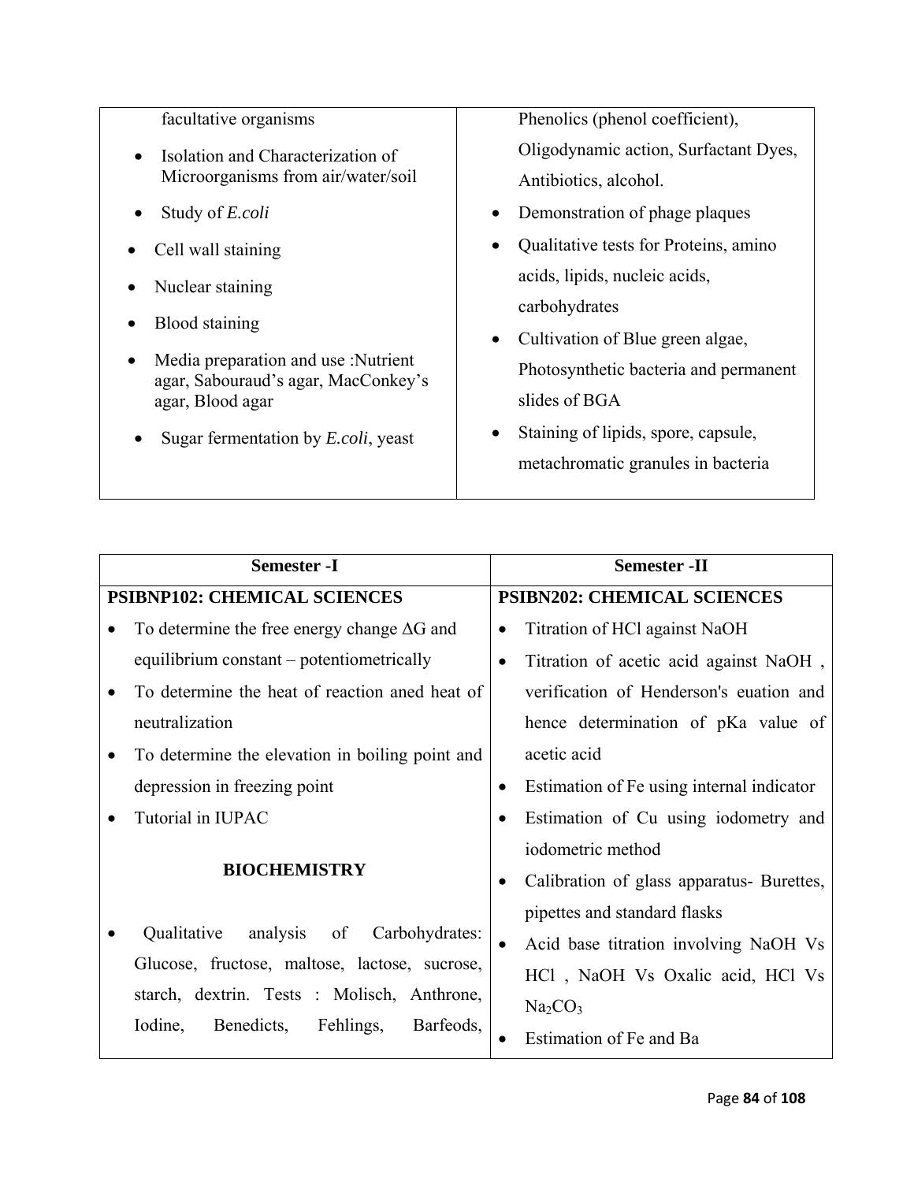| | |
|---|---|
| facultative organisms<br>• Isolation and Characterization of Microorganisms from air/water/soil<br>• Study of *E.coli*<br>• Cell wall staining<br>• Nuclear staining<br>• Blood staining<br>• Media preparation and use :Nutrient agar, Sabouraud's agar, MacConkey's agar, Blood agar<br>• Sugar fermentation by *E.coli*, yeast | Phenolics (phenol coefficient), Oligodynamic action, Surfactant Dyes, Antibiotics, alcohol.<br>• Demonstration of phage plaques<br>• Qualitative tests for Proteins, amino acids, lipids, nucleic acids, carbohydrates<br>• Cultivation of Blue green algae, Photosynthetic bacteria and permanent slides of BGA<br>• Staining of lipids, spore, capsule, metachromatic granules in bacteria |

| Semester -I | Semester -II |
|---|---|
| **PSIBNP102: CHEMICAL SCIENCES** | **PSIBN202: CHEMICAL SCIENCES** |
| • To determine the free energy change $\Delta G$ and equilibrium constant – potentiometrically<br>• To determine the heat of reaction aned heat of neutralization<br>• To determine the elevation in boiling point and depression in freezing point<br>• Tutorial in IUPAC<br><br>**BIOCHEMISTRY**<br><br>• Qualitative analysis of Carbohydrates: Glucose, fructose, maltose, lactose, sucrose, starch, dextrin. Tests : Molisch, Anthrone, Iodine, Benedicts, Fehlings, Barfeods, | • Titration of HCl against NaOH<br>• Titration of acetic acid against NaOH , verification of Henderson's euation and hence determination of pKa value of acetic acid<br>• Estimation of Fe using internal indicator<br>• Estimation of Cu using iodometry and iodometric method<br>• Calibration of glass apparatus- Burettes, pipettes and standard flasks<br>• Acid base titration involving NaOH Vs HCl , NaOH Vs Oxalic acid, HCl Vs $Na_2CO_3$<br>• Estimation of Fe and Ba |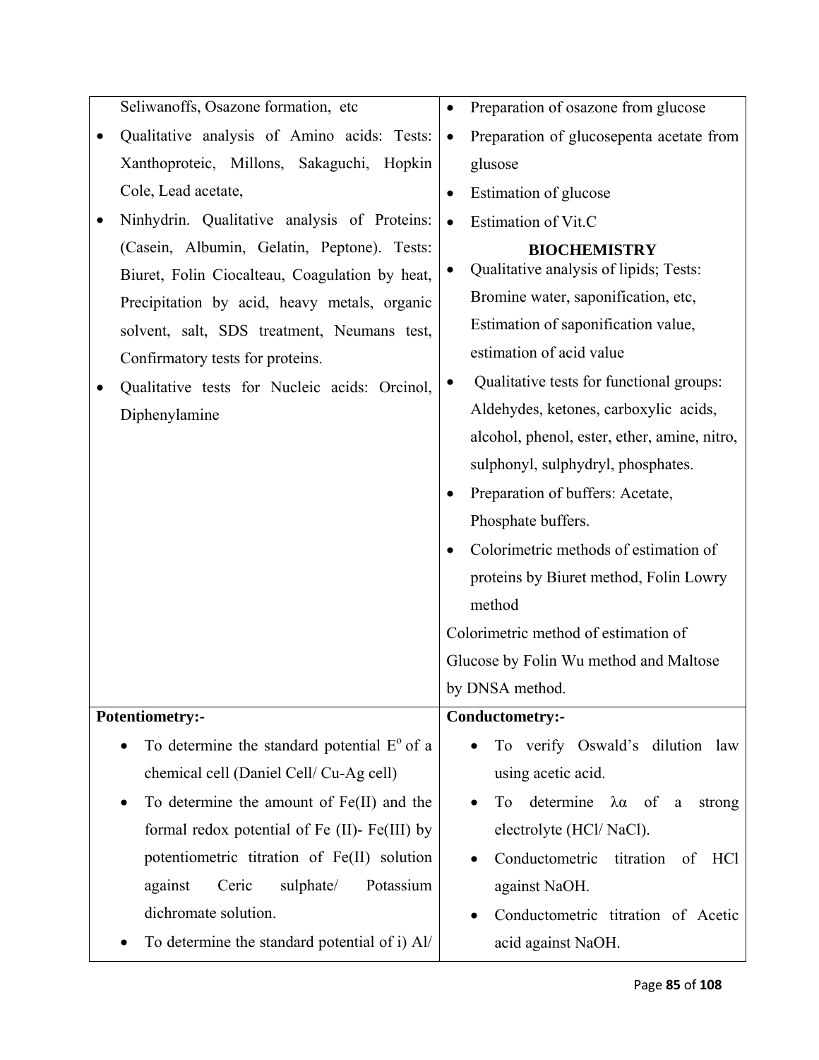| | |
|---|---|
| Seliwanoffs, Osazone formation, etc<br>• Qualitative analysis of Amino acids: Tests: Xanthoproteic, Millons, Sakaguchi, Hopkin Cole, Lead acetate,<br>• Ninhydrin. Qualitative analysis of Proteins: (Casein, Albumin, Gelatin, Peptone). Tests: Biuret, Folin Ciocalteau, Coagulation by heat, Precipitation by acid, heavy metals, organic solvent, salt, SDS treatment, Neumans test, Confirmatory tests for proteins.<br>• Qualitative tests for Nucleic acids: Orcinol, Diphenylamine | • Preparation of osazone from glucose<br>• Preparation of glucosepenta acetate from glusose<br>• Estimation of glucose<br>• Estimation of Vit.C<br>**BIOCHEMISTRY**<br>• Qualitative analysis of lipids; Tests: Bromine water, saponification, etc, Estimation of saponification value, estimation of acid value<br>• Qualitative tests for functional groups: Aldehydes, ketones, carboxylic acids, alcohol, phenol, ester, ether, amine, nitro, sulphonyl, sulphydryl, phosphates.<br>• Preparation of buffers: Acetate, Phosphate buffers.<br>• Colorimetric methods of estimation of proteins by Biuret method, Folin Lowry method<br>Colorimetric method of estimation of Glucose by Folin Wu method and Maltose by DNSA method. |
| **Potentiometry:-**<br>• To determine the standard potential $E^o$ of a chemical cell (Daniel Cell/ Cu-Ag cell)<br>• To determine the amount of Fe(II) and the formal redox potential of Fe (II)- Fe(III) by potentiometric titration of Fe(II) solution against Ceric sulphate/ Potassium dichromate solution.<br>• To determine the standard potential of i) Al/ | **Conductometry:-**<br>• To verify Oswald's dilution law using acetic acid.<br>• To determine $\lambda\alpha$ of a strong electrolyte (HCl/ NaCl).<br>• Conductometric titration of HCl against NaOH.<br>• Conductometric titration of Acetic acid against NaOH. |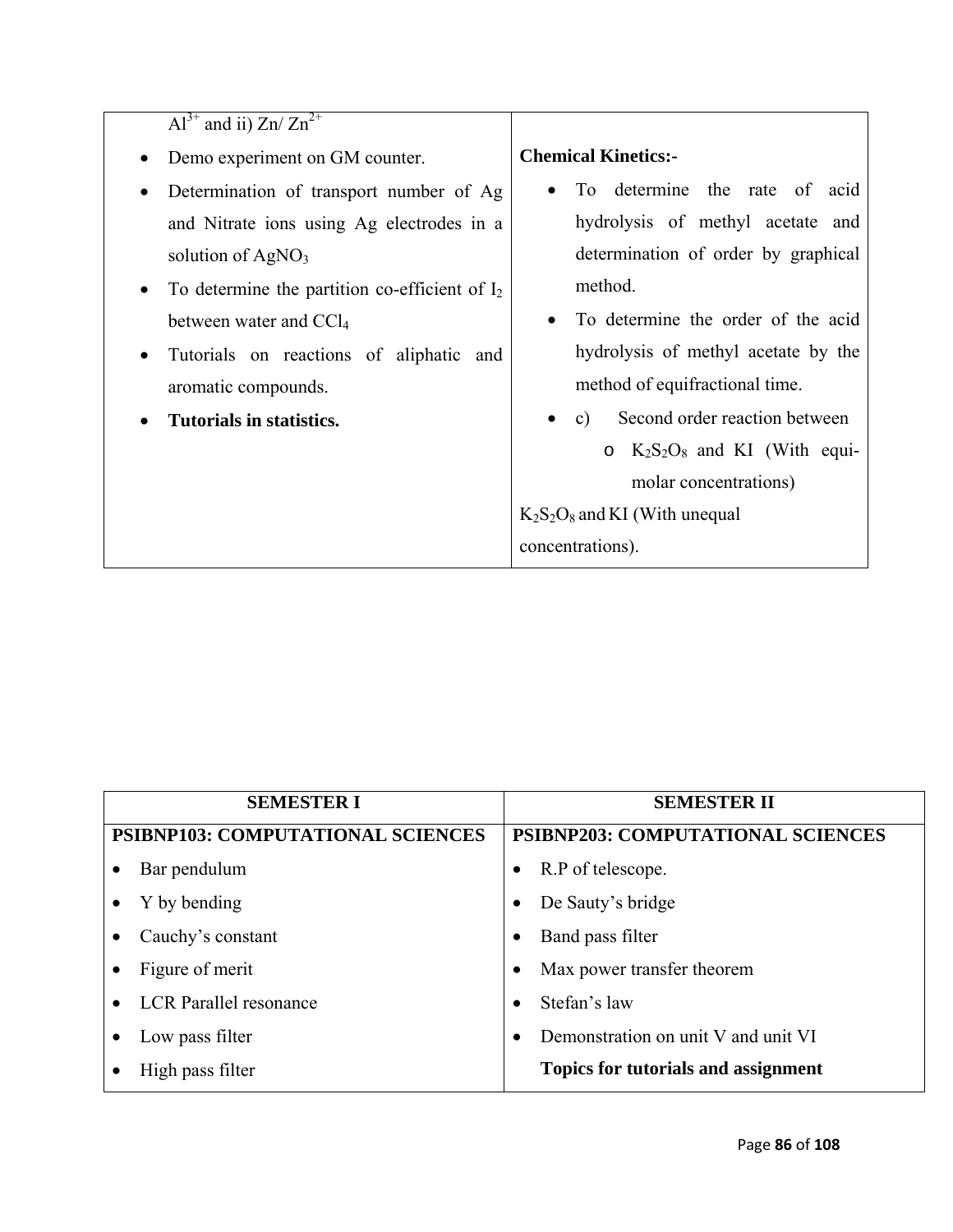| | |
|---|---|
| $Al^{3+}$ and ii) Zn/ $Zn^{2+}$<br>• Demo experiment on GM counter.<br>• Determination of transport number of Ag and Nitrate ions using Ag electrodes in a solution of $AgNO_3$<br>• To determine the partition co-efficient of $I_2$ between water and $CCl_4$<br>• Tutorials on reactions of aliphatic and aromatic compounds.<br>• **Tutorials in statistics.** | **Chemical Kinetics:-**<br>• To determine the rate of acid hydrolysis of methyl acetate and determination of order by graphical method.<br>• To determine the order of the acid hydrolysis of methyl acetate by the method of equifractional time.<br>• c) Second order reaction between<br>o $K_2S_2O_8$ and KI (With equi-molar concentrations)<br>$K_2S_2O_8$ and KI (With unequal concentrations). |

| SEMESTER I | SEMESTER II |
|---|---|
| **PSIBNP103: COMPUTATIONAL SCIENCES** | **PSIBNP203: COMPUTATIONAL SCIENCES** |
| • Bar pendulum<br>• Y by bending<br>• Cauchy's constant<br>• Figure of merit<br>• LCR Parallel resonance<br>• Low pass filter<br>• High pass filter | • R.P of telescope.<br>• De Sauty's bridge<br>• Band pass filter<br>• Max power transfer theorem<br>• Stefan's law<br>• Demonstration on unit V and unit VI<br>**Topics for tutorials and assignment** |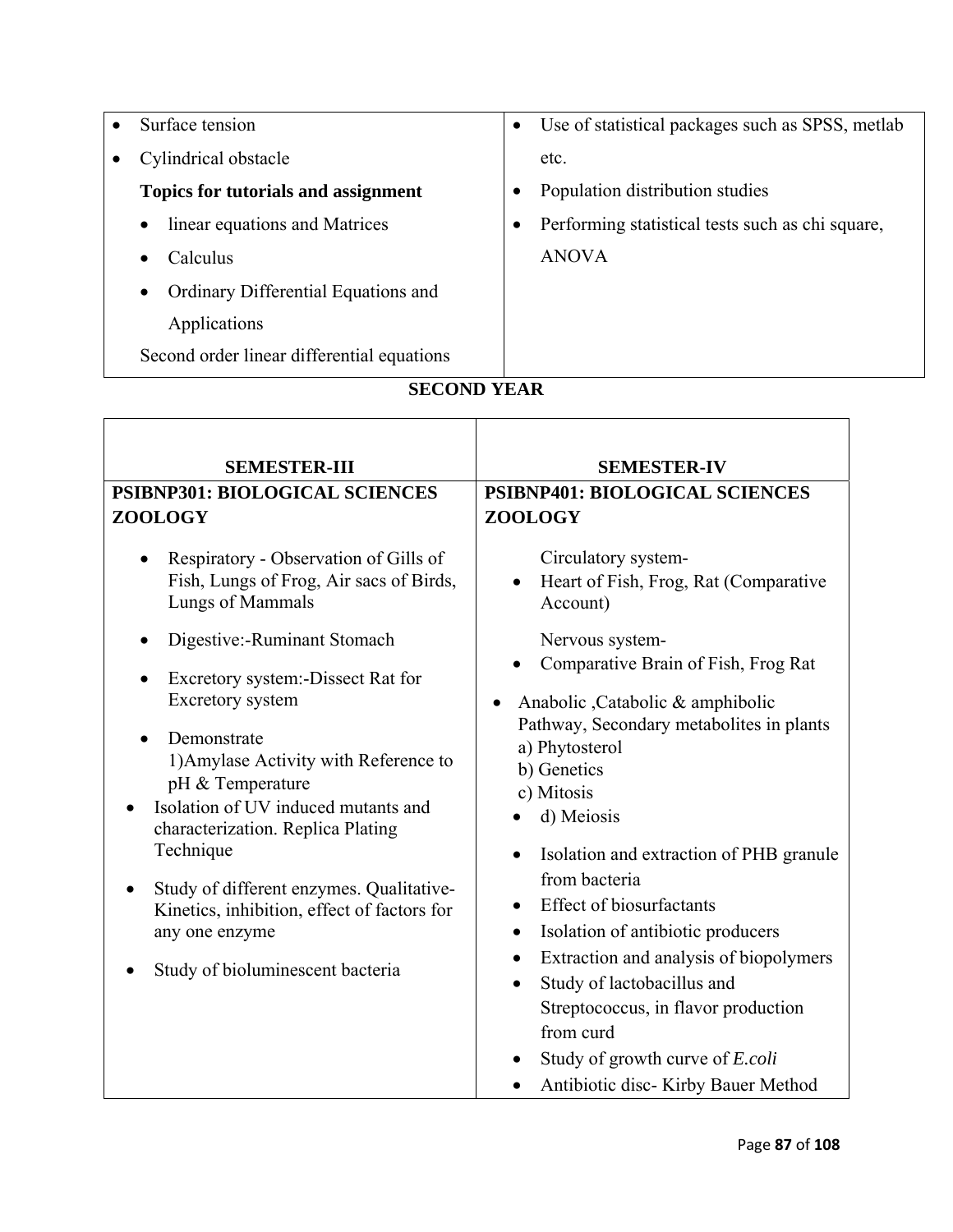| | |
|---|---|
| • Surface tension<br>• Cylindrical obstacle<br>**Topics for tutorials and assignment**<br>• linear equations and Matrices<br>• Calculus<br>• Ordinary Differential Equations and Applications<br>Second order linear differential equations | • Use of statistical packages such as SPSS, metlab etc.<br>• Population distribution studies<br>• Performing statistical tests such as chi square, ANOVA |

## SECOND YEAR

| SEMESTER-III | SEMESTER-IV |
|---|---|
| **PSIBNP301: BIOLOGICAL SCIENCES ZOOLOGY** | **PSIBNP401: BIOLOGICAL SCIENCES ZOOLOGY** |
| • Respiratory - Observation of Gills of Fish, Lungs of Frog, Air sacs of Birds, Lungs of Mammals<br>• Digestive:-Ruminant Stomach<br>• Excretory system:-Dissect Rat for Excretory system<br>• Demonstrate 1)Amylase Activity with Reference to pH & Temperature<br>• Isolation of UV induced mutants and characterization. Replica Plating Technique<br>• Study of different enzymes. Qualitative-Kinetics, inhibition, effect of factors for any one enzyme<br>• Study of bioluminescent bacteria | Circulatory system-<br>• Heart of Fish, Frog, Rat (Comparative Account)<br>Nervous system-<br>• Comparative Brain of Fish, Frog Rat<br>• Anabolic ,Catabolic & amphibolic Pathway, Secondary metabolites in plants<br>a) Phytosterol<br>b) Genetics<br>c) Mitosis<br>• d) Meiosis<br>• Isolation and extraction of PHB granule from bacteria<br>• Effect of biosurfactants<br>• Isolation of antibiotic producers<br>• Extraction and analysis of biopolymers<br>• Study of lactobacillus and Streptococcus, in flavor production from curd<br>• Study of growth curve of *E.coli*<br>• Antibiotic disc- Kirby Bauer Method |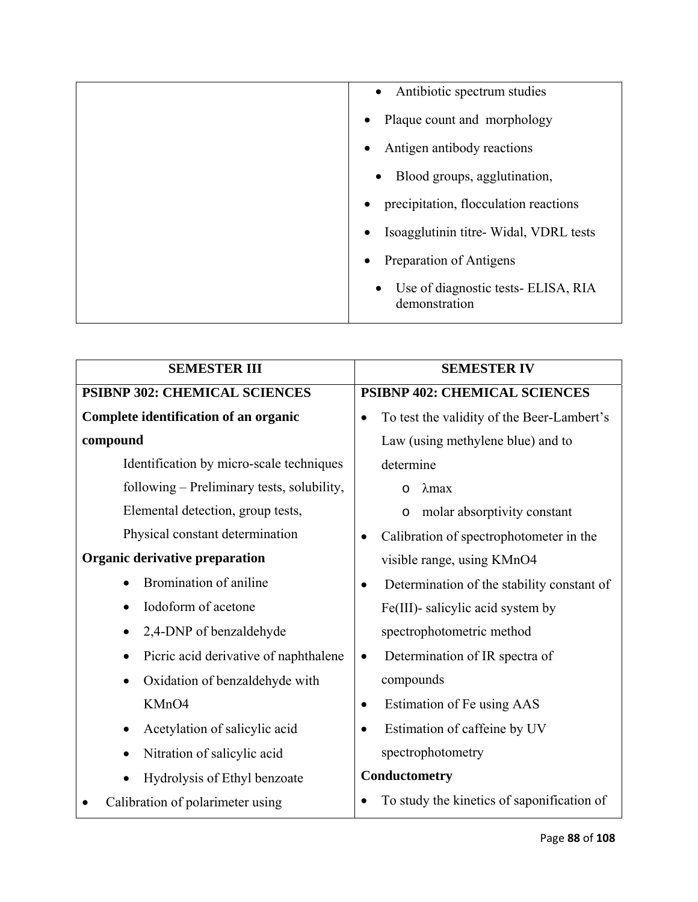| | |
|---|---|
| | • Antibiotic spectrum studies<br>• Plaque count and morphology<br>• Antigen antibody reactions<br>• Blood groups, agglutination,<br>• precipitation, flocculation reactions<br>• Isoagglutinin titre- Widal, VDRL tests<br>• Preparation of Antigens<br>• Use of diagnostic tests- ELISA, RIA demonstration |

| SEMESTER III | SEMESTER IV |
|---|---|
| **PSIBNP 302: CHEMICAL SCIENCES** | **PSIBNP 402: CHEMICAL SCIENCES** |
| **Complete identification of an organic compound**<br>Identification by micro-scale techniques following – Preliminary tests, solubility, Elemental detection, group tests, Physical constant determination<br>**Organic derivative preparation**<br>• Bromination of aniline<br>• Iodoform of acetone<br>• 2,4-DNP of benzaldehyde<br>• Picric acid derivative of naphthalene<br>• Oxidation of benzaldehyde with $KMnO_4$<br>• Acetylation of salicylic acid<br>• Nitration of salicylic acid<br>• Hydrolysis of Ethyl benzoate<br>• Calibration of polarimeter using | • To test the validity of the Beer-Lambert's Law (using methylene blue) and to determine<br>o $\lambda$max<br>o molar absorptivity constant<br>• Calibration of spectrophotometer in the visible range, using $KMnO_4$<br>• Determination of the stability constant of Fe(III)- salicylic acid system by spectrophotometric method<br>• Determination of IR spectra of compounds<br>• Estimation of Fe using AAS<br>• Estimation of caffeine by UV spectrophotometry<br>**Conductometry**<br>• To study the kinetics of saponification of |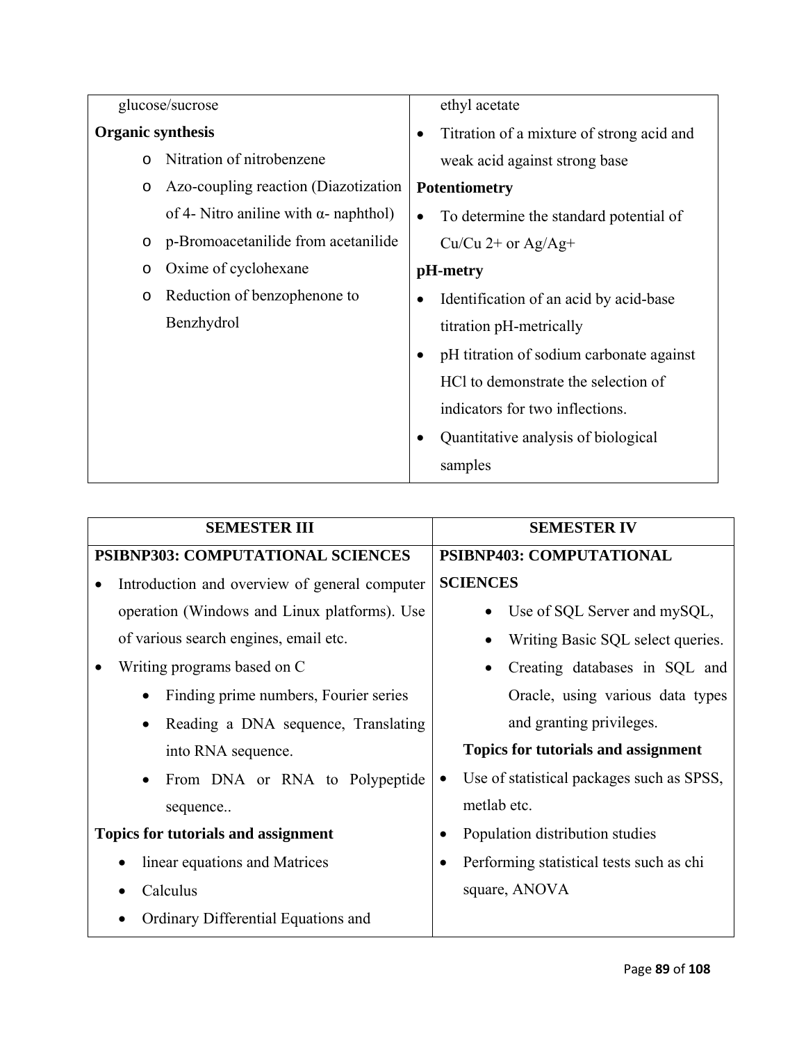| | |
|---|---|
| glucose/sucrose<br>**Organic synthesis**<br>o Nitration of nitrobenzene<br>o Azo-coupling reaction (Diazotization of 4- Nitro aniline with α- naphthol)<br>o p-Bromoacetanilide from acetanilide<br>o Oxime of cyclohexane<br>o Reduction of benzophenone to Benzhydrol | ethyl acetate<br>• Titration of a mixture of strong acid and weak acid against strong base<br>**Potentiometry**<br>• To determine the standard potential of Cu/Cu 2+ or Ag/Ag+<br>**pH-metry**<br>• Identification of an acid by acid-base titration pH-metrically<br>• pH titration of sodium carbonate against HCl to demonstrate the selection of indicators for two inflections.<br>• Quantitative analysis of biological samples |

| SEMESTER III | SEMESTER IV |
|---|---|
| **PSIBNP303: COMPUTATIONAL SCIENCES**<br>• Introduction and overview of general computer operation (Windows and Linux platforms). Use of various search engines, email etc.<br>• Writing programs based on C<br>  • Finding prime numbers, Fourier series<br>  • Reading a DNA sequence, Translating into RNA sequence.<br>  • From DNA or RNA to Polypeptide sequence..<br>**Topics for tutorials and assignment**<br>• linear equations and Matrices<br>• Calculus<br>• Ordinary Differential Equations and | **PSIBNP403: COMPUTATIONAL SCIENCES**<br>• Use of SQL Server and mySQL,<br>• Writing Basic SQL select queries.<br>• Creating databases in SQL and Oracle, using various data types and granting privileges.<br>**Topics for tutorials and assignment**<br>• Use of statistical packages such as SPSS, metlab etc.<br>• Population distribution studies<br>• Performing statistical tests such as chi square, ANOVA |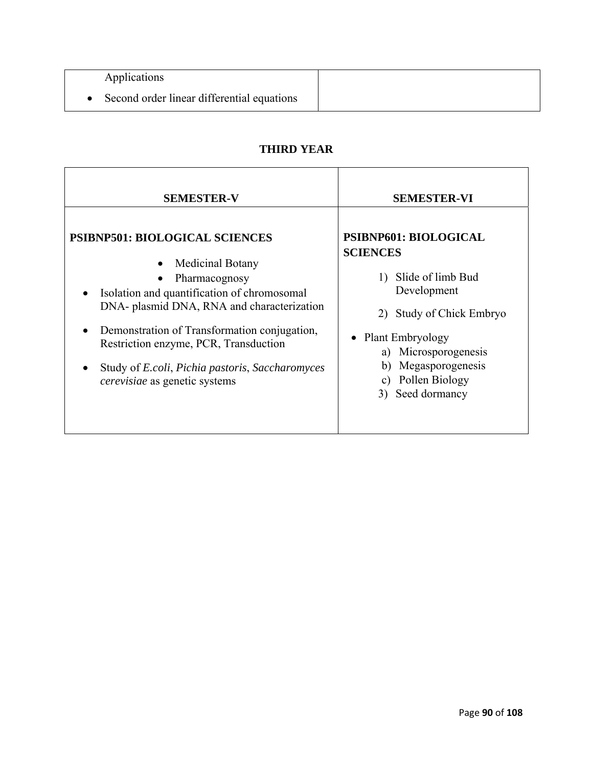| Applications<br>• Second order linear differential equations | |
|---|---|

## THIRD YEAR

| SEMESTER-V | SEMESTER-VI |
|---|---|
| **PSIBNP501: BIOLOGICAL SCIENCES**<br>• Medicinal Botany<br>• Pharmacognosy<br>• Isolation and quantification of chromosomal DNA- plasmid DNA, RNA and characterization<br>• Demonstration of Transformation conjugation, Restriction enzyme, PCR, Transduction<br>• Study of *E.coli*, *Pichia pastoris*, *Saccharomyces cerevisiae* as genetic systems | **PSIBNP601: BIOLOGICAL SCIENCES**<br>1) Slide of limb Bud Development<br>2) Study of Chick Embryo<br>• Plant Embryology<br>a) Microsporogenesis<br>b) Megasporogenesis<br>c) Pollen Biology<br>3) Seed dormancy |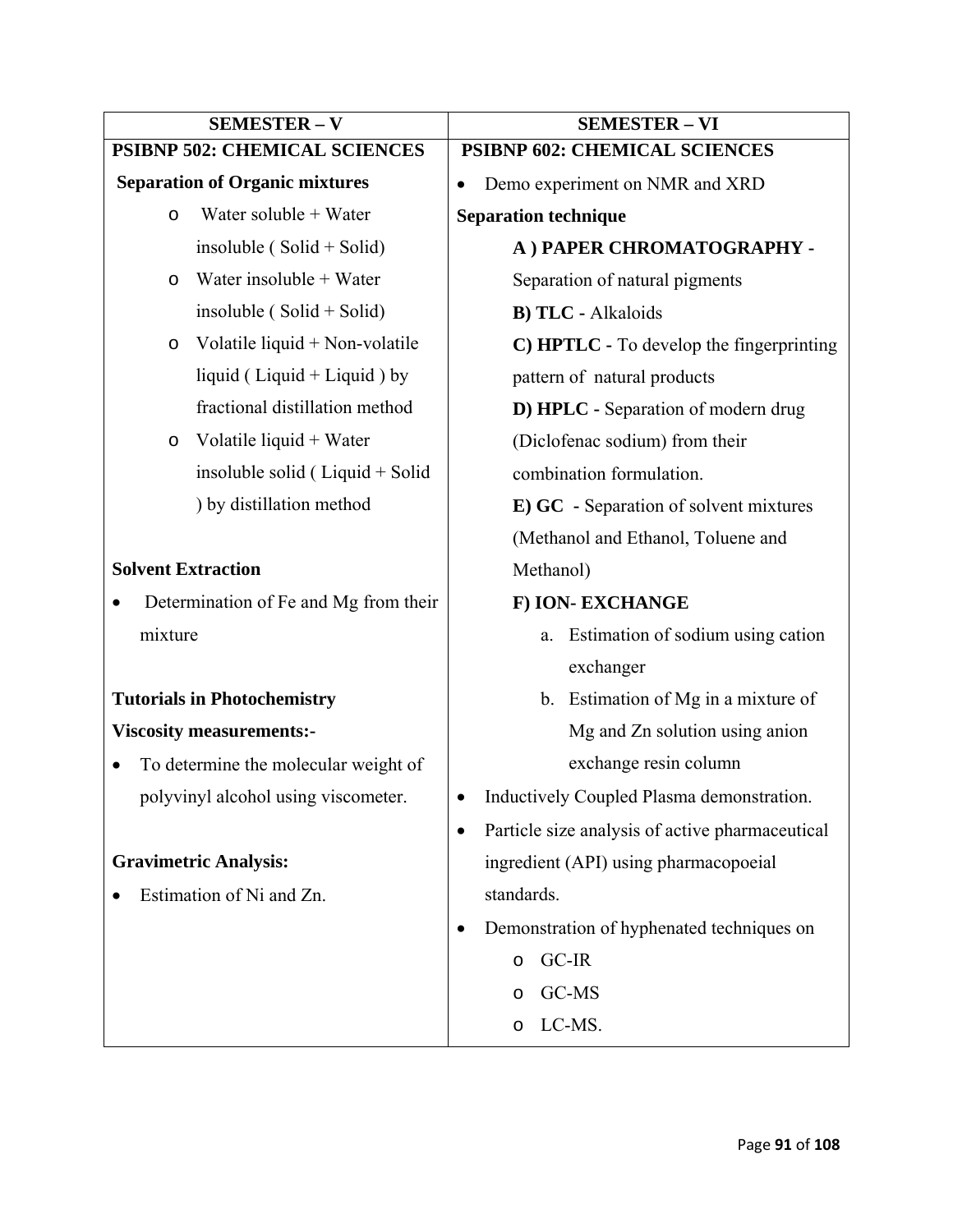| SEMESTER – V | SEMESTER – VI |
|---|---|
| **PSIBNP 502: CHEMICAL SCIENCES** | **PSIBNP 602: CHEMICAL SCIENCES** |
| **Separation of Organic mixtures**<br>o Water soluble + Water insoluble ( Solid + Solid)<br>o Water insoluble + Water insoluble ( Solid + Solid)<br>o Volatile liquid + Non-volatile liquid ( Liquid + Liquid ) by fractional distillation method<br>o Volatile liquid + Water insoluble solid ( Liquid + Solid ) by distillation method<br><br>**Solvent Extraction**<br>• Determination of Fe and Mg from their mixture<br><br>**Tutorials in Photochemistry**<br>**Viscosity measurements:-**<br>• To determine the molecular weight of polyvinyl alcohol using viscometer.<br><br>**Gravimetric Analysis:**<br>• Estimation of Ni and Zn. | • Demo experiment on NMR and XRD<br>**Separation technique**<br>**A ) PAPER CHROMATOGRAPHY -** Separation of natural pigments<br>**B) TLC -** Alkaloids<br>**C) HPTLC -** To develop the fingerprinting pattern of natural products<br>**D) HPLC -** Separation of modern drug (Diclofenac sodium) from their combination formulation.<br>**E) GC -** Separation of solvent mixtures (Methanol and Ethanol, Toluene and Methanol)<br>**F) ION- EXCHANGE**<br>a. Estimation of sodium using cation exchanger<br>b. Estimation of Mg in a mixture of Mg and Zn solution using anion exchange resin column<br>• Inductively Coupled Plasma demonstration.<br>• Particle size analysis of active pharmaceutical ingredient (API) using pharmacopoeial standards.<br>• Demonstration of hyphenated techniques on<br>o GC-IR<br>o GC-MS<br>o LC-MS. |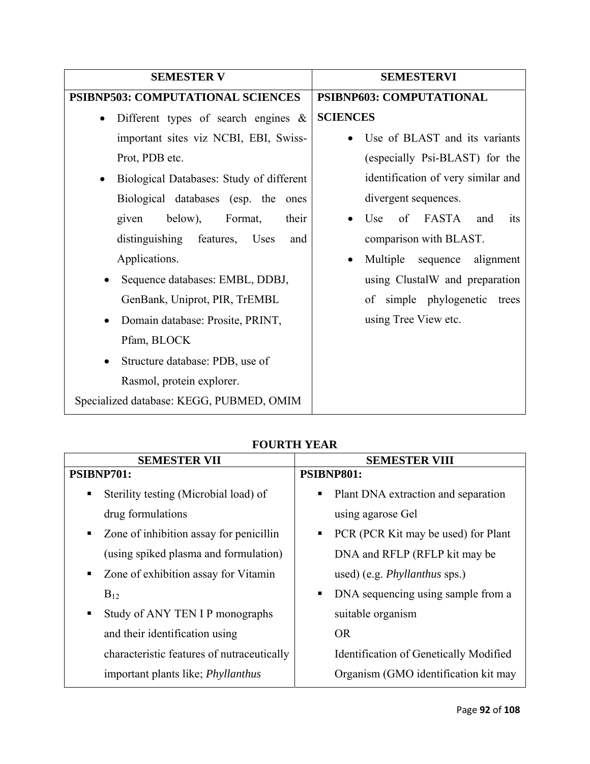| SEMESTER V | SEMESTERVI |
| --- | --- |
| **PSIBNP503: COMPUTATIONAL SCIENCES**<br>• Different types of search engines & important sites viz NCBI, EBI, Swiss-Prot, PDB etc.<br>• Biological Databases: Study of different Biological databases (esp. the ones given below), Format, their distinguishing features, Uses and Applications.<br>• Sequence databases: EMBL, DDBJ, GenBank, Uniprot, PIR, TrEMBL<br>• Domain database: Prosite, PRINT, Pfam, BLOCK<br>• Structure database: PDB, use of Rasmol, protein explorer.<br>Specialized database: KEGG, PUBMED, OMIM | **PSIBNP603: COMPUTATIONAL SCIENCES**<br>• Use of BLAST and its variants (especially Psi-BLAST) for the identification of very similar and divergent sequences.<br>• Use of FASTA and its comparison with BLAST.<br>• Multiple sequence alignment using ClustalW and preparation of simple phylogenetic trees using Tree View etc. |

**FOURTH YEAR**

| SEMESTER VII | SEMESTER VIII |
| --- | --- |
| **PSIBNP701:**<br>▪ Sterility testing (Microbial load) of drug formulations<br>▪ Zone of inhibition assay for penicillin (using spiked plasma and formulation)<br>▪ Zone of exhibition assay for Vitamin $B_{12}$<br>▪ Study of ANY TEN I P monographs and their identification using characteristic features of nutraceutically important plants like; *Phyllanthus* | **PSIBNP801:**<br>▪ Plant DNA extraction and separation using agarose Gel<br>▪ PCR (PCR Kit may be used) for Plant DNA and RFLP (RFLP kit may be used) (e.g. *Phyllanthus* sps.)<br>▪ DNA sequencing using sample from a suitable organism<br>OR<br>Identification of Genetically Modified Organism (GMO identification kit may |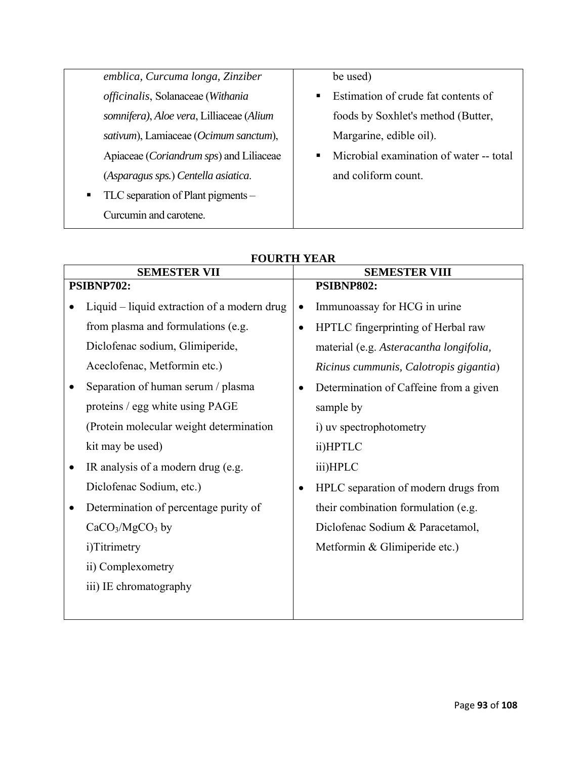| | |
|---|---|
| *emblica, Curcuma longa, Zinziber officinalis*, Solanaceae (*Withania somnifera)*, *Aloe vera*, Lilliaceae (*Alium sativum*), Lamiaceae (*Ocimum sanctum*), Apiaceae (*Coriandrum sps*) and Liliaceae (*Asparagus sps.*) *Centella asiatica*.<br>▪ TLC separation of Plant pigments – Curcumin and carotene. | be used)<br>▪ Estimation of crude fat contents of foods by Soxhlet's method (Butter, Margarine, edible oil).<br>▪ Microbial examination of water -- total and coliform count. |

**FOURTH YEAR**

| SEMESTER VII | SEMESTER VIII |
|---|---|
| **PSIBNP702:**<br>• Liquid – liquid extraction of a modern drug from plasma and formulations (e.g. Diclofenac sodium, Glimiperide, Aceclofenac, Metformin etc.)<br>• Separation of human serum / plasma proteins / egg white using PAGE (Protein molecular weight determination kit may be used)<br>• IR analysis of a modern drug (e.g. Diclofenac Sodium, etc.)<br>• Determination of percentage purity of $CaCO_3$/$MgCO_3$ by<br>i)Titrimetry<br>ii) Complexometry<br>iii) IE chromatography | **PSIBNP802:**<br>• Immunoassay for HCG in urine<br>• HPTLC fingerprinting of Herbal raw material (e.g. *Asteracantha longifolia, Ricinus cummunis, Calotropis gigantia*)<br>• Determination of Caffeine from a given sample by<br>i) uv spectrophotometry<br>ii)HPTLC<br>iii)HPLC<br>• HPLC separation of modern drugs from their combination formulation (e.g. Diclofenac Sodium & Paracetamol, Metformin & Glimiperide etc.) |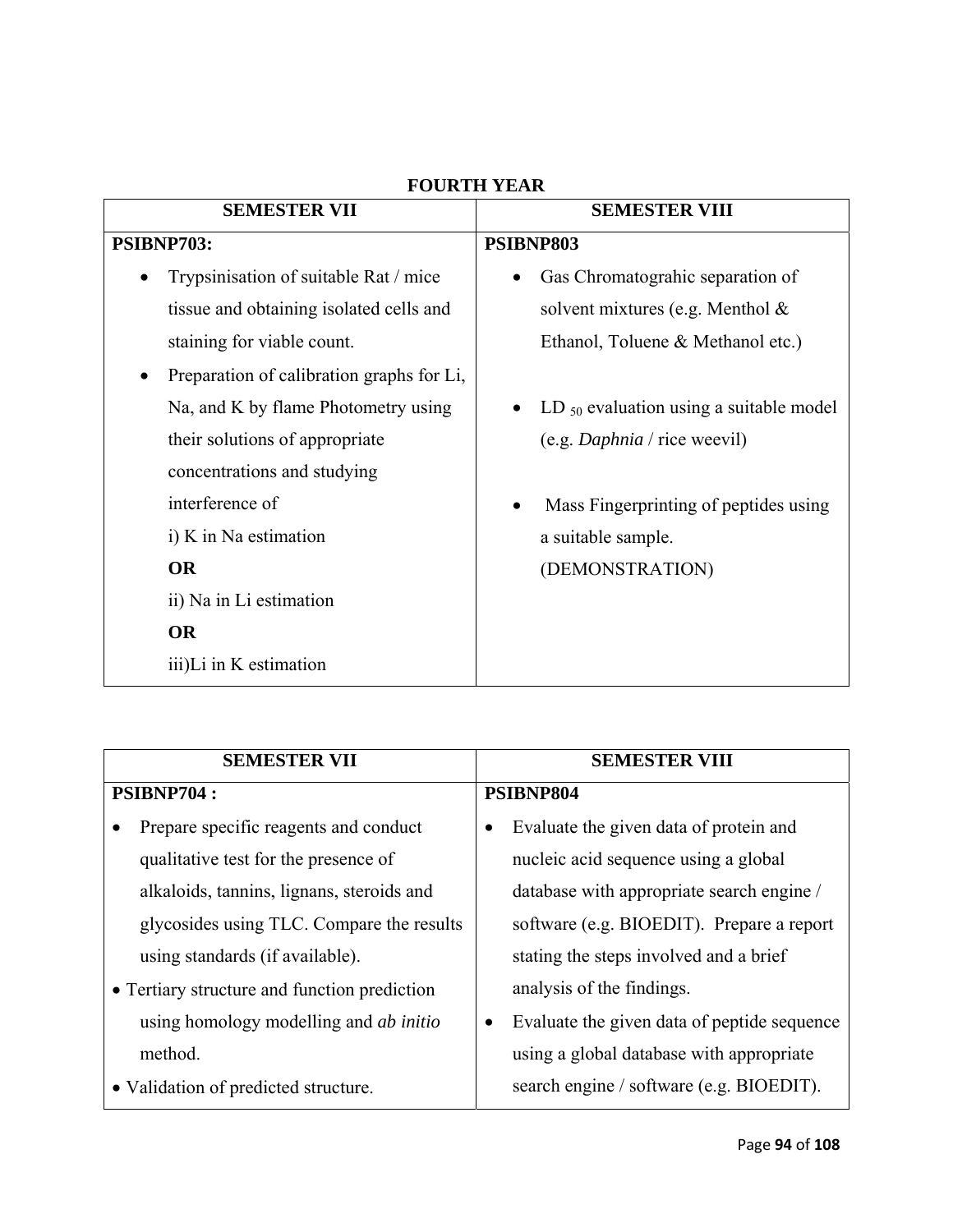**FOURTH YEAR**

| SEMESTER VII | SEMESTER VIII |
| --- | --- |
| **PSIBNP703:**<br>• Trypsinisation of suitable Rat / mice tissue and obtaining isolated cells and staining for viable count.<br>• Preparation of calibration graphs for Li, Na, and K by flame Photometry using their solutions of appropriate concentrations and studying interference of<br>i) K in Na estimation<br>**OR**<br>ii) Na in Li estimation<br>**OR**<br>iii)Li in K estimation | **PSIBNP803**<br>• Gas Chromatograhic separation of solvent mixtures (e.g. Menthol & Ethanol, Toluene & Methanol etc.)<br>• LD $_{50}$ evaluation using a suitable model (e.g. *Daphnia* / rice weevil)<br>• Mass Fingerprinting of peptides using a suitable sample. (DEMONSTRATION) |

| SEMESTER VII | SEMESTER VIII |
| --- | --- |
| **PSIBNP704 :**<br>• Prepare specific reagents and conduct qualitative test for the presence of alkaloids, tannins, lignans, steroids and glycosides using TLC. Compare the results using standards (if available).<br>• Tertiary structure and function prediction using homology modelling and *ab initio* method.<br>• Validation of predicted structure. | **PSIBNP804**<br>• Evaluate the given data of protein and nucleic acid sequence using a global database with appropriate search engine / software (e.g. BIOEDIT). Prepare a report stating the steps involved and a brief analysis of the findings.<br>• Evaluate the given data of peptide sequence using a global database with appropriate search engine / software (e.g. BIOEDIT). |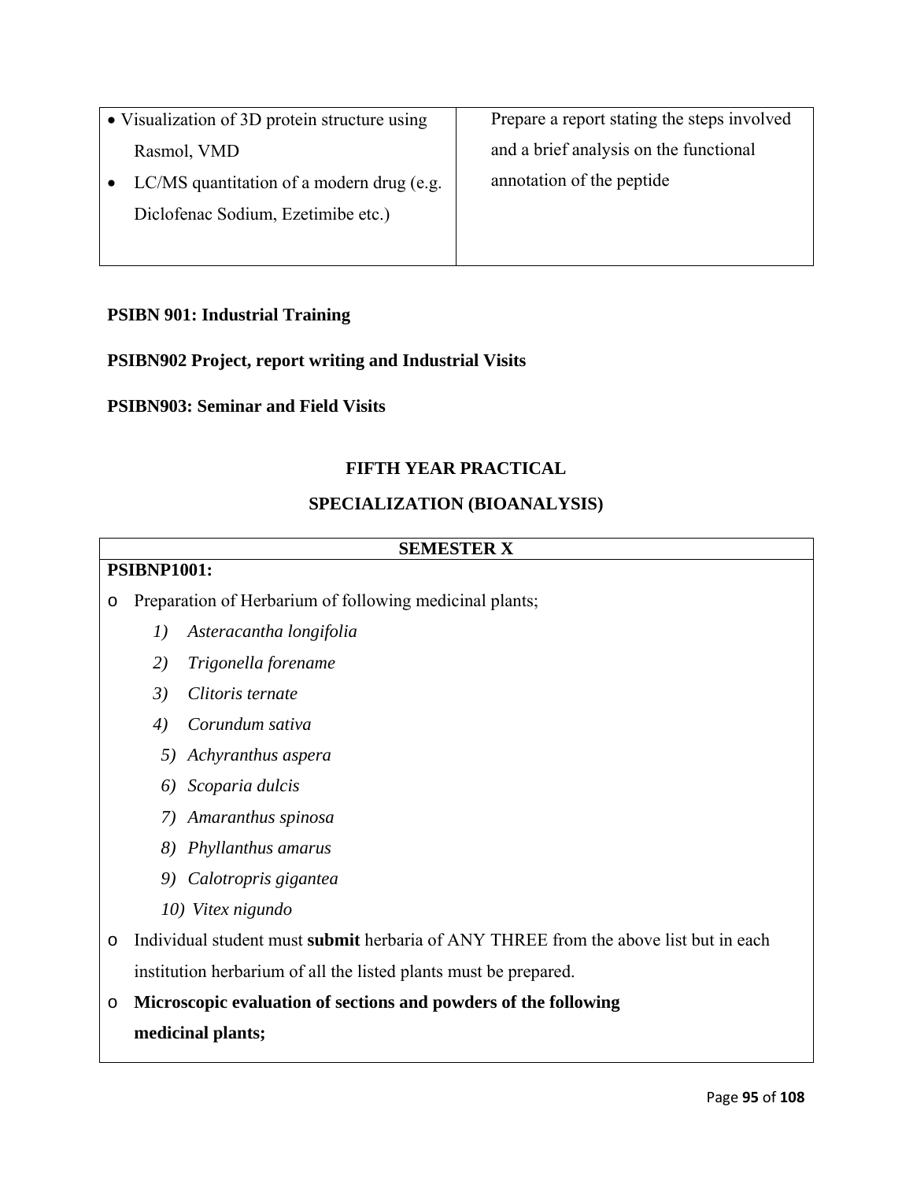| • Visualization of 3D protein structure using Rasmol, VMD<br>• LC/MS quantitation of a modern drug (e.g. Diclofenac Sodium, Ezetimibe etc.) | Prepare a report stating the steps involved and a brief analysis on the functional annotation of the peptide |
|---|---|

**PSIBN 901: Industrial Training**

**PSIBN902 Project, report writing and Industrial Visits**

**PSIBN903: Seminar and Field Visits**

## FIFTH YEAR PRACTICAL

## SPECIALIZATION (BIOANALYSIS)

**SEMESTER X**

**PSIBNP1001:**

- Preparation of Herbarium of following medicinal plants;
  1) *Asteracantha longifolia*
  2) *Trigonella forename*
  3) *Clitoris ternate*
  4) *Corundum sativa*
  5) *Achyranthus aspera*
  6) *Scoparia dulcis*
  7) *Amaranthus spinosa*
  8) *Phyllanthus amarus*
  9) *Calotropris gigantea*
  10) *Vitex nigundo*
- Individual student must **submit** herbaria of ANY THREE from the above list but in each institution herbarium of all the listed plants must be prepared.
- **Microscopic evaluation of sections and powders of the following medicinal plants;**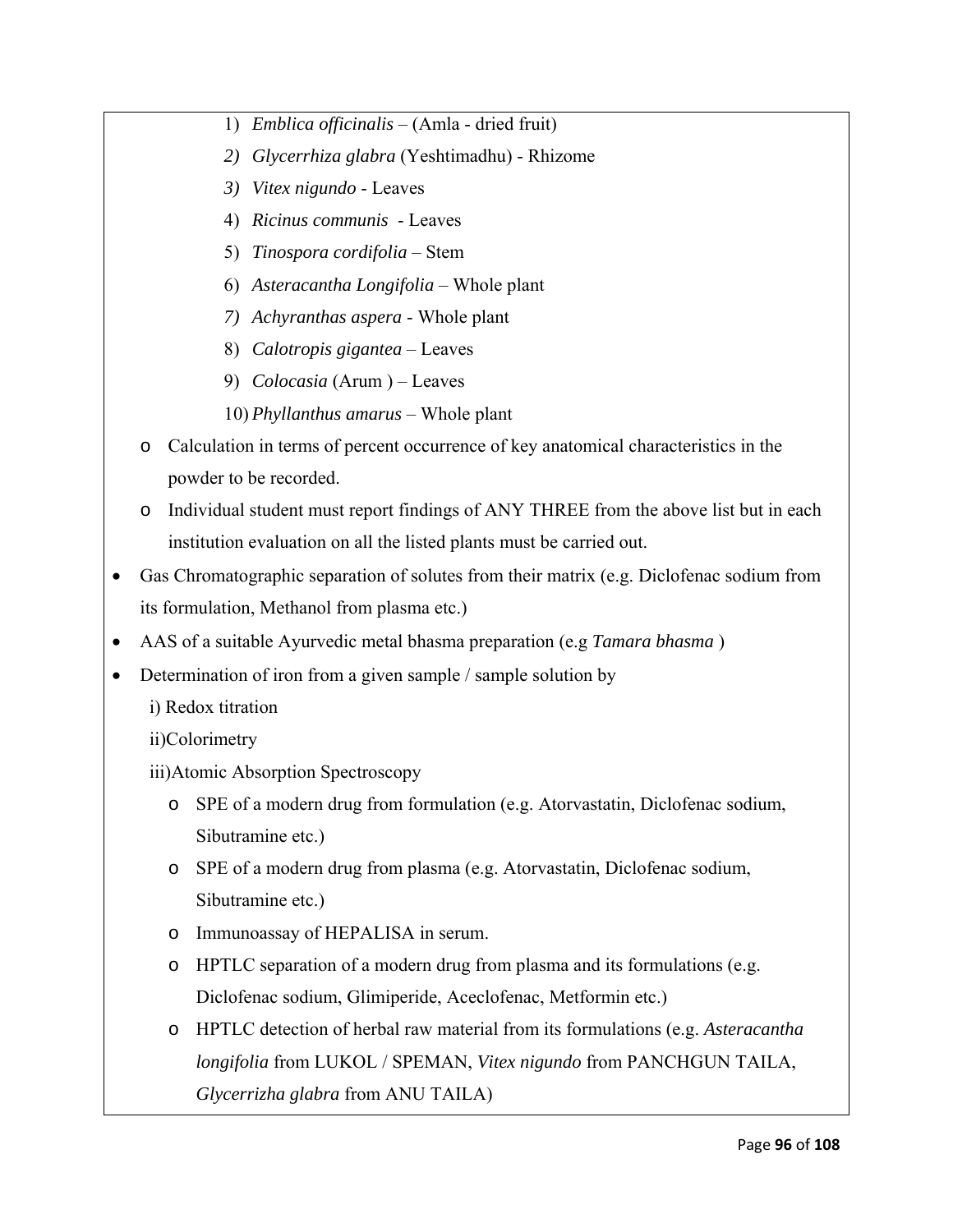1) *Emblica officinalis* – (Amla - dried fruit)
2) *Glycerrhiza glabra* (Yeshtimadhu) - Rhizome
3) *Vitex nigundo* - Leaves
4) *Ricinus communis* - Leaves
5) *Tinospora cordifolia* – Stem
6) *Asteracantha Longifolia* – Whole plant
7) *Achyranthas aspera* - Whole plant
8) *Calotropis gigantea* – Leaves
9) *Colocasia* (Arum ) – Leaves
10) *Phyllanthus amarus* – Whole plant

   - Calculation in terms of percent occurrence of key anatomical characteristics in the powder to be recorded.
   - Individual student must report findings of ANY THREE from the above list but in each institution evaluation on all the listed plants must be carried out.

- Gas Chromatographic separation of solutes from their matrix (e.g. Diclofenac sodium from its formulation, Methanol from plasma etc.)
- AAS of a suitable Ayurvedic metal bhasma preparation (e.g *Tamara bhasma* )
- Determination of iron from a given sample / sample solution by

  i) Redox titration

  ii)Colorimetry

  iii)Atomic Absorption Spectroscopy

   - SPE of a modern drug from formulation (e.g. Atorvastatin, Diclofenac sodium, Sibutramine etc.)
   - SPE of a modern drug from plasma (e.g. Atorvastatin, Diclofenac sodium, Sibutramine etc.)
   - Immunoassay of HEPALISA in serum.
   - HPTLC separation of a modern drug from plasma and its formulations (e.g. Diclofenac sodium, Glimiperide, Aceclofenac, Metformin etc.)
   - HPTLC detection of herbal raw material from its formulations (e.g. *Asteracantha longifolia* from LUKOL / SPEMAN, *Vitex nigundo* from PANCHGUN TAILA, *Glycerrizha glabra* from ANU TAILA)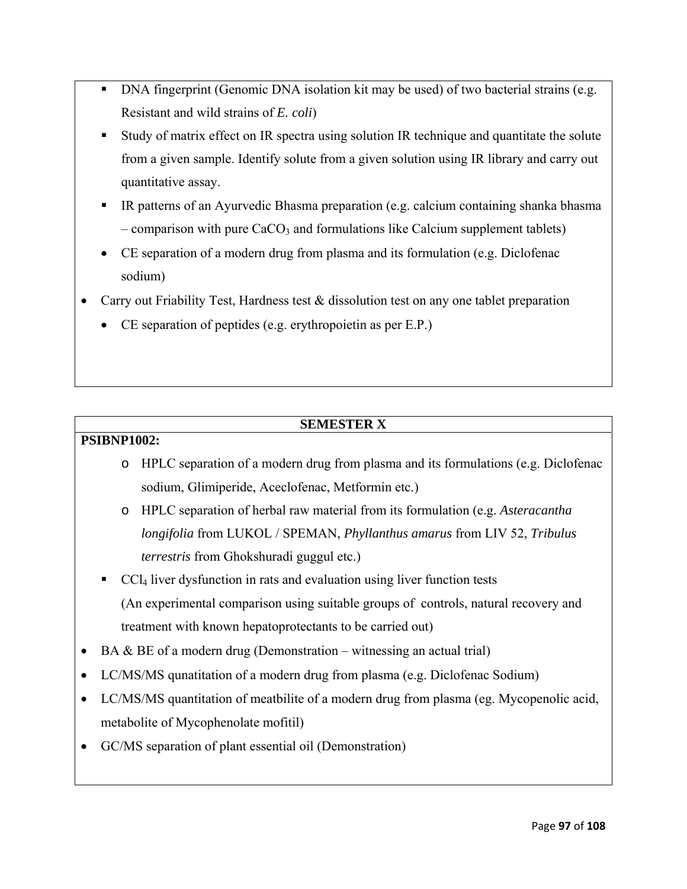- DNA fingerprint (Genomic DNA isolation kit may be used) of two bacterial strains (e.g. Resistant and wild strains of *E. coli*)
- Study of matrix effect on IR spectra using solution IR technique and quantitate the solute from a given sample. Identify solute from a given solution using IR library and carry out quantitative assay.
- IR patterns of an Ayurvedic Bhasma preparation (e.g. calcium containing shanka bhasma – comparison with pure $CaCO_3$ and formulations like Calcium supplement tablets)
- CE separation of a modern drug from plasma and its formulation (e.g. Diclofenac sodium)

- Carry out Friability Test, Hardness test & dissolution test on any one tablet preparation
  - CE separation of peptides (e.g. erythropoietin as per E.P.)

## SEMESTER X

**PSIBNP1002:**

- HPLC separation of a modern drug from plasma and its formulations (e.g. Diclofenac sodium, Glimiperide, Aceclofenac, Metformin etc.)
- HPLC separation of herbal raw material from its formulation (e.g. *Asteracantha longifolia* from LUKOL / SPEMAN, *Phyllanthus amarus* from LIV 52, *Tribulus terrestris* from Ghokshuradi guggul etc.)
- $CCl_4$ liver dysfunction in rats and evaluation using liver function tests
  (An experimental comparison using suitable groups of controls, natural recovery and treatment with known hepatoprotectants to be carried out)

- BA & BE of a modern drug (Demonstration – witnessing an actual trial)
- LC/MS/MS qunatitation of a modern drug from plasma (e.g. Diclofenac Sodium)
- LC/MS/MS quantitation of meatbilite of a modern drug from plasma (eg. Mycopenolic acid, metabolite of Mycophenolate mofitil)
- GC/MS separation of plant essential oil (Demonstration)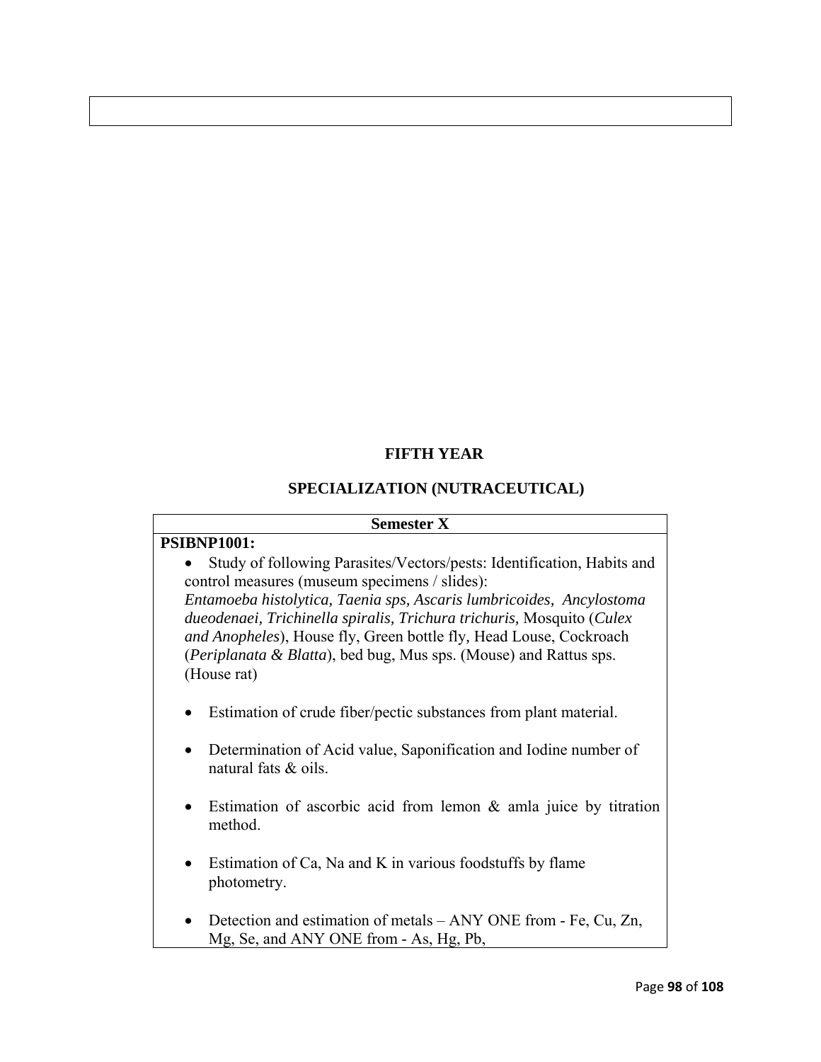## FIFTH YEAR

## SPECIALIZATION (NUTRACEUTICAL)

| Semester X |
|---|
| **PSIBNP1001:**<br>• Study of following Parasites/Vectors/pests: Identification, Habits and control measures (museum specimens / slides): *Entamoeba histolytica, Taenia sps, Ascaris lumbricoides, Ancylostoma dueodenaei, Trichinella spiralis, Trichura trichuris,* Mosquito (*Culex and Anopheles*), House fly, Green bottle fly, Head Louse, Cockroach (*Periplanata & Blatta*), bed bug, Mus sps. (Mouse) and Rattus sps. (House rat)<br><br>• Estimation of crude fiber/pectic substances from plant material.<br><br>• Determination of Acid value, Saponification and Iodine number of natural fats & oils.<br><br>• Estimation of ascorbic acid from lemon & amla juice by titration method.<br><br>• Estimation of Ca, Na and K in various foodstuffs by flame photometry.<br><br>• Detection and estimation of metals – ANY ONE from - Fe, Cu, Zn, Mg, Se, and ANY ONE from - As, Hg, Pb, |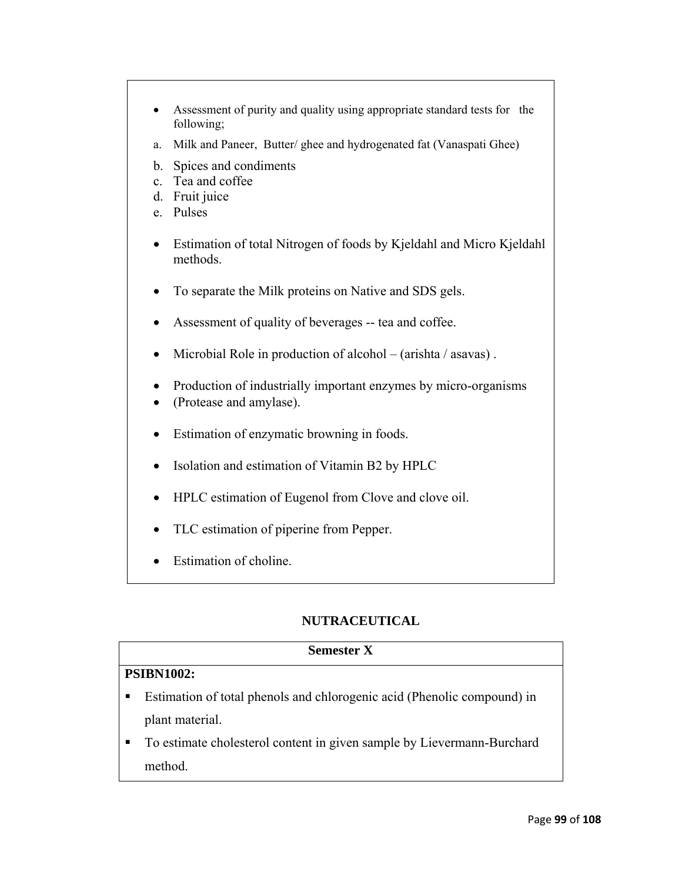- Assessment of purity and quality using appropriate standard tests for the following;

  a. Milk and Paneer, Butter/ ghee and hydrogenated fat (Vanaspati Ghee)
  b. Spices and condiments
  c. Tea and coffee
  d. Fruit juice
  e. Pulses

- Estimation of total Nitrogen of foods by Kjeldahl and Micro Kjeldahl methods.

- To separate the Milk proteins on Native and SDS gels.

- Assessment of quality of beverages -- tea and coffee.

- Microbial Role in production of alcohol – (arishta / asavas) .

- Production of industrially important enzymes by micro-organisms
- (Protease and amylase).

- Estimation of enzymatic browning in foods.

- Isolation and estimation of Vitamin B2 by HPLC

- HPLC estimation of Eugenol from Clove and clove oil.

- TLC estimation of piperine from Pepper.

- Estimation of choline.

**NUTRACEUTICAL**

| Semester X |
|---|
| **PSIBN1002:** |
| ▪ Estimation of total phenols and chlorogenic acid (Phenolic compound) in plant material. |
| ▪ To estimate cholesterol content in given sample by Lievermann-Burchard method. |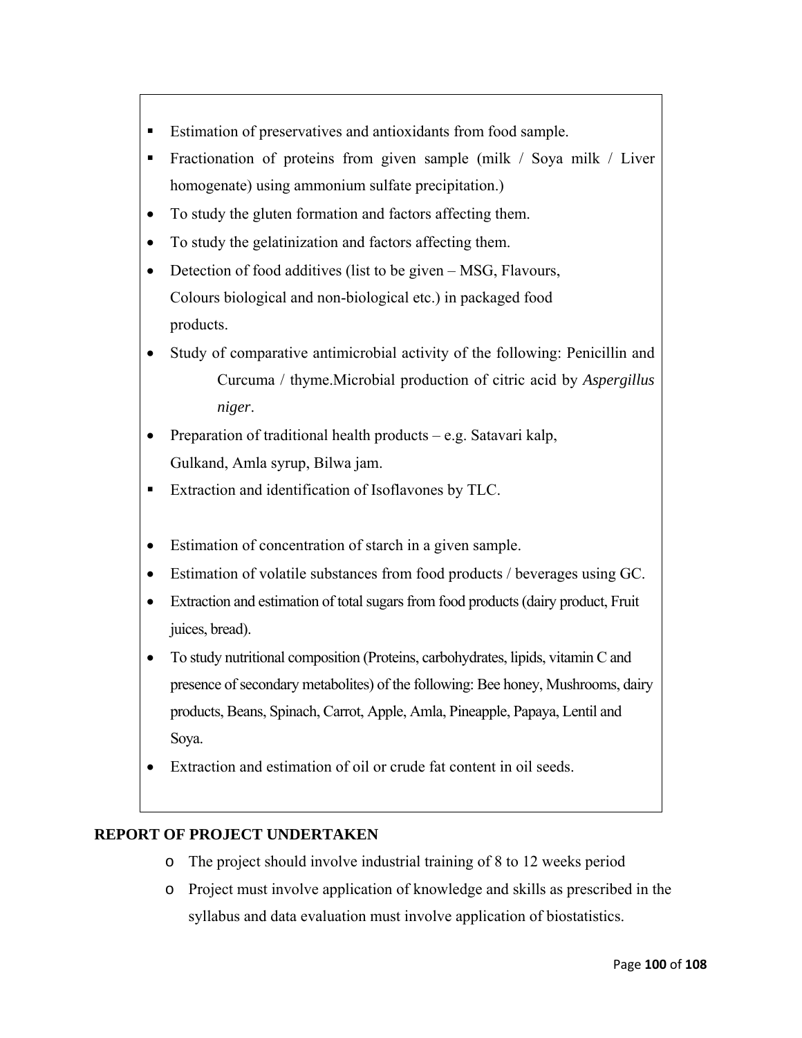- Estimation of preservatives and antioxidants from food sample.
- Fractionation of proteins from given sample (milk / Soya milk / Liver homogenate) using ammonium sulfate precipitation.)
- To study the gluten formation and factors affecting them.
- To study the gelatinization and factors affecting them.
- Detection of food additives (list to be given – MSG, Flavours, Colours biological and non-biological etc.) in packaged food products.
- Study of comparative antimicrobial activity of the following: Penicillin and Curcuma / thyme.Microbial production of citric acid by *Aspergillus niger*.
- Preparation of traditional health products – e.g. Satavari kalp, Gulkand, Amla syrup, Bilwa jam.
- Extraction and identification of Isoflavones by TLC.
- Estimation of concentration of starch in a given sample.
- Estimation of volatile substances from food products / beverages using GC.
- Extraction and estimation of total sugars from food products (dairy product, Fruit juices, bread).
- To study nutritional composition (Proteins, carbohydrates, lipids, vitamin C and presence of secondary metabolites) of the following: Bee honey, Mushrooms, dairy products, Beans, Spinach, Carrot, Apple, Amla, Pineapple, Papaya, Lentil and Soya.
- Extraction and estimation of oil or crude fat content in oil seeds.

**REPORT OF PROJECT UNDERTAKEN**

- The project should involve industrial training of 8 to 12 weeks period
- Project must involve application of knowledge and skills as prescribed in the syllabus and data evaluation must involve application of biostatistics.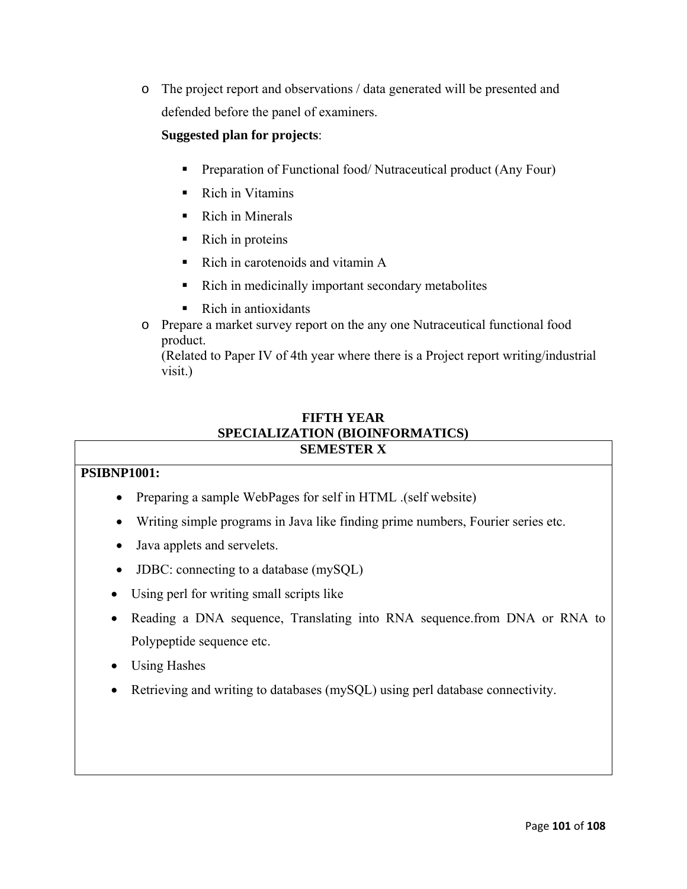- The project report and observations / data generated will be presented and defended before the panel of examiners.

  **Suggested plan for projects**:

  - Preparation of Functional food/ Nutraceutical product (Any Four)
  - Rich in Vitamins
  - Rich in Minerals
  - Rich in proteins
  - Rich in carotenoids and vitamin A
  - Rich in medicinally important secondary metabolites
  - Rich in antioxidants
- Prepare a market survey report on the any one Nutraceutical functional food product.
  (Related to Paper IV of 4th year where there is a Project report writing/industrial visit.)

## FIFTH YEAR
## SPECIALIZATION (BIOINFORMATICS)

| SEMESTER X |
|---|
| **PSIBNP1001:**<br>• Preparing a sample WebPages for self in HTML .(self website)<br>• Writing simple programs in Java like finding prime numbers, Fourier series etc.<br>• Java applets and servelets.<br>• JDBC: connecting to a database (mySQL)<br>• Using perl for writing small scripts like<br>• Reading a DNA sequence, Translating into RNA sequence.from DNA or RNA to Polypeptide sequence etc.<br>• Using Hashes<br>• Retrieving and writing to databases (mySQL) using perl database connectivity. |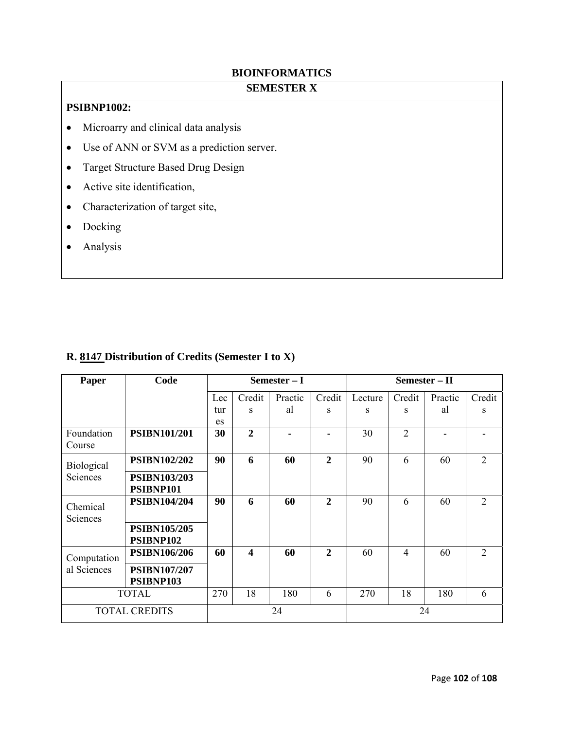# BIOINFORMATICS

## SEMESTER X

**PSIBNP1002:**

- Microarry and clinical data analysis
- Use of ANN or SVM as a prediction server.
- Target Structure Based Drug Design
- Active site identification,
- Characterization of target site,
- Docking
- Analysis

## R. 8147 Distribution of Credits (Semester I to X)

| Paper | Code | Semester – I | | | | Semester – II | | | |
|---|---|---|---|---|---|---|---|---|---|
| | | Lectures | Credits | Practical | Credits | Lectures | Credits | Practical | Credits |
| Foundation Course | **PSIBN101/201** | **30** | **2** | **-** | **-** | 30 | 2 | - | - |
| Biological Sciences | **PSIBN102/202** | **90** | **6** | **60** | **2** | 90 | 6 | 60 | 2 |
| | **PSIBN103/203 PSIBNP101** | | | | | | | | |
| Chemical Sciences | **PSIBN104/204** | **90** | **6** | **60** | **2** | 90 | 6 | 60 | 2 |
| | **PSIBN105/205 PSIBNP102** | | | | | | | | |
| Computational Sciences | **PSIBN106/206** | **60** | **4** | **60** | **2** | 60 | 4 | 60 | 2 |
| | **PSIBN107/207 PSIBNP103** | | | | | | | | |
| TOTAL | | 270 | 18 | 180 | 6 | 270 | 18 | 180 | 6 |
| TOTAL CREDITS | | 24 | | | | 24 | | | |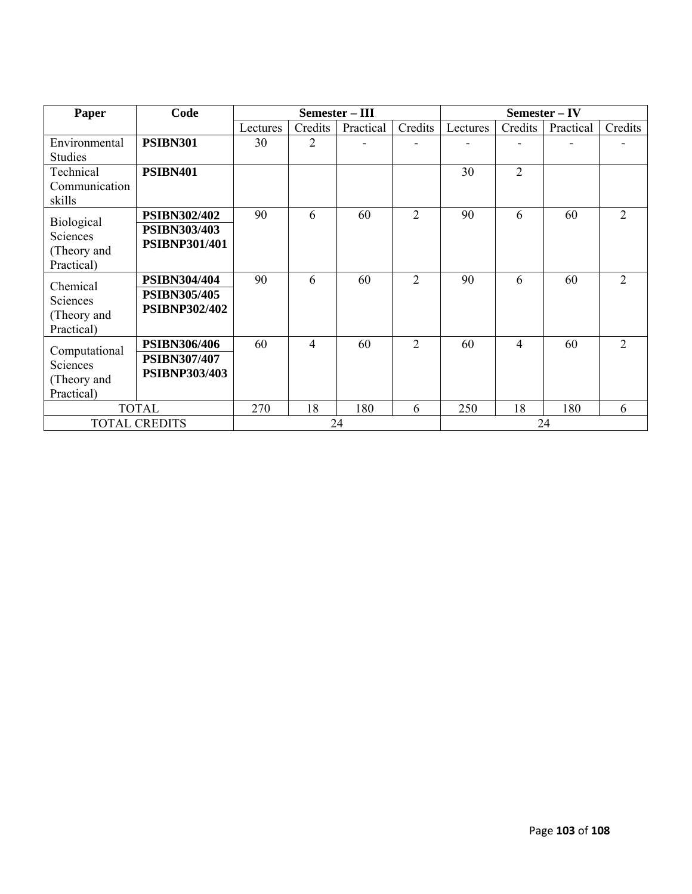| Paper | Code | Semester – III | | | | Semester – IV | | | |
|---|---|---|---|---|---|---|---|---|---|
| | | Lectures | Credits | Practical | Credits | Lectures | Credits | Practical | Credits |
| Environmental Studies | **PSIBN301** | 30 | 2 | - | - | - | - | - | - |
| Technical Communication skills | **PSIBN401** | | | | | 30 | 2 | | |
| Biological Sciences (Theory and Practical) | **PSIBN302/402** **PSIBN303/403** **PSIBNP301/401** | 90 | 6 | 60 | 2 | 90 | 6 | 60 | 2 |
| Chemical Sciences (Theory and Practical) | **PSIBN304/404** **PSIBN305/405** **PSIBNP302/402** | 90 | 6 | 60 | 2 | 90 | 6 | 60 | 2 |
| Computational Sciences (Theory and Practical) | **PSIBN306/406** **PSIBN307/407** **PSIBNP303/403** | 60 | 4 | 60 | 2 | 60 | 4 | 60 | 2 |
| TOTAL | | 270 | 18 | 180 | 6 | 250 | 18 | 180 | 6 |
| TOTAL CREDITS | | 24 | | | | 24 | | | |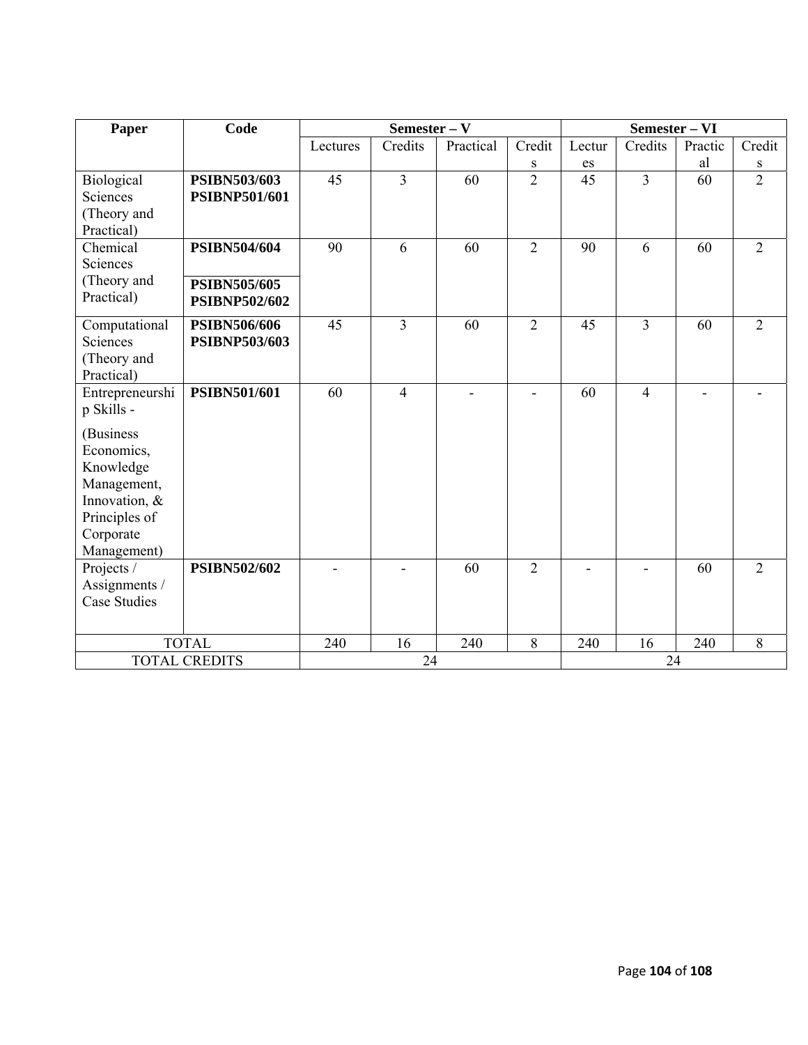| Paper | Code | Semester – V | | | | Semester – VI | | | |
|---|---|---|---|---|---|---|---|---|---|
| | | Lectures | Credits | Practical | Credits | Lectures | Credits | Practical | Credits |
| Biological Sciences (Theory and Practical) | **PSIBN503/603** **PSIBNP501/601** | 45 | 3 | 60 | 2 | 45 | 3 | 60 | 2 |
| Chemical Sciences (Theory and Practical) | **PSIBN504/604** **PSIBN505/605** **PSIBNP502/602** | 90 | 6 | 60 | 2 | 90 | 6 | 60 | 2 |
| Computational Sciences (Theory and Practical) | **PSIBN506/606** **PSIBNP503/603** | 45 | 3 | 60 | 2 | 45 | 3 | 60 | 2 |
| Entrepreneurship Skills - (Business Economics, Knowledge Management, Innovation, & Principles of Corporate Management) | **PSIBN501/601** | 60 | 4 | - | - | 60 | 4 | - | - |
| Projects / Assignments / Case Studies | **PSIBN502/602** | - | - | 60 | 2 | - | - | 60 | 2 |
| TOTAL | | 240 | 16 | 240 | 8 | 240 | 16 | 240 | 8 |
| TOTAL CREDITS | | 24 | | | | 24 | | | |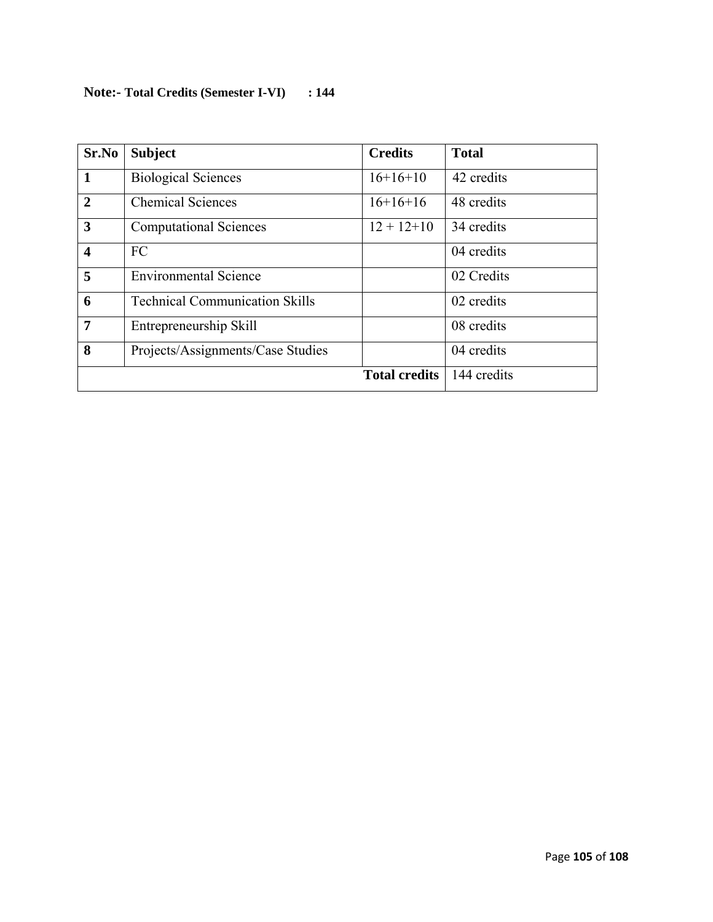**Note:- Total Credits (Semester I-VI) : 144**

| Sr.No | Subject | Credits | Total |
|---|---|---|---|
| **1** | Biological Sciences | 16+16+10 | 42 credits |
| **2** | Chemical Sciences | 16+16+16 | 48 credits |
| **3** | Computational Sciences | 12 + 12+10 | 34 credits |
| **4** | FC | | 04 credits |
| **5** | Environmental Science | | 02 Credits |
| **6** | Technical Communication Skills | | 02 credits |
| **7** | Entrepreneurship Skill | | 08 credits |
| **8** | Projects/Assignments/Case Studies | | 04 credits |
| | | **Total credits** | 144 credits |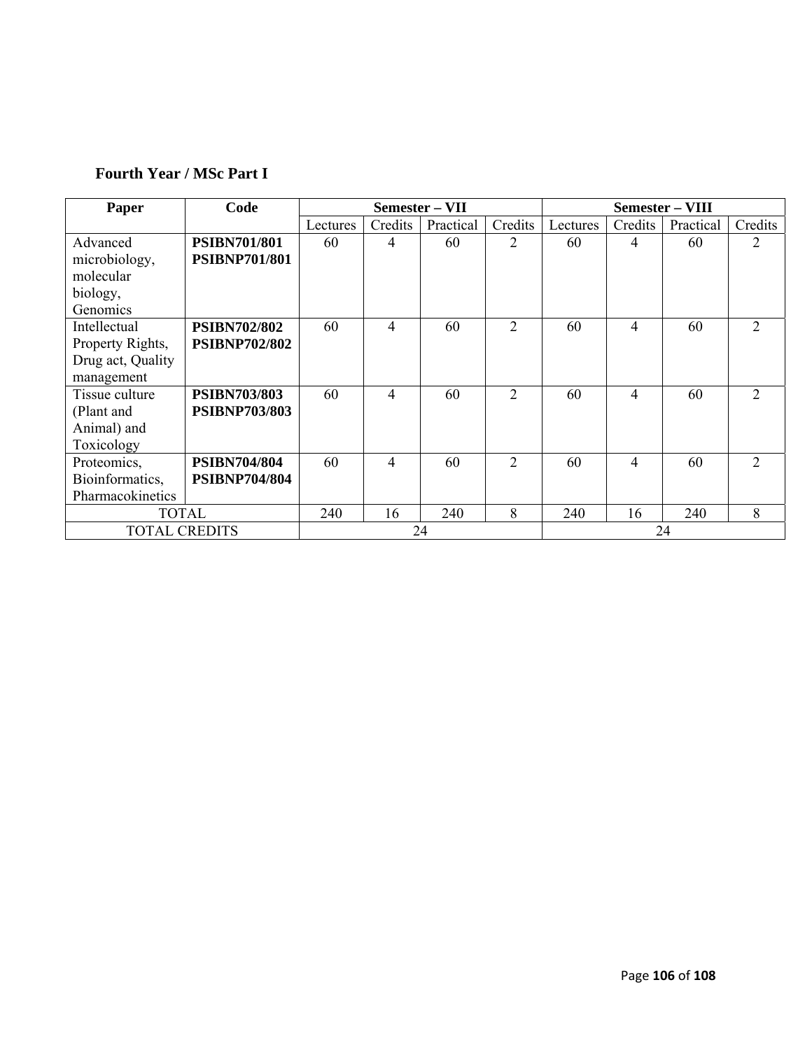**Fourth Year / MSc Part I**

| Paper | Code | Semester – VII | | | | Semester – VIII | | | |
|---|---|---|---|---|---|---|---|---|---|
| | | Lectures | Credits | Practical | Credits | Lectures | Credits | Practical | Credits |
| Advanced microbiology, molecular biology, Genomics | **PSIBN701/801** **PSIBNP701/801** | 60 | 4 | 60 | 2 | 60 | 4 | 60 | 2 |
| Intellectual Property Rights, Drug act, Quality management | **PSIBN702/802** **PSIBNP702/802** | 60 | 4 | 60 | 2 | 60 | 4 | 60 | 2 |
| Tissue culture (Plant and Animal) and Toxicology | **PSIBN703/803** **PSIBNP703/803** | 60 | 4 | 60 | 2 | 60 | 4 | 60 | 2 |
| Proteomics, Bioinformatics, Pharmacokinetics | **PSIBN704/804** **PSIBNP704/804** | 60 | 4 | 60 | 2 | 60 | 4 | 60 | 2 |
| TOTAL | | 240 | 16 | 240 | 8 | 240 | 16 | 240 | 8 |
| TOTAL CREDITS | | 24 | | | | 24 | | | |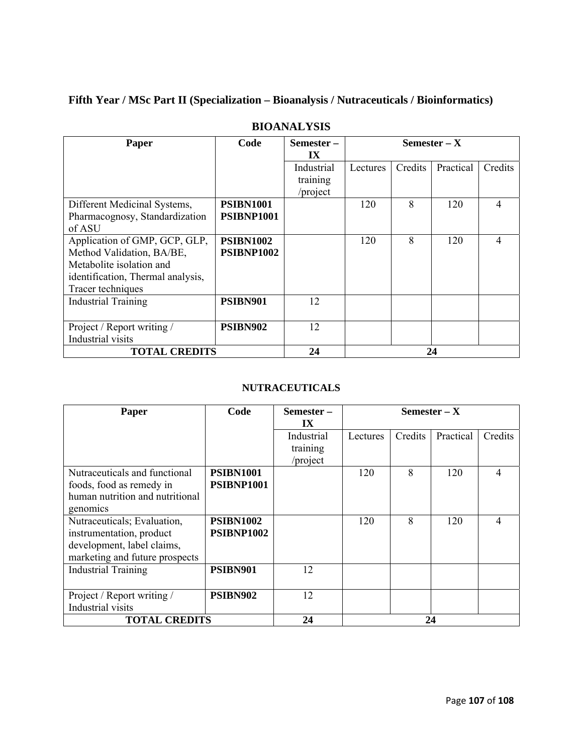## Fifth Year / MSc Part II (Specialization – Bioanalysis / Nutraceuticals / Bioinformatics)

### BIOANALYSIS

| Paper | Code | Semester – IX | Semester – X | | | |
|---|---|---|---|---|---|---|
| | | Industrial training /project | Lectures | Credits | Practical | Credits |
| Different Medicinal Systems, Pharmacognosy, Standardization of ASU | **PSIBN1001 PSIBNP1001** | | 120 | 8 | 120 | 4 |
| Application of GMP, GCP, GLP, Method Validation, BA/BE, Metabolite isolation and identification, Thermal analysis, Tracer techniques | **PSIBN1002 PSIBNP1002** | | 120 | 8 | 120 | 4 |
| Industrial Training | **PSIBN901** | 12 | | | | |
| Project / Report writing / Industrial visits | **PSIBN902** | 12 | | | | |
| **TOTAL CREDITS** | | **24** | **24** | | | |

### NUTRACEUTICALS

| Paper | Code | Semester – IX | Semester – X | | | |
|---|---|---|---|---|---|---|
| | | Industrial training /project | Lectures | Credits | Practical | Credits |
| Nutraceuticals and functional foods, food as remedy in human nutrition and nutritional genomics | **PSIBN1001 PSIBNP1001** | | 120 | 8 | 120 | 4 |
| Nutraceuticals; Evaluation, instrumentation, product development, label claims, marketing and future prospects | **PSIBN1002 PSIBNP1002** | | 120 | 8 | 120 | 4 |
| Industrial Training | **PSIBN901** | 12 | | | | |
| Project / Report writing / Industrial visits | **PSIBN902** | 12 | | | | |
| **TOTAL CREDITS** | | **24** | **24** | | | |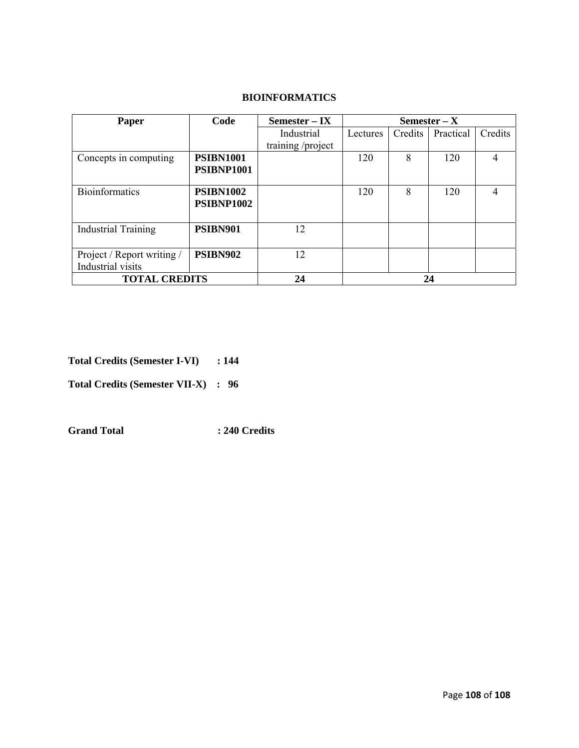## BIOINFORMATICS

| Paper | Code | Semester – IX | Semester – X | | | |
|---|---|---|---|---|---|---|
| | | Industrial training /project | Lectures | Credits | Practical | Credits |
| Concepts in computing | **PSIBN1001** **PSIBNP1001** | | 120 | 8 | 120 | 4 |
| Bioinformatics | **PSIBN1002** **PSIBNP1002** | | 120 | 8 | 120 | 4 |
| Industrial Training | **PSIBN901** | 12 | | | | |
| Project / Report writing / Industrial visits | **PSIBN902** | 12 | | | | |
| **TOTAL CREDITS** | | **24** | **24** | | | |

**Total Credits (Semester I-VI) : 144**

**Total Credits (Semester VII-X) : 96**

**Grand Total : 240 Credits**